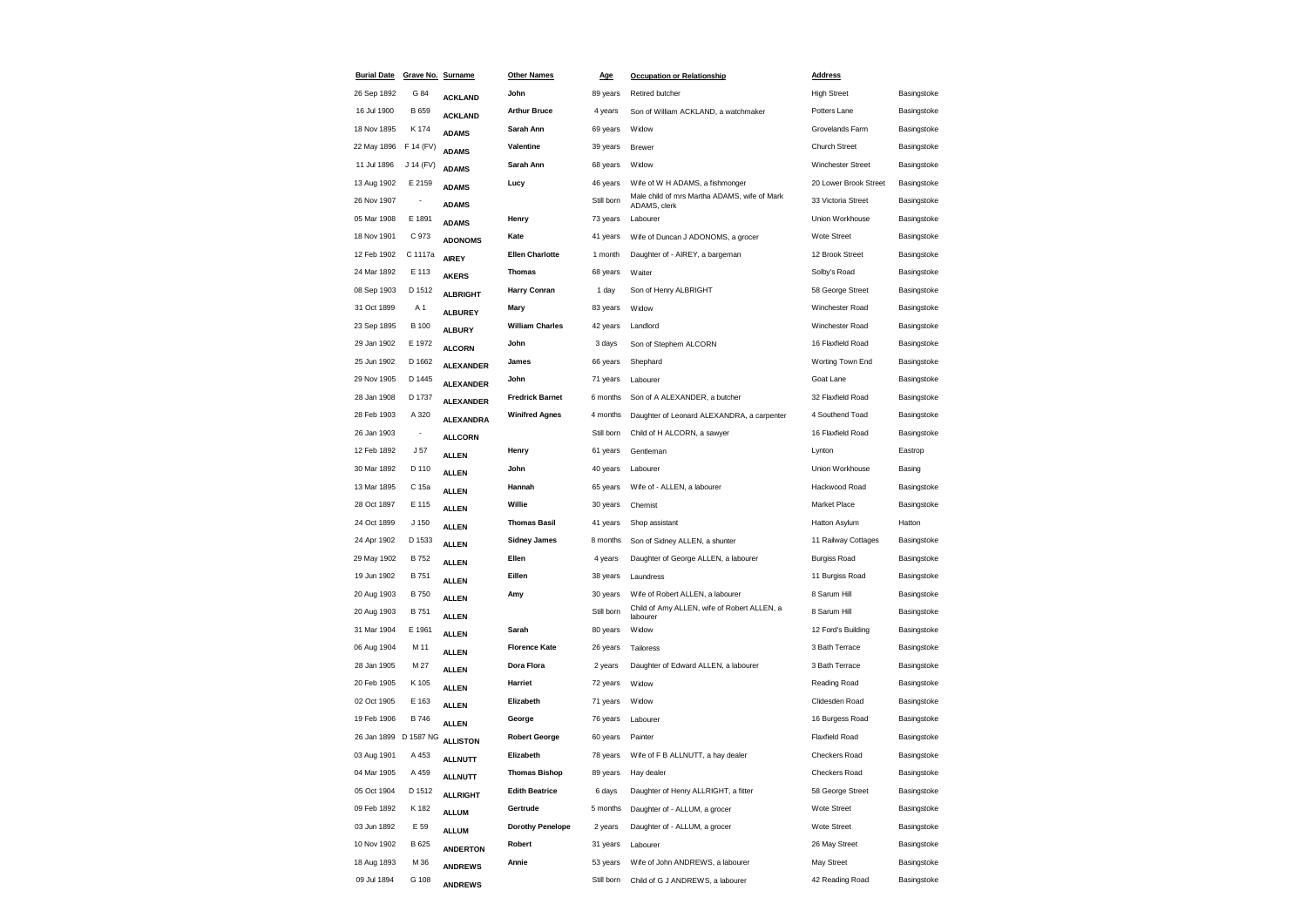| Burial Date | Grave No. | Surname | Other Names | Age | Occupation or Relationship | Address | |
|---|---|---|---|---|---|---|---|
| 26 Sep 1892 | G 84 | ACKLAND | John | 89 years | Retired butcher | High Street | Basingstoke |
| 16 Jul 1900 | B 659 | ACKLAND | Arthur Bruce | 4 years | Son of William ACKLAND, a watchmaker | Potters Lane | Basingstoke |
| 18 Nov 1895 | K 174 | ADAMS | Sarah Ann | 69 years | Widow | Grovelands Farm | Basingstoke |
| 22 May 1896 | F 14 (FV) | ADAMS | Valentine | 39 years | Brewer | Church Street | Basingstoke |
| 11 Jul 1896 | J 14 (FV) | ADAMS | Sarah Ann | 68 years | Widow | Winchester Street | Basingstoke |
| 13 Aug 1902 | E 2159 | ADAMS | Lucy | 46 years | Wife of W H ADAMS, a fishmonger | 20 Lower Brook Street | Basingstoke |
| 26 Nov 1907 | - | ADAMS | | Still born | Male child of mrs Martha ADAMS, wife of Mark ADAMS, clerk | 33 Victoria Street | Basingstoke |
| 05 Mar 1908 | E 1891 | ADAMS | Henry | 73 years | Labourer | Union Workhouse | Basingstoke |
| 18 Nov 1901 | C 973 | ADONOMS | Kate | 41 years | Wife of Duncan J ADONOMS, a grocer | Wote Street | Basingstoke |
| 12 Feb 1902 | C 1117a | AIREY | Ellen Charlotte | 1 month | Daughter of - AIREY, a bargeman | 12 Brook Street | Basingstoke |
| 24 Mar 1892 | E 113 | AKERS | Thomas | 68 years | Waiter | Solby's Road | Basingstoke |
| 08 Sep 1903 | D 1512 | ALBRIGHT | Harry Conran | 1 day | Son of Henry ALBRIGHT | 58 George Street | Basingstoke |
| 31 Oct 1899 | A 1 | ALBUREY | Mary | 83 years | Widow | Winchester Road | Basingstoke |
| 23 Sep 1895 | B 100 | ALBURY | William Charles | 42 years | Landlord | Winchester Road | Basingstoke |
| 29 Jan 1902 | E 1972 | ALCORN | John | 3 days | Son of Stephem ALCORN | 16 Flaxfield Road | Basingstoke |
| 25 Jun 1902 | D 1662 | ALEXANDER | James | 66 years | Shephard | Worting Town End | Basingstoke |
| 29 Nov 1905 | D 1445 | ALEXANDER | John | 71 years | Labourer | Goat Lane | Basingstoke |
| 28 Jan 1908 | D 1737 | ALEXANDER | Fredrick Barnet | 6 months | Son of A ALEXANDER, a butcher | 32 Flaxfield Road | Basingstoke |
| 28 Feb 1903 | A 320 | ALEXANDRA | Winifred Agnes | 4 months | Daughter of Leonard ALEXANDRA, a carpenter | 4 Southend Toad | Basingstoke |
| 26 Jan 1903 | - | ALLCORN | | Still born | Child of H ALCORN, a sawyer | 16 Flaxfield Road | Basingstoke |
| 12 Feb 1892 | J 57 | ALLEN | Henry | 61 years | Gentleman | Lynton | Eastrop |
| 30 Mar 1892 | D 110 | ALLEN | John | 40 years | Labourer | Union Workhouse | Basing |
| 13 Mar 1895 | C 15a | ALLEN | Hannah | 65 years | Wife of - ALLEN, a labourer | Hackwood Road | Basingstoke |
| 28 Oct 1897 | E 115 | ALLEN | Willie | 30 years | Chemist | Market Place | Basingstoke |
| 24 Oct 1899 | J 150 | ALLEN | Thomas Basil | 41 years | Shop assistant | Hatton Asylum | Hatton |
| 24 Apr 1902 | D 1533 | ALLEN | Sidney James | 8 months | Son of Sidney ALLEN, a shunter | 11 Railway Cottages | Basingstoke |
| 29 May 1902 | B 752 | ALLEN | Ellen | 4 years | Daughter of George ALLEN, a labourer | Burgiss Road | Basingstoke |
| 19 Jun 1902 | B 751 | ALLEN | Eillen | 38 years | Laundress | 11 Burgiss Road | Basingstoke |
| 20 Aug 1903 | B 750 | ALLEN | Amy | 30 years | Wife of Robert ALLEN, a labourer | 8 Sarum Hill | Basingstoke |
| 20 Aug 1903 | B 751 | ALLEN | | Still born | Child of Amy ALLEN, wife of Robert ALLEN, a labourer | 8 Sarum Hill | Basingstoke |
| 31 Mar 1904 | E 1961 | ALLEN | Sarah | 80 years | Widow | 12 Ford's Building | Basingstoke |
| 06 Aug 1904 | M 11 | ALLEN | Florence Kate | 26 years | Tailoress | 3 Bath Terrace | Basingstoke |
| 28 Jan 1905 | M 27 | ALLEN | Dora Flora | 2 years | Daughter of Edward ALLEN, a labourer | 3 Bath Terrace | Basingstoke |
| 20 Feb 1905 | K 105 | ALLEN | Harriet | 72 years | Widow | Reading Road | Basingstoke |
| 02 Oct 1905 | E 163 | ALLEN | Elizabeth | 71 years | Widow | Clidesden Road | Basingstoke |
| 19 Feb 1906 | B 746 | ALLEN | George | 76 years | Labourer | 16 Burgess Road | Basingstoke |
| 26 Jan 1899 | D 1587 NG | ALLISTON | Robert George | 60 years | Painter | Flaxfield Road | Basingstoke |
| 03 Aug 1901 | A 453 | ALLNUTT | Elizabeth | 78 years | Wife of F B ALLNUTT, a hay dealer | Checkers Road | Basingstoke |
| 04 Mar 1905 | A 459 | ALLNUTT | Thomas Bishop | 89 years | Hay dealer | Checkers Road | Basingstoke |
| 05 Oct 1904 | D 1512 | ALLRIGHT | Edith Beatrice | 6 days | Daughter of Henry ALLRIGHT, a fitter | 58 George Street | Basingstoke |
| 09 Feb 1892 | K 182 | ALLUM | Gertrude | 5 months | Daughter of - ALLUM, a grocer | Wote Street | Basingstoke |
| 03 Jun 1892 | E 59 | ALLUM | Dorothy Penelope | 2 years | Daughter of - ALLUM, a grocer | Wote Street | Basingstoke |
| 10 Nov 1892 | B 625 | ANDERTON | Robert | 31 years | Labourer | 26 May Street | Basingstoke |
| 18 Aug 1893 | M 36 | ANDREWS | Annie | 53 years | Wife of John ANDREWS, a labourer | May Street | Basingstoke |
| 09 Jul 1894 | G 108 | ANDREWS | | Still born | Child of G J ANDREWS, a labourer | 42 Reading Road | Basingstoke |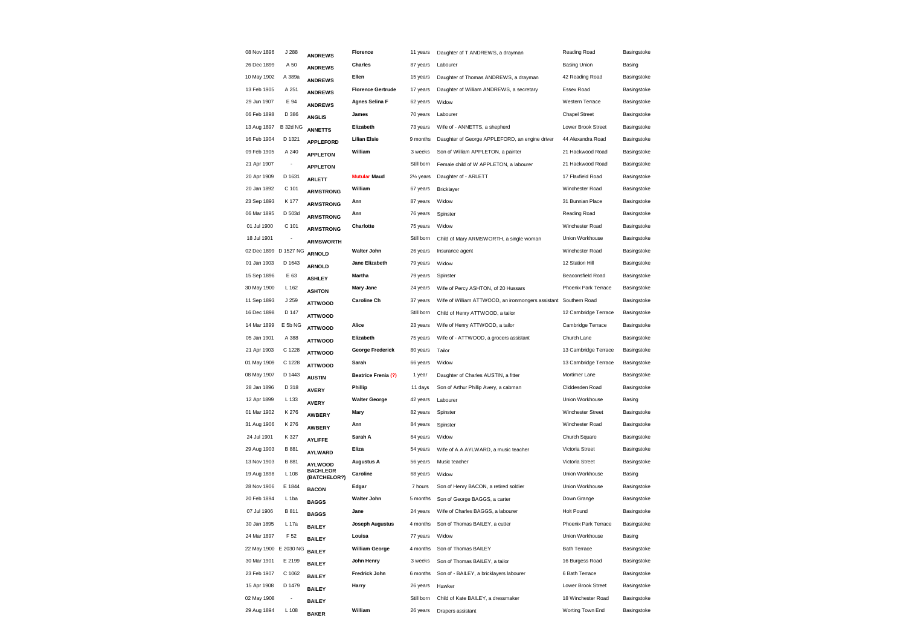| | | | | | | | |
|---|---|---|---|---|---|---|---|
| 08 Nov 1896 | J 288 | **ANDREWS** | **Florence** | 11 years | Daughter of T ANDREWS, a drayman | Reading Road | Basingstoke |
| 26 Dec 1899 | A 50 | **ANDREWS** | **Charles** | 87 years | Labourer | Basing Union | Basing |
| 10 May 1902 | A 389a | **ANDREWS** | **Ellen** | 15 years | Daughter of Thomas ANDREWS, a drayman | 42 Reading Road | Basingstoke |
| 13 Feb 1905 | A 251 | **ANDREWS** | **Florence Gertrude** | 17 years | Daughter of William ANDREWS, a secretary | Essex Road | Basingstoke |
| 29 Jun 1907 | E 94 | **ANDREWS** | **Agnes Selina F** | 62 years | Widow | Western Terrace | Basingstoke |
| 06 Feb 1898 | D 386 | **ANGLIS** | **James** | 70 years | Labourer | Chapel Street | Basingstoke |
| 13 Aug 1897 | B 32d NG | **ANNETTS** | **Elizabeth** | 73 years | Wife of - ANNETTS, a shepherd | Lower Brook Street | Basingstoke |
| 16 Feb 1904 | D 1321 | **APPLEFORD** | **Lilian Elsie** | 9 months | Daughter of George APPLEFORD, an engine driver | 44 Alexandra Road | Basingstoke |
| 09 Feb 1905 | A 240 | **APPLETON** | **William** | 3 weeks | Son of William APPLETON, a painter | 21 Hackwood Road | Basingstoke |
| 21 Apr 1907 | - | **APPLETON** | | Still born | Female child of W APPLETON, a labourer | 21 Hackwood Road | Basingstoke |
| 20 Apr 1909 | D 1631 | **ARLETT** | **Mutular Maud** | 2½ years | Daughter of - ARLETT | 17 Flaxfield Road | Basingstoke |
| 20 Jan 1892 | C 101 | **ARMSTRONG** | **William** | 67 years | Bricklayer | Winchester Road | Basingstoke |
| 23 Sep 1893 | K 177 | **ARMSTRONG** | **Ann** | 87 years | Widow | 31 Bunnian Place | Basingstoke |
| 06 Mar 1895 | D 503d | **ARMSTRONG** | **Ann** | 76 years | Spinster | Reading Road | Basingstoke |
| 01 Jul 1900 | C 101 | **ARMSTRONG** | **Charlotte** | 75 years | Widow | Winchester Road | Basingstoke |
| 18 Jul 1901 | - | **ARMSWORTH** | | Still born | Child of Mary ARMSWORTH, a single woman | Union Workhouse | Basingstoke |
| 02 Dec 1899 | D 1527 NG | **ARNOLD** | **Walter John** | 26 years | Insurance agent | Winchester Road | Basingstoke |
| 01 Jan 1903 | D 1643 | **ARNOLD** | **Jane Elizabeth** | 79 years | Widow | 12 Station Hill | Basingstoke |
| 15 Sep 1896 | E 63 | **ASHLEY** | **Martha** | 79 years | Spinster | Beaconsfield Road | Basingstoke |
| 30 May 1900 | L 162 | **ASHTON** | **Mary Jane** | 24 years | Wife of Percy ASHTON, of 20 Hussars | Phoenix Park Terrace | Basingstoke |
| 11 Sep 1893 | J 259 | **ATTWOOD** | **Caroline Ch** | 37 years | Wife of William ATTWOOD, an ironmongers assistant | Southern Road | Basingstoke |
| 16 Dec 1898 | D 147 | **ATTWOOD** | | Still born | Child of Henry ATTWOOD, a tailor | 12 Cambridge Terrace | Basingstoke |
| 14 Mar 1899 | E 5b NG | **ATTWOOD** | **Alice** | 23 years | Wife of Henry ATTWOOD, a tailor | Cambridge Terrace | Basingstoke |
| 05 Jan 1901 | A 388 | **ATTWOOD** | **Elizabeth** | 75 years | Wife of - ATTWOOD, a grocers assistant | Church Lane | Basingstoke |
| 21 Apr 1903 | C 1228 | **ATTWOOD** | **George Frederick** | 80 years | Tailor | 13 Cambridge Terrace | Basingstoke |
| 01 May 1909 | C 1228 | **ATTWOOD** | **Sarah** | 66 years | Widow | 13 Cambridge Terrace | Basingstoke |
| 08 May 1907 | D 1443 | **AUSTIN** | **Beatrice Frenia (?)** | 1 year | Daughter of Charles AUSTIN, a fitter | Mortimer Lane | Basingstoke |
| 28 Jan 1896 | D 318 | **AVERY** | **Phillip** | 11 days | Son of Arthur Phillip Avery, a cabman | Cliddesden Road | Basingstoke |
| 12 Apr 1899 | L 133 | **AVERY** | **Walter George** | 42 years | Labourer | Union Workhouse | Basing |
| 01 Mar 1902 | K 276 | **AWBERY** | **Mary** | 82 years | Spinster | Winchester Street | Basingstoke |
| 31 Aug 1906 | K 276 | **AWBERY** | **Ann** | 84 years | Spinster | Winchester Road | Basingstoke |
| 24 Jul 1901 | K 327 | **AYLIFFE** | **Sarah A** | 64 years | Widow | Church Square | Basingstoke |
| 29 Aug 1903 | B 881 | **AYLWARD** | **Eliza** | 54 years | Wife of A A AYLWARD, a music teacher | Victoria Street | Basingstoke |
| 13 Nov 1903 | B 881 | **AYLWOOD** | **Augustus A** | 56 years | Music teacher | Victoria Street | Basingstoke |
| 19 Aug 1898 | L 108 | **BACHLEOR (BATCHELOR?)** | **Caroline** | 68 years | Widow | Union Workhouse | Basing |
| 28 Nov 1906 | E 1844 | **BACON** | **Edgar** | 7 hours | Son of Henry BACON, a retired soldier | Union Workhouse | Basingstoke |
| 20 Feb 1894 | L 1ba | **BAGGS** | **Walter John** | 5 months | Son of George BAGGS, a carter | Down Grange | Basingstoke |
| 07 Jul 1906 | B 811 | **BAGGS** | **Jane** | 24 years | Wife of Charles BAGGS, a labourer | Holt Pound | Basingstoke |
| 30 Jan 1895 | L 17a | **BAILEY** | **Joseph Augustus** | 4 months | Son of Thomas BAILEY, a cutter | Phoenix Park Terrace | Basingstoke |
| 24 Mar 1897 | F 52 | **BAILEY** | **Louisa** | 77 years | Widow | Union Workhouse | Basing |
| 22 May 1900 | E 2030 NG | **BAILEY** | **William George** | 4 months | Son of Thomas BAILEY | Bath Terrace | Basingstoke |
| 30 Mar 1901 | E 2199 | **BAILEY** | **John Henry** | 3 weeks | Son of Thomas BAILEY, a tailor | 16 Burgess Road | Basingstoke |
| 23 Feb 1907 | C 1062 | **BAILEY** | **Fredrick John** | 6 months | Son of - BAILEY, a bricklayers labourer | 6 Bath Terrace | Basingstoke |
| 15 Apr 1908 | D 1479 | **BAILEY** | **Harry** | 26 years | Hawker | Lower Brook Street | Basingstoke |
| 02 May 1908 | - | **BAILEY** | | Still born | Child of Kate BAILEY, a dressmaker | 18 Winchester Road | Basingstoke |
| 29 Aug 1894 | L 108 | **BAKER** | **William** | 26 years | Drapers assistant | Worting Town End | Basingstoke |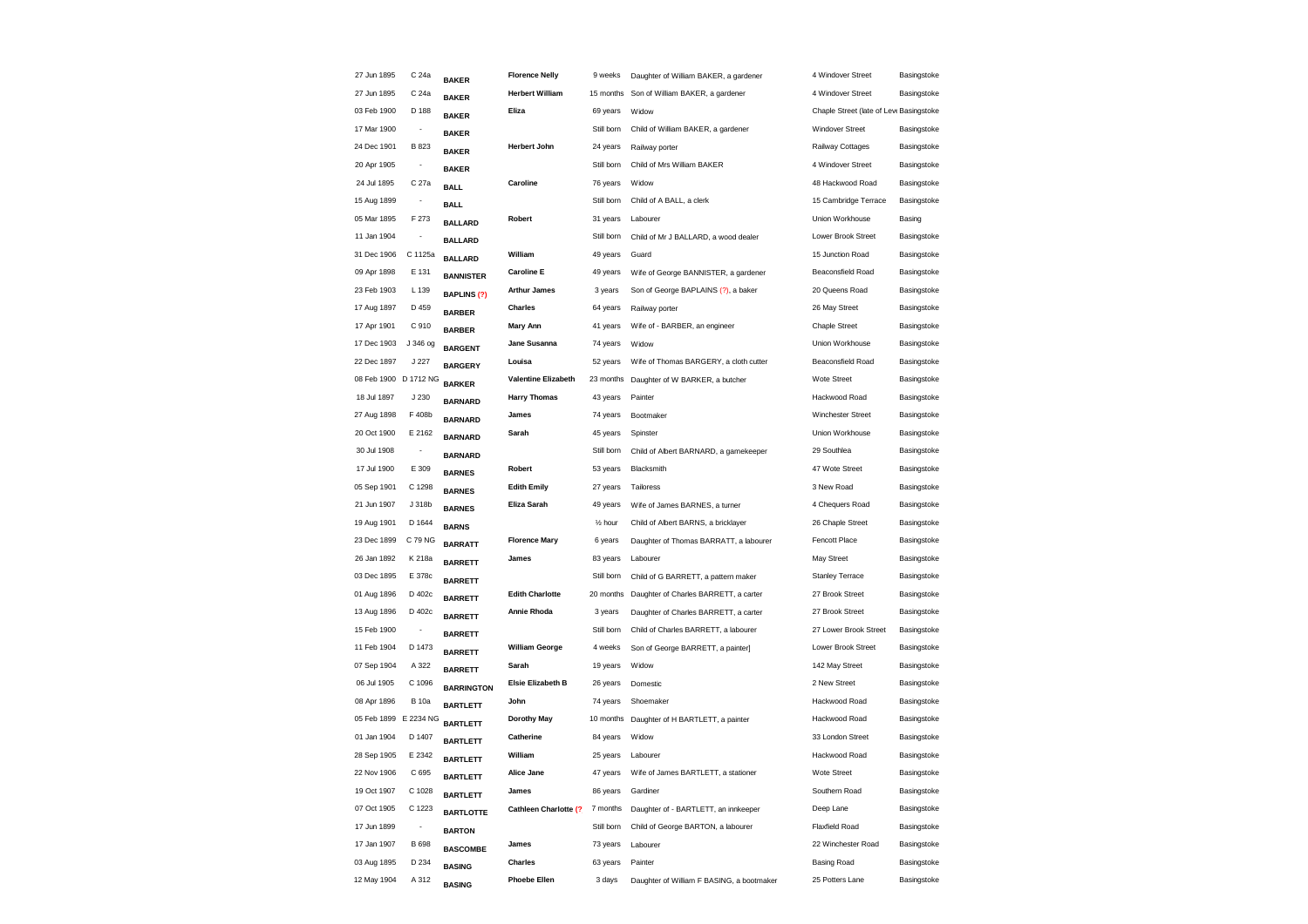| | | | | | | | |
|---|---|---|---|---|---|---|---|
| 27 Jun 1895 | C 24a | **BAKER** | **Florence Nelly** | 9 weeks | Daughter of William BAKER, a gardener | 4 Windover Street | Basingstoke |
| 27 Jun 1895 | C 24a | **BAKER** | **Herbert William** | 15 months | Son of William BAKER, a gardener | 4 Windover Street | Basingstoke |
| 03 Feb 1900 | D 188 | **BAKER** | **Eliza** | 69 years | Widow | Chaple Street (late of Lew | Basingstoke |
| 17 Mar 1900 | - | **BAKER** | | Still born | Child of William BAKER, a gardener | Windover Street | Basingstoke |
| 24 Dec 1901 | B 823 | **BAKER** | **Herbert John** | 24 years | Railway porter | Railway Cottages | Basingstoke |
| 20 Apr 1905 | - | **BAKER** | | Still born | Child of Mrs William BAKER | 4 Windover Street | Basingstoke |
| 24 Jul 1895 | C 27a | **BALL** | **Caroline** | 76 years | Widow | 48 Hackwood Road | Basingstoke |
| 15 Aug 1899 | - | **BALL** | | Still born | Child of A BALL, a clerk | 15 Cambridge Terrace | Basingstoke |
| 05 Mar 1895 | F 273 | **BALLARD** | **Robert** | 31 years | Labourer | Union Workhouse | Basing |
| 11 Jan 1904 | - | **BALLARD** | | Still born | Child of Mr J BALLARD, a wood dealer | Lower Brook Street | Basingstoke |
| 31 Dec 1906 | C 1125a | **BALLARD** | **William** | 49 years | Guard | 15 Junction Road | Basingstoke |
| 09 Apr 1898 | E 131 | **BANNISTER** | **Caroline E** | 49 years | Wife of George BANNISTER, a gardener | Beaconsfield Road | Basingstoke |
| 23 Feb 1903 | L 139 | **BAPLINS (?)** | **Arthur James** | 3 years | Son of George BAPLAINS (?), a baker | 20 Queens Road | Basingstoke |
| 17 Aug 1897 | D 459 | **BARBER** | **Charles** | 64 years | Railway porter | 26 May Street | Basingstoke |
| 17 Apr 1901 | C 910 | **BARBER** | **Mary Ann** | 41 years | Wife of - BARBER, an engineer | Chaple Street | Basingstoke |
| 17 Dec 1903 | J 346 og | **BARGENT** | **Jane Susanna** | 74 years | Widow | Union Workhouse | Basingstoke |
| 22 Dec 1897 | J 227 | **BARGERY** | **Louisa** | 52 years | Wife of Thomas BARGERY, a cloth cutter | Beaconsfield Road | Basingstoke |
| 08 Feb 1900 | D 1712 NG | **BARKER** | **Valentine Elizabeth** | 23 months | Daughter of W BARKER, a butcher | Wote Street | Basingstoke |
| 18 Jul 1897 | J 230 | **BARNARD** | **Harry Thomas** | 43 years | Painter | Hackwood Road | Basingstoke |
| 27 Aug 1898 | F 408b | **BARNARD** | **James** | 74 years | Bootmaker | Winchester Street | Basingstoke |
| 20 Oct 1900 | E 2162 | **BARNARD** | **Sarah** | 45 years | Spinster | Union Workhouse | Basingstoke |
| 30 Jul 1908 | - | **BARNARD** | | Still born | Child of Albert BARNARD, a gamekeeper | 29 Southlea | Basingstoke |
| 17 Jul 1900 | E 309 | **BARNES** | **Robert** | 53 years | Blacksmith | 47 Wote Street | Basingstoke |
| 05 Sep 1901 | C 1298 | **BARNES** | **Edith Emily** | 27 years | Tailoress | 3 New Road | Basingstoke |
| 21 Jun 1907 | J 318b | **BARNES** | **Eliza Sarah** | 49 years | Wife of James BARNES, a turner | 4 Chequers Road | Basingstoke |
| 19 Aug 1901 | D 1644 | **BARNS** | | ½ hour | Child of Albert BARNS, a bricklayer | 26 Chaple Street | Basingstoke |
| 23 Dec 1899 | C 79 NG | **BARRATT** | **Florence Mary** | 6 years | Daughter of Thomas BARRATT, a labourer | Fencott Place | Basingstoke |
| 26 Jan 1892 | K 218a | **BARRETT** | **James** | 83 years | Labourer | May Street | Basingstoke |
| 03 Dec 1895 | E 378c | **BARRETT** | | Still born | Child of G BARRETT, a pattern maker | Stanley Terrace | Basingstoke |
| 01 Aug 1896 | D 402c | **BARRETT** | **Edith Charlotte** | 20 months | Daughter of Charles BARRETT, a carter | 27 Brook Street | Basingstoke |
| 13 Aug 1896 | D 402c | **BARRETT** | **Annie Rhoda** | 3 years | Daughter of Charles BARRETT, a carter | 27 Brook Street | Basingstoke |
| 15 Feb 1900 | - | **BARRETT** | | Still born | Child of Charles BARRETT, a labourer | 27 Lower Brook Street | Basingstoke |
| 11 Feb 1904 | D 1473 | **BARRETT** | **William George** | 4 weeks | Son of George BARRETT, a painter] | Lower Brook Street | Basingstoke |
| 07 Sep 1904 | A 322 | **BARRETT** | **Sarah** | 19 years | Widow | 142 May Street | Basingstoke |
| 06 Jul 1905 | C 1096 | **BARRINGTON** | **Elsie Elizabeth B** | 26 years | Domestic | 2 New Street | Basingstoke |
| 08 Apr 1896 | B 10a | **BARTLETT** | **John** | 74 years | Shoemaker | Hackwood Road | Basingstoke |
| 05 Feb 1899 | E 2234 NG | **BARTLETT** | **Dorothy May** | 10 months | Daughter of H BARTLETT, a painter | Hackwood Road | Basingstoke |
| 01 Jan 1904 | D 1407 | **BARTLETT** | **Catherine** | 84 years | Widow | 33 London Street | Basingstoke |
| 28 Sep 1905 | E 2342 | **BARTLETT** | **William** | 25 years | Labourer | Hackwood Road | Basingstoke |
| 22 Nov 1906 | C 695 | **BARTLETT** | **Alice Jane** | 47 years | Wife of James BARTLETT, a stationer | Wote Street | Basingstoke |
| 19 Oct 1907 | C 1028 | **BARTLETT** | **James** | 86 years | Gardiner | Southern Road | Basingstoke |
| 07 Oct 1905 | C 1223 | **BARTLOTTE** | **Cathleen Charlotte (?** | 7 months | Daughter of - BARTLETT, an innkeeper | Deep Lane | Basingstoke |
| 17 Jun 1899 | - | **BARTON** | | Still born | Child of George BARTON, a labourer | Flaxfield Road | Basingstoke |
| 17 Jan 1907 | B 698 | **BASCOMBE** | **James** | 73 years | Labourer | 22 Winchester Road | Basingstoke |
| 03 Aug 1895 | D 234 | **BASING** | **Charles** | 63 years | Painter | Basing Road | Basingstoke |
| 12 May 1904 | A 312 | **BASING** | **Phoebe Ellen** | 3 days | Daughter of William F BASING, a bootmaker | 25 Potters Lane | Basingstoke |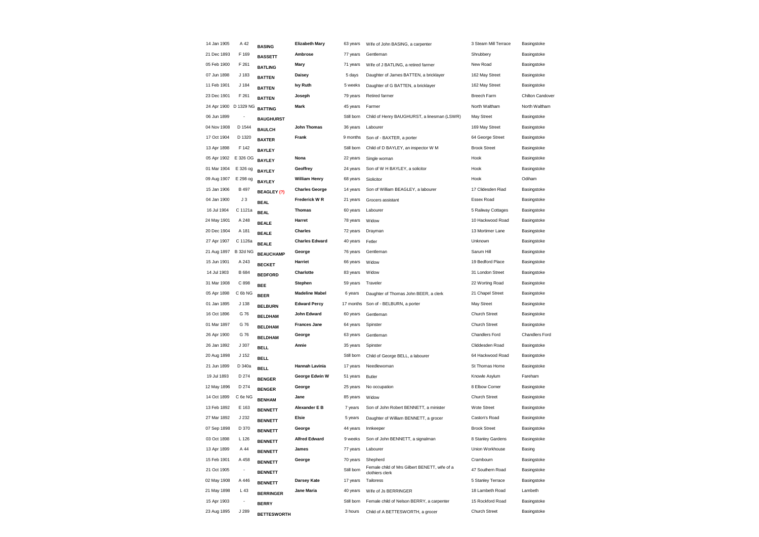| | | | | | | | |
|---|---|---|---|---|---|---|---|
| 14 Jan 1905 | A 42 | **BASING** | **Elizabeth Mary** | 63 years | Wife of John BASING, a carpenter | 3 Steam Mill Terrace | Basingstoke |
| 21 Dec 1893 | F 169 | **BASSETT** | **Ambrose** | 77 years | Gentleman | Shrubbery | Basingstoke |
| 05 Feb 1900 | F 261 | **BATLING** | **Mary** | 71 years | Wife of J BATLING, a retired farmer | New Road | Basingstoke |
| 07 Jun 1898 | J 183 | **BATTEN** | **Daisey** | 5 days | Daughter of James BATTEN, a bricklayer | 162 May Street | Basingstoke |
| 11 Feb 1901 | J 184 | **BATTEN** | **Ivy Ruth** | 5 weeks | Daughter of G BATTEN, a bricklayer | 162 May Street | Basingstoke |
| 23 Dec 1901 | F 261 | **BATTEN** | **Joseph** | 79 years | Retired farmer | Breech Farm | Chilton Candover |
| 24 Apr 1900 | D 1329 NG | **BATTING** | **Mark** | 45 years | Farmer | North Waltham | North Waltham |
| 06 Jun 1899 | - | **BAUGHURST** | | Still born | Child of Henry BAUGHURST, a linesman (LSWR) | May Street | Basingstoke |
| 04 Nov 1908 | D 1544 | **BAULCH** | **John Thomas** | 36 years | Labourer | 169 May Street | Basingstoke |
| 17 Oct 1904 | D 1320 | **BAXTER** | **Frank** | 9 months | Son of - BAXTER, a porter | 64 George Street | Basingstoke |
| 13 Apr 1898 | F 142 | **BAYLEY** | | Still born | Child of D BAYLEY, an inspector W M | Brook Street | Basingstoke |
| 05 Apr 1902 | E 326 OG | **BAYLEY** | **Nona** | 22 years | Single woman | Hook | Basingstoke |
| 01 Mar 1904 | E 326 og | **BAYLEY** | **Geoffrey** | 24 years | Son of W H BAYLEY, a solicitor | Hook | Basingstoke |
| 09 Aug 1907 | E 298 og | **BAYLEY** | **William Henry** | 68 years | Siolicitor | Hook | Odiham |
| 15 Jan 1906 | B 497 | **BEAGLEY (?)** | **Charles George** | 14 years | Son of William BEAGLEY, a labourer | 17 Clidesden Riad | Basingstoke |
| 04 Jan 1900 | J 3 | **BEAL** | **Frederick W R** | 21 years | Grocers assistant | Essex Road | Basingstoke |
| 16 Jul 1904 | C 1121a | **BEAL** | **Thomas** | 60 years | Labourer | 5 Railway Cottages | Basingstoke |
| 24 May 1901 | A 248 | **BEALE** | **Harret** | 78 years | Widow | 10 Hackwood Road | Basingstoke |
| 20 Dec 1904 | A 181 | **BEALE** | **Charles** | 72 years | Drayman | 13 Mortimer Lane | Basingstoke |
| 27 Apr 1907 | C 1126a | **BEALE** | **Charles Edward** | 40 years | Fetler | Unknown | Basingstoke |
| 21 Aug 1897 | B 32d NG | **BEAUCHAMP** | **George** | 76 years | Gentleman | Sarum Hill | Basingstoke |
| 15 Jun 1901 | A 243 | **BECKET** | **Harriet** | 66 years | Widow | 19 Bedford Place | Basingstoke |
| 14 Jul 1903 | B 684 | **BEDFORD** | **Charlotte** | 83 years | Widow | 31 London Street | Basingstoke |
| 31 Mar 1908 | C 898 | **BEE** | **Stephen** | 59 years | Traveler | 22 Worting Road | Basingstoke |
| 05 Apr 1898 | C 6b NG | **BEER** | **Madeline Mabel** | 6 years | Daughter of Thomas John BEER, a clerk | 21 Chapel Street | Basingstoke |
| 01 Jan 1895 | J 138 | **BELBURN** | **Edward Percy** | 17 months | Son of - BELBURN, a porter | May Street | Basingstoke |
| 16 Oct 1896 | G 76 | **BELDHAM** | **John Edward** | 60 years | Gentleman | Church Street | Basingstoke |
| 01 Mar 1897 | G 76 | **BELDHAM** | **Frances Jane** | 64 years | Spinster | Church Street | Basingstoke |
| 26 Apr 1900 | G 76 | **BELDHAM** | **George** | 63 years | Gentleman | Chandlers Ford | Chandlers Ford |
| 26 Jan 1892 | J 307 | **BELL** | **Annie** | 35 years | Spinster | Cliddesden Road | Basingstoke |
| 20 Aug 1898 | J 152 | **BELL** | | Still born | Child of George BELL, a labourer | 64 Hackwood Road | Basingstoke |
| 21 Jun 1899 | D 340a | **BELL** | **Hannah Lavinia** | 17 years | Needlewoman | St Thomas Home | Basingstoke |
| 19 Jul 1893 | D 274 | **BENGER** | **George Edwin W** | 51 years | Butler | Knowle Asylum | Fareham |
| 12 May 1896 | D 274 | **BENGER** | **George** | 25 years | No occupation | 8 Elbow Corner | Basingstoke |
| 14 Oct 1899 | C 6e NG | **BENHAM** | **Jane** | 85 years | Widow | Church Street | Basingstoke |
| 13 Feb 1892 | E 163 | **BENNETT** | **Alexander E B** | 7 years | Son of John Robert BENNETT, a minister | Wote Street | Basingstoke |
| 27 Mar 1892 | J 232 | **BENNETT** | **Elsie** | 5 years | Daughter of William BENNETT, a grocer | Caston's Road | Basingstoke |
| 07 Sep 1898 | D 370 | **BENNETT** | **George** | 44 years | Innkeeper | Brook Street | Basingstoke |
| 03 Oct 1898 | L 126 | **BENNETT** | **Alfred Edward** | 9 weeks | Son of John BENNETT, a signalman | 8 Stanley Gardens | Basingstoke |
| 13 Apr 1899 | A 44 | **BENNETT** | **James** | 77 years | Labourer | Union Workhouse | Basing |
| 15 Feb 1901 | A 458 | **BENNETT** | **George** | 70 years | Shepherd | Cranbourn | Basingstoke |
| 21 Oct 1905 | - | **BENNETT** | | Still born | Female child of Mrs Gilbert BENETT, wife of a clothiers clerk | 47 Southern Road | Basingstoke |
| 02 May 1908 | A 446 | **BENNETT** | **Darsey Kate** | 17 years | Tailoress | 5 Stanley Terrace | Basingstoke |
| 21 May 1898 | L 43 | **BERRINGER** | **Jane Maria** | 40 years | Wife of Js BERRINGER | 18 Lambeth Road | Lambeth |
| 15 Apr 1903 | - | **BERRY** | | Still born | Female child of Nelson BERRY, a carpenter | 15 Rockford Road | Basingstoke |
| 23 Aug 1895 | J 289 | **BETTESWORTH** | | 3 hours | Child of A BETTESWORTH, a grocer | Church Street | Basingstoke |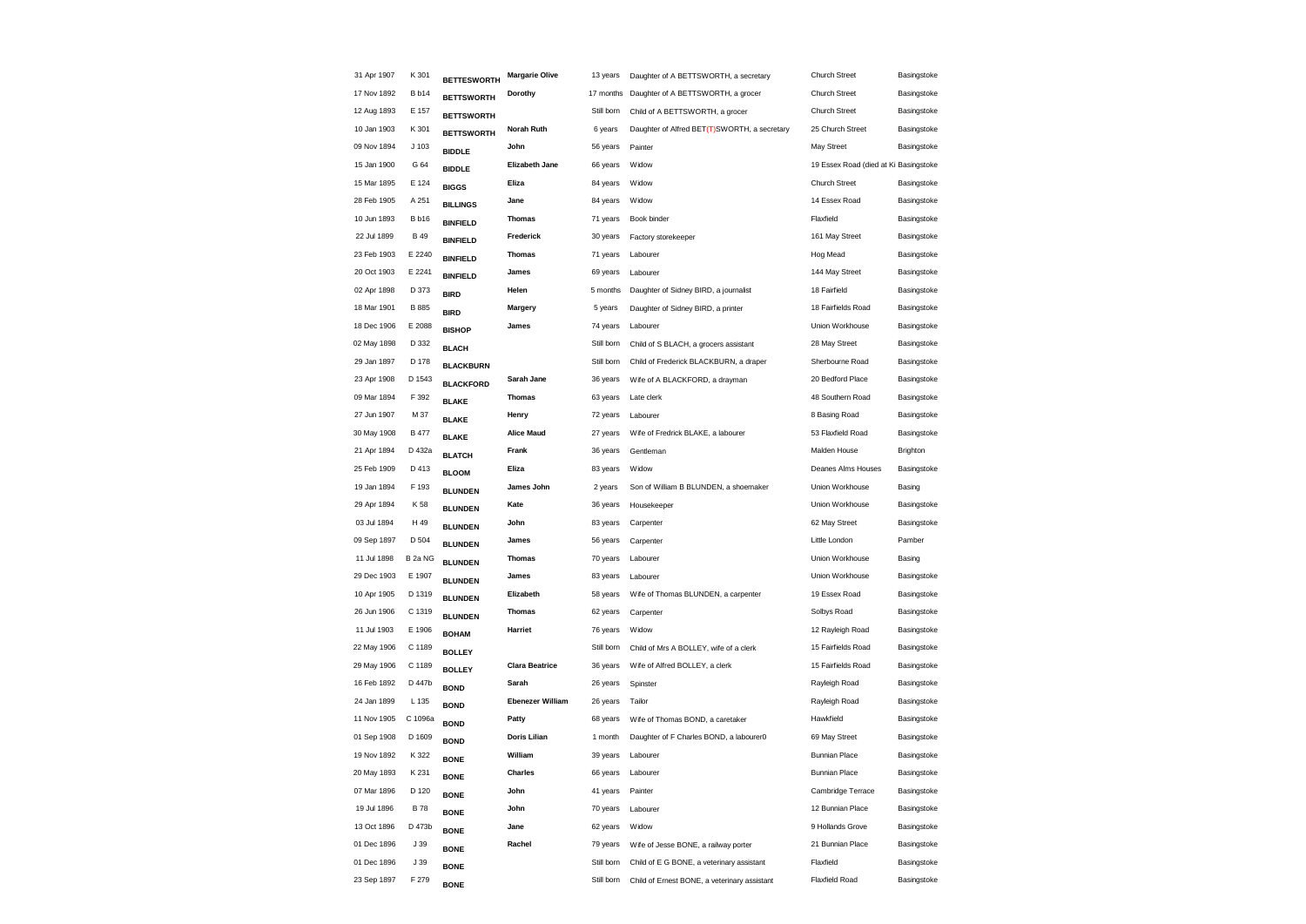| | | | | | | | |
|---|---|---|---|---|---|---|---|
| 31 Apr 1907 | K 301 | **BETTESWORTH** | **Margarie Olive** | 13 years | Daughter of A BETTSWORTH, a secretary | Church Street | Basingstoke |
| 17 Nov 1892 | B b14 | **BETTSWORTH** | **Dorothy** | 17 months | Daughter of A BETTSWORTH, a grocer | Church Street | Basingstoke |
| 12 Aug 1893 | E 157 | **BETTSWORTH** | | Still born | Child of A BETTSWORTH, a grocer | Church Street | Basingstoke |
| 10 Jan 1903 | K 301 | **BETTSWORTH** | **Norah Ruth** | 6 years | Daughter of Alfred BET(T)SWORTH, a secretary | 25 Church Street | Basingstoke |
| 09 Nov 1894 | J 103 | **BIDDLE** | **John** | 56 years | Painter | May Street | Basingstoke |
| 15 Jan 1900 | G 64 | **BIDDLE** | **Elizabeth Jane** | 66 years | Widow | 19 Essex Road (died at Ki | Basingstoke |
| 15 Mar 1895 | E 124 | **BIGGS** | **Eliza** | 84 years | Widow | Church Street | Basingstoke |
| 28 Feb 1905 | A 251 | **BILLINGS** | **Jane** | 84 years | Widow | 14 Essex Road | Basingstoke |
| 10 Jun 1893 | B b16 | **BINFIELD** | **Thomas** | 71 years | Book binder | Flaxfield | Basingstoke |
| 22 Jul 1899 | B 49 | **BINFIELD** | **Frederick** | 30 years | Factory storekeeper | 161 May Street | Basingstoke |
| 23 Feb 1903 | E 2240 | **BINFIELD** | **Thomas** | 71 years | Labourer | Hog Mead | Basingstoke |
| 20 Oct 1903 | E 2241 | **BINFIELD** | **James** | 69 years | Labourer | 144 May Street | Basingstoke |
| 02 Apr 1898 | D 373 | **BIRD** | **Helen** | 5 months | Daughter of Sidney BIRD, a journalist | 18 Fairfield | Basingstoke |
| 18 Mar 1901 | B 885 | **BIRD** | **Margery** | 5 years | Daughter of Sidney BIRD, a printer | 18 Fairfields Road | Basingstoke |
| 18 Dec 1906 | E 2088 | **BISHOP** | **James** | 74 years | Labourer | Union Workhouse | Basingstoke |
| 02 May 1898 | D 332 | **BLACH** | | Still born | Child of S BLACH, a grocers assistant | 28 May Street | Basingstoke |
| 29 Jan 1897 | D 178 | **BLACKBURN** | | Still born | Child of Frederick BLACKBURN, a draper | Sherbourne Road | Basingstoke |
| 23 Apr 1908 | D 1543 | **BLACKFORD** | **Sarah Jane** | 36 years | Wife of A BLACKFORD, a drayman | 20 Bedford Place | Basingstoke |
| 09 Mar 1894 | F 392 | **BLAKE** | **Thomas** | 63 years | Late clerk | 48 Southern Road | Basingstoke |
| 27 Jun 1907 | M 37 | **BLAKE** | **Henry** | 72 years | Labourer | 8 Basing Road | Basingstoke |
| 30 May 1908 | B 477 | **BLAKE** | **Alice Maud** | 27 years | Wife of Fredrick BLAKE, a labourer | 53 Flaxfield Road | Basingstoke |
| 21 Apr 1894 | D 432a | **BLATCH** | **Frank** | 36 years | Gentleman | Malden House | Brighton |
| 25 Feb 1909 | D 413 | **BLOOM** | **Eliza** | 83 years | Widow | Deanes Alms Houses | Basingstoke |
| 19 Jan 1894 | F 193 | **BLUNDEN** | **James John** | 2 years | Son of William B BLUNDEN, a shoemaker | Union Workhouse | Basing |
| 29 Apr 1894 | K 58 | **BLUNDEN** | **Kate** | 36 years | Housekeeper | Union Workhouse | Basingstoke |
| 03 Jul 1894 | H 49 | **BLUNDEN** | **John** | 83 years | Carpenter | 62 May Street | Basingstoke |
| 09 Sep 1897 | D 504 | **BLUNDEN** | **James** | 56 years | Carpenter | Little London | Pamber |
| 11 Jul 1898 | B 2a NG | **BLUNDEN** | **Thomas** | 70 years | Labourer | Union Workhouse | Basing |
| 29 Dec 1903 | E 1907 | **BLUNDEN** | **James** | 83 years | Labourer | Union Workhouse | Basingstoke |
| 10 Apr 1905 | D 1319 | **BLUNDEN** | **Elizabeth** | 58 years | Wife of Thomas BLUNDEN, a carpenter | 19 Essex Road | Basingstoke |
| 26 Jun 1906 | C 1319 | **BLUNDEN** | **Thomas** | 62 years | Carpenter | Solbys Road | Basingstoke |
| 11 Jul 1903 | E 1906 | **BOHAM** | **Harriet** | 76 years | Widow | 12 Rayleigh Road | Basingstoke |
| 22 May 1906 | C 1189 | **BOLLEY** | | Still born | Child of Mrs A BOLLEY, wife of a clerk | 15 Fairfields Road | Basingstoke |
| 29 May 1906 | C 1189 | **BOLLEY** | **Clara Beatrice** | 36 years | Wife of Alfred BOLLEY, a clerk | 15 Fairfields Road | Basingstoke |
| 16 Feb 1892 | D 447b | **BOND** | **Sarah** | 26 years | Spinster | Rayleigh Road | Basingstoke |
| 24 Jan 1899 | L 135 | **BOND** | **Ebenezer William** | 26 years | Tailor | Rayleigh Road | Basingstoke |
| 11 Nov 1905 | C 1096a | **BOND** | **Patty** | 68 years | Wife of Thomas BOND, a caretaker | Hawkfield | Basingstoke |
| 01 Sep 1908 | D 1609 | **BOND** | **Doris Lilian** | 1 month | Daughter of F Charles BOND, a labourer0 | 69 May Street | Basingstoke |
| 19 Nov 1892 | K 322 | **BONE** | **William** | 39 years | Labourer | Bunnian Place | Basingstoke |
| 20 May 1893 | K 231 | **BONE** | **Charles** | 66 years | Labourer | Bunnian Place | Basingstoke |
| 07 Mar 1896 | D 120 | **BONE** | **John** | 41 years | Painter | Cambridge Terrace | Basingstoke |
| 19 Jul 1896 | B 78 | **BONE** | **John** | 70 years | Labourer | 12 Bunnian Place | Basingstoke |
| 13 Oct 1896 | D 473b | **BONE** | **Jane** | 62 years | Widow | 9 Hollands Grove | Basingstoke |
| 01 Dec 1896 | J 39 | **BONE** | **Rachel** | 79 years | Wife of Jesse BONE, a railway porter | 21 Bunnian Place | Basingstoke |
| 01 Dec 1896 | J 39 | **BONE** | | Still born | Child of E G BONE, a veterinary assistant | Flaxfield | Basingstoke |
| 23 Sep 1897 | F 279 | **BONE** | | Still born | Child of Ernest BONE, a veterinary assistant | Flaxfield Road | Basingstoke |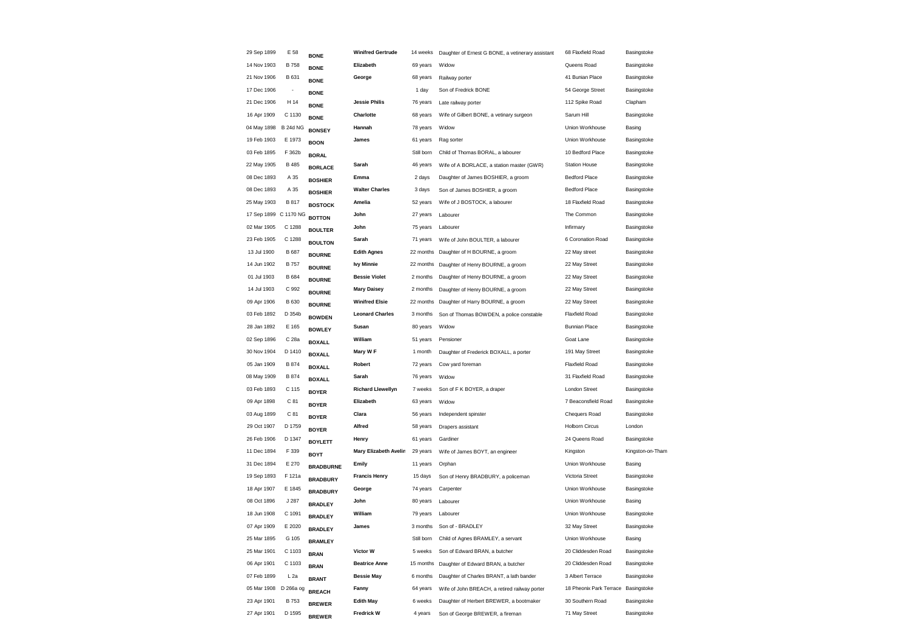| | | | | | | | |
|---|---|---|---|---|---|---|---|
| 29 Sep 1899 | E 58 | **BONE** | **Winifred Gertrude** | 14 weeks | Daughter of Ernest G BONE, a vetinerary assistant | 68 Flaxfield Road | Basingstoke |
| 14 Nov 1903 | B 758 | **BONE** | **Elizabeth** | 69 years | Widow | Queens Road | Basingstoke |
| 21 Nov 1906 | B 631 | **BONE** | **George** | 68 years | Railway porter | 41 Bunian Place | Basingstoke |
| 17 Dec 1906 | - | **BONE** | | 1 day | Son of Fredrick BONE | 54 George Street | Basingstoke |
| 21 Dec 1906 | H 14 | **BONE** | **Jessie Philis** | 76 years | Late railway porter | 112 Spike Road | Clapham |
| 16 Apr 1909 | C 1130 | **BONE** | **Charlotte** | 68 years | Wife of Gilbert BONE, a vetinary surgeon | Sarum Hill | Basingstoke |
| 04 May 1898 | B 24d NG | **BONSEY** | **Hannah** | 78 years | Widow | Union Workhouse | Basing |
| 19 Feb 1903 | E 1973 | **BOON** | **James** | 61 years | Rag sorter | Union Workhouse | Basingstoke |
| 03 Feb 1895 | F 362b | **BORAL** | | Still born | Child of Thomas BORAL, a labourer | 10 Bedford Place | Basingstoke |
| 22 May 1905 | B 485 | **BORLACE** | **Sarah** | 46 years | Wife of A BORLACE, a station master (GWR) | Station House | Basingstoke |
| 08 Dec 1893 | A 35 | **BOSHIER** | **Emma** | 2 days | Daughter of James BOSHIER, a groom | Bedford Place | Basingstoke |
| 08 Dec 1893 | A 35 | **BOSHIER** | **Walter Charles** | 3 days | Son of James BOSHIER, a groom | Bedford Place | Basingstoke |
| 25 May 1903 | B 817 | **BOSTOCK** | **Amelia** | 52 years | Wife of J BOSTOCK, a labourer | 18 Flaxfield Road | Basingstoke |
| 17 Sep 1899 | C 1170 NG | **BOTTON** | **John** | 27 years | Labourer | The Common | Basingstoke |
| 02 Mar 1905 | C 1288 | **BOULTER** | **John** | 75 years | Labourer | Infirmary | Basingstoke |
| 23 Feb 1905 | C 1288 | **BOULTON** | **Sarah** | 71 years | Wife of John BOULTER, a labourer | 6 Coronation Road | Basingstoke |
| 13 Jul 1900 | B 687 | **BOURNE** | **Edith Agnes** | 22 months | Daughter of H BOURNE, a groom | 22 May street | Basingstoke |
| 14 Jun 1902 | B 757 | **BOURNE** | **Ivy Minnie** | 22 months | Daughter of Henry BOURNE, a groom | 22 May Street | Basingstoke |
| 01 Jul 1903 | B 684 | **BOURNE** | **Bessie Violet** | 2 months | Daughter of Henry BOURNE, a groom | 22 May Street | Basingstoke |
| 14 Jul 1903 | C 992 | **BOURNE** | **Mary Daisey** | 2 months | Daughter of Henry BOURNE, a groom | 22 May Street | Basingstoke |
| 09 Apr 1906 | B 630 | **BOURNE** | **Winifred Elsie** | 22 months | Daughter of Harry BOURNE, a groom | 22 May Street | Basingstoke |
| 03 Feb 1892 | D 354b | **BOWDEN** | **Leonard Charles** | 3 months | Son of Thomas BOWDEN, a police constable | Flaxfield Road | Basingstoke |
| 28 Jan 1892 | E 165 | **BOWLEY** | **Susan** | 80 years | Widow | Bunnian Place | Basingstoke |
| 02 Sep 1896 | C 28a | **BOXALL** | **William** | 51 years | Pensioner | Goat Lane | Basingstoke |
| 30 Nov 1904 | D 1410 | **BOXALL** | **Mary W F** | 1 month | Daughter of Frederick BOXALL, a porter | 191 May Street | Basingstoke |
| 05 Jan 1909 | B 874 | **BOXALL** | **Robert** | 72 years | Cow yard foreman | Flaxfield Road | Basingstoke |
| 08 May 1909 | B 874 | **BOXALL** | **Sarah** | 76 years | Widow | 31 Flaxfield Road | Basingstoke |
| 03 Feb 1893 | C 115 | **BOYER** | **Richard Llewellyn** | 7 weeks | Son of F K BOYER, a draper | London Street | Basingstoke |
| 09 Apr 1898 | C 81 | **BOYER** | **Elizabeth** | 63 years | Widow | 7 Beaconsfield Road | Basingstoke |
| 03 Aug 1899 | C 81 | **BOYER** | **Clara** | 56 years | Independent spinster | Chequers Road | Basingstoke |
| 29 Oct 1907 | D 1759 | **BOYER** | **Alfred** | 58 years | Drapers assistant | Holborn Circus | London |
| 26 Feb 1906 | D 1347 | **BOYLETT** | **Henry** | 61 years | Gardiner | 24 Queens Road | Basingstoke |
| 11 Dec 1894 | F 339 | **BOYT** | **Mary Elizabeth Avelin** | 29 years | Wife of James BOYT, an engineer | Kingston | Kingston-on-Tham |
| 31 Dec 1894 | E 270 | **BRADBURNE** | **Emily** | 11 years | Orphan | Union Workhouse | Basing |
| 19 Sep 1893 | F 121a | **BRADBURY** | **Francis Henry** | 15 days | Son of Henry BRADBURY, a policeman | Victoria Street | Basingstoke |
| 18 Apr 1907 | E 1845 | **BRADBURY** | **George** | 74 years | Carpenter | Union Workhouse | Basingstoke |
| 08 Oct 1896 | J 287 | **BRADLEY** | **John** | 80 years | Labourer | Union Workhouse | Basing |
| 18 Jun 1908 | C 1091 | **BRADLEY** | **William** | 79 years | Labourer | Union Workhouse | Basingstoke |
| 07 Apr 1909 | E 2020 | **BRADLEY** | **James** | 3 months | Son of - BRADLEY | 32 May Street | Basingstoke |
| 25 Mar 1895 | G 105 | **BRAMLEY** | | Still born | Child of Agnes BRAMLEY, a servant | Union Workhouse | Basing |
| 25 Mar 1901 | C 1103 | **BRAN** | **Victor W** | 5 weeks | Son of Edward BRAN, a butcher | 20 Cliddesden Road | Basingstoke |
| 06 Apr 1901 | C 1103 | **BRAN** | **Beatrice Anne** | 15 months | Daughter of Edward BRAN, a butcher | 20 Cliddesden Road | Basingstoke |
| 07 Feb 1899 | L 2a | **BRANT** | **Bessie May** | 6 months | Daughter of Charles BRANT, a lath bander | 3 Albert Terrace | Basingstoke |
| 05 Mar 1908 | D 266a og | **BREACH** | **Fanny** | 64 years | Wife of John BREACH, a retired railway porter | 18 Pheonix Park Terrace | Basingstoke |
| 23 Apr 1901 | B 753 | **BREWER** | **Edith May** | 6 weeks | Daughter of Herbert BREWER, a bootmaker | 30 Southern Road | Basingstoke |
| 27 Apr 1901 | D 1595 | **BREWER** | **Fredrick W** | 4 years | Son of George BREWER, a fireman | 71 May Street | Basingstoke |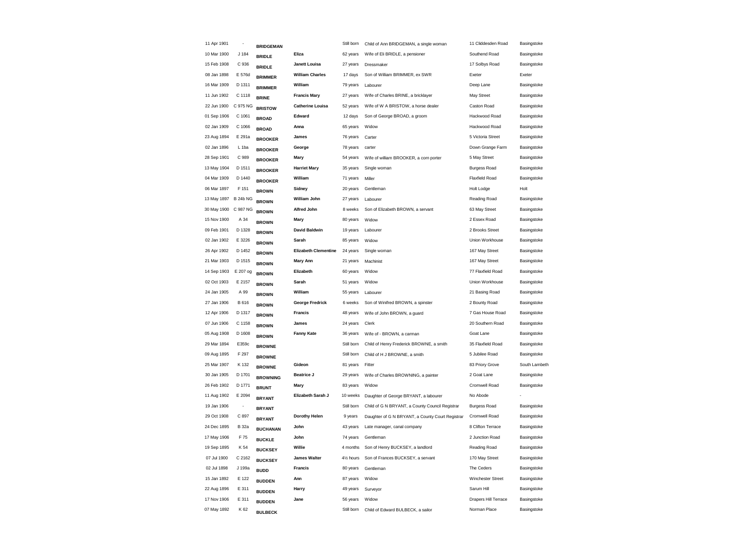| | | | | | | | |
|---|---|---|---|---|---|---|---|
| 11 Apr 1901 | - | **BRIDGEMAN** | | Still born | Child of Ann BRIDGEMAN, a single woman | 11 Cliddesden Road | Basingstoke |
| 10 Mar 1900 | J 184 | **BRIDLE** | **Eliza** | 62 years | Wife of Eli BRIDLE, a pensioner | Southend Road | Basingstoke |
| 15 Feb 1908 | C 936 | **BRIDLE** | **Janett Louisa** | 27 years | Dressmaker | 17 Solbys Road | Basingstoke |
| 08 Jan 1898 | E 576d | **BRIMMER** | **William Charles** | 17 days | Son of William BRIMMER, ex SWR | Exeter | Exeter |
| 16 Mar 1909 | D 1311 | **BRIMMER** | **William** | 79 years | Labourer | Deep Lane | Basingstoke |
| 11 Jun 1902 | C 1118 | **BRINE** | **Francis Mary** | 27 years | Wife of Charles BRINE, a bricklayer | May Street | Basingstoke |
| 22 Jun 1900 | C 975 NG | **BRISTOW** | **Catherine Louisa** | 52 years | Wife of W A BRISTOW, a horse dealer | Caston Road | Basingstoke |
| 01 Sep 1906 | C 1061 | **BROAD** | **Edward** | 12 days | Son of George BROAD, a groom | Hackwood Road | Basingstoke |
| 02 Jan 1909 | C 1066 | **BROAD** | **Anna** | 65 years | Widow | Hackwood Road | Basingstoke |
| 23 Aug 1894 | E 291a | **BROOKER** | **James** | 76 years | Carter | 5 Victoria Street | Basingstoke |
| 02 Jan 1896 | L 1ba | **BROOKER** | **George** | 78 years | carter | Down Grange Farm | Basingstoke |
| 28 Sep 1901 | C 989 | **BROOKER** | **Mary** | 54 years | Wife of william BROOKER, a corn porter | 5 May Street | Basingstoke |
| 13 May 1904 | D 1511 | **BROOKER** | **Harriet Mary** | 35 years | Single woman | Burgess Road | Basingstoke |
| 04 Mar 1909 | D 1440 | **BROOKER** | **William** | 71 years | Miller | Flaxfield Road | Basingstoke |
| 06 Mar 1897 | F 151 | **BROWN** | **Sidney** | 20 years | Gentleman | Holt Lodge | Holt |
| 13 May 1897 | B 24b NG | **BROWN** | **William John** | 27 years | Labourer | Reading Road | Basingstoke |
| 30 May 1900 | C 987 NG | **BROWN** | **Alfred John** | 8 weeks | Son of Elizabeth BROWN, a servant | 63 May Street | Basingstoke |
| 15 Nov 1900 | A 34 | **BROWN** | **Mary** | 80 years | Widow | 2 Essex Road | Basingstoke |
| 09 Feb 1901 | D 1328 | **BROWN** | **David Baldwin** | 19 years | Labourer | 2 Brooks Street | Basingstoke |
| 02 Jan 1902 | E 3226 | **BROWN** | **Sarah** | 85 years | Widow | Union Workhouse | Basingstoke |
| 26 Apr 1902 | D 1452 | **BROWN** | **Elizabeth Clementine** | 24 years | Single woman | 167 May Street | Basingstoke |
| 21 Mar 1903 | D 1515 | **BROWN** | **Mary Ann** | 21 years | Machinist | 167 May Street | Basingstoke |
| 14 Sep 1903 | E 207 og | **BROWN** | **Elizabeth** | 60 years | Widow | 77 Flaxfield Road | Basingstoke |
| 02 Oct 1903 | E 2157 | **BROWN** | **Sarah** | 51 years | Widow | Union Workhouse | Basingstoke |
| 24 Jan 1905 | A 99 | **BROWN** | **William** | 55 years | Labourer | 21 Basing Road | Basingstoke |
| 27 Jan 1906 | B 616 | **BROWN** | **George Fredrick** | 6 weeks | Son of Winifred BROWN, a spinster | 2 Bounty Road | Basingstoke |
| 12 Apr 1906 | D 1317 | **BROWN** | **Francis** | 48 years | Wife of John BROWN, a guard | 7 Gas House Road | Basingstoke |
| 07 Jun 1906 | C 1158 | **BROWN** | **James** | 24 years | Clerk | 20 Southern Road | Basingstoke |
| 05 Aug 1908 | D 1608 | **BROWN** | **Fanny Kate** | 36 years | Wife of - BROWN, a carman | Goat Lane | Basingstoke |
| 29 Mar 1894 | E359c | **BROWNE** | | Still born | Child of Henry Frederick BROWNE, a smith | 35 Flaxfield Road | Basingstoke |
| 09 Aug 1895 | F 297 | **BROWNE** | | Still born | Child of H J BROWNE, a smith | 5 Jubilee Road | Basingstoke |
| 25 Mar 1907 | K 132 | **BROWNE** | **Gideon** | 81 years | Fitter | 83 Priory Grove | South Lambeth |
| 30 Jan 1905 | D 1701 | **BROWNING** | **Beatrice J** | 29 years | Wife of Charles BROWNING, a painter | 2 Goat Lane | Basingstoke |
| 26 Feb 1902 | D 1771 | **BRUNT** | **Mary** | 83 years | Widow | Cromwell Road | Basingstoke |
| 11 Aug 1902 | E 2094 | **BRYANT** | **Elizabeth Sarah J** | 10 weeks | Daughter of George BRYANT, a labourer | No Abode | - |
| 19 Jan 1906 | - | **BRYANT** | | Still born | Child of G N BRYANT, a County Council Registrar | Burgess Road | Basingstoke |
| 29 Oct 1908 | C 897 | **BRYANT** | **Dorothy Helen** | 9 years | Daughter of G N BRYANT, a County Court Registrar | Cromwell Road | Basingstoke |
| 24 Dec 1895 | B 32a | **BUCHANAN** | **John** | 43 years | Late manager, canal company | 8 Clifton Terrace | Basingstoke |
| 17 May 1906 | F 75 | **BUCKLE** | **John** | 74 years | Gentleman | 2 Junction Road | Basingstoke |
| 19 Sep 1895 | K 54 | **BUCKSEY** | **Willie** | 4 months | Son of Henry BUCKSEY, a landlord | Reading Road | Basingstoke |
| 07 Jul 1900 | C 2162 | **BUCKSEY** | **James Walter** | 4½ hours | Son of Frances BUCKSEY, a servant | 170 May Street | Basingstoke |
| 02 Jul 1898 | J 199a | **BUDD** | **Francis** | 80 years | Gentleman | The Ceders | Basingstoke |
| 15 Jan 1892 | E 122 | **BUDDEN** | **Ann** | 87 years | Widow | Winchester Street | Basingstoke |
| 22 Aug 1896 | E 311 | **BUDDEN** | **Harry** | 49 years | Surveyor | Sarum Hill | Basingstoke |
| 17 Nov 1906 | E 311 | **BUDDEN** | **Jane** | 56 years | Widow | Drapers Hill Terrace | Basingstoke |
| 07 May 1892 | K 62 | **BULBECK** | | Still born | Child of Edward BULBECK, a sailor | Norman Place | Basingstoke |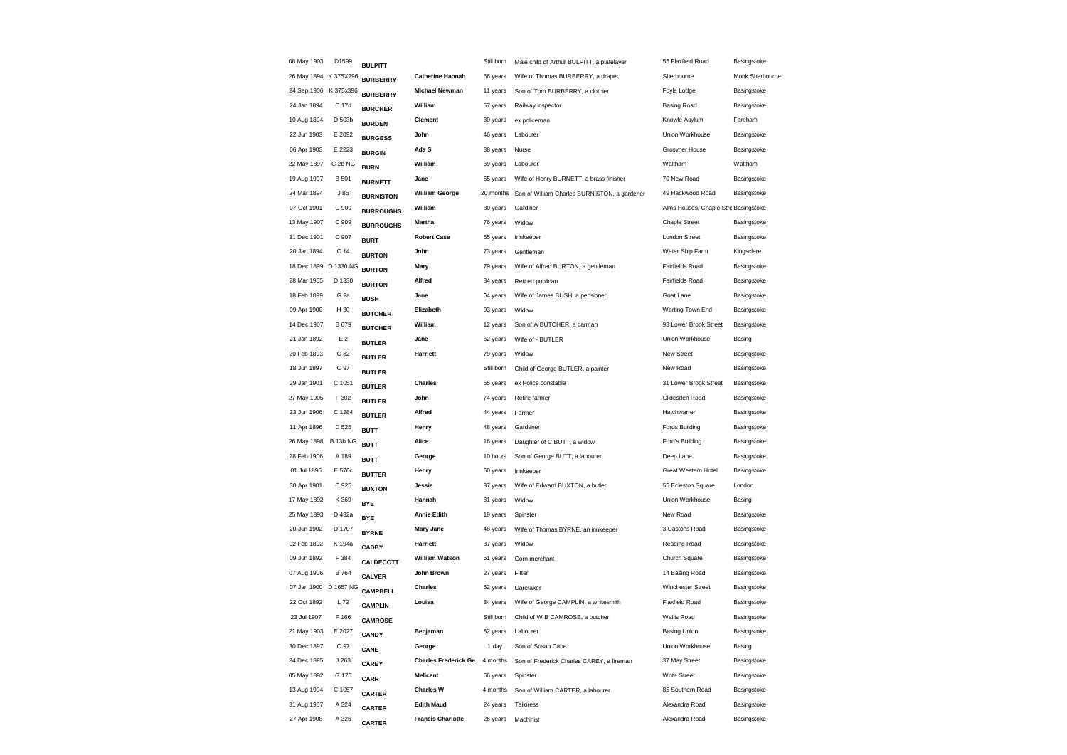| | | | | | | | |
|---|---|---|---|---|---|---|---|
| 08 May 1903 | D1599 | **BULPITT** | | Still born | Male child of Arthur BULPITT, a platelayer | 55 Flaxfield Road | Basingstoke |
| 26 May 1894 | K 375X296 | **BURBERRY** | **Catherine Hannah** | 66 years | Wife of Thomas BURBERRY, a draper | Sherbourne | Monk Sherbourne |
| 24 Sep 1906 | K 375x396 | **BURBERRY** | **Michael Newman** | 11 years | Son of Tom BURBERRY, a clothier | Foyle Lodge | Basingstoke |
| 24 Jan 1894 | C 17d | **BURCHER** | **William** | 57 years | Railway inspector | Basing Road | Basingstoke |
| 10 Aug 1894 | D 503b | **BURDEN** | **Clement** | 30 years | ex policeman | Knowle Asylum | Fareham |
| 22 Jun 1903 | E 2092 | **BURGESS** | **John** | 46 years | Labourer | Union Workhouse | Basingstoke |
| 06 Apr 1903 | E 2223 | **BURGIN** | **Ada S** | 38 years | Nurse | Grosvner House | Basingstoke |
| 22 May 1897 | C 2b NG | **BURN** | **William** | 69 years | Labourer | Waltham | Waltham |
| 19 Aug 1907 | B 501 | **BURNETT** | **Jane** | 65 years | Wife of Henry BURNETT, a brass finisher | 70 New Road | Basingstoke |
| 24 Mar 1894 | J 85 | **BURNISTON** | **William George** | 20 months | Son of William Charles BURNISTON, a gardener | 49 Hackwood Road | Basingstoke |
| 07 Oct 1901 | C 909 | **BURROUGHS** | **William** | 80 years | Gardiner | Alms Houses, Chaple Stre | Basingstoke |
| 13 May 1907 | C 909 | **BURROUGHS** | **Martha** | 76 years | Widow | Chaple Street | Basingstoke |
| 31 Dec 1901 | C 907 | **BURT** | **Robert Case** | 55 years | Innkeeper | London Street | Basingstoke |
| 20 Jan 1894 | C 14 | **BURTON** | **John** | 73 years | Gentleman | Water Ship Farm | Kingsclere |
| 18 Dec 1899 | D 1330 NG | **BURTON** | **Mary** | 79 years | Wife of Alfred BURTON, a gentleman | Fairfields Road | Basingstoke |
| 28 Mar 1905 | D 1330 | **BURTON** | **Alfred** | 84 years | Retired publican | Fairfields Road | Basingstoke |
| 18 Feb 1899 | G 2a | **BUSH** | **Jane** | 64 years | Wife of James BUSH, a pensioner | Goat Lane | Basingstoke |
| 09 Apr 1900 | H 30 | **BUTCHER** | **Elizabeth** | 93 years | Widow | Worting Town End | Basingstoke |
| 14 Dec 1907 | B 679 | **BUTCHER** | **William** | 12 years | Son of A BUTCHER, a carman | 93 Lower Brook Street | Basingstoke |
| 21 Jan 1892 | E 2 | **BUTLER** | **Jane** | 62 years | Wife of - BUTLER | Union Workhouse | Basing |
| 20 Feb 1893 | C 82 | **BUTLER** | **Harriett** | 79 years | Widow | New Street | Basingstoke |
| 18 Jun 1897 | C 97 | **BUTLER** | | Still born | Child of George BUTLER, a painter | New Road | Basingstoke |
| 29 Jan 1901 | C 1051 | **BUTLER** | **Charles** | 65 years | ex Police constable | 31 Lower Brook Street | Basingstoke |
| 27 May 1905 | F 302 | **BUTLER** | **John** | 74 years | Retire farmer | Clidesden Road | Basingstoke |
| 23 Jun 1906 | C 1284 | **BUTLER** | **Alfred** | 44 years | Farmer | Hatchwarren | Basingstoke |
| 11 Apr 1896 | D 525 | **BUTT** | **Henry** | 48 years | Gardener | Fords Building | Basingstoke |
| 26 May 1898 | B 13b NG | **BUTT** | **Alice** | 16 years | Daughter of C BUTT, a widow | Ford's Building | Basingstoke |
| 28 Feb 1906 | A 189 | **BUTT** | **George** | 10 hours | Son of George BUTT, a labourer | Deep Lane | Basingstoke |
| 01 Jul 1896 | E 576c | **BUTTER** | **Henry** | 60 years | Innkeeper | Great Western Hotel | Basingstoke |
| 30 Apr 1901 | C 925 | **BUXTON** | **Jessie** | 37 years | Wife of Edward BUXTON, a butler | 55 Ecleston Square | London |
| 17 May 1892 | K 369 | **BYE** | **Hannah** | 81 years | Widow | Union Workhouse | Basing |
| 25 May 1893 | D 432a | **BYE** | **Annie Edith** | 19 years | Spinster | New Road | Basingstoke |
| 20 Jun 1902 | D 1707 | **BYRNE** | **Mary Jane** | 48 years | Wife of Thomas BYRNE, an innkeeper | 3 Castons Road | Basingstoke |
| 02 Feb 1892 | K 194a | **CADBY** | **Harriett** | 87 years | Widow | Reading Road | Basingstoke |
| 09 Jun 1892 | F 384 | **CALDECOTT** | **William Watson** | 61 years | Corn merchant | Church Square | Basingstoke |
| 07 Aug 1906 | B 764 | **CALVER** | **John Brown** | 27 years | Fitter | 14 Basing Road | Basingstoke |
| 07 Jan 1900 | D 1657 NG | **CAMPBELL** | **Charles** | 62 years | Caretaker | Winchester Street | Basingstoke |
| 22 Oct 1892 | L 72 | **CAMPLIN** | **Louisa** | 34 years | Wife of George CAMPLIN, a whitesmith | Flaxfield Road | Basingstoke |
| 23 Jul 1907 | F 166 | **CAMROSE** | | Still born | Child of W B CAMROSE, a butcher | Wallis Road | Basingstoke |
| 21 May 1903 | E 2027 | **CANDY** | **Benjaman** | 82 years | Labourer | Basing Union | Basingstoke |
| 30 Dec 1897 | C 97 | **CANE** | **George** | 1 day | Son of Susan Cane | Union Workhouse | Basing |
| 24 Dec 1895 | J 263 | **CAREY** | **Charles Frederick Ge** | 4 months | Son of Frederick Charles CAREY, a fireman | 37 May Street | Basingstoke |
| 05 May 1892 | G 175 | **CARR** | **Melicent** | 66 years | Spinster | Wote Street | Basingstoke |
| 13 Aug 1904 | C 1057 | **CARTER** | **Charles W** | 4 months | Son of William CARTER, a labourer | 85 Southern Road | Basingstoke |
| 31 Aug 1907 | A 324 | **CARTER** | **Edith Maud** | 24 years | Tailoress | Alexandra Road | Basingstoke |
| 27 Apr 1908 | A 326 | **CARTER** | **Francis Charlotte** | 26 years | Machinist | Alexandra Road | Basingstoke |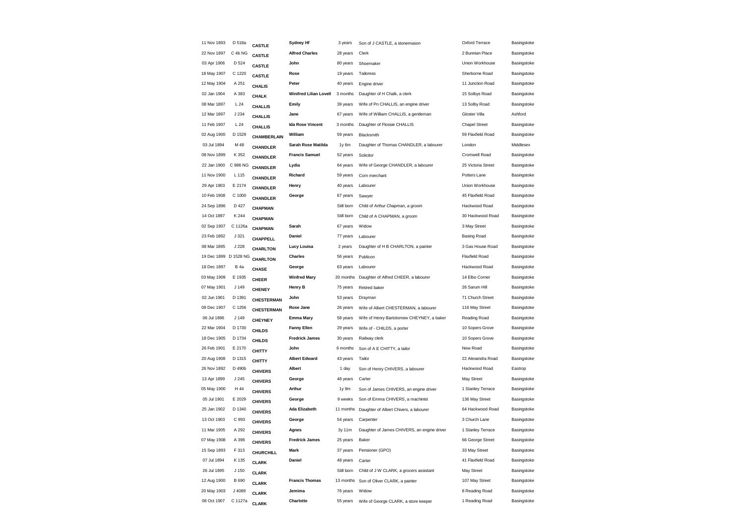| | | | | | | | |
|---|---|---|---|---|---|---|---|
| 11 Nov 1893 | D 518a | CASTLE | Sydney Hf | 3 years | Son of J CASTLE, a stonemason | Oxford Terrace | Basingstoke |
| 22 Nov 1897 | C 4b NG | CASTLE | Alfred Charles | 28 years | Clerk | 2 Bunnian Place | Basingstoke |
| 03 Apr 1906 | D 524 | CASTLE | John | 80 years | Shoemaker | Union Workhouse | Basingstoke |
| 18 May 1907 | C 1220 | CASTLE | Rose | 19 years | Tailoress | Sherborne Road | Basingstoke |
| 12 May 1904 | A 251 | CHALIS | Peter | 40 years | Engine driver | 11 Junction Road | Basingstoke |
| 02 Jan 1904 | A 383 | CHALK | Winifred Lilian Lovell | 3 months | Daughter of H Chalk, a clerk | 15 Solbys Road | Basingstoke |
| 08 Mar 1897 | L 24 | CHALLIS | Emily | 39 years | Wife of Pn CHALLIS, an engine driver | 13 Solby Road | Basingstoke |
| 12 Mar 1897 | J 234 | CHALLIS | Jane | 67 years | Wife of William CHALLIS, a gentleman | Gloster Villa | Ashford |
| 11 Feb 1907 | L 24 | CHALLIS | Ida Rose Vincent | 3 months | Daughter of Flossie CHALLIS | Chapel Street | Basingstoke |
| 02 Aug 1900 | D 1529 | CHAMBERLAIN | William | 59 years | Blacksmith | 59 Flaxfield Road | Basingstoke |
| 03 Jul 1894 | M 48 | CHANDLER | Sarah Rose Matilda | 1y 6m | Daughter of Thomas CHANDLER, a labourer | London | Middlesex |
| 08 Nov 1899 | K 352 | CHANDLER | Francis Samuel | 52 years | Solicitor | Cromwell Road | Basingstoke |
| 22 Jan 1900 | C 986 NG | CHANDLER | Lydia | 64 years | Wife of George CHANDLER, a labourer | 25 Victoria Street | Basingstoke |
| 11 Nov 1900 | L 115 | CHANDLER | Richard | 59 years | Corn merchant | Potters Lane | Basingstoke |
| 29 Apr 1903 | E 2174 | CHANDLER | Henry | 40 years | Labourer | Union Workhouse | Basingstoke |
| 10 Feb 1908 | C 1000 | CHANDLER | George | 67 years | Sawyer | 45 Flaxfield Road | Basingstoke |
| 24 Sep 1896 | D 427 | CHAPMAN | | Still born | Child of Arthur Chapman, a groom | Hackwood Road | Basingstoke |
| 14 Oct 1897 | K 244 | CHAPMAN | | Still born | Child of A CHAPMAN, a groom | 30 Hackwood Road | Basingstoke |
| 02 Sep 1907 | C 1126a | CHAPMAN | Sarah | 67 years | Widow | 3 May Street | Basingstoke |
| 23 Feb 1892 | J 321 | CHAPPELL | Daniel | 77 years | Labourer | Basing Road | Basingstoke |
| 08 Mar 1895 | J 228 | CHARLTON | Lucy Louisa | 2 years | Daughter of H B CHARLTON, a painter | 3 Gas House Road | Basingstoke |
| 19 Dec 1899 | D 1528 NG | CHARLTON | Charles | 56 years | Publicon | Flaxfield Road | Basingstoke |
| 18 Dec 1897 | B 4a | CHASE | George | 63 years | Labourer | Hackwood Road | Basingstoke |
| 03 May 1909 | E 1935 | CHEER | Winfred Mary | 20 months | Daughter of Alfred CHEER, a labourer | 14 Elbo Corner | Basingstoke |
| 07 May 1901 | J 149 | CHENEY | Henry B | 75 years | Retired baker | 26 Sarum Hill | Basingstoke |
| 02 Jun 1901 | D 1391 | CHESTERMAN | John | 53 years | Drayman | 71 Church Street | Basingstoke |
| 09 Dec 1907 | C 1256 | CHESTERMAN | Rose Jane | 26 years | Wife of Albert CHESTERMAN, a labourer | 116 May Street | Basingstoke |
| 06 Jul 1896 | J 149 | CHEYNEY | Emma Mary | 58 years | Wife of Henry Bartolomew CHEYNEY, a baker | Reading Road | Basingstoke |
| 22 Mar 1904 | D 1730 | CHILDS | Fanny Ellen | 29 years | Wife of - CHILDS, a porter | 10 Sopers Grove | Basingstoke |
| 18 Dec 1905 | D 1734 | CHILDS | Fredrick James | 30 years | Railway clerk | 10 Sopers Grove | Basingstoke |
| 26 Feb 1901 | E 2170 | CHITTY | John | 6 months | Son of A E CHITTY, a tailor | New Road | Basingstoke |
| 20 Aug 1908 | D 1315 | CHITTY | Albert Edward | 43 years | Tailor | 22 Alexandra Road | Basingstoke |
| 26 Nov 1892 | D 490b | CHIVERS | Albert | 1 day | Son of Henry CHIVERS, a labourer | Hackwood Road | Eastrop |
| 13 Apr 1899 | J 245 | CHIVERS | George | 48 years | Carter | May Street | Basingstoke |
| 05 May 1900 | H 44 | CHIVERS | Arthur | 1y 9m | Son of James CHIVERS, an engine driver | 1 Stanley Terrace | Basingstoke |
| 05 Jul 1901 | E 2029 | CHIVERS | George | 9 weeks | Son of Emma CHIVERS, a machinist | 136 May Street | Basingstoke |
| 25 Jan 1902 | D 1340 | CHIVERS | Ada Elizabeth | 11 months | Daughter of Albert Chivers, a labourer | 64 Hackwood Road | Basingstoke |
| 13 Oct 1903 | C 993 | CHIVERS | George | 54 years | Carpenter | 3 Church Lane | Basingstoke |
| 11 Mar 1905 | A 292 | CHIVERS | Agnes | 3y 11m | Daughter of James CHIVERS, an engine driver | 1 Stanley Terrace | Basingstoke |
| 07 May 1908 | A 396 | CHIVERS | Fredrick James | 25 years | Baker | 66 George Street | Basingstoke |
| 15 Sep 1893 | F 313 | CHURCHILL | Mark | 37 years | Pensioner (GPO) | 33 May Street | Basingstoke |
| 07 Jul 1894 | K 135 | CLARK | Daniel | 48 years | Carter | 41 Flaxfield Road | Basingstoke |
| 26 Jul 1895 | J 150 | CLARK | | Still born | Child of J W CLARK, a grocers assistant | May Street | Basingstoke |
| 12 Aug 1900 | B 690 | CLARK | Francis Thomas | 13 months | Son of Oliver CLARK, a painter | 107 May Street | Basingstoke |
| 20 May 1903 | J 4089 | CLARK | Jemima | 76 years | Widow | 8 Reading Road | Basingstoke |
| 08 Oct 1907 | C 1127a | CLARK | Charlotte | 55 years | Wife of George CLARK, a store keeper | 1 Reading Road | Basingstoke |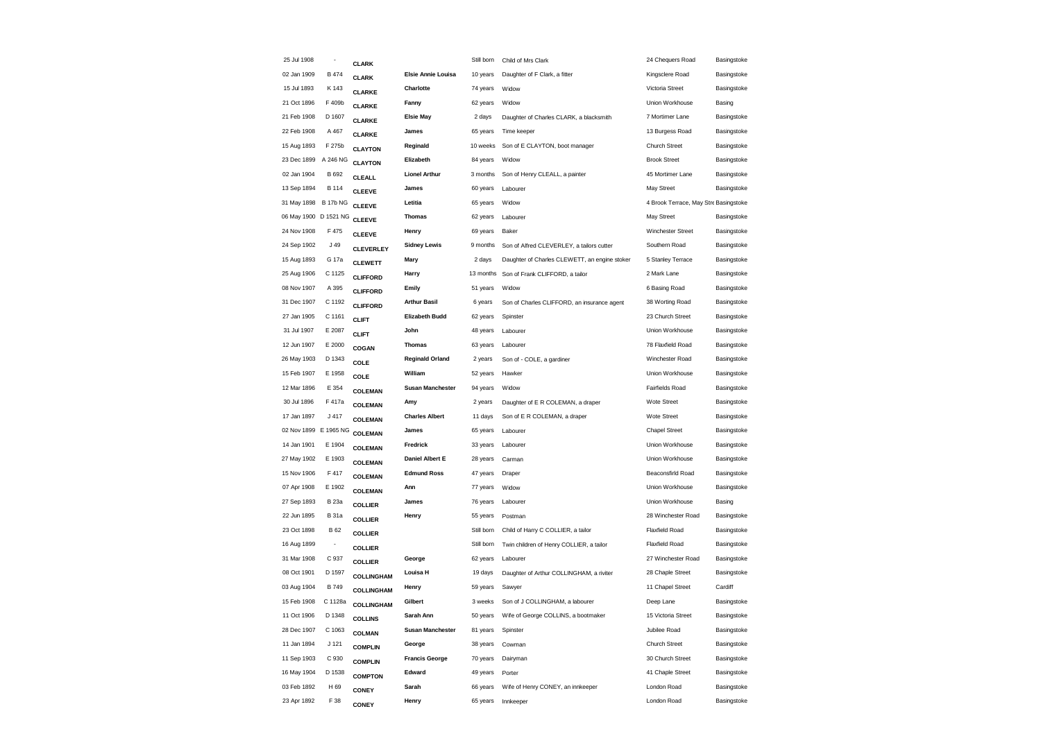| | | | | | | | |
|---|---|---|---|---|---|---|---|
| 25 Jul 1908 | - | **CLARK** | | Still born | Child of Mrs Clark | 24 Chequers Road | Basingstoke |
| 02 Jan 1909 | B 474 | **CLARK** | **Elsie Annie Louisa** | 10 years | Daughter of F Clark, a fitter | Kingsclere Road | Basingstoke |
| 15 Jul 1893 | K 143 | **CLARKE** | **Charlotte** | 74 years | Widow | Victoria Street | Basingstoke |
| 21 Oct 1896 | F 409b | **CLARKE** | **Fanny** | 62 years | Widow | Union Workhouse | Basing |
| 21 Feb 1908 | D 1607 | **CLARKE** | **Elsie May** | 2 days | Daughter of Charles CLARKE, a blacksmith | 7 Mortimer Lane | Basingstoke |
| 22 Feb 1908 | A 467 | **CLARKE** | **James** | 65 years | Time keeper | 13 Burgess Road | Basingstoke |
| 15 Aug 1893 | F 275b | **CLAYTON** | **Reginald** | 10 weeks | Son of E CLAYTON, boot manager | Church Street | Basingstoke |
| 23 Dec 1899 | A 246 NG | **CLAYTON** | **Elizabeth** | 84 years | Widow | Brook Street | Basingstoke |
| 02 Jan 1904 | B 692 | **CLEALL** | **Lionel Arthur** | 3 months | Son of Henry CLEALL, a painter | 45 Mortimer Lane | Basingstoke |
| 13 Sep 1894 | B 114 | **CLEEVE** | **James** | 60 years | Labourer | May Street | Basingstoke |
| 31 May 1898 | B 17b NG | **CLEEVE** | **Letitia** | 65 years | Widow | 4 Brook Terrace, May Stre | Basingstoke |
| 06 May 1900 | D 1521 NG | **CLEEVE** | **Thomas** | 62 years | Labourer | May Street | Basingstoke |
| 24 Nov 1908 | F 475 | **CLEEVE** | **Henry** | 69 years | Baker | Winchester Street | Basingstoke |
| 24 Sep 1902 | J 49 | **CLEVERLEY** | **Sidney Lewis** | 9 months | Son of Alfred CLEVERLEY, a tailors cutter | Southern Road | Basingstoke |
| 15 Aug 1893 | G 17a | **CLEWETT** | **Mary** | 2 days | Daughter of Charles CLEWETT, an engine stoker | 5 Stanley Terrace | Basingstoke |
| 25 Aug 1906 | C 1125 | **CLIFFORD** | **Harry** | 13 months | Son of Frank CLIFFORD, a tailor | 2 Mark Lane | Basingstoke |
| 08 Nov 1907 | A 395 | **CLIFFORD** | **Emily** | 51 years | Widow | 6 Basing Road | Basingstoke |
| 31 Dec 1907 | C 1192 | **CLIFFORD** | **Arthur Basil** | 6 years | Son of Charles CLIFFORD, an insurance agent | 38 Worting Road | Basingstoke |
| 27 Jan 1905 | C 1161 | **CLIFT** | **Elizabeth Budd** | 62 years | Spinster | 23 Church Street | Basingstoke |
| 31 Jul 1907 | E 2087 | **CLIFT** | **John** | 48 years | Labourer | Union Workhouse | Basingstoke |
| 12 Jun 1907 | E 2000 | **COGAN** | **Thomas** | 63 years | Labourer | 78 Flaxfield Road | Basingstoke |
| 26 May 1903 | D 1343 | **COLE** | **Reginald Orland** | 2 years | Son of - COLE, a gardiner | Winchester Road | Basingstoke |
| 15 Feb 1907 | E 1958 | **COLE** | **William** | 52 years | Hawker | Union Workhouse | Basingstoke |
| 12 Mar 1896 | E 354 | **COLEMAN** | **Susan Manchester** | 94 years | Widow | Fairfields Road | Basingstoke |
| 30 Jul 1896 | F 417a | **COLEMAN** | **Amy** | 2 years | Daughter of E R COLEMAN, a draper | Wote Street | Basingstoke |
| 17 Jan 1897 | J 417 | **COLEMAN** | **Charles Albert** | 11 days | Son of E R COLEMAN, a draper | Wote Street | Basingstoke |
| 02 Nov 1899 | E 1965 NG | **COLEMAN** | **James** | 65 years | Labourer | Chapel Street | Basingstoke |
| 14 Jan 1901 | E 1904 | **COLEMAN** | **Fredrick** | 33 years | Labourer | Union Workhouse | Basingstoke |
| 27 May 1902 | E 1903 | **COLEMAN** | **Daniel Albert E** | 28 years | Carman | Union Workhouse | Basingstoke |
| 15 Nov 1906 | F 417 | **COLEMAN** | **Edmund Ross** | 47 years | Draper | Beaconsfirld Road | Basingstoke |
| 07 Apr 1908 | E 1902 | **COLEMAN** | **Ann** | 77 years | Widow | Union Workhouse | Basingstoke |
| 27 Sep 1893 | B 23a | **COLLIER** | **James** | 76 years | Labourer | Union Workhouse | Basing |
| 22 Jun 1895 | B 31a | **COLLIER** | **Henry** | 55 years | Postman | 28 Winchester Road | Basingstoke |
| 23 Oct 1898 | B 62 | **COLLIER** | | Still born | Child of Harry C COLLIER, a tailor | Flaxfield Road | Basingstoke |
| 16 Aug 1899 | - | **COLLIER** | | Still born | Twin children of Henry COLLIER, a tailor | Flaxfield Road | Basingstoke |
| 31 Mar 1908 | C 937 | **COLLIER** | **George** | 62 years | Labourer | 27 Winchester Road | Basingstoke |
| 08 Oct 1901 | D 1597 | **COLLINGHAM** | **Louisa H** | 19 days | Daughter of Arthur COLLINGHAM, a riviter | 28 Chaple Street | Basingstoke |
| 03 Aug 1904 | B 749 | **COLLINGHAM** | **Henry** | 59 years | Sawyer | 11 Chapel Street | Cardiff |
| 15 Feb 1908 | C 1128a | **COLLINGHAM** | **Gilbert** | 3 weeks | Son of J COLLINGHAM, a labourer | Deep Lane | Basingstoke |
| 11 Oct 1906 | D 1348 | **COLLINS** | **Sarah Ann** | 50 years | Wife of George COLLINS, a bootmaker | 15 Victoria Street | Basingstoke |
| 28 Dec 1907 | C 1063 | **COLMAN** | **Susan Manchester** | 81 years | Spinster | Jubilee Road | Basingstoke |
| 11 Jan 1894 | J 121 | **COMPLIN** | **George** | 38 years | Cowman | Church Street | Basingstoke |
| 11 Sep 1903 | C 930 | **COMPLIN** | **Francis George** | 70 years | Dairyman | 30 Church Street | Basingstoke |
| 16 May 1904 | D 1538 | **COMPTON** | **Edward** | 49 years | Porter | 41 Chaple Street | Basingstoke |
| 03 Feb 1892 | H 69 | **CONEY** | **Sarah** | 66 years | Wife of Henry CONEY, an innkeeper | London Road | Basingstoke |
| 23 Apr 1892 | F 38 | **CONEY** | **Henry** | 65 years | Innkeeper | London Road | Basingstoke |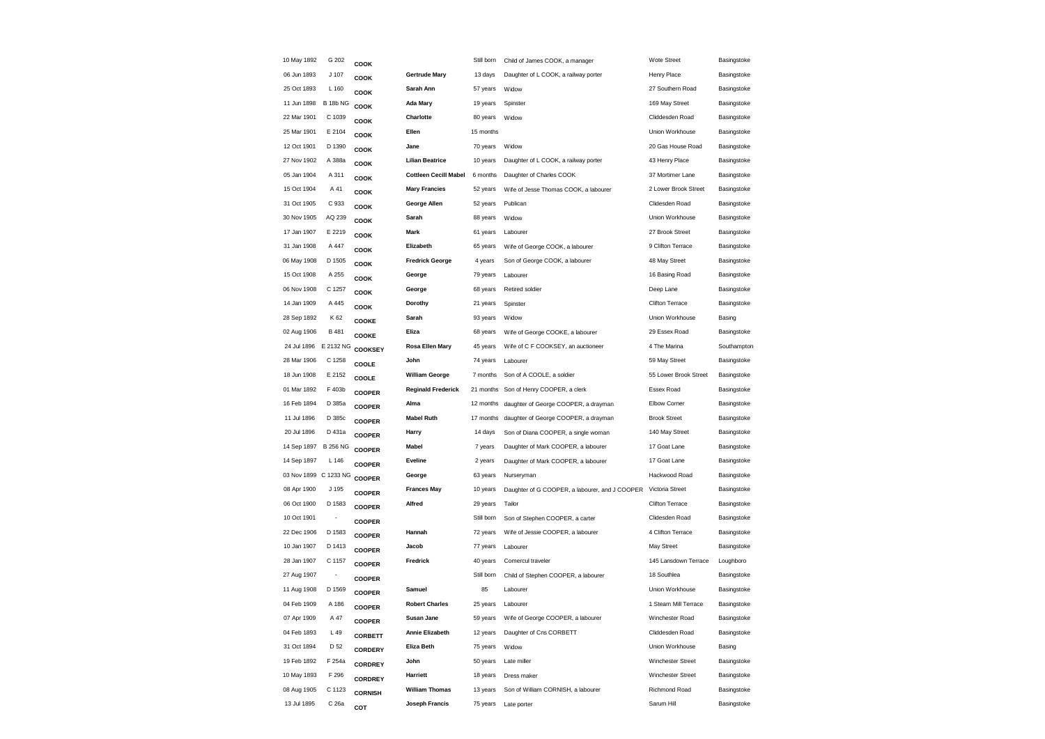| | | | | | | | |
|---|---|---|---|---|---|---|---|
| 10 May 1892 | G 202 | COOK | | Still born | Child of James COOK, a manager | Wote Street | Basingstoke |
| 06 Jun 1893 | J 107 | COOK | Gertrude Mary | 13 days | Daughter of L COOK, a railway porter | Henry Place | Basingstoke |
| 25 Oct 1893 | L 160 | COOK | Sarah Ann | 57 years | Widow | 27 Southern Road | Basingstoke |
| 11 Jun 1898 | B 18b NG | COOK | Ada Mary | 19 years | Spinster | 169 May Street | Basingstoke |
| 22 Mar 1901 | C 1039 | COOK | Charlotte | 80 years | Widow | Cliddesden Road | Basingstoke |
| 25 Mar 1901 | E 2104 | COOK | Ellen | 15 months | | Union Workhouse | Basingstoke |
| 12 Oct 1901 | D 1390 | COOK | Jane | 70 years | Widow | 20 Gas House Road | Basingstoke |
| 27 Nov 1902 | A 388a | COOK | Lilian Beatrice | 10 years | Daughter of L COOK, a railway porter | 43 Henry Place | Basingstoke |
| 05 Jan 1904 | A 311 | COOK | Cottleen Cecill Mabel | 6 months | Daughter of Charles COOK | 37 Mortimer Lane | Basingstoke |
| 15 Oct 1904 | A 41 | COOK | Mary Francies | 52 years | Wife of Jesse Thomas COOK, a labourer | 2 Lower Brook Street | Basingstoke |
| 31 Oct 1905 | C 933 | COOK | George Allen | 52 years | Publican | Clidesden Road | Basingstoke |
| 30 Nov 1905 | AQ 239 | COOK | Sarah | 88 years | Widow | Union Workhouse | Basingstoke |
| 17 Jan 1907 | E 2219 | COOK | Mark | 61 years | Labourer | 27 Brook Street | Basingstoke |
| 31 Jan 1908 | A 447 | COOK | Elizabeth | 65 years | Wife of George COOK, a labourer | 9 Clifton Terrace | Basingstoke |
| 06 May 1908 | D 1505 | COOK | Fredrick George | 4 years | Son of George COOK, a labourer | 48 May Street | Basingstoke |
| 15 Oct 1908 | A 255 | COOK | George | 79 years | Labourer | 16 Basing Road | Basingstoke |
| 06 Nov 1908 | C 1257 | COOK | George | 68 years | Retired soldier | Deep Lane | Basingstoke |
| 14 Jan 1909 | A 445 | COOK | Dorothy | 21 years | Spinster | Clifton Terrace | Basingstoke |
| 28 Sep 1892 | K 62 | COOKE | Sarah | 93 years | Widow | Union Workhouse | Basing |
| 02 Aug 1906 | B 481 | COOKE | Eliza | 68 years | Wife of George COOKE, a labourer | 29 Essex Road | Basingstoke |
| 24 Jul 1896 | E 2132 NG | COOKSEY | Rosa Ellen Mary | 45 years | Wife of C F COOKSEY, an auctioneer | 4 The Marina | Southampton |
| 28 Mar 1906 | C 1258 | COOLE | John | 74 years | Labourer | 59 May Street | Basingstoke |
| 18 Jun 1908 | E 2152 | COOLE | William George | 7 months | Son of A COOLE, a soldier | 55 Lower Brook Street | Basingstoke |
| 01 Mar 1892 | F 403b | COOPER | Reginald Frederick | 21 months | Son of Henry COOPER, a clerk | Essex Road | Basingstoke |
| 16 Feb 1894 | D 385a | COOPER | Alma | 12 months | daughter of George COOPER, a drayman | Elbow Corner | Basingstoke |
| 11 Jul 1896 | D 385c | COOPER | Mabel Ruth | 17 months | daughter of George COOPER, a drayman | Brook Street | Basingstoke |
| 20 Jul 1896 | D 431a | COOPER | Harry | 14 days | Son of Diana COOPER, a single woman | 140 May Street | Basingstoke |
| 14 Sep 1897 | B 256 NG | COOPER | Mabel | 7 years | Daughter of Mark COOPER, a labourer | 17 Goat Lane | Basingstoke |
| 14 Sep 1897 | L 146 | COOPER | Eveline | 2 years | Daughter of Mark COOPER, a labourer | 17 Goat Lane | Basingstoke |
| 03 Nov 1899 | C 1233 NG | COOPER | George | 63 years | Nurseryman | Hackwood Road | Basingstoke |
| 08 Apr 1900 | J 195 | COOPER | Frances May | 10 years | Daughter of G COOPER, a labourer, and J COOPER | Victoria Street | Basingstoke |
| 06 Oct 1900 | D 1583 | COOPER | Alfred | 29 years | Tailor | Clifton Terrace | Basingstoke |
| 10 Oct 1901 | - | COOPER | | Still born | Son of Stephen COOPER, a carter | Clidesden Road | Basingstoke |
| 22 Dec 1906 | D 1583 | COOPER | Hannah | 72 years | Wife of Jessie COOPER, a labourer | 4 Clifton Terrace | Basingstoke |
| 10 Jan 1907 | D 1413 | COOPER | Jacob | 77 years | Labourer | May Street | Basingstoke |
| 28 Jan 1907 | C 1157 | COOPER | Fredrick | 40 years | Comercul traveler | 145 Lansdown Terrace | Loughboro |
| 27 Aug 1907 | - | COOPER | | Still born | Child of Stephen COOPER, a labourer | 18 Southlea | Basingstoke |
| 11 Aug 1908 | D 1569 | COOPER | Samuel | 85 | Labourer | Union Workhouse | Basingstoke |
| 04 Feb 1909 | A 186 | COOPER | Robert Charles | 25 years | Labourer | 1 Steam Mill Terrace | Basingstoke |
| 07 Apr 1909 | A 47 | COOPER | Susan Jane | 59 years | Wife of George COOPER, a labourer | Winchester Road | Basingstoke |
| 04 Feb 1893 | L 49 | CORBETT | Annie Elizabeth | 12 years | Daughter of Cns CORBETT | Cliddesden Road | Basingstoke |
| 31 Oct 1894 | D 52 | CORDERY | Eliza Beth | 75 years | Widow | Union Workhouse | Basing |
| 19 Feb 1892 | F 254a | CORDREY | John | 50 years | Late miller | Winchester Street | Basingstoke |
| 10 May 1893 | F 296 | CORDREY | Harriett | 18 years | Dress maker | Winchester Street | Basingstoke |
| 08 Aug 1905 | C 1123 | CORNISH | William Thomas | 13 years | Son of William CORNISH, a labourer | Richmond Road | Basingstoke |
| 13 Jul 1895 | C 26a | COT | Joseph Francis | 75 years | Late porter | Sarum Hill | Basingstoke |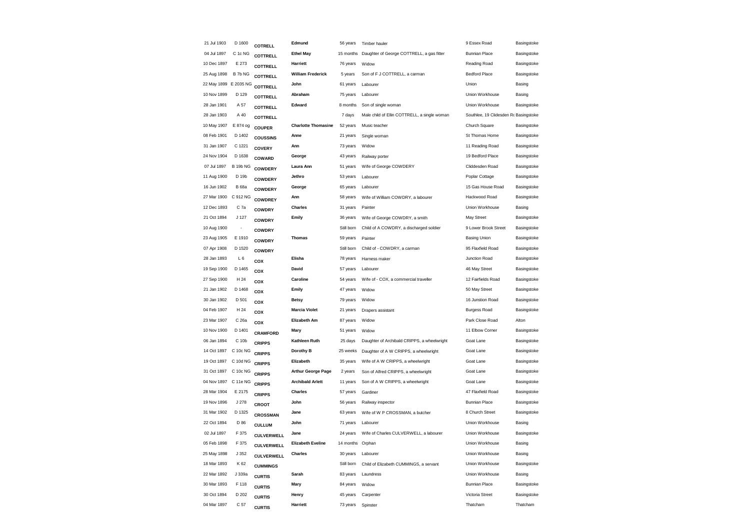| | | | | | | | |
|---|---|---|---|---|---|---|---|
| 21 Jul 1903 | D 1600 | COTRELL | Edmund | 56 years | Timber hauler | 9 Essex Road | Basingstoke |
| 04 Jul 1897 | C 1c NG | COTTRELL | Ethel May | 15 months | Daughter of George COTTRELL, a gas fitter | Bunnian Place | Basingstoke |
| 10 Dec 1897 | E 273 | COTTRELL | Harriett | 76 years | Widow | Reading Road | Basingstoke |
| 25 Aug 1898 | B 7b NG | COTTRELL | William Frederick | 5 years | Son of F J COTTRELL, a carman | Bedford Place | Basingstoke |
| 22 May 1899 | E 2035 NG | COTTRELL | John | 61 years | Labourer | Union | Basing |
| 10 Nov 1899 | D 129 | COTTRELL | Abraham | 75 years | Labourer | Union Workhouse | Basing |
| 28 Jan 1901 | A 57 | COTTRELL | Edward | 8 months | Son of single woman | Union Workhouse | Basingstoke |
| 28 Jan 1903 | A 40 | COTTRELL | | 7 days | Male child of Ellin COTTRELL, a single woman | Southlee, 19 Clidesden Rd | Basingstoke |
| 10 May 1907 | E 874 og | COUPER | Charlotte Thomasine | 52 years | Music teacher | Church Square | Basingstoke |
| 08 Feb 1901 | D 1402 | COUSSINS | Anne | 21 years | Single woman | St Thomas Home | Basingstoke |
| 31 Jan 1907 | C 1221 | COVERY | Ann | 73 years | Widow | 11 Reading Road | Basingstoke |
| 24 Nov 1904 | D 1638 | COWARD | George | 43 years | Railway porter | 19 Bedford Place | Basingstoke |
| 07 Jul 1897 | B 19b NG | COWDERY | Laura Ann | 51 years | Wife of George COWDERY | Cliddesden Road | Basingstoke |
| 11 Aug 1900 | D 19b | COWDERY | Jethro | 53 years | Labourer | Poplar Cottage | Basingstoke |
| 16 Jun 1902 | B 68a | COWDERY | George | 65 years | Labourer | 15 Gas House Road | Basingstoke |
| 27 Mar 1900 | C 912 NG | COWDREY | Ann | 58 years | Wife of William COWDRY, a labourer | Hackwood Road | Basingstoke |
| 12 Dec 1893 | C 7a | COWDRY | Charles | 31 years | Painter | Union Workhouse | Basing |
| 21 Oct 1894 | J 127 | COWDRY | Emily | 36 years | Wife of George COWDRY, a smith | May Street | Basingstoke |
| 10 Aug 1900 | - | COWDRY | | Still born | Child of A COWDRY, a discharged soldier | 9 Lower Brook Street | Basingstoke |
| 23 Aug 1905 | E 1910 | COWDRY | Thomas | 59 years | Painter | Basing Union | Basingstoke |
| 07 Apr 1908 | D 1520 | COWDRY | | Still born | Child of - COWDRY, a carman | 95 Flaxfield Road | Basingstoke |
| 28 Jan 1893 | L 6 | COX | Elisha | 78 years | Harness maker | Junction Road | Basingstoke |
| 19 Sep 1900 | D 1465 | COX | David | 57 years | Labourer | 46 May Street | Basingstoke |
| 27 Sep 1900 | H 24 | COX | Caroline | 54 years | Wife of - COX, a commercial traveller | 12 Fairfields Road | Basingstoke |
| 21 Jan 1902 | D 1468 | COX | Emily | 47 years | Widow | 50 May Street | Basingstoke |
| 30 Jan 1902 | D 501 | COX | Betsy | 79 years | Widow | 16 Junstion Road | Basingstoke |
| 04 Feb 1907 | H 24 | COX | Marcia Violet | 21 years | Drapers assistant | Burgess Road | Basingstoke |
| 23 Mar 1907 | C 26a | COX | Elizabeth Am | 87 years | Widow | Park Close Road | Alton |
| 10 Nov 1900 | D 1401 | CRAMFORD | Mary | 51 years | Widow | 11 Elbow Corner | Basingstoke |
| 06 Jan 1894 | C 10b | CRIPPS | Kathleen Ruth | 25 days | Daughter of Archibald CRIPPS, a wheelwright | Goat Lane | Basingstoke |
| 14 Oct 1897 | C 10c NG | CRIPPS | Dorothy B | 25 weeks | Daughter of A W CRIPPS, a wheelwright | Goat Lane | Basingstoke |
| 19 Oct 1897 | C 10d NG | CRIPPS | Elizabeth | 35 years | Wife of A W CRIPPS, a wheelwright | Goat Lane | Basingstoke |
| 31 Oct 1897 | C 10c NG | CRIPPS | Arthur George Page | 2 years | Son of Alfred CRIPPS, a wheelwright | Goat Lane | Basingstoke |
| 04 Nov 1897 | C 11e NG | CRIPPS | Archibald Arlett | 11 years | Son of A W CRIPPS, a wheelwright | Goat Lane | Basingstoke |
| 28 Mar 1904 | E 2175 | CRIPPS | Charles | 57 years | Gardiner | 47 Flaxfield Road | Basingstoke |
| 19 Nov 1896 | J 278 | CROOT | John | 56 years | Railway inspector | Bunnian Place | Basingstoke |
| 31 Mar 1902 | D 1325 | CROSSMAN | Jane | 63 years | Wife of W P CROSSMAN, a butcher | 8 Church Street | Basingstoke |
| 22 Oct 1894 | D 86 | CULLUM | John | 71 years | Labourer | Union Workhouse | Basing |
| 02 Jul 1897 | F 375 | CULVERWELL | Jane | 24 years | Wife of Charles CULVERWELL, a labourer | Union Workhouse | Basingstoke |
| 05 Feb 1898 | F 375 | CULVERWELL | Elizabeth Eveline | 14 months | Orphan | Union Workhouse | Basing |
| 25 May 1898 | J 352 | CULVERWELL | Charles | 30 years | Labourer | Union Workhouse | Basing |
| 18 Mar 1893 | K 62 | CUMMINGS | | Still born | Child of Elizabeth CUMMINGS, a servant | Union Workhouse | Basingstoke |
| 22 Mar 1892 | J 339a | CURTIS | Sarah | 83 years | Laundress | Union Workhouse | Basing |
| 30 Mar 1893 | F 118 | CURTIS | Mary | 84 years | Widow | Bunnian Place | Basingstoke |
| 30 Oct 1894 | D 202 | CURTIS | Henry | 45 years | Carpenter | Victoria Street | Basingstoke |
| 04 Mar 1897 | C 57 | CURTIS | Harriett | 73 years | Spinster | Thatcham | Thatcham |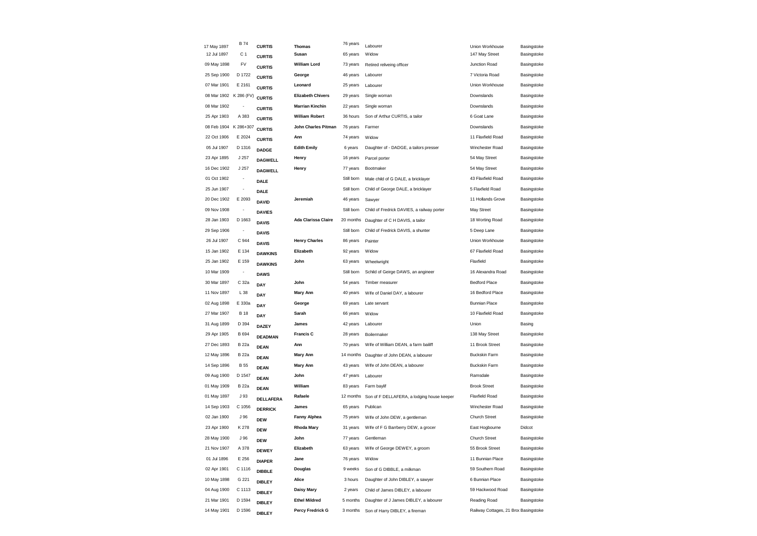| | | | | | | | |
|---|---|---|---|---|---|---|---|
| 17 May 1897 | B 74 | CURTIS | Thomas | 76 years | Labourer | Union Workhouse | Basingstoke |
| 12 Jul 1897 | C 1 | CURTIS | Susan | 65 years | Widow | 147 May Street | Basingstoke |
| 09 May 1898 | FV | CURTIS | William Lord | 73 years | Retired relieving officer | Junction Road | Basingstoke |
| 25 Sep 1900 | D 1722 | CURTIS | George | 46 years | Labourer | 7 Victoria Road | Basingstoke |
| 07 Mar 1901 | E 2161 | CURTIS | Leonard | 25 years | Labourer | Union Workhouse | Basingstoke |
| 08 Mar 1902 | K 286 (FV) | CURTIS | Elizabeth Chivers | 29 years | Single woman | Downslands | Basingstoke |
| 08 Mar 1902 | - | CURTIS | Marrian Kinchin | 22 years | Single woman | Downslands | Basingstoke |
| 25 Apr 1903 | A 383 | CURTIS | William Robert | 36 hours | Son of Arthur CURTIS, a tailor | 6 Goat Lane | Basingstoke |
| 08 Feb 1904 | K 286+307 | CURTIS | John Charles Pitman | 76 years | Farmer | Downslands | Basingstoke |
| 22 Oct 1906 | E 2024 | CURTIS | Ann | 74 years | Widow | 11 Flaxfield Road | Basingstoke |
| 05 Jul 1907 | D 1316 | DADGE | Edith Emily | 6 years | Daughter of - DADGE, a tailors presser | Winchester Road | Basingstoke |
| 23 Apr 1895 | J 257 | DAGWELL | Henry | 16 years | Parcel porter | 54 May Street | Basingstoke |
| 16 Dec 1902 | J 257 | DAGWELL | Henry | 77 years | Bootmaker | 54 May Street | Basingstoke |
| 01 Oct 1902 | - | DALE | | Still born | Male child of G DALE, a bricklayer | 43 Flaxfield Road | Basingstoke |
| 25 Jun 1907 | - | DALE | | Still born | Child of George DALE, a bricklayer | 5 Flaxfield Road | Basingstoke |
| 20 Dec 1902 | E 2093 | DAVID | Jeremiah | 46 years | Sawyer | 11 Hollands Grove | Basingstoke |
| 09 Nov 1908 | - | DAVIES | | Still born | Child of Fredrick DAVIES, a railway porter | May Street | Basingstoke |
| 28 Jan 1903 | D 1663 | DAVIS | Ada Clarissa Claire | 20 months | Daughter of C H DAVIS, a tailor | 18 Worting Road | Basingstoke |
| 29 Sep 1906 | - | DAVIS | | Still born | Child of Fredrick DAVIS, a shunter | 5 Deep Lane | Basingstoke |
| 26 Jul 1907 | C 944 | DAVIS | Henry Charles | 86 years | Painter | Union Workhouse | Basingstoke |
| 15 Jan 1902 | E 134 | DAWKINS | Elizabeth | 92 years | Widow | 67 Flaxfield Road | Basingstoke |
| 25 Jan 1902 | E 159 | DAWKINS | John | 63 years | Wheelwright | Flaxfield | Basingstoke |
| 10 Mar 1909 | - | DAWS | | Still born | Schild of Geirge DAWS, an angineer | 16 Alexandra Road | Basingstoke |
| 30 Mar 1897 | C 32a | DAY | John | 54 years | Timber measurer | Bedford Place | Basingstoke |
| 11 Nov 1897 | L 38 | DAY | Mary Ann | 40 years | Wife of Daniel DAY, a labourer | 16 Bedford Place | Basingstoke |
| 02 Aug 1898 | E 330a | DAY | George | 69 years | Late servant | Bunnian Place | Basingstoke |
| 27 Mar 1907 | B 18 | DAY | Sarah | 66 years | Widow | 10 Flaxfield Road | Basingstoke |
| 31 Aug 1899 | D 394 | DAZEY | James | 42 years | Labourer | Union | Basing |
| 29 Apr 1905 | B 694 | DEADMAN | Francis C | 28 years | Boilermaker | 138 May Street | Basingstoke |
| 27 Dec 1893 | B 22a | DEAN | Ann | 70 years | Wife of William DEAN, a farm bailiff | 11 Brook Street | Basingstoke |
| 12 May 1896 | B 22a | DEAN | Mary Ann | 14 months | Daughter of John DEAN, a labourer | Buckskin Farm | Basingstoke |
| 14 Sep 1896 | B 55 | DEAN | Mary Ann | 43 years | Wife of John DEAN, a labourer | Buckskin Farm | Basingstoke |
| 09 Aug 1900 | D 1547 | DEAN | John | 47 years | Labourer | Ramsdale | Basingstoke |
| 01 May 1909 | B 22a | DEAN | William | 83 years | Farm baylif | Brook Street | Basingstoke |
| 01 May 1897 | J 93 | DELLAFERA | Rafaele | 12 months | Son of F DELLAFERA, a lodging house keeper | Flaxfield Road | Basingstoke |
| 14 Sep 1903 | C 1056 | DERRICK | James | 65 years | Publican | Winchester Road | Basingstoke |
| 02 Jan 1900 | J 96 | DEW | Fanny Alphea | 75 years | Wife of John DEW, a gentleman | Church Street | Basingstoke |
| 23 Apr 1900 | K 278 | DEW | Rhoda Mary | 31 years | Wife of F G Barrberry DEW, a grocer | East Hogbourne | Didcot |
| 28 May 1900 | J 96 | DEW | John | 77 years | Gentleman | Church Street | Basingstoke |
| 21 Nov 1907 | A 378 | DEWEY | Elizabeth | 63 years | Wife of George DEWEY, a groom | 55 Brook Street | Basingstoke |
| 01 Jul 1896 | E 256 | DIAPER | Jane | 76 years | Widow | 11 Bunnian Place | Basingstoke |
| 02 Apr 1901 | C 1116 | DIBBLE | Douglas | 9 weeks | Son of G DIBBLE, a milkman | 59 Southern Road | Basingstoke |
| 10 May 1898 | G 221 | DIBLEY | Alice | 3 hours | Daughter of John DIBLEY, a sawyer | 6 Bunnian Place | Basingstoke |
| 04 Aug 1900 | C 1113 | DIBLEY | Daisy Mary | 2 years | Child of James DIBLEY, a labourer | 59 Hackwood Road | Basingstoke |
| 21 Mar 1901 | D 1594 | DIBLEY | Ethel Mildred | 5 months | Daughter of J James DIBLEY, a labourer | Reading Road | Basingstoke |
| 14 May 1901 | D 1596 | DIBLEY | Percy Fredrick G | 3 months | Son of Harry DIBLEY, a fireman | Railway Cottages, 21 Broo | Basingstoke |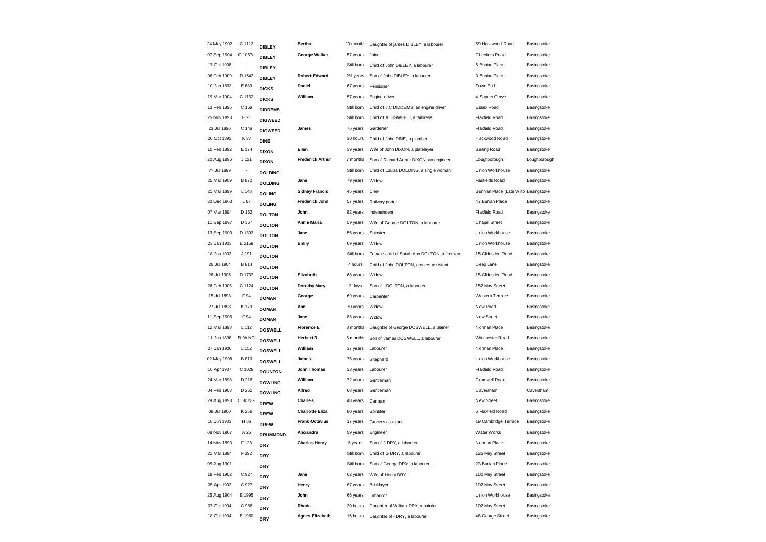| | | | | | | | |
|---|---|---|---|---|---|---|---|
| 24 May 1902 | C 1113 | **DIBLEY** | **Bertha** | 20 months | Daughter of james DIBLEY, a labourer | 59 Hackwood Road | Basingstoke |
| 07 Sep 1904 | C 1057a | **DIBLEY** | **George Walker** | 57 years | Joiner | Checkers Road | Basingstoke |
| 17 Oct 1908 | - | **DIBLEY** | | Still born | Child of John DIBLEY, a labourer | 6 Bunian Place | Basingstoke |
| 06 Feb 1909 | D 1543 | **DIBLEY** | **Robert Edward** | 2½ years | Son of John DIBLEY, a labourer | 3 Bunian Place | Basingstoke |
| 10 Jan 1893 | E 689 | **DICKS** | **Daniel** | 67 years | Pensioner | Town End | Basingstoke |
| 19 Mar 1904 | C 1162 | **DICKS** | **William** | 57 years | Engine driver | 4 Sopers Grove | Basingstoke |
| 13 Feb 1896 | C 16a | **DIDDEMS** | | Still born | Child of J C DIDDEMS, an engine driver | Essex Road | Basingstoke |
| 25 Nov 1893 | E 21 | **DIGWEED** | | Still born | Child of A DIGWEED, a tailoress | Flaxfield Road | Basingstoke |
| 23 Jul 1896 | C 14a | **DIGWEED** | **James** | 76 years | Gardener | Flaxfield Road | Basingstoke |
| 20 Oct 1893 | K 37 | **DINE** | | 30 hours | Child of John DINE, a plumber | Hackwood Road | Basingstoke |
| 10 Feb 1892 | E 174 | **DIXON** | **Ellen** | 39 years | Wife of John DIXON, a platelayer | Basing Road | Basingstoke |
| 20 Aug 1896 | J 121 | **DIXON** | **Frederick Arthur** | 7 months | Son of Richard Arthur DIXON, an engineer | Loughborough | Loughborough |
| ?? Jul 1899 | - | **DOLDING** | | Still born | Child of Louisa DOLDING, a single woman | Union Workhouse | Basingstoke |
| 25 Mar 1909 | B 872 | **DOLDING** | **Jane** | 79 years | Widow | Fairfields Road | Basingstoke |
| 21 Mar 1899 | L 148 | **DOLING** | **Sidney Francis** | 45 years | Clerk | Bunnian Place (Late Wilto Basingstoke | |
| 30 Dec 1903 | L 67 | **DOLING** | **Frederick John** | 57 years | Railway porter | 47 Bunian Place | Basingstoke |
| 07 Mar 1894 | D 162 | **DOLTON** | **John** | 82 years | Independent | Flaxfield Road | Basingstoke |
| 11 Sep 1897 | D 367 | **DOLTON** | **Annie Maria** | 59 years | Wife of George DOLTON, a labourer | Chapel Street | Basingstoke |
| 13 Sep 1900 | D 1393 | **DOLTON** | **Jane** | 56 years | Spinster | Union Workhouse | Basingstoke |
| 23 Jan 1903 | E 2158 | **DOLTON** | **Emily** | 69 years | Widow | Union Workhouse | Basingstoke |
| 18 Jun 1903 | J 191 | **DOLTON** | | Still born | Female child of Sarah Ann DOLTON, a fireman | 15 Clidesden Road | Basingstoke |
| 26 Jul 1904 | B 814 | **DOLTON** | | 4 hours | Child of John DOLTON, grocers assistant | Deep Lane | Basingstoke |
| 26 Jul 1905 | D 1733 | **DOLTON** | **Elizabeth** | 68 years | Widow | 15 Clidesden Road | Basingstoke |
| 26 Feb 1906 | C 1124 | **DOLTON** | **Dorothy Mary** | 2 days | Son of - DOLTON, a labourer | 152 May Street | Basingstoke |
| 15 Jul 1893 | F 94 | **DOMAN** | **George** | 69 years | Carpenter | Western Terrace | Basingstoke |
| 27 Jul 1898 | K 179 | **DOMAN** | **Ann** | 70 years | Widow | New Road | Basingstoke |
| 11 Sep 1906 | F 94 | **DOMAN** | **Jane** | 83 years | Widow | New Street | Basingstoke |
| 12 Mar 1898 | L 112 | **DOSWELL** | **Florence E** | 8 months | Daughter of George DOSWELL, a plainer | Norman Place | Basingstoke |
| 11 Jun 1898 | B 9b NG | **DOSWELL** | **Herbert R** | 6 months | Son of James DOSWELL, a labourer | Winchester Road | Basingstoke |
| 27 Jan 1900 | L 152 | **DOSWELL** | **William** | 37 years | Labourer | Norman Place | Basingstoke |
| 02 May 1908 | B 810 | **DOSWELL** | **James** | 76 years | Shepherd | Union Workhouse | Basingstoke |
| 16 Apr 1907 | C 1029 | **DOUNTON** | **John Thomas** | 33 years | Labourer | Flaxfield Road | Basingstoke |
| 24 Mar 1898 | D 218 | **DOWLING** | **William** | 72 years | Gentleman | Cromwell Road | Basingstoke |
| 04 Feb 1903 | D 262 | **DOWLING** | **Alfred** | 68 years | Gentleman | Caversham | Caversham |
| 29 Aug 1898 | C 8c NG | **DREW** | **Charles** | 48 years | Carman | New Street | Basingstoke |
| 08 Jul 1900 | K 256 | **DREW** | **Charlotte Eliza** | 80 years | Spinster | 6 Flaxfield Road | Basingstoke |
| 18 Jun 1903 | H 66 | **DREW** | **Frank Octavius** | 17 years | Grocers assistant | 19 Cambridge Terrace | Basingstoke |
| 08 Nov 1907 | A 25 | **DRUMMOND** | **Alexandra** | 59 years | Engineer | Water Works | Basingstoke |
| 14 Nov 1893 | F 128 | **DRY** | **Charles Henry** | 5 years | Son of J DRY, a labourer | Norman Place | Basingstoke |
| 21 Mar 1894 | F 392 | **DRY** | | Still born | Child of G DRY, a labourer | 125 May Street | Basingstoke |
| 05 Aug 1901 | - | **DRY** | | Still born | Son of George DRY, a labourer | 23 Bunian Place | Basingstoke |
| 19 Feb 1902 | C 927 | **DRY** | **Jane** | 62 years | Wife of Henry DRY | 102 May Street | Basingstoke |
| 05 Apr 1902 | C 927 | **DRY** | **Henry** | 67 years | Bricklayer | 102 May Street | Basingstoke |
| 25 Aug 1904 | E 1995 | **DRY** | **John** | 66 years | Labourer | Union Workhouse | Basingstoke |
| 07 Oct 1904 | C 968 | **DRY** | **Rhoda** | 20 hours | Daughter of William DRY, a painter | 102 May Street | Basingstoke |
| 18 Oct 1904 | E 1960 | **DRY** | **Agnes Elizabeth** | 16 hours | Daughter of - DRY, a labourer | 46 George Street | Basingstoke |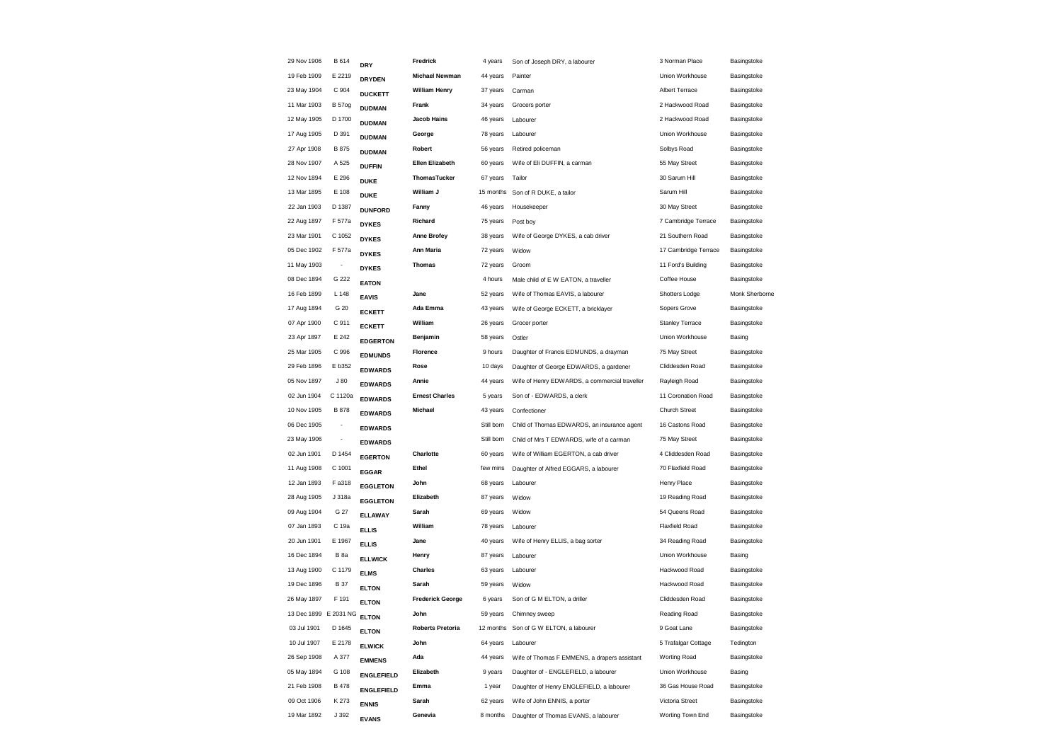| | | | | | | | |
|---|---|---|---|---|---|---|---|
| 29 Nov 1906 | B 614 | **DRY** | **Fredrick** | 4 years | Son of Joseph DRY, a labourer | 3 Norman Place | Basingstoke |
| 19 Feb 1909 | E 2219 | **DRYDEN** | **Michael Newman** | 44 years | Painter | Union Workhouse | Basingstoke |
| 23 May 1904 | C 904 | **DUCKETT** | **William Henry** | 37 years | Carman | Albert Terrace | Basingstoke |
| 11 Mar 1903 | B 57og | **DUDMAN** | **Frank** | 34 years | Grocers porter | 2 Hackwood Road | Basingstoke |
| 12 May 1905 | D 1700 | **DUDMAN** | **Jacob Hains** | 46 years | Labourer | 2 Hackwood Road | Basingstoke |
| 17 Aug 1905 | D 391 | **DUDMAN** | **George** | 78 years | Labourer | Union Workhouse | Basingstoke |
| 27 Apr 1908 | B 875 | **DUDMAN** | **Robert** | 56 years | Retired policeman | Solbys Road | Basingstoke |
| 28 Nov 1907 | A 525 | **DUFFIN** | **Ellen Elizabeth** | 60 years | Wife of Eli DUFFIN, a carman | 55 May Street | Basingstoke |
| 12 Nov 1894 | E 296 | **DUKE** | **ThomasTucker** | 67 years | Tailor | 30 Sarum Hill | Basingstoke |
| 13 Mar 1895 | E 108 | **DUKE** | **William J** | 15 months | Son of R DUKE, a tailor | Sarum Hill | Basingstoke |
| 22 Jan 1903 | D 1387 | **DUNFORD** | **Fanny** | 46 years | Housekeeper | 30 May Street | Basingstoke |
| 22 Aug 1897 | F 577a | **DYKES** | **Richard** | 75 years | Post boy | 7 Cambridge Terrace | Basingstoke |
| 23 Mar 1901 | C 1052 | **DYKES** | **Anne Brofey** | 38 years | Wife of George DYKES, a cab driver | 21 Southern Road | Basingstoke |
| 05 Dec 1902 | F 577a | **DYKES** | **Ann Maria** | 72 years | Widow | 17 Cambridge Terrace | Basingstoke |
| 11 May 1903 | - | **DYKES** | **Thomas** | 72 years | Groom | 11 Ford's Building | Basingstoke |
| 08 Dec 1894 | G 222 | **EATON** | | 4 hours | Male child of E W EATON, a traveller | Coffee House | Basingstoke |
| 16 Feb 1899 | L 148 | **EAVIS** | **Jane** | 52 years | Wife of Thomas EAVIS, a labourer | Shotters Lodge | Monk Sherborne |
| 17 Aug 1894 | G 20 | **ECKETT** | **Ada Emma** | 43 years | Wife of George ECKETT, a bricklayer | Sopers Grove | Basingstoke |
| 07 Apr 1900 | C 911 | **ECKETT** | **William** | 26 years | Grocer porter | Stanley Terrace | Basingstoke |
| 23 Apr 1897 | E 242 | **EDGERTON** | **Benjamin** | 58 years | Ostler | Union Workhouse | Basing |
| 25 Mar 1905 | C 996 | **EDMUNDS** | **Florence** | 9 hours | Daughter of Francis EDMUNDS, a drayman | 75 May Street | Basingstoke |
| 29 Feb 1896 | E b352 | **EDWARDS** | **Rose** | 10 days | Daughter of George EDWARDS, a gardener | Cliddesden Road | Basingstoke |
| 05 Nov 1897 | J 80 | **EDWARDS** | **Annie** | 44 years | Wife of Henry EDWARDS, a commercial traveller | Rayleigh Road | Basingstoke |
| 02 Jun 1904 | C 1120a | **EDWARDS** | **Ernest Charles** | 5 years | Son of - EDWARDS, a clerk | 11 Coronation Road | Basingstoke |
| 10 Nov 1905 | B 878 | **EDWARDS** | **Michael** | 43 years | Confectioner | Church Street | Basingstoke |
| 06 Dec 1905 | - | **EDWARDS** | | Still born | Child of Thomas EDWARDS, an insurance agent | 16 Castons Road | Basingstoke |
| 23 May 1906 | - | **EDWARDS** | | Still born | Child of Mrs T EDWARDS, wife of a carman | 75 May Street | Basingstoke |
| 02 Jun 1901 | D 1454 | **EGERTON** | **Charlotte** | 60 years | Wife of William EGERTON, a cab driver | 4 Cliddesden Road | Basingstoke |
| 11 Aug 1908 | C 1001 | **EGGAR** | **Ethel** | few mins | Daughter of Alfred EGGARS, a labourer | 70 Flaxfield Road | Basingstoke |
| 12 Jan 1893 | F a318 | **EGGLETON** | **John** | 68 years | Labourer | Henry Place | Basingstoke |
| 28 Aug 1905 | J 318a | **EGGLETON** | **Elizabeth** | 87 years | Widow | 19 Reading Road | Basingstoke |
| 09 Aug 1904 | G 27 | **ELLAWAY** | **Sarah** | 69 years | Widow | 54 Queens Road | Basingstoke |
| 07 Jan 1893 | C 19a | **ELLIS** | **William** | 78 years | Labourer | Flaxfield Road | Basingstoke |
| 20 Jun 1901 | E 1967 | **ELLIS** | **Jane** | 40 years | Wife of Henry ELLIS, a bag sorter | 34 Reading Road | Basingstoke |
| 16 Dec 1894 | B 8a | **ELLWICK** | **Henry** | 87 years | Labourer | Union Workhouse | Basing |
| 13 Aug 1900 | C 1179 | **ELMS** | **Charles** | 63 years | Labourer | Hackwood Road | Basingstoke |
| 19 Dec 1896 | B 37 | **ELTON** | **Sarah** | 59 years | Widow | Hackwood Road | Basingstoke |
| 26 May 1897 | F 191 | **ELTON** | **Frederick George** | 6 years | Son of G M ELTON, a driller | Cliddesden Road | Basingstoke |
| 13 Dec 1899 | E 2031 NG | **ELTON** | **John** | 59 years | Chimney sweep | Reading Road | Basingstoke |
| 03 Jul 1901 | D 1645 | **ELTON** | **Roberts Pretoria** | 12 months | Son of G W ELTON, a labourer | 9 Goat Lane | Basingstoke |
| 10 Jul 1907 | E 2178 | **ELWICK** | **John** | 64 years | Labourer | 5 Trafalgar Cottage | Tedington |
| 26 Sep 1908 | A 377 | **EMMENS** | **Ada** | 44 years | Wife of Thomas F EMMENS, a drapers assistant | Worting Road | Basingstoke |
| 05 May 1894 | G 108 | **ENGLEFIELD** | **Elizabeth** | 9 years | Daughter of - ENGLEFIELD, a labourer | Union Workhouse | Basing |
| 21 Feb 1908 | B 478 | **ENGLEFIELD** | **Emma** | 1 year | Daughter of Henry ENGLEFIELD, a labourer | 36 Gas House Road | Basingstoke |
| 09 Oct 1906 | K 273 | **ENNIS** | **Sarah** | 62 years | Wife of John ENNIS, a porter | Victoria Street | Basingstoke |
| 19 Mar 1892 | J 392 | **EVANS** | **Genevia** | 8 months | Daughter of Thomas EVANS, a labourer | Worting Town End | Basingstoke |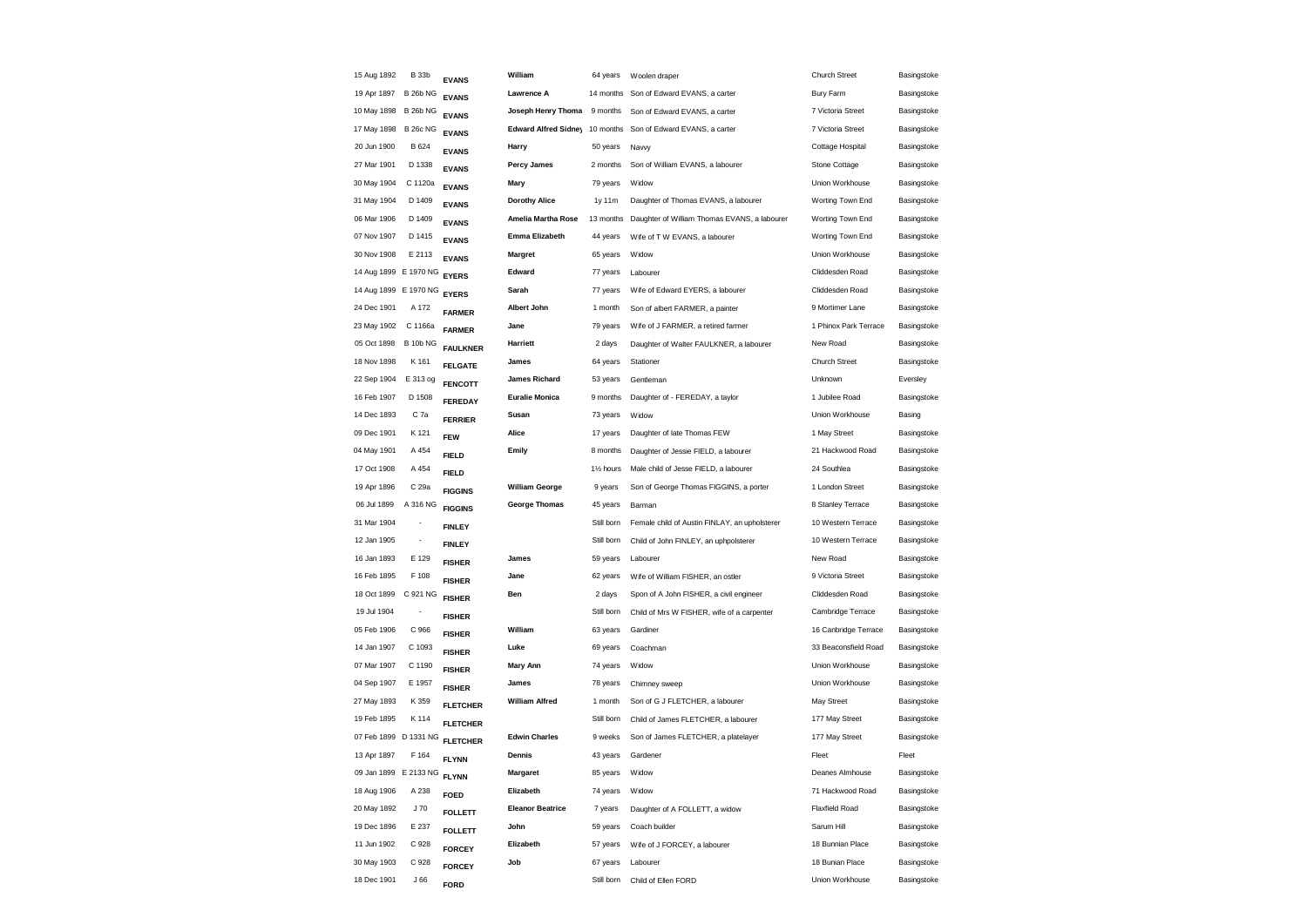| | | | | | | | |
|---|---|---|---|---|---|---|---|
| 15 Aug 1892 | B 33b | **EVANS** | **William** | 64 years | Woolen draper | Church Street | Basingstoke |
| 19 Apr 1897 | B 26b NG | **EVANS** | **Lawrence A** | 14 months | Son of Edward EVANS, a carter | Bury Farm | Basingstoke |
| 10 May 1898 | B 26b NG | **EVANS** | **Joseph Henry Thoma** | 9 months | Son of Edward EVANS, a carter | 7 Victoria Street | Basingstoke |
| 17 May 1898 | B 26c NG | **EVANS** | **Edward Alfred Sidney** | 10 months | Son of Edward EVANS, a carter | 7 Victoria Street | Basingstoke |
| 20 Jun 1900 | B 624 | **EVANS** | **Harry** | 50 years | Navvy | Cottage Hospital | Basingstoke |
| 27 Mar 1901 | D 1338 | **EVANS** | **Percy James** | 2 months | Son of William EVANS, a labourer | Stone Cottage | Basingstoke |
| 30 May 1904 | C 1120a | **EVANS** | **Mary** | 79 years | Widow | Union Workhouse | Basingstoke |
| 31 May 1904 | D 1409 | **EVANS** | **Dorothy Alice** | 1y 11m | Daughter of Thomas EVANS, a labourer | Worting Town End | Basingstoke |
| 06 Mar 1906 | D 1409 | **EVANS** | **Amelia Martha Rose** | 13 months | Daughter of William Thomas EVANS, a labourer | Worting Town End | Basingstoke |
| 07 Nov 1907 | D 1415 | **EVANS** | **Emma Elizabeth** | 44 years | Wife of T W EVANS, a labourer | Worting Town End | Basingstoke |
| 30 Nov 1908 | E 2113 | **EVANS** | **Margret** | 65 years | Widow | Union Workhouse | Basingstoke |
| 14 Aug 1899 | E 1970 NG | **EYERS** | **Edward** | 77 years | Labourer | Cliddesden Road | Basingstoke |
| 14 Aug 1899 | E 1970 NG | **EYERS** | **Sarah** | 77 years | Wife of Edward EYERS, a labourer | Cliddesden Road | Basingstoke |
| 24 Dec 1901 | A 172 | **FARMER** | **Albert John** | 1 month | Son of albert FARMER, a painter | 9 Mortimer Lane | Basingstoke |
| 23 May 1902 | C 1166a | **FARMER** | **Jane** | 79 years | Wife of J FARMER, a retired farmer | 1 Phinox Park Terrace | Basingstoke |
| 05 Oct 1898 | B 10b NG | **FAULKNER** | **Harriett** | 2 days | Daughter of Walter FAULKNER, a labourer | New Road | Basingstoke |
| 18 Nov 1898 | K 161 | **FELGATE** | **James** | 64 years | Stationer | Church Street | Basingstoke |
| 22 Sep 1904 | E 313 og | **FENCOTT** | **James Richard** | 53 years | Gentleman | Unknown | Eversley |
| 16 Feb 1907 | D 1508 | **FEREDAY** | **Euralie Monica** | 9 months | Daughter of - FEREDAY, a taylor | 1 Jubilee Road | Basingstoke |
| 14 Dec 1893 | C 7a | **FERRIER** | **Susan** | 73 years | Widow | Union Workhouse | Basing |
| 09 Dec 1901 | K 121 | **FEW** | **Alice** | 17 years | Daughter of late Thomas FEW | 1 May Street | Basingstoke |
| 04 May 1901 | A 454 | **FIELD** | **Emily** | 8 months | Daughter of Jessie FIELD, a labourer | 21 Hackwood Road | Basingstoke |
| 17 Oct 1908 | A 454 | **FIELD** | | 1½ hours | Male child of Jesse FIELD, a labourer | 24 Southlea | Basingstoke |
| 19 Apr 1896 | C 29a | **FIGGINS** | **William George** | 9 years | Son of George Thomas FIGGINS, a porter | 1 London Street | Basingstoke |
| 06 Jul 1899 | A 316 NG | **FIGGINS** | **George Thomas** | 45 years | Barman | 8 Stanley Terrace | Basingstoke |
| 31 Mar 1904 | - | **FINLEY** | | Still born | Female child of Austin FINLAY, an upholsterer | 10 Western Terrace | Basingstoke |
| 12 Jan 1905 | - | **FINLEY** | | Still born | Child of John FINLEY, an uphpolsterer | 10 Western Terrace | Basingstoke |
| 16 Jan 1893 | E 129 | **FISHER** | **James** | 59 years | Labourer | New Road | Basingstoke |
| 16 Feb 1895 | F 108 | **FISHER** | **Jane** | 62 years | Wife of William FISHER, an ostler | 9 Victoria Street | Basingstoke |
| 18 Oct 1899 | C 921 NG | **FISHER** | **Ben** | 2 days | Spon of A John FISHER, a civil engineer | Cliddesden Road | Basingstoke |
| 19 Jul 1904 | - | **FISHER** | | Still born | Child of Mrs W FISHER, wife of a carpenter | Cambridge Terrace | Basingstoke |
| 05 Feb 1906 | C 966 | **FISHER** | **William** | 63 years | Gardiner | 16 Canbridge Terrace | Basingstoke |
| 14 Jan 1907 | C 1093 | **FISHER** | **Luke** | 69 years | Coachman | 33 Beaconsfield Road | Basingstoke |
| 07 Mar 1907 | C 1190 | **FISHER** | **Mary Ann** | 74 years | Widow | Union Workhouse | Basingstoke |
| 04 Sep 1907 | E 1957 | **FISHER** | **James** | 78 years | Chimney sweep | Union Workhouse | Basingstoke |
| 27 May 1893 | K 359 | **FLETCHER** | **William Alfred** | 1 month | Son of G J FLETCHER, a labourer | May Street | Basingstoke |
| 19 Feb 1895 | K 114 | **FLETCHER** | | Still born | Child of James FLETCHER, a labourer | 177 May Street | Basingstoke |
| 07 Feb 1899 | D 1331 NG | **FLETCHER** | **Edwin Charles** | 9 weeks | Son of James FLETCHER, a platelayer | 177 May Street | Basingstoke |
| 13 Apr 1897 | F 164 | **FLYNN** | **Dennis** | 43 years | Gardener | Fleet | Fleet |
| 09 Jan 1899 | E 2133 NG | **FLYNN** | **Margaret** | 85 years | Widow | Deanes Almhouse | Basingstoke |
| 18 Aug 1906 | A 238 | **FOED** | **Elizabeth** | 74 years | Widow | 71 Hackwood Road | Basingstoke |
| 20 May 1892 | J 70 | **FOLLETT** | **Eleanor Beatrice** | 7 years | Daughter of A FOLLETT, a widow | Flaxfield Road | Basingstoke |
| 19 Dec 1896 | E 237 | **FOLLETT** | **John** | 59 years | Coach builder | Sarum Hill | Basingstoke |
| 11 Jun 1902 | C 928 | **FORCEY** | **Elizabeth** | 57 years | Wife of J FORCEY, a labourer | 18 Bunnian Place | Basingstoke |
| 30 May 1903 | C 928 | **FORCEY** | **Job** | 67 years | Labourer | 18 Bunian Place | Basingstoke |
| 18 Dec 1901 | J 66 | **FORD** | | Still born | Child of Ellen FORD | Union Workhouse | Basingstoke |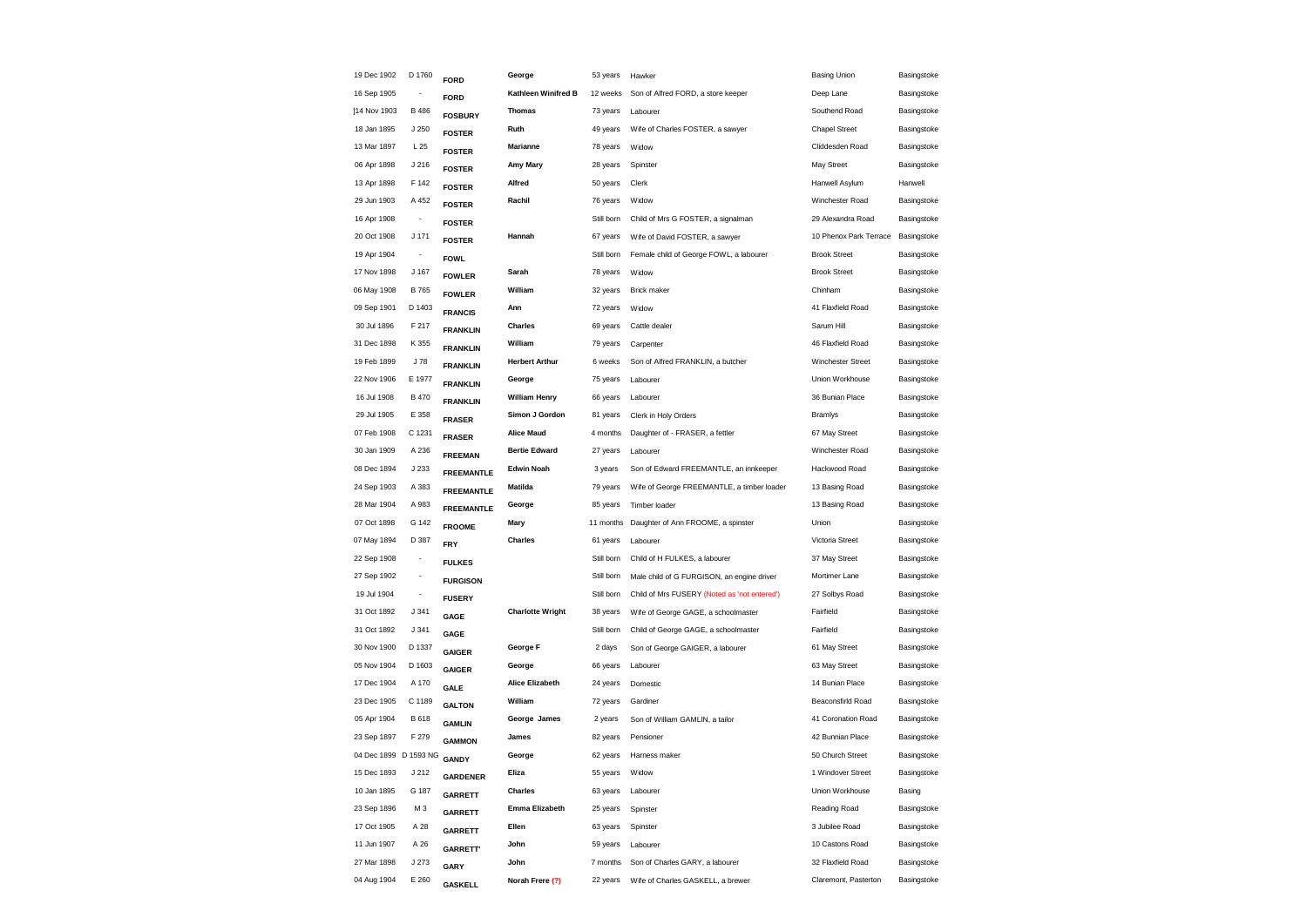| | | | | | | | |
|---|---|---|---|---|---|---|---|
| 19 Dec 1902 | D 1760 | **FORD** | **George** | 53 years | Hawker | Basing Union | Basingstoke |
| 16 Sep 1905 | - | **FORD** | **Kathleen Winifred B** | 12 weeks | Son of Alfred FORD, a store keeper | Deep Lane | Basingstoke |
| ]14 Nov 1903 | B 486 | **FOSBURY** | **Thomas** | 73 years | Labourer | Southend Road | Basingstoke |
| 18 Jan 1895 | J 250 | **FOSTER** | **Ruth** | 49 years | Wife of Charles FOSTER, a sawyer | Chapel Street | Basingstoke |
| 13 Mar 1897 | L 25 | **FOSTER** | **Marianne** | 78 years | Widow | Cliddesden Road | Basingstoke |
| 06 Apr 1898 | J 216 | **FOSTER** | **Amy Mary** | 28 years | Spinster | May Street | Basingstoke |
| 13 Apr 1898 | F 142 | **FOSTER** | **Alfred** | 50 years | Clerk | Hanwell Asylum | Hanwell |
| 29 Jun 1903 | A 452 | **FOSTER** | **Rachil** | 76 years | Widow | Winchester Road | Basingstoke |
| 16 Apr 1908 | - | **FOSTER** | | Still born | Child of Mrs G FOSTER, a signalman | 29 Alexandra Road | Basingstoke |
| 20 Oct 1908 | J 171 | **FOSTER** | **Hannah** | 67 years | Wife of David FOSTER, a sawyer | 10 Phenox Park Terrace | Basingstoke |
| 19 Apr 1904 | - | **FOWL** | | Still born | Female child of George FOWL, a labourer | Brook Street | Basingstoke |
| 17 Nov 1898 | J 167 | **FOWLER** | **Sarah** | 78 years | Widow | Brook Street | Basingstoke |
| 06 May 1908 | B 765 | **FOWLER** | **William** | 32 years | Brick maker | Chinham | Basingstoke |
| 09 Sep 1901 | D 1403 | **FRANCIS** | **Ann** | 72 years | Widow | 41 Flaxfield Road | Basingstoke |
| 30 Jul 1896 | F 217 | **FRANKLIN** | **Charles** | 69 years | Cattle dealer | Sarum Hill | Basingstoke |
| 31 Dec 1898 | K 355 | **FRANKLIN** | **William** | 79 years | Carpenter | 46 Flaxfield Road | Basingstoke |
| 19 Feb 1899 | J 78 | **FRANKLIN** | **Herbert Arthur** | 6 weeks | Son of Alfred FRANKLIN, a butcher | Winchester Street | Basingstoke |
| 22 Nov 1906 | E 1977 | **FRANKLIN** | **George** | 75 years | Labourer | Union Workhouse | Basingstoke |
| 16 Jul 1908 | B 470 | **FRANKLIN** | **William Henry** | 66 years | Labourer | 36 Bunian Place | Basingstoke |
| 29 Jul 1905 | E 358 | **FRASER** | **Simon J Gordon** | 81 years | Clerk in Holy Orders | Bramlys | Basingstoke |
| 07 Feb 1908 | C 1231 | **FRASER** | **Alice Maud** | 4 months | Daughter of - FRASER, a fettler | 67 May Street | Basingstoke |
| 30 Jan 1909 | A 236 | **FREEMAN** | **Bertie Edward** | 27 years | Labourer | Winchester Road | Basingstoke |
| 08 Dec 1894 | J 233 | **FREEMANTLE** | **Edwin Noah** | 3 years | Son of Edward FREEMANTLE, an innkeeper | Hackwood Road | Basingstoke |
| 24 Sep 1903 | A 383 | **FREEMANTLE** | **Matilda** | 79 years | Wife of George FREEMANTLE, a timber loader | 13 Basing Road | Basingstoke |
| 28 Mar 1904 | A 983 | **FREEMANTLE** | **George** | 85 years | Timber loader | 13 Basing Road | Basingstoke |
| 07 Oct 1898 | G 142 | **FROOME** | **Mary** | 11 months | Daughter of Ann FROOME, a spinster | Union | Basingstoke |
| 07 May 1894 | D 387 | **FRY** | **Charles** | 61 years | Labourer | Victoria Street | Basingstoke |
| 22 Sep 1908 | - | **FULKES** | | Still born | Child of H FULKES, a labourer | 37 May Street | Basingstoke |
| 27 Sep 1902 | - | **FURGISON** | | Still born | Male child of G FURGISON, an engine driver | Mortimer Lane | Basingstoke |
| 19 Jul 1904 | - | **FUSERY** | | Still born | Child of Mrs FUSERY (Noted as 'not entered') | 27 Solbys Road | Basingstoke |
| 31 Oct 1892 | J 341 | **GAGE** | **Charlotte Wright** | 38 years | Wife of George GAGE, a schoolmaster | Fairfield | Basingstoke |
| 31 Oct 1892 | J 341 | **GAGE** | | Still born | Child of George GAGE, a schoolmaster | Fairfield | Basingstoke |
| 30 Nov 1900 | D 1337 | **GAIGER** | **George F** | 2 days | Son of George GAIGER, a labourer | 61 May Street | Basingstoke |
| 05 Nov 1904 | D 1603 | **GAIGER** | **George** | 66 years | Labourer | 63 May Street | Basingstoke |
| 17 Dec 1904 | A 170 | **GALE** | **Alice Elizabeth** | 24 years | Domestic | 14 Bunian Place | Basingstoke |
| 23 Dec 1905 | C 1189 | **GALTON** | **William** | 72 years | Gardiner | Beaconsfirld Road | Basingstoke |
| 05 Apr 1904 | B 618 | **GAMLIN** | **George James** | 2 years | Son of William GAMLIN, a tailor | 41 Coronation Road | Basingstoke |
| 23 Sep 1897 | F 279 | **GAMMON** | **James** | 82 years | Pensioner | 42 Bunnian Place | Basingstoke |
| 04 Dec 1899 | D 1593 NG | **GANDY** | **George** | 62 years | Harness maker | 50 Church Street | Basingstoke |
| 15 Dec 1893 | J 212 | **GARDENER** | **Eliza** | 55 years | Widow | 1 Windover Street | Basingstoke |
| 10 Jan 1895 | G 187 | **GARRETT** | **Charles** | 63 years | Labourer | Union Workhouse | Basing |
| 23 Sep 1896 | M 3 | **GARRETT** | **Emma Elizabeth** | 25 years | Spinster | Reading Road | Basingstoke |
| 17 Oct 1905 | A 28 | **GARRETT** | **Ellen** | 63 years | Spinster | 3 Jubilee Road | Basingstoke |
| 11 Jun 1907 | A 26 | **GARRETT'** | **John** | 59 years | Labourer | 10 Castons Road | Basingstoke |
| 27 Mar 1898 | J 273 | **GARY** | **John** | 7 months | Son of Charles GARY, a labourer | 32 Flaxfield Road | Basingstoke |
| 04 Aug 1904 | E 260 | **GASKELL** | **Norah Frere (?)** | 22 years | Wife of Charles GASKELL, a brewer | Claremont, Pasterton | Basingstoke |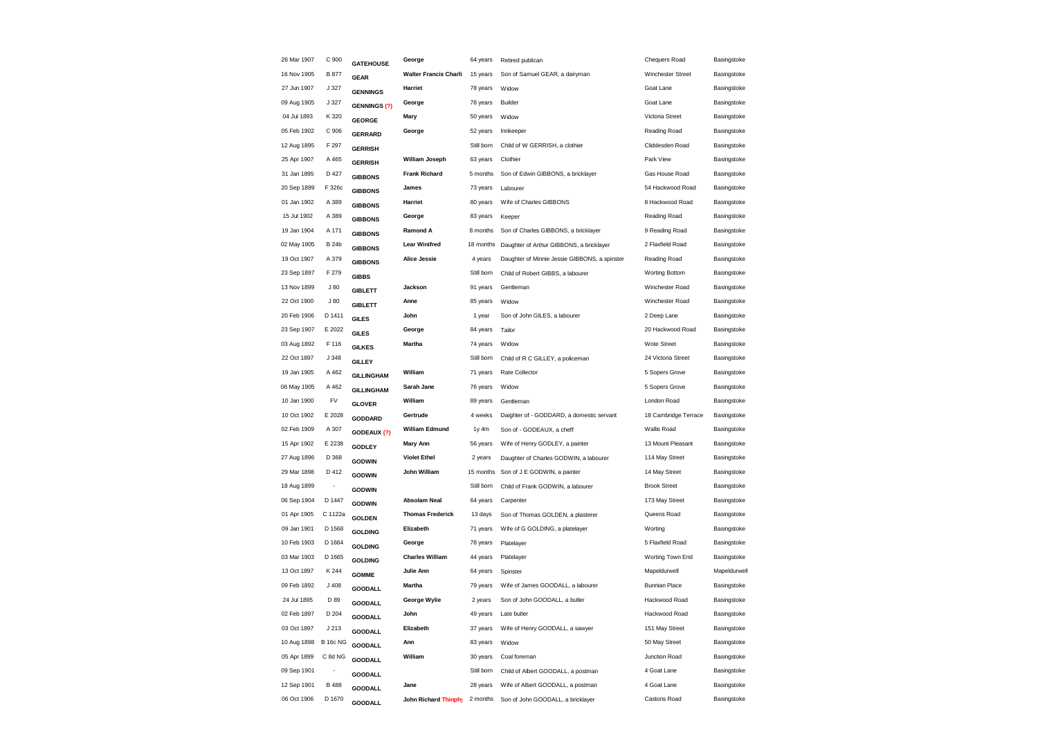| | | | | | | | |
|---|---|---|---|---|---|---|---|
| 26 Mar 1907 | C 900 | **GATEHOUSE** | **George** | 64 years | Retired publican | Chequers Road | Basingstoke |
| 16 Nov 1905 | B 877 | **GEAR** | **Walter Francis Charli** | 15 years | Son of Samuel GEAR, a dairyman | Winchester Street | Basingstoke |
| 27 Jun 1907 | J 327 | **GENNINGS** | **Harriet** | 78 years | Widow | Goat Lane | Basingstoke |
| 09 Aug 1905 | J 327 | **GENNINGS (?)** | **George** | 78 years | Builder | Goat Lane | Basingstoke |
| 04 Jul 1893 | K 320 | **GEORGE** | **Mary** | 50 years | Widow | Victoria Street | Basingstoke |
| 05 Feb 1902 | C 906 | **GERRARD** | **George** | 52 years | Innkeeper | Reading Road | Basingstoke |
| 12 Aug 1895 | F 297 | **GERRISH** | | Still born | Child of W GERRISH, a clothier | Cliddesden Road | Basingstoke |
| 25 Apr 1907 | A 465 | **GERRISH** | **William Joseph** | 63 years | Clothier | Park View | Basingstoke |
| 31 Jan 1895 | D 427 | **GIBBONS** | **Frank Richard** | 5 months | Son of Edwin GIBBONS, a bricklayer | Gas House Road | Basingstoke |
| 20 Sep 1899 | F 326c | **GIBBONS** | **James** | 73 years | Labourer | 54 Hackwood Road | Basingstoke |
| 01 Jan 1902 | A 389 | **GIBBONS** | **Harriet** | 80 years | Wife of Charles GIBBONS | 8 Hackwood Road | Basingstoke |
| 15 Jul 1902 | A 389 | **GIBBONS** | **George** | 83 years | Keeper | Reading Road | Basingstoke |
| 19 Jan 1904 | A 171 | **GIBBONS** | **Ramond A** | 8 months | Son of Charles GIBBONS, a bricklayer | 9 Reading Road | Basingstoke |
| 02 May 1905 | B 24b | **GIBBONS** | **Lear Winifred** | 18 months | Daughter of Arthur GIBBONS, a bricklayer | 2 Flaxfield Road | Basingstoke |
| 19 Oct 1907 | A 379 | **GIBBONS** | **Alice Jessie** | 4 years | Daughter of Minnie Jessie GIBBONS, a spinster | Reading Road | Basingstoke |
| 23 Sep 1897 | F 279 | **GIBBS** | | Still born | Child of Robert GIBBS, a labourer | Worting Bottom | Basingstoke |
| 13 Nov 1899 | J 80 | **GIBLETT** | **Jackson** | 91 years | Gentleman | Winchester Road | Basingstoke |
| 22 Oct 1900 | J 80 | **GIBLETT** | **Anne** | 85 years | Widow | Winchester Road | Basingstoke |
| 20 Feb 1906 | D 1411 | **GILES** | **John** | 1 year | Son of John GILES, a labourer | 2 Deep Lane | Basingstoke |
| 23 Sep 1907 | E 2022 | **GILES** | **George** | 84 years | Tailor | 20 Hackwood Road | Basingstoke |
| 03 Aug 1892 | F 116 | **GILKES** | **Martha** | 74 years | Widow | Wote Street | Basingstoke |
| 22 Oct 1897 | J 348 | **GILLEY** | | Still born | Child of R C GILLEY, a policeman | 24 Victoria Street | Basingstoke |
| 19 Jan 1905 | A 462 | **GILLINGHAM** | **William** | 71 years | Rate Collector | 5 Sopers Grove | Basingstoke |
| 06 May 1905 | A 462 | **GILLINGHAM** | **Sarah Jane** | 76 years | Widow | 5 Sopers Grove | Basingstoke |
| 10 Jan 1900 | FV | **GLOVER** | **William** | 89 years | Gentleman | London Road | Basingstoke |
| 10 Oct 1902 | E 2028 | **GODDARD** | **Gertrude** | 4 weeks | Daighter of - GODDARD, a domestic servant | 18 Cambridge Terrace | Basingstoke |
| 02 Feb 1909 | A 307 | **GODEAUX (?)** | **William Edmund** | 1y 4m | Son of - GODEAUX, a cheff | Wallis Road | Basingstoke |
| 15 Apr 1902 | E 2238 | **GODLEY** | **Mary Ann** | 56 years | Wife of Henry GODLEY, a painter | 13 Mount Pleasant | Basingstoke |
| 27 Aug 1896 | D 368 | **GODWIN** | **Violet Ethel** | 2 years | Daughter of Charles GODWIN, a labourer | 114 May Street | Basingstoke |
| 29 Mar 1898 | D 412 | **GODWIN** | **John William** | 15 months | Son of J E GODWIN, a painter | 14 May Street | Basingstoke |
| 18 Aug 1899 | - | **GODWIN** | | Still born | Child of Frank GODWIN, a labourer | Brook Street | Basingstoke |
| 06 Sep 1904 | D 1447 | **GODWIN** | **Absolam Neal** | 64 years | Carpenter | 173 May Street | Basingstoke |
| 01 Apr 1905 | C 1122a | **GOLDEN** | **Thomas Frederick** | 13 days | Son of Thomas GOLDEN, a plasterer | Queens Road | Basingstoke |
| 09 Jan 1901 | D 1568 | **GOLDING** | **Elizabeth** | 71 years | Wife of G GOLDING, a platelayer | Worting | Basingstoke |
| 10 Feb 1903 | D 1664 | **GOLDING** | **George** | 78 years | Platelayer | 5 Flaxfield Road | Basingstoke |
| 03 Mar 1903 | D 1665 | **GOLDING** | **Charles William** | 44 years | Platelayer | Worting Town End | Basingstoke |
| 13 Oct 1897 | K 244 | **GOMME** | **Julie Ann** | 64 years | Spinster | Mapeldurwell | Mapeldurwell |
| 09 Feb 1892 | J 408 | **GOODALL** | **Martha** | 79 years | Wife of James GOODALL, a labourer | Bunnian Place | Basingstoke |
| 24 Jul 1895 | D 89 | **GOODALL** | **George Wylie** | 2 years | Son of John GOODALL, a butler | Hackwood Road | Basingstoke |
| 02 Feb 1897 | D 204 | **GOODALL** | **John** | 49 years | Late butler | Hackwood Road | Basingstoke |
| 03 Oct 1897 | J 213 | **GOODALL** | **Elizabeth** | 37 years | Wife of Henry GOODALL, a sawyer | 151 May Street | Basingstoke |
| 10 Aug 1898 | B 16c NG | **GOODALL** | **Ann** | 83 years | Widow | 50 May Street | Basingstoke |
| 05 Apr 1899 | C 8d NG | **GOODALL** | **William** | 30 years | Coal foreman | Junction Road | Basingstoke |
| 09 Sep 1901 | - | **GOODALL** | | Still born | Child of Albert GOODALL, a postman | 4 Goat Lane | Basingstoke |
| 12 Sep 1901 | B 488 | **GOODALL** | **Jane** | 28 years | Wife of Albert GOODALL, a postman | 4 Goat Lane | Basingstoke |
| 06 Oct 1906 | D 1670 | **GOODALL** | **John Richard Thinphy** | 2 months | Son of John GOODALL, a bricklayer | Castons Road | Basingstoke |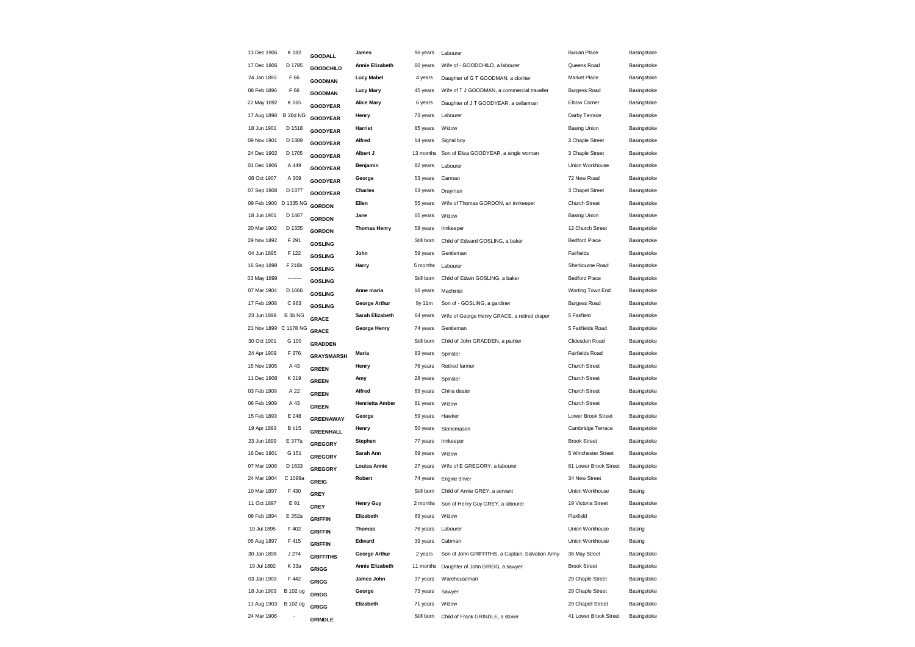| | | | | | | | |
|---|---|---|---|---|---|---|---|
| 13 Dec 1906 | K 182 | GOODALL | James | 96 years | Labourer | Bunian Place | Basingstoke |
| 17 Dec 1906 | D 1795 | GOODCHILD | Annie Elizabeth | 60 years | Wife of - GOODCHILD, a labourer | Queens Road | Basingstoke |
| 24 Jan 1893 | F 66 | GOODMAN | Lucy Mabel | 4 years | Daughter of G T GOODMAN, a clothier | Market Place | Basingstoke |
| 08 Feb 1896 | F 66 | GOODMAN | Lucy Mary | 45 years | Wife of T J GOODMAN, a commercial traveller | Burgess Road | Basingstoke |
| 22 May 1892 | K 165 | GOODYEAR | Alice Mary | 6 years | Daughter of J T GOODYEAR, a cellarman | Elbow Corner | Basingstoke |
| 17 Aug 1898 | B 26d NG | GOODYEAR | Henry | 73 years | Labourer | Darby Terrace | Basingstoke |
| 18 Jun 1901 | D 1518 | GOODYEAR | Harriet | 85 years | Widow | Basing Union | Basingstoke |
| 09 Nov 1901 | D 1389 | GOODYEAR | Alfred | 14 years | Signal boy | 3 Chaple Street | Basingstoke |
| 24 Dec 1902 | D 1705 | GOODYEAR | Albert J | 13 months | Son of Eliza GOODYEAR, a single woman | 3 Chaple Street | Basingstoke |
| 01 Dec 1906 | A 449 | GOODYEAR | Benjamin | 82 years | Labourer | Union Workhouse | Basingstoke |
| 08 Oct 1907 | A 309 | GOODYEAR | George | 53 years | Carman | 72 New Road | Basingstoke |
| 07 Sep 1908 | D 1377 | GOODYEAR | Charles | 63 years | Drayman | 3 Chapel Street | Basingstoke |
| 09 Feb 1900 | D 1335 NG | GORDON | Ellen | 55 years | Wife of Thomas GORDON, an innkeeper | Church Street | Basingstoke |
| 18 Jun 1901 | D 1467 | GORDON | Jane | 65 years | Widow | Basing Union | Basingstoke |
| 20 Mar 1902 | D 1335 | GORDON | Thomas Henry | 58 years | Innkeeper | 12 Church Street | Basingstoke |
| 29 Nov 1892 | F 291 | GOSLING | | Still born | Child of Edward GOSLING, a baker | Bedford Place | Basingstoke |
| 04 Jun 1895 | F 122 | GOSLING | John | 59 years | Gentleman | Fairfields | Basingstoke |
| 16 Sep 1898 | F 216b | GOSLING | Harry | 5 months | Labourer | Sherbourne Road | Basingstoke |
| 03 May 1899 | -------- | GOSLING | | Still born | Child of Edwin GOSLING, a baker | Bedford Place | Basingstoke |
| 07 Mar 1904 | D 1666 | GOSLING | Anne maria | 16 years | Machinist | Worting Town End | Basingstoke |
| 17 Feb 1908 | C 963 | GOSLING | George Arthur | 9y 11m | Son of - GOSLING, a gardiner | Burgess Road | Basingstoke |
| 23 Jun 1898 | B 3b NG | GRACE | Sarah Elizabeth | 64 years | Wife of George Henry GRACE, a retired draper | 5 Fairfield | Basingstoke |
| 21 Nov 1899 | C 1178 NG | GRACE | George Henry | 74 years | Gentleman | 5 Fairfields Road | Basingstoke |
| 30 Oct 1901 | G 100 | GRADDEN | | Still born | Child of John GRADDEN, a painter | Clidesden Road | Basingstoke |
| 24 Apr 1909 | F 376 | GRAYSMARSH | Maria | 83 years | Spinster | Fairfields Road | Basingstoke |
| 15 Nov 1905 | A 43 | GREEN | Henry | 76 years | Retired farmer | Church Street | Basingstoke |
| 11 Dec 1908 | K 219 | GREEN | Amy | 28 years | Spinster | Church Street | Basingstoke |
| 03 Feb 1909 | A 22 | GREEN | Alfred | 69 years | China dealer | Church Street | Basingstoke |
| 06 Feb 1909 | A 43 | GREEN | Henrietta Amber | 81 years | Widow | Church Street | Basingstoke |
| 15 Feb 1893 | E 248 | GREENAWAY | George | 59 years | Hawker | Lower Brook Street | Basingstoke |
| 19 Apr 1893 | B b15 | GREENHALL | Henry | 50 years | Stonemason | Cambridge Terrace | Basingstoke |
| 23 Jun 1899 | E 377a | GREGORY | Stephen | 77 years | Innkeeper | Brook Street | Basingstoke |
| 16 Dec 1901 | G 151 | GREGORY | Sarah Ann | 69 years | Widow | 5 Winchester Street | Basingstoke |
| 07 Mar 1908 | D 1633 | GREGORY | Louisa Annie | 27 years | Wife of E GREGORY, a labourer | 81 Lower Brook Street | Basingstoke |
| 24 Mar 1904 | C 1099a | GREIG | Robert | 74 years | Engine driver | 34 New Street | Basingstoke |
| 10 Mar 1897 | F 430 | GREY | | Still born | Child of Annie GREY, a servant | Union Workhouse | Basing |
| 11 Oct 1897 | E 91 | GREY | Henry Guy | 2 months | Son of Henry Guy GREY, a labourer | 19 Victoria Street | Basingstoke |
| 08 Feb 1894 | E 352a | GRIFFIN | Elizabeth | 69 years | Widow | Flaxfield | Basingstoke |
| 10 Jul 1895 | F 402 | GRIFFIN | Thomas | 76 years | Labourer | Union Workhouse | Basing |
| 05 Aug 1897 | F 415 | GRIFFIN | Edward | 39 years | Cabman | Union Workhouse | Basing |
| 30 Jan 1898 | J 274 | GRIFFITHS | George Arthur | 2 years | Son of John GRIFFITHS, a Captain, Salvation Army | 36 May Street | Basingstoke |
| 19 Jul 1892 | K 33a | GRIGG | Annie Elizabeth | 11 months | Daughter of John GRIGG, a sawyer | Brook Street | Basingstoke |
| 03 Jan 1903 | F 442 | GRIGG | James John | 37 years | Warehouseman | 29 Chaple Street | Basingstoke |
| 18 Jun 1903 | B 102 og | GRIGG | George | 73 years | Sawyer | 29 Chaple Street | Basingstoke |
| 11 Aug 1903 | B 102 og | GRIGG | Elizabeth | 71 years | Widow | 29 Chapell Street | Basingstoke |
| 24 Mar 1906 | - | GRINDLE | | Still born | Child of Frank GRINDLE, a stoker | 41 Lower Brook Street | Basingstoke |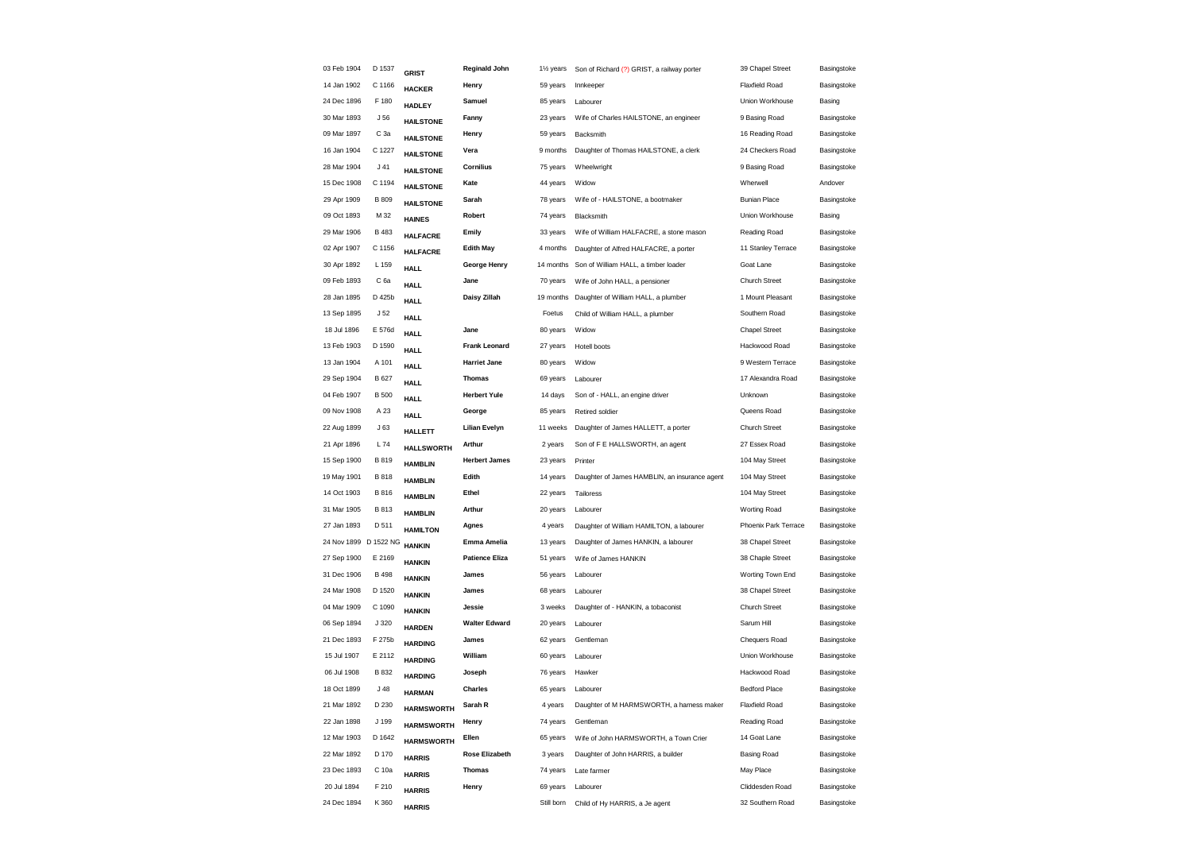| | | | | | | | |
|---|---|---|---|---|---|---|---|
| 03 Feb 1904 | D 1537 | **GRIST** | **Reginald John** | 1½ years | Son of Richard (?) GRIST, a railway porter | 39 Chapel Street | Basingstoke |
| 14 Jan 1902 | C 1166 | **HACKER** | **Henry** | 59 years | Innkeeper | Flaxfield Road | Basingstoke |
| 24 Dec 1896 | F 180 | **HADLEY** | **Samuel** | 85 years | Labourer | Union Workhouse | Basing |
| 30 Mar 1893 | J 56 | **HAILSTONE** | **Fanny** | 23 years | Wife of Charles HAILSTONE, an engineer | 9 Basing Road | Basingstoke |
| 09 Mar 1897 | C 3a | **HAILSTONE** | **Henry** | 59 years | Backsmith | 16 Reading Road | Basingstoke |
| 16 Jan 1904 | C 1227 | **HAILSTONE** | **Vera** | 9 months | Daughter of Thomas HAILSTONE, a clerk | 24 Checkers Road | Basingstoke |
| 28 Mar 1904 | J 41 | **HAILSTONE** | **Cornilius** | 75 years | Wheelwright | 9 Basing Road | Basingstoke |
| 15 Dec 1908 | C 1194 | **HAILSTONE** | **Kate** | 44 years | Widow | Wherwell | Andover |
| 29 Apr 1909 | B 809 | **HAILSTONE** | **Sarah** | 78 years | Wife of - HAILSTONE, a bootmaker | Bunian Place | Basingstoke |
| 09 Oct 1893 | M 32 | **HAINES** | **Robert** | 74 years | Blacksmith | Union Workhouse | Basing |
| 29 Mar 1906 | B 483 | **HALFACRE** | **Emily** | 33 years | Wife of William HALFACRE, a stone mason | Reading Road | Basingstoke |
| 02 Apr 1907 | C 1156 | **HALFACRE** | **Edith May** | 4 months | Daughter of Alfred HALFACRE, a porter | 11 Stanley Terrace | Basingstoke |
| 30 Apr 1892 | L 159 | **HALL** | **George Henry** | 14 months | Son of William HALL, a timber loader | Goat Lane | Basingstoke |
| 09 Feb 1893 | C 6a | **HALL** | **Jane** | 70 years | Wife of John HALL, a pensioner | Church Street | Basingstoke |
| 28 Jan 1895 | D 425b | **HALL** | **Daisy Zillah** | 19 months | Daughter of William HALL, a plumber | 1 Mount Pleasant | Basingstoke |
| 13 Sep 1895 | J 52 | **HALL** | | Foetus | Child of William HALL, a plumber | Southern Road | Basingstoke |
| 18 Jul 1896 | E 576d | **HALL** | **Jane** | 80 years | Widow | Chapel Street | Basingstoke |
| 13 Feb 1903 | D 1590 | **HALL** | **Frank Leonard** | 27 years | Hotell boots | Hackwood Road | Basingstoke |
| 13 Jan 1904 | A 101 | **HALL** | **Harriet Jane** | 80 years | Widow | 9 Western Terrace | Basingstoke |
| 29 Sep 1904 | B 627 | **HALL** | **Thomas** | 69 years | Labourer | 17 Alexandra Road | Basingstoke |
| 04 Feb 1907 | B 500 | **HALL** | **Herbert Yule** | 14 days | Son of - HALL, an engine driver | Unknown | Basingstoke |
| 09 Nov 1908 | A 23 | **HALL** | **George** | 85 years | Retired soldier | Queens Road | Basingstoke |
| 22 Aug 1899 | J 63 | **HALLETT** | **Lilian Evelyn** | 11 weeks | Daughter of James HALLETT, a porter | Church Street | Basingstoke |
| 21 Apr 1896 | L 74 | **HALLSWORTH** | **Arthur** | 2 years | Son of F E HALLSWORTH, an agent | 27 Essex Road | Basingstoke |
| 15 Sep 1900 | B 819 | **HAMBLIN** | **Herbert James** | 23 years | Printer | 104 May Street | Basingstoke |
| 19 May 1901 | B 818 | **HAMBLIN** | **Edith** | 14 years | Daughter of James HAMBLIN, an insurance agent | 104 May Street | Basingstoke |
| 14 Oct 1903 | B 816 | **HAMBLIN** | **Ethel** | 22 years | Tailoress | 104 May Street | Basingstoke |
| 31 Mar 1905 | B 813 | **HAMBLIN** | **Arthur** | 20 years | Labourer | Worting Road | Basingstoke |
| 27 Jan 1893 | D 511 | **HAMILTON** | **Agnes** | 4 years | Daughter of William HAMILTON, a labourer | Phoenix Park Terrace | Basingstoke |
| 24 Nov 1899 | D 1522 NG | **HANKIN** | **Emma Amelia** | 13 years | Daughter of James HANKIN, a labourer | 38 Chapel Street | Basingstoke |
| 27 Sep 1900 | E 2169 | **HANKIN** | **Patience Eliza** | 51 years | Wife of James HANKIN | 38 Chaple Street | Basingstoke |
| 31 Dec 1906 | B 498 | **HANKIN** | **James** | 56 years | Labourer | Worting Town End | Basingstoke |
| 24 Mar 1908 | D 1520 | **HANKIN** | **James** | 68 years | Labourer | 38 Chapel Street | Basingstoke |
| 04 Mar 1909 | C 1090 | **HANKIN** | **Jessie** | 3 weeks | Daughter of - HANKIN, a tobaconist | Church Street | Basingstoke |
| 06 Sep 1894 | J 320 | **HARDEN** | **Walter Edward** | 20 years | Labourer | Sarum Hill | Basingstoke |
| 21 Dec 1893 | F 275b | **HARDING** | **James** | 62 years | Gentleman | Chequers Road | Basingstoke |
| 15 Jul 1907 | E 2112 | **HARDING** | **William** | 60 years | Labourer | Union Workhouse | Basingstoke |
| 06 Jul 1908 | B 832 | **HARDING** | **Joseph** | 76 years | Hawker | Hackwood Road | Basingstoke |
| 18 Oct 1899 | J 48 | **HARMAN** | **Charles** | 65 years | Labourer | Bedford Place | Basingstoke |
| 21 Mar 1892 | D 230 | **HARMSWORTH** | **Sarah R** | 4 years | Daughter of M HARMSWORTH, a harness maker | Flaxfield Road | Basingstoke |
| 22 Jan 1898 | J 199 | **HARMSWORTH** | **Henry** | 74 years | Gentleman | Reading Road | Basingstoke |
| 12 Mar 1903 | D 1642 | **HARMSWORTH** | **Ellen** | 65 years | Wife of John HARMSWORTH, a Town Crier | 14 Goat Lane | Basingstoke |
| 22 Mar 1892 | D 170 | **HARRIS** | **Rose Elizabeth** | 3 years | Daughter of John HARRIS, a builder | Basing Road | Basingstoke |
| 23 Dec 1893 | C 10a | **HARRIS** | **Thomas** | 74 years | Late farmer | May Place | Basingstoke |
| 20 Jul 1894 | F 210 | **HARRIS** | **Henry** | 69 years | Labourer | Cliddesden Road | Basingstoke |
| 24 Dec 1894 | K 360 | **HARRIS** | | Still born | Child of Hy HARRIS, a Je agent | 32 Southern Road | Basingstoke |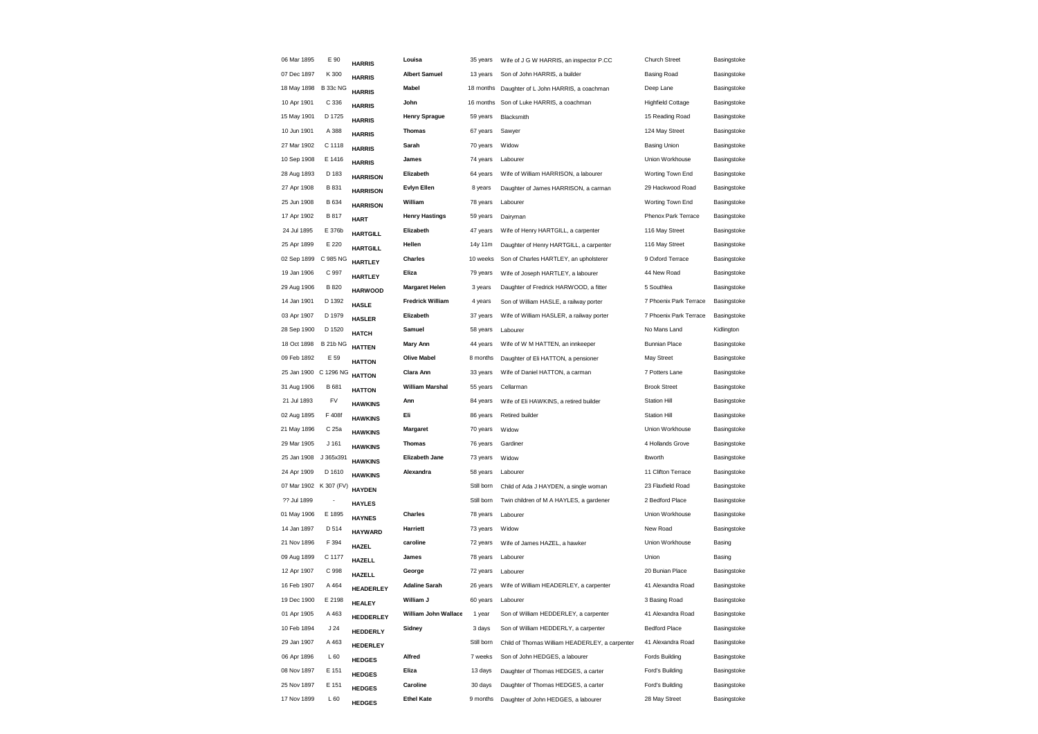| | | | | | | | |
|---|---|---|---|---|---|---|---|
| 06 Mar 1895 | E 90 | HARRIS | Louisa | 35 years | Wife of J G W HARRIS, an inspector P.CC | Church Street | Basingstoke |
| 07 Dec 1897 | K 300 | HARRIS | Albert Samuel | 13 years | Son of John HARRIS, a builder | Basing Road | Basingstoke |
| 18 May 1898 | B 33c NG | HARRIS | Mabel | 18 months | Daughter of L John HARRIS, a coachman | Deep Lane | Basingstoke |
| 10 Apr 1901 | C 336 | HARRIS | John | 16 months | Son of Luke HARRIS, a coachman | Highfield Cottage | Basingstoke |
| 15 May 1901 | D 1725 | HARRIS | Henry Sprague | 59 years | Blacksmith | 15 Reading Road | Basingstoke |
| 10 Jun 1901 | A 388 | HARRIS | Thomas | 67 years | Sawyer | 124 May Street | Basingstoke |
| 27 Mar 1902 | C 1118 | HARRIS | Sarah | 70 years | Widow | Basing Union | Basingstoke |
| 10 Sep 1908 | E 1416 | HARRIS | James | 74 years | Labourer | Union Workhouse | Basingstoke |
| 28 Aug 1893 | D 183 | HARRISON | Elizabeth | 64 years | Wife of William HARRISON, a labourer | Worting Town End | Basingstoke |
| 27 Apr 1908 | B 831 | HARRISON | Evlyn Ellen | 8 years | Daughter of James HARRISON, a carman | 29 Hackwood Road | Basingstoke |
| 25 Jun 1908 | B 634 | HARRISON | William | 78 years | Labourer | Worting Town End | Basingstoke |
| 17 Apr 1902 | B 817 | HART | Henry Hastings | 59 years | Dairyman | Phenox Park Terrace | Basingstoke |
| 24 Jul 1895 | E 376b | HARTGILL | Elizabeth | 47 years | Wife of Henry HARTGILL, a carpenter | 116 May Street | Basingstoke |
| 25 Apr 1899 | E 220 | HARTGILL | Hellen | 14y 11m | Daughter of Henry HARTGILL, a carpenter | 116 May Street | Basingstoke |
| 02 Sep 1899 | C 985 NG | HARTLEY | Charles | 10 weeks | Son of Charles HARTLEY, an upholsterer | 9 Oxford Terrace | Basingstoke |
| 19 Jan 1906 | C 997 | HARTLEY | Eliza | 79 years | Wife of Joseph HARTLEY, a labourer | 44 New Road | Basingstoke |
| 29 Aug 1906 | B 820 | HARWOOD | Margaret Helen | 3 years | Daughter of Fredrick HARWOOD, a fitter | 5 Southlea | Basingstoke |
| 14 Jan 1901 | D 1392 | HASLE | Fredrick William | 4 years | Son of William HASLE, a railway porter | 7 Phoenix Park Terrace | Basingstoke |
| 03 Apr 1907 | D 1979 | HASLER | Elizabeth | 37 years | Wife of William HASLER, a railway porter | 7 Phoenix Park Terrace | Basingstoke |
| 28 Sep 1900 | D 1520 | HATCH | Samuel | 58 years | Labourer | No Mans Land | Kidlington |
| 18 Oct 1898 | B 21b NG | HATTEN | Mary Ann | 44 years | Wife of W M HATTEN, an innkeeper | Bunnian Place | Basingstoke |
| 09 Feb 1892 | E 59 | HATTON | Olive Mabel | 8 months | Daughter of Eli HATTON, a pensioner | May Street | Basingstoke |
| 25 Jan 1900 | C 1296 NG | HATTON | Clara Ann | 33 years | Wife of Daniel HATTON, a carman | 7 Potters Lane | Basingstoke |
| 31 Aug 1906 | B 681 | HATTON | William Marshal | 55 years | Cellarman | Brook Street | Basingstoke |
| 21 Jul 1893 | FV | HAWKINS | Ann | 84 years | Wife of Eli HAWKINS, a retired builder | Station Hill | Basingstoke |
| 02 Aug 1895 | F 408f | HAWKINS | Eli | 86 years | Retired builder | Station Hill | Basingstoke |
| 21 May 1896 | C 25a | HAWKINS | Margaret | 70 years | Widow | Union Workhouse | Basingstoke |
| 29 Mar 1905 | J 161 | HAWKINS | Thomas | 76 years | Gardiner | 4 Hollands Grove | Basingstoke |
| 25 Jan 1908 | J 365x391 | HAWKINS | Elizabeth Jane | 73 years | Widow | Ibworth | Basingstoke |
| 24 Apr 1909 | D 1610 | HAWKINS | Alexandra | 58 years | Labourer | 11 Clifton Terrace | Basingstoke |
| 07 Mar 1902 | K 307 (FV) | HAYDEN | | Still born | Child of Ada J HAYDEN, a single woman | 23 Flaxfield Road | Basingstoke |
| ?? Jul 1899 | - | HAYLES | | Still born | Twin children of M A HAYLES, a gardener | 2 Bedford Place | Basingstoke |
| 01 May 1906 | E 1895 | HAYNES | Charles | 78 years | Labourer | Union Workhouse | Basingstoke |
| 14 Jan 1897 | D 514 | HAYWARD | Harriett | 73 years | Widow | New Road | Basingstoke |
| 21 Nov 1896 | F 394 | HAZEL | caroline | 72 years | Wife of James HAZEL, a hawker | Union Workhouse | Basing |
| 09 Aug 1899 | C 1177 | HAZELL | James | 78 years | Labourer | Union | Basing |
| 12 Apr 1907 | C 998 | HAZELL | George | 72 years | Labourer | 20 Bunian Place | Basingstoke |
| 16 Feb 1907 | A 464 | HEADERLEY | Adaline Sarah | 26 years | Wife of William HEADERLEY, a carpenter | 41 Alexandra Road | Basingstoke |
| 19 Dec 1900 | E 2198 | HEALEY | William J | 60 years | Labourer | 3 Basing Road | Basingstoke |
| 01 Apr 1905 | A 463 | HEDDERLEY | William John Wallace | 1 year | Son of William HEDDERLEY, a carpenter | 41 Alexandra Road | Basingstoke |
| 10 Feb 1894 | J 24 | HEDDERLY | Sidney | 3 days | Son of William HEDDERLY, a carpenter | Bedford Place | Basingstoke |
| 29 Jan 1907 | A 463 | HEDERLEY | | Still born | Child of Thomas William HEADERLEY, a carpenter | 41 Alexandra Road | Basingstoke |
| 06 Apr 1896 | L 60 | HEDGES | Alfred | 7 weeks | Son of John HEDGES, a labourer | Fords Building | Basingstoke |
| 08 Nov 1897 | E 151 | HEDGES | Eliza | 13 days | Daughter of Thomas HEDGES, a carter | Ford's Building | Basingstoke |
| 25 Nov 1897 | E 151 | HEDGES | Caroline | 30 days | Daughter of Thomas HEDGES, a carter | Ford's Building | Basingstoke |
| 17 Nov 1899 | L 60 | HEDGES | Ethel Kate | 9 months | Daughter of John HEDGES, a labourer | 28 May Street | Basingstoke |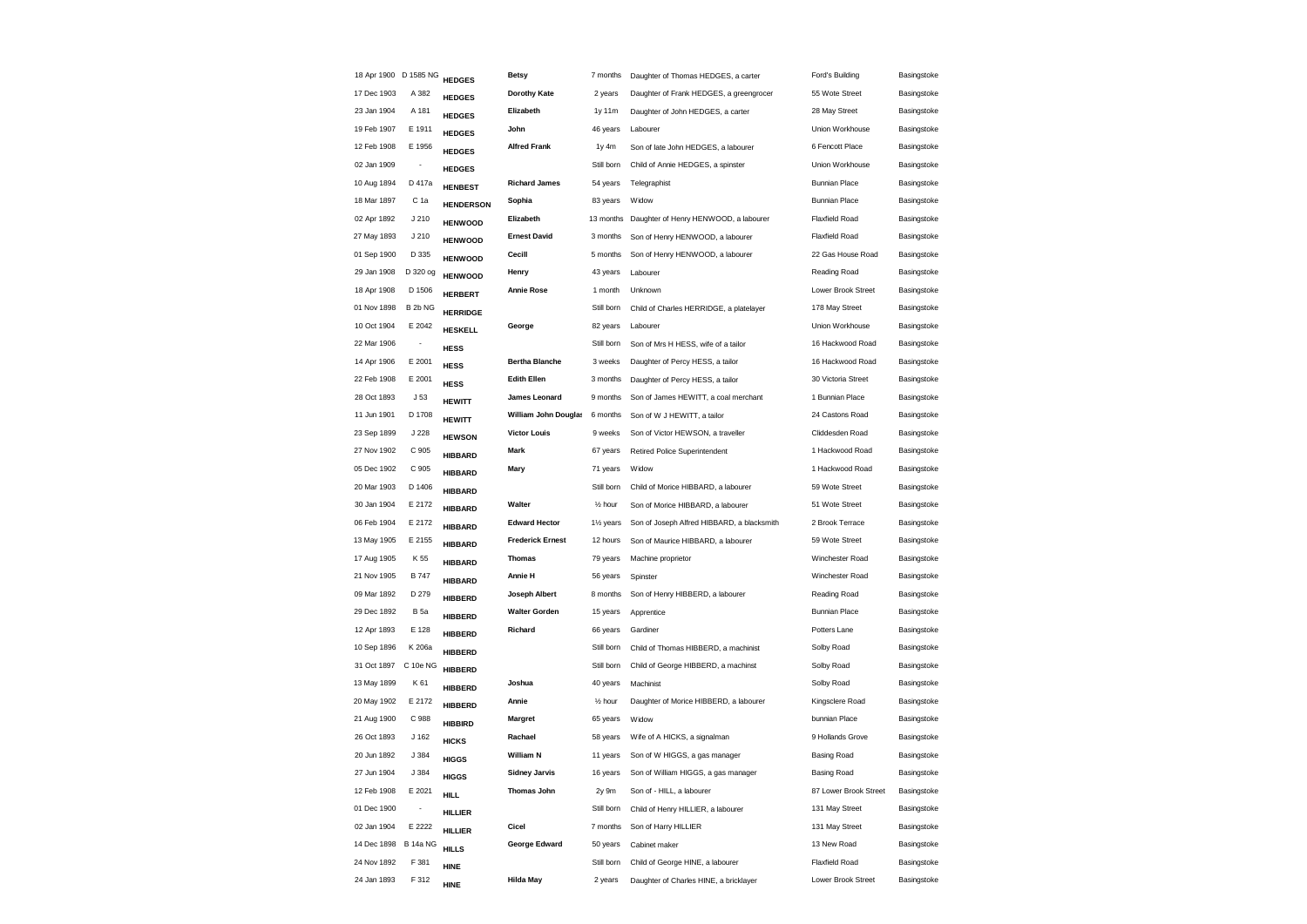| | | | | | | | |
|---|---|---|---|---|---|---|---|
| 18 Apr 1900 | D 1585 NG | HEDGES | Betsy | 7 months | Daughter of Thomas HEDGES, a carter | Ford's Building | Basingstoke |
| 17 Dec 1903 | A 382 | HEDGES | Dorothy Kate | 2 years | Daughter of Frank HEDGES, a greengrocer | 55 Wote Street | Basingstoke |
| 23 Jan 1904 | A 181 | HEDGES | Elizabeth | 1y 11m | Daughter of John HEDGES, a carter | 28 May Street | Basingstoke |
| 19 Feb 1907 | E 1911 | HEDGES | John | 46 years | Labourer | Union Workhouse | Basingstoke |
| 12 Feb 1908 | E 1956 | HEDGES | Alfred Frank | 1y 4m | Son of late John HEDGES, a labourer | 6 Fencott Place | Basingstoke |
| 02 Jan 1909 | - | HEDGES | | Still born | Child of Annie HEDGES, a spinster | Union Workhouse | Basingstoke |
| 10 Aug 1894 | D 417a | HENBEST | Richard James | 54 years | Telegraphist | Bunnian Place | Basingstoke |
| 18 Mar 1897 | C 1a | HENDERSON | Sophia | 83 years | Widow | Bunnian Place | Basingstoke |
| 02 Apr 1892 | J 210 | HENWOOD | Elizabeth | 13 months | Daughter of Henry HENWOOD, a labourer | Flaxfield Road | Basingstoke |
| 27 May 1893 | J 210 | HENWOOD | Ernest David | 3 months | Son of Henry HENWOOD, a labourer | Flaxfield Road | Basingstoke |
| 01 Sep 1900 | D 335 | HENWOOD | Cecill | 5 months | Son of Henry HENWOOD, a labourer | 22 Gas House Road | Basingstoke |
| 29 Jan 1908 | D 320 og | HENWOOD | Henry | 43 years | Labourer | Reading Road | Basingstoke |
| 18 Apr 1908 | D 1506 | HERBERT | Annie Rose | 1 month | Unknown | Lower Brook Street | Basingstoke |
| 01 Nov 1898 | B 2b NG | HERRIDGE | | Still born | Child of Charles HERRIDGE, a platelayer | 178 May Street | Basingstoke |
| 10 Oct 1904 | E 2042 | HESKELL | George | 82 years | Labourer | Union Workhouse | Basingstoke |
| 22 Mar 1906 | - | HESS | | Still born | Son of Mrs H HESS, wife of a tailor | 16 Hackwood Road | Basingstoke |
| 14 Apr 1906 | E 2001 | HESS | Bertha Blanche | 3 weeks | Daughter of Percy HESS, a tailor | 16 Hackwood Road | Basingstoke |
| 22 Feb 1908 | E 2001 | HESS | Edith Ellen | 3 months | Daughter of Percy HESS, a tailor | 30 Victoria Street | Basingstoke |
| 28 Oct 1893 | J 53 | HEWITT | James Leonard | 9 months | Son of James HEWITT, a coal merchant | 1 Bunnian Place | Basingstoke |
| 11 Jun 1901 | D 1708 | HEWITT | William John Douglas | 6 months | Son of W J HEWITT, a tailor | 24 Castons Road | Basingstoke |
| 23 Sep 1899 | J 228 | HEWSON | Victor Louis | 9 weeks | Son of Victor HEWSON, a traveller | Cliddesden Road | Basingstoke |
| 27 Nov 1902 | C 905 | HIBBARD | Mark | 67 years | Retired Police Superintendent | 1 Hackwood Road | Basingstoke |
| 05 Dec 1902 | C 905 | HIBBARD | Mary | 71 years | Widow | 1 Hackwood Road | Basingstoke |
| 20 Mar 1903 | D 1406 | HIBBARD | | Still born | Child of Morice HIBBARD, a labourer | 59 Wote Street | Basingstoke |
| 30 Jan 1904 | E 2172 | HIBBARD | Walter | ½ hour | Son of Morice HIBBARD, a labourer | 51 Wote Street | Basingstoke |
| 06 Feb 1904 | E 2172 | HIBBARD | Edward Hector | 1½ years | Son of Joseph Alfred HIBBARD, a blacksmith | 2 Brook Terrace | Basingstoke |
| 13 May 1905 | E 2155 | HIBBARD | Frederick Ernest | 12 hours | Son of Maurice HIBBARD, a labourer | 59 Wote Street | Basingstoke |
| 17 Aug 1905 | K 55 | HIBBARD | Thomas | 79 years | Machine proprietor | Winchester Road | Basingstoke |
| 21 Nov 1905 | B 747 | HIBBARD | Annie H | 56 years | Spinster | Winchester Road | Basingstoke |
| 09 Mar 1892 | D 279 | HIBBERD | Joseph Albert | 8 months | Son of Henry HIBBERD, a labourer | Reading Road | Basingstoke |
| 29 Dec 1892 | B 5a | HIBBERD | Walter Gorden | 15 years | Apprentice | Bunnian Place | Basingstoke |
| 12 Apr 1893 | E 128 | HIBBERD | Richard | 66 years | Gardiner | Potters Lane | Basingstoke |
| 10 Sep 1896 | K 206a | HIBBERD | | Still born | Child of Thomas HIBBERD, a machinist | Solby Road | Basingstoke |
| 31 Oct 1897 | C 10e NG | HIBBERD | | Still born | Child of George HIBBERD, a machinst | Solby Road | Basingstoke |
| 13 May 1899 | K 61 | HIBBERD | Joshua | 40 years | Machinist | Solby Road | Basingstoke |
| 20 May 1902 | E 2172 | HIBBERD | Annie | ½ hour | Daughter of Morice HIBBERD, a labourer | Kingsclere Road | Basingstoke |
| 21 Aug 1900 | C 988 | HIBBIRD | Margret | 65 years | Widow | bunnian Place | Basingstoke |
| 26 Oct 1893 | J 162 | HICKS | Rachael | 58 years | Wife of A HICKS, a signalman | 9 Hollands Grove | Basingstoke |
| 20 Jun 1892 | J 384 | HIGGS | William N | 11 years | Son of W HIGGS, a gas manager | Basing Road | Basingstoke |
| 27 Jun 1904 | J 384 | HIGGS | Sidney Jarvis | 16 years | Son of William HIGGS, a gas manager | Basing Road | Basingstoke |
| 12 Feb 1908 | E 2021 | HILL | Thomas John | 2y 9m | Son of - HILL, a labourer | 87 Lower Brook Street | Basingstoke |
| 01 Dec 1900 | - | HILLIER | | Still born | Child of Henry HILLIER, a labourer | 131 May Street | Basingstoke |
| 02 Jan 1904 | E 2222 | HILLIER | Cicel | 7 months | Son of Harry HILLIER | 131 May Street | Basingstoke |
| 14 Dec 1898 | B 14a NG | HILLS | George Edward | 50 years | Cabinet maker | 13 New Road | Basingstoke |
| 24 Nov 1892 | F 381 | HINE | | Still born | Child of George HINE, a labourer | Flaxfield Road | Basingstoke |
| 24 Jan 1893 | F 312 | HINE | Hilda May | 2 years | Daughter of Charles HINE, a bricklayer | Lower Brook Street | Basingstoke |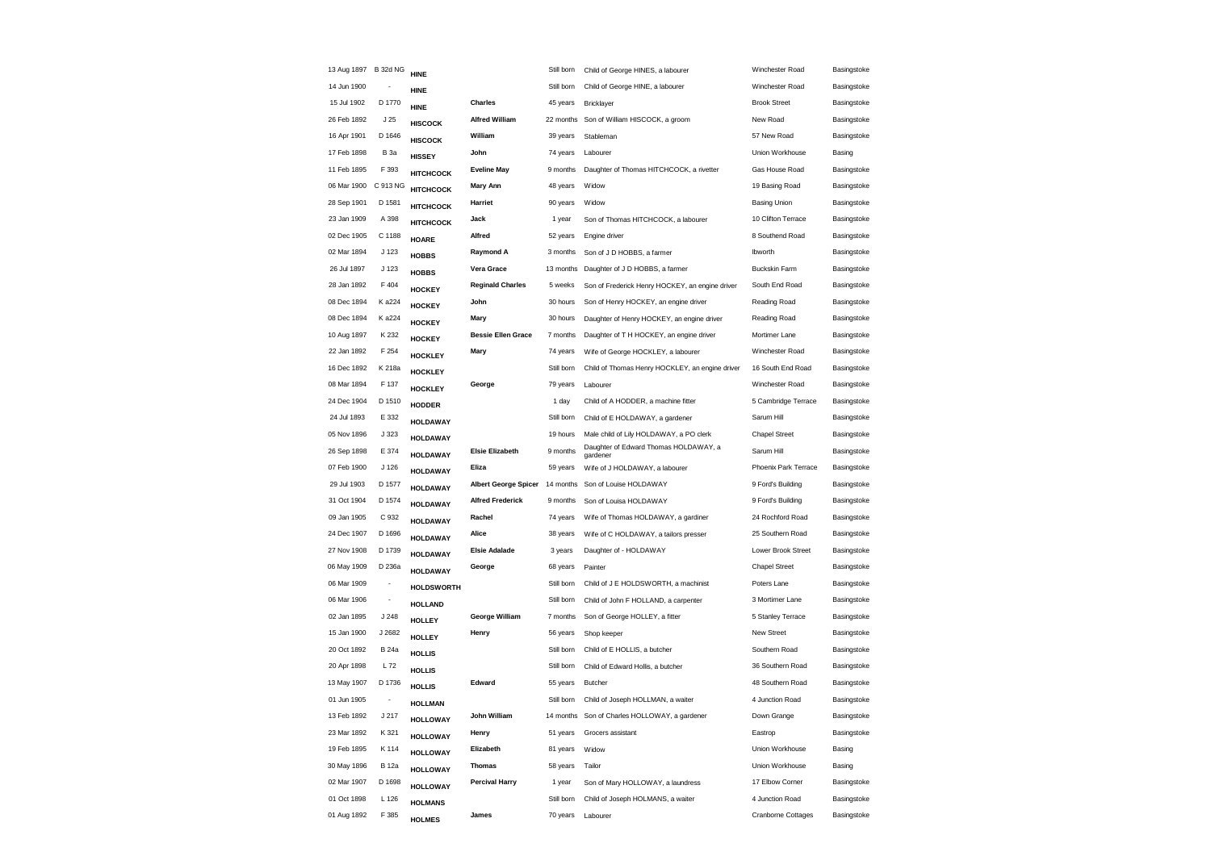| | | | | | | | |
|---|---|---|---|---|---|---|---|
| 13 Aug 1897 | B 32d NG | **HINE** | | Still born | Child of George HINES, a labourer | Winchester Road | Basingstoke |
| 14 Jun 1900 | - | **HINE** | | Still born | Child of George HINE, a labourer | Winchester Road | Basingstoke |
| 15 Jul 1902 | D 1770 | **HINE** | **Charles** | 45 years | Bricklayer | Brook Street | Basingstoke |
| 26 Feb 1892 | J 25 | **HISCOCK** | **Alfred William** | 22 months | Son of William HISCOCK, a groom | New Road | Basingstoke |
| 16 Apr 1901 | D 1646 | **HISCOCK** | **William** | 39 years | Stableman | 57 New Road | Basingstoke |
| 17 Feb 1898 | B 3a | **HISSEY** | **John** | 74 years | Labourer | Union Workhouse | Basing |
| 11 Feb 1895 | F 393 | **HITCHCOCK** | **Eveline May** | 9 months | Daughter of Thomas HITCHCOCK, a rivetter | Gas House Road | Basingstoke |
| 06 Mar 1900 | C 913 NG | **HITCHCOCK** | **Mary Ann** | 48 years | Widow | 19 Basing Road | Basingstoke |
| 28 Sep 1901 | D 1581 | **HITCHCOCK** | **Harriet** | 90 years | Widow | Basing Union | Basingstoke |
| 23 Jan 1909 | A 398 | **HITCHCOCK** | **Jack** | 1 year | Son of Thomas HITCHCOCK, a labourer | 10 Clifton Terrace | Basingstoke |
| 02 Dec 1905 | C 1188 | **HOARE** | **Alfred** | 52 years | Engine driver | 8 Southend Road | Basingstoke |
| 02 Mar 1894 | J 123 | **HOBBS** | **Raymond A** | 3 months | Son of J D HOBBS, a farmer | Ibworth | Basingstoke |
| 26 Jul 1897 | J 123 | **HOBBS** | **Vera Grace** | 13 months | Daughter of J D HOBBS, a farmer | Buckskin Farm | Basingstoke |
| 28 Jan 1892 | F 404 | **HOCKEY** | **Reginald Charles** | 5 weeks | Son of Frederick Henry HOCKEY, an engine driver | South End Road | Basingstoke |
| 08 Dec 1894 | K a224 | **HOCKEY** | **John** | 30 hours | Son of Henry HOCKEY, an engine driver | Reading Road | Basingstoke |
| 08 Dec 1894 | K a224 | **HOCKEY** | **Mary** | 30 hours | Daughter of Henry HOCKEY, an engine driver | Reading Road | Basingstoke |
| 10 Aug 1897 | K 232 | **HOCKEY** | **Bessie Ellen Grace** | 7 months | Daughter of T H HOCKEY, an engine driver | Mortimer Lane | Basingstoke |
| 22 Jan 1892 | F 254 | **HOCKLEY** | **Mary** | 74 years | Wife of George HOCKLEY, a labourer | Winchester Road | Basingstoke |
| 16 Dec 1892 | K 218a | **HOCKLEY** | | Still born | Child of Thomas Henry HOCKLEY, an engine driver | 16 South End Road | Basingstoke |
| 08 Mar 1894 | F 137 | **HOCKLEY** | **George** | 79 years | Labourer | Winchester Road | Basingstoke |
| 24 Dec 1904 | D 1510 | **HODDER** | | 1 day | Child of A HODDER, a machine fitter | 5 Cambridge Terrace | Basingstoke |
| 24 Jul 1893 | E 332 | **HOLDAWAY** | | Still born | Child of E HOLDAWAY, a gardener | Sarum Hill | Basingstoke |
| 05 Nov 1896 | J 323 | **HOLDAWAY** | | 19 hours | Male child of Lily HOLDAWAY, a PO clerk | Chapel Street | Basingstoke |
| 26 Sep 1898 | E 374 | **HOLDAWAY** | **Elsie Elizabeth** | 9 months | Daughter of Edward Thomas HOLDAWAY, a gardener | Sarum Hill | Basingstoke |
| 07 Feb 1900 | J 126 | **HOLDAWAY** | **Eliza** | 59 years | Wife of J HOLDAWAY, a labourer | Phoenix Park Terrace | Basingstoke |
| 29 Jul 1903 | D 1577 | **HOLDAWAY** | **Albert George Spicer** | 14 months | Son of Louise HOLDAWAY | 9 Ford's Building | Basingstoke |
| 31 Oct 1904 | D 1574 | **HOLDAWAY** | **Alfred Frederick** | 9 months | Son of Louisa HOLDAWAY | 9 Ford's Building | Basingstoke |
| 09 Jan 1905 | C 932 | **HOLDAWAY** | **Rachel** | 74 years | Wife of Thomas HOLDAWAY, a gardiner | 24 Rochford Road | Basingstoke |
| 24 Dec 1907 | D 1696 | **HOLDAWAY** | **Alice** | 38 years | Wife of C HOLDAWAY, a tailors presser | 25 Southern Road | Basingstoke |
| 27 Nov 1908 | D 1739 | **HOLDAWAY** | **Elsie Adalade** | 3 years | Daughter of - HOLDAWAY | Lower Brook Street | Basingstoke |
| 06 May 1909 | D 236a | **HOLDAWAY** | **George** | 68 years | Painter | Chapel Street | Basingstoke |
| 06 Mar 1909 | - | **HOLDSWORTH** | | Still born | Child of J E HOLDSWORTH, a machinist | Poters Lane | Basingstoke |
| 06 Mar 1906 | - | **HOLLAND** | | Still born | Child of John F HOLLAND, a carpenter | 3 Mortimer Lane | Basingstoke |
| 02 Jan 1895 | J 248 | **HOLLEY** | **George William** | 7 months | Son of George HOLLEY, a fitter | 5 Stanley Terrace | Basingstoke |
| 15 Jan 1900 | J 2682 | **HOLLEY** | **Henry** | 56 years | Shop keeper | New Street | Basingstoke |
| 20 Oct 1892 | B 24a | **HOLLIS** | | Still born | Child of E HOLLIS, a butcher | Southern Road | Basingstoke |
| 20 Apr 1898 | L 72 | **HOLLIS** | | Still born | Child of Edward Hollis, a butcher | 36 Southern Road | Basingstoke |
| 13 May 1907 | D 1736 | **HOLLIS** | **Edward** | 55 years | Butcher | 48 Southern Road | Basingstoke |
| 01 Jun 1905 | - | **HOLLMAN** | | Still born | Child of Joseph HOLLMAN, a waiter | 4 Junction Road | Basingstoke |
| 13 Feb 1892 | J 217 | **HOLLOWAY** | **John William** | 14 months | Son of Charles HOLLOWAY, a gardener | Down Grange | Basingstoke |
| 23 Mar 1892 | K 321 | **HOLLOWAY** | **Henry** | 51 years | Grocers assistant | Eastrop | Basingstoke |
| 19 Feb 1895 | K 114 | **HOLLOWAY** | **Elizabeth** | 81 years | Widow | Union Workhouse | Basing |
| 30 May 1896 | B 12a | **HOLLOWAY** | **Thomas** | 58 years | Tailor | Union Workhouse | Basing |
| 02 Mar 1907 | D 1698 | **HOLLOWAY** | **Percival Harry** | 1 year | Son of Mary HOLLOWAY, a laundress | 17 Elbow Corner | Basingstoke |
| 01 Oct 1898 | L 126 | **HOLMANS** | | Still born | Child of Joseph HOLMANS, a waiter | 4 Junction Road | Basingstoke |
| 01 Aug 1892 | F 385 | **HOLMES** | **James** | 70 years | Labourer | Cranborne Cottages | Basingstoke |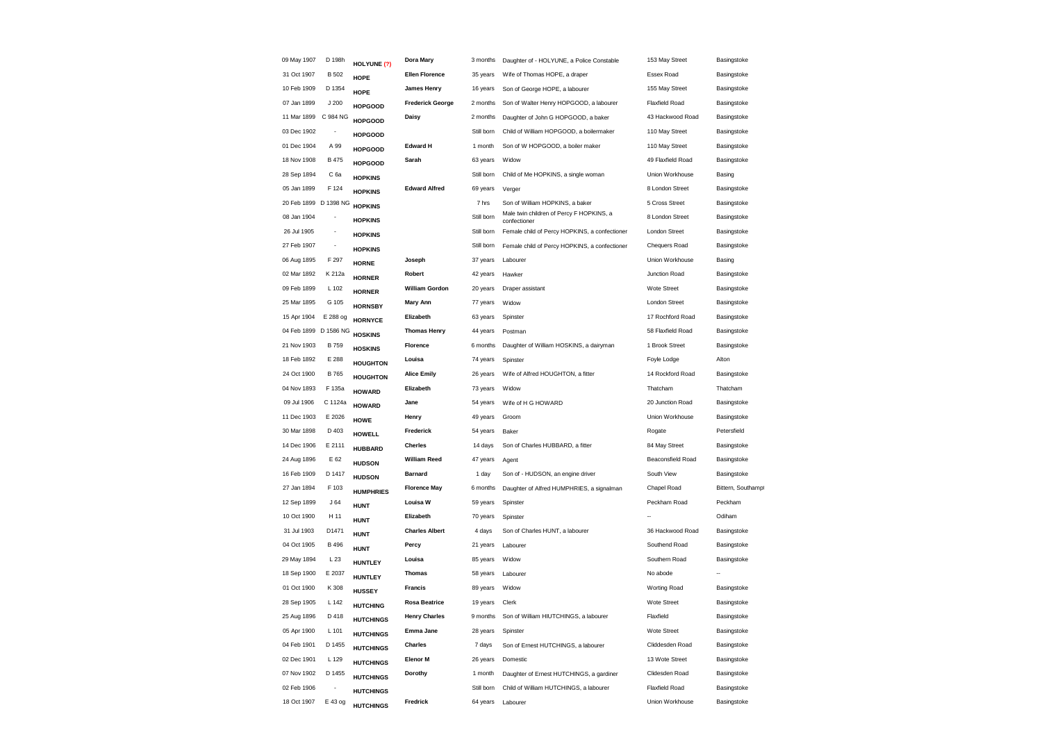| | | | | | | | |
|---|---|---|---|---|---|---|---|
| 09 May 1907 | D 198h | HOLYUNE (?) | Dora Mary | 3 months | Daughter of - HOLYUNE, a Police Constable | 153 May Street | Basingstoke |
| 31 Oct 1907 | B 502 | HOPE | Ellen Florence | 35 years | Wife of Thomas HOPE, a draper | Essex Road | Basingstoke |
| 10 Feb 1909 | D 1354 | HOPE | James Henry | 16 years | Son of George HOPE, a labourer | 155 May Street | Basingstoke |
| 07 Jan 1899 | J 200 | HOPGOOD | Frederick George | 2 months | Son of Walter Henry HOPGOOD, a labourer | Flaxfield Road | Basingstoke |
| 11 Mar 1899 | C 984 NG | HOPGOOD | Daisy | 2 months | Daughter of John G HOPGOOD, a baker | 43 Hackwood Road | Basingstoke |
| 03 Dec 1902 | - | HOPGOOD | | Still born | Child of William HOPGOOD, a boilermaker | 110 May Street | Basingstoke |
| 01 Dec 1904 | A 99 | HOPGOOD | Edward H | 1 month | Son of W HOPGOOD, a boiler maker | 110 May Street | Basingstoke |
| 18 Nov 1908 | B 475 | HOPGOOD | Sarah | 63 years | Widow | 49 Flaxfield Road | Basingstoke |
| 28 Sep 1894 | C 6a | HOPKINS | | Still born | Child of Me HOPKINS, a single woman | Union Workhouse | Basing |
| 05 Jan 1899 | F 124 | HOPKINS | Edward Alfred | 69 years | Verger | 8 London Street | Basingstoke |
| 20 Feb 1899 | D 1398 NG | HOPKINS | | 7 hrs | Son of William HOPKINS, a baker | 5 Cross Street | Basingstoke |
| 08 Jan 1904 | - | HOPKINS | | Still born | Male twin children of Percy F HOPKINS, a confectioner | 8 London Street | Basingstoke |
| 26 Jul 1905 | - | HOPKINS | | Still born | Female child of Percy HOPKINS, a confectioner | London Street | Basingstoke |
| 27 Feb 1907 | - | HOPKINS | | Still born | Female child of Percy HOPKINS, a confectioner | Chequers Road | Basingstoke |
| 06 Aug 1895 | F 297 | HORNE | Joseph | 37 years | Labourer | Union Workhouse | Basing |
| 02 Mar 1892 | K 212a | HORNER | Robert | 42 years | Hawker | Junction Road | Basingstoke |
| 09 Feb 1899 | L 102 | HORNER | William Gordon | 20 years | Draper assistant | Wote Street | Basingstoke |
| 25 Mar 1895 | G 105 | HORNSBY | Mary Ann | 77 years | Widow | London Street | Basingstoke |
| 15 Apr 1904 | E 288 og | HORNYCE | Elizabeth | 63 years | Spinster | 17 Rochford Road | Basingstoke |
| 04 Feb 1899 | D 1586 NG | HOSKINS | Thomas Henry | 44 years | Postman | 58 Flaxfield Road | Basingstoke |
| 21 Nov 1903 | B 759 | HOSKINS | Florence | 6 months | Daughter of William HOSKINS, a dairyman | 1 Brook Street | Basingstoke |
| 18 Feb 1892 | E 288 | HOUGHTON | Louisa | 74 years | Spinster | Foyle Lodge | Alton |
| 24 Oct 1900 | B 765 | HOUGHTON | Alice Emily | 26 years | Wife of Alfred HOUGHTON, a fitter | 14 Rockford Road | Basingstoke |
| 04 Nov 1893 | F 135a | HOWARD | Elizabeth | 73 years | Widow | Thatcham | Thatcham |
| 09 Jul 1906 | C 1124a | HOWARD | Jane | 54 years | Wife of H G HOWARD | 20 Junction Road | Basingstoke |
| 11 Dec 1903 | E 2026 | HOWE | Henry | 49 years | Groom | Union Workhouse | Basingstoke |
| 30 Mar 1898 | D 403 | HOWELL | Frederick | 54 years | Baker | Rogate | Petersfield |
| 14 Dec 1906 | E 2111 | HUBBARD | Cherles | 14 days | Son of Charles HUBBARD, a fitter | 84 May Street | Basingstoke |
| 24 Aug 1896 | E 62 | HUDSON | William Reed | 47 years | Agent | Beaconsfield Road | Basingstoke |
| 16 Feb 1909 | D 1417 | HUDSON | Barnard | 1 day | Son of - HUDSON, an engine driver | South View | Basingstoke |
| 27 Jan 1894 | F 103 | HUMPHRIES | Florence May | 6 months | Daughter of Alfred HUMPHRIES, a signalman | Chapel Road | Bittern, Southampt |
| 12 Sep 1899 | J 64 | HUNT | Louisa W | 59 years | Spinster | Peckham Road | Peckham |
| 10 Oct 1900 | H 11 | HUNT | Elizabeth | 70 years | Spinster | -- | Odiham |
| 31 Jul 1903 | D1471 | HUNT | Charles Albert | 4 days | Son of Charles HUNT, a labourer | 36 Hackwood Road | Basingstoke |
| 04 Oct 1905 | B 496 | HUNT | Percy | 21 years | Labourer | Southend Road | Basingstoke |
| 29 May 1894 | L 23 | HUNTLEY | Louisa | 85 years | Widow | Southern Road | Basingstoke |
| 18 Sep 1900 | E 2037 | HUNTLEY | Thomas | 58 years | Labourer | No abode | -- |
| 01 Oct 1900 | K 308 | HUSSEY | Francis | 89 years | Widow | Worting Road | Basingstoke |
| 28 Sep 1905 | L 142 | HUTCHING | Rosa Beatrice | 19 years | Clerk | Wote Street | Basingstoke |
| 25 Aug 1896 | D 418 | HUTCHINGS | Henry Charles | 9 months | Son of William HIUTCHINGS, a labourer | Flaxfield | Basingstoke |
| 05 Apr 1900 | L 101 | HUTCHINGS | Emma Jane | 28 years | Spinster | Wote Street | Basingstoke |
| 04 Feb 1901 | D 1455 | HUTCHINGS | Charles | 7 days | Son of Ernest HUTCHINGS, a labourer | Clddesden Road | Basingstoke |
| 02 Dec 1901 | L 129 | HUTCHINGS | Elenor M | 26 years | Domestic | 13 Wote Street | Basingstoke |
| 07 Nov 1902 | D 1455 | HUTCHINGS | Dorothy | 1 month | Daughter of Ernest HUTCHINGS, a gardiner | Clidesden Road | Basingstoke |
| 02 Feb 1906 | - | HUTCHINGS | | Still born | Child of William HUTCHINGS, a labourer | Flaxfield Road | Basingstoke |
| 18 Oct 1907 | E 43 og | HUTCHINGS | Fredrick | 64 years | Labourer | Union Workhouse | Basingstoke |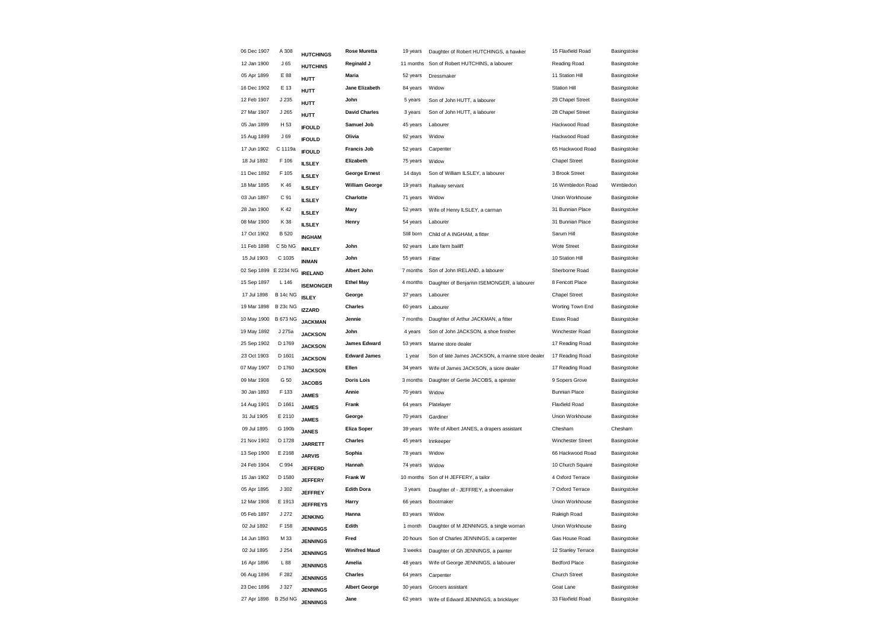| | | | | | | | |
|---|---|---|---|---|---|---|---|
| 06 Dec 1907 | A 308 | **HUTCHINGS** | **Rose Muretta** | 19 years | Daughter of Robert HUTCHINGS, a hawker | 15 Flaxfield Road | Basingstoke |
| 12 Jan 1900 | J 65 | **HUTCHINS** | **Reginald J** | 11 months | Son of Robert HUTCHINS, a labourer | Reading Road | Basingstoke |
| 05 Apr 1899 | E 88 | **HUTT** | **Maria** | 52 years | Dressmaker | 11 Station Hill | Basingstoke |
| 16 Dec 1902 | E 13 | **HUTT** | **Jane Elizabeth** | 84 years | Widow | Station Hill | Basingstoke |
| 12 Feb 1907 | J 235 | **HUTT** | **John** | 5 years | Son of John HUTT, a labourer | 29 Chapel Street | Basingstoke |
| 27 Mar 1907 | J 265 | **HUTT** | **David Charles** | 3 years | Son of John HUTT, a labourer | 28 Chapel Street | Basingstoke |
| 05 Jan 1899 | H 53 | **IFOULD** | **Samuel Job** | 45 years | Labourer | Hackwood Road | Basingstoke |
| 15 Aug 1899 | J 69 | **IFOULD** | **Olivia** | 92 years | Widow | Hackwood Road | Basingstoke |
| 17 Jun 1902 | C 1119a | **IFOULD** | **Francis Job** | 52 years | Carpenter | 65 Hackwood Road | Basingstoke |
| 18 Jul 1892 | F 106 | **ILSLEY** | **Elizabeth** | 75 years | Widow | Chapel Street | Basingstoke |
| 11 Dec 1892 | F 105 | **ILSLEY** | **George Ernest** | 14 days | Son of William ILSLEY, a labourer | 3 Brook Street | Basingstoke |
| 18 Mar 1895 | K 46 | **ILSLEY** | **William George** | 19 years | Railway servant | 16 Wimbledon Road | Wimbledon |
| 03 Jun 1897 | C 91 | **ILSLEY** | **Charlotte** | 71 years | Widow | Union Workhouse | Basingstoke |
| 28 Jan 1900 | K 42 | **ILSLEY** | **Mary** | 52 years | Wife of Henry ILSLEY, a carman | 31 Bunnian Place | Basingstoke |
| 08 Mar 1900 | K 38 | **ILSLEY** | **Henry** | 54 years | Labourer | 31 Bunnian Place | Basingstoke |
| 17 Oct 1902 | B 520 | **INGHAM** | | Still born | Child of A INGHAM, a fitter | Sarum Hill | Basingstoke |
| 11 Feb 1898 | C 5b NG | **INKLEY** | **John** | 92 years | Late farm bailiff | Wote Street | Basingstoke |
| 15 Jul 1903 | C 1035 | **INMAN** | **John** | 55 years | Fitter | 10 Station Hill | Basingstoke |
| 02 Sep 1899 | E 2234 NG | **IRELAND** | **Albert John** | 7 months | Son of John IRELAND, a labourer | Sherborne Road | Basingstoke |
| 15 Sep 1897 | L 146 | **ISEMONGER** | **Ethel May** | 4 months | Daughter of Benjamin ISEMONGER, a labourer | 8 Fencott Place | Basingstoke |
| 17 Jul 1898 | B 14c NG | **ISLEY** | **George** | 37 years | Labourer | Chapel Street | Basingstoke |
| 19 Mar 1898 | B 23c NG | **IZZARD** | **Charles** | 60 years | Labourer | Worting Town End | Basingstoke |
| 10 May 1900 | B 673 NG | **JACKMAN** | **Jennie** | 7 months | Daughter of Arthur JACKMAN, a fitter | Essex Road | Basingstoke |
| 19 May 1892 | J 275a | **JACKSON** | **John** | 4 years | Son of John JACKSON, a shoe finisher | Winchester Road | Basingstoke |
| 25 Sep 1902 | D 1769 | **JACKSON** | **James Edward** | 53 years | Marine store dealer | 17 Reading Road | Basingstoke |
| 23 Oct 1903 | D 1601 | **JACKSON** | **Edward James** | 1 year | Son of late James JACKSON, a marine store dealer | 17 Reading Road | Basingstoke |
| 07 May 1907 | D 1760 | **JACKSON** | **Ellen** | 34 years | Wife of James JACKSON, a siore dealer | 17 Reading Road | Basingstoke |
| 09 Mar 1908 | G 50 | **JACOBS** | **Doris Lois** | 3 months | Daughter of Gertie JACOBS, a spinster | 9 Sopers Grove | Basingstoke |
| 30 Jan 1893 | F 133 | **JAMES** | **Annie** | 70 years | Widow | Bunnian Place | Basingstoke |
| 14 Aug 1901 | D 1661 | **JAMES** | **Frank** | 64 years | Platelayer | Flaxfield Road | Basingstoke |
| 31 Jul 1905 | E 2110 | **JAMES** | **George** | 70 years | Gardiner | Union Workhouse | Basingstoke |
| 09 Jul 1895 | G 190b | **JANES** | **Eliza Soper** | 39 years | Wife of Albert JANES, a drapers assistant | Chesham | Chesham |
| 21 Nov 1902 | D 1728 | **JARRETT** | **Charles** | 45 years | Innkeeper | Winchester Street | Basingstoke |
| 13 Sep 1900 | E 2168 | **JARVIS** | **Sophia** | 78 years | Widow | 66 Hackwood Road | Basingstoke |
| 24 Feb 1904 | C 994 | **JEFFERD** | **Hannah** | 74 years | Widow | 10 Church Square | Basingstoke |
| 15 Jan 1902 | D 1580 | **JEFFERY** | **Frank W** | 10 months | Son of H JEFFERY, a tailor | 4 Oxford Terrace | Basingstoke |
| 05 Apr 1895 | J 302 | **JEFFREY** | **Edith Dora** | 3 years | Daughter of - JEFFREY, a shoemaker | 7 Oxford Terrace | Basingstoke |
| 12 Mar 1908 | E 1913 | **JEFFREYS** | **Harry** | 66 years | Bootmaker | Union Workhouse | Basingstoke |
| 05 Feb 1897 | J 272 | **JENKING** | **Hanna** | 83 years | Widow | Raleigh Road | Basingstoke |
| 02 Jul 1892 | F 158 | **JENNINGS** | **Edith** | 1 month | Daughter of M JENNINGS, a single woman | Union Workhouse | Basing |
| 14 Jun 1893 | M 33 | **JENNINGS** | **Fred** | 20 hours | Son of Charles JENNINGS, a carpenter | Gas House Road | Basingstoke |
| 02 Jul 1895 | J 254 | **JENNINGS** | **Winifred Maud** | 3 weeks | Daughter of Gh JENNINGS, a painter | 12 Stanley Terrace | Basingstoke |
| 16 Apr 1896 | L 88 | **JENNINGS** | **Amelia** | 48 years | Wife of George JENNINGS, a labourer | Bedford Place | Basingstoke |
| 06 Aug 1896 | F 282 | **JENNINGS** | **Charles** | 64 years | Carpenter | Church Street | Basingstoke |
| 23 Dec 1896 | J 327 | **JENNINGS** | **Albert George** | 30 years | Grocers assistant | Goat Lane | Basingstoke |
| 27 Apr 1898 | B 25d NG | **JENNINGS** | **Jane** | 62 years | Wife of Edward JENNINGS, a bricklayer | 33 Flaxfield Road | Basingstoke |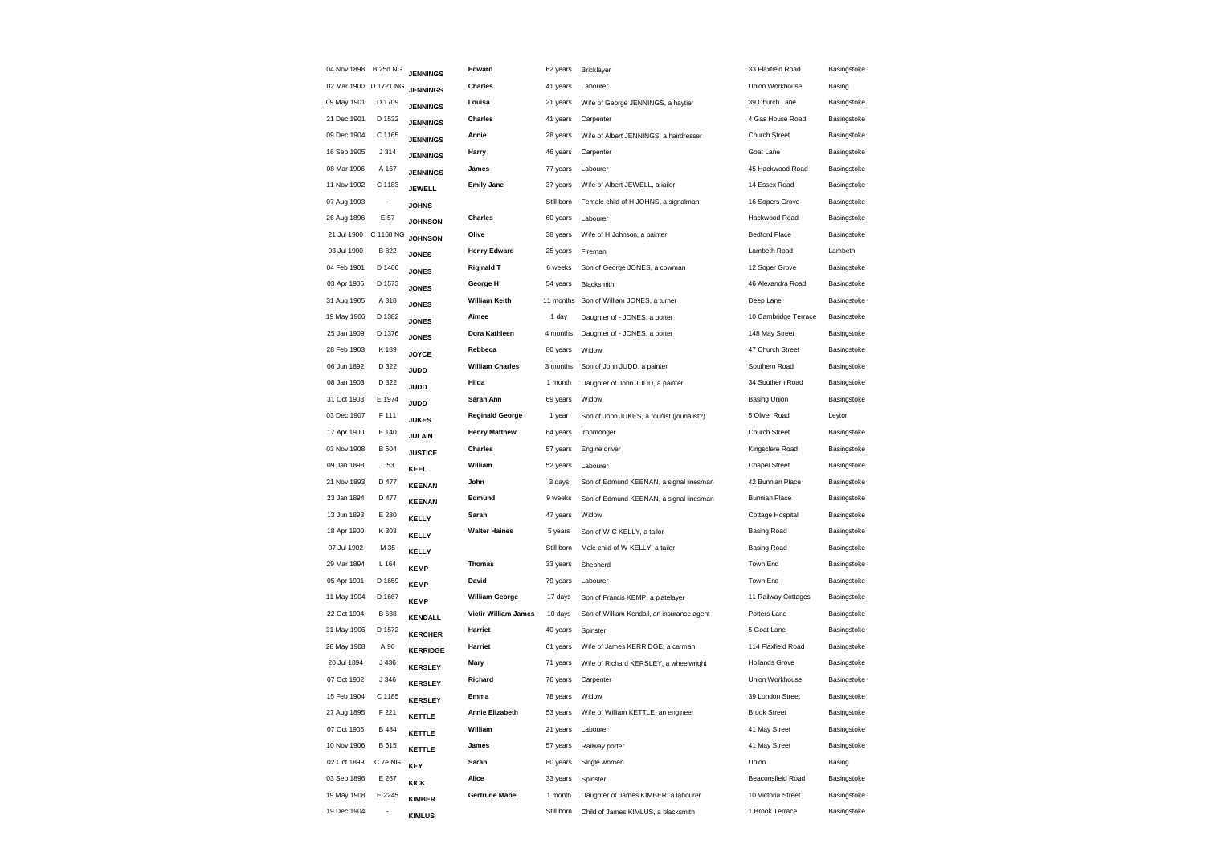| | | | | | | | |
|---|---|---|---|---|---|---|---|
| 04 Nov 1898 | B 25d NG | **JENNINGS** | **Edward** | 62 years | Bricklayer | 33 Flaxfield Road | Basingstoke |
| 02 Mar 1900 | D 1721 NG | **JENNINGS** | **Charles** | 41 years | Labourer | Union Workhouse | Basing |
| 09 May 1901 | D 1709 | **JENNINGS** | **Louisa** | 21 years | Wife of George JENNINGS, a haytier | 39 Church Lane | Basingstoke |
| 21 Dec 1901 | D 1532 | **JENNINGS** | **Charles** | 41 years | Carpenter | 4 Gas House Road | Basingstoke |
| 09 Dec 1904 | C 1165 | **JENNINGS** | **Annie** | 28 years | Wife of Albert JENNINGS, a hairdresser | Church Street | Basingstoke |
| 16 Sep 1905 | J 314 | **JENNINGS** | **Harry** | 46 years | Carpenter | Goat Lane | Basingstoke |
| 08 Mar 1906 | A 167 | **JENNINGS** | **James** | 77 years | Labourer | 45 Hackwood Road | Basingstoke |
| 11 Nov 1902 | C 1183 | **JEWELL** | **Emily Jane** | 37 years | Wife of Albert JEWELL, a iailor | 14 Essex Road | Basingstoke |
| 07 Aug 1903 | - | **JOHNS** | | Still born | Female child of H JOHNS, a signalman | 16 Sopers Grove | Basingstoke |
| 26 Aug 1896 | E 57 | **JOHNSON** | **Charles** | 60 years | Labourer | Hackwood Road | Basingstoke |
| 21 Jul 1900 | C 1168 NG | **JOHNSON** | **Olive** | 38 years | Wife of H Johnson, a painter | Bedford Place | Basingstoke |
| 03 Jul 1900 | B 822 | **JONES** | **Henry Edward** | 25 years | Fireman | Lambeth Road | Lambeth |
| 04 Feb 1901 | D 1466 | **JONES** | **Riginald T** | 6 weeks | Son of George JONES, a cowman | 12 Soper Grove | Basingstoke |
| 03 Apr 1905 | D 1573 | **JONES** | **George H** | 54 years | Blacksmith | 46 Alexandra Road | Basingstoke |
| 31 Aug 1905 | A 318 | **JONES** | **William Keith** | 11 months | Son of William JONES, a turner | Deep Lane | Basingstoke |
| 19 May 1906 | D 1382 | **JONES** | **Aimee** | 1 day | Daughter of - JONES, a porter | 10 Cambridge Terrace | Basingstoke |
| 25 Jan 1909 | D 1376 | **JONES** | **Dora Kathleen** | 4 months | Daughter of - JONES, a porter | 148 May Street | Basingstoke |
| 28 Feb 1903 | K 189 | **JOYCE** | **Rebbeca** | 80 years | Widow | 47 Church Street | Basingstoke |
| 06 Jun 1892 | D 322 | **JUDD** | **William Charles** | 3 months | Son of John JUDD, a painter | Southern Road | Basingstoke |
| 08 Jan 1903 | D 322 | **JUDD** | **Hilda** | 1 month | Daughter of John JUDD, a painter | 34 Southern Road | Basingstoke |
| 31 Oct 1903 | E 1974 | **JUDD** | **Sarah Ann** | 69 years | Widow | Basing Union | Basingstoke |
| 03 Dec 1907 | F 111 | **JUKES** | **Reginald George** | 1 year | Son of John JUKES, a fourlist (jounalist?) | 5 Oliver Road | Leyton |
| 17 Apr 1900 | E 140 | **JULAIN** | **Henry Matthew** | 64 years | Ironmonger | Church Street | Basingstoke |
| 03 Nov 1908 | B 504 | **JUSTICE** | **Charles** | 57 years | Engine driver | Kingsclere Road | Basingstoke |
| 09 Jan 1898 | L 53 | **KEEL** | **William** | 52 years | Labourer | Chapel Street | Basingstoke |
| 21 Nov 1893 | D 477 | **KEENAN** | **John** | 3 days | Son of Edmund KEENAN, a signal linesman | 42 Bunnian Place | Basingstoke |
| 23 Jan 1894 | D 477 | **KEENAN** | **Edmund** | 9 weeks | Son of Edmund KEENAN, a signal linesman | Bunnian Place | Basingstoke |
| 13 Jun 1893 | E 230 | **KELLY** | **Sarah** | 47 years | Widow | Cottage Hospital | Basingstoke |
| 18 Apr 1900 | K 303 | **KELLY** | **Walter Haines** | 5 years | Son of W C KELLY, a tailor | Basing Road | Basingstoke |
| 07 Jul 1902 | M 35 | **KELLY** | | Still born | Male child of W KELLY, a tailor | Basing Road | Basingstoke |
| 29 Mar 1894 | L 164 | **KEMP** | **Thomas** | 33 years | Shepherd | Town End | Basingstoke |
| 05 Apr 1901 | D 1659 | **KEMP** | **David** | 79 years | Labourer | Town End | Basingstoke |
| 11 May 1904 | D 1667 | **KEMP** | **William George** | 17 days | Son of Francis KEMP, a platelayer | 11 Railway Cottages | Basingstoke |
| 22 Oct 1904 | B 638 | **KENDALL** | **Victir William James** | 10 days | Son of William Kendall, an insurance agent | Potters Lane | Basingstoke |
| 31 May 1906 | D 1572 | **KERCHER** | **Harriet** | 40 years | Spinster | 5 Goat Lane | Basingstoke |
| 28 May 1908 | A 96 | **KERRIDGE** | **Harriet** | 61 years | Wife of James KERRIDGE, a carman | 114 Flaxfield Road | Basingstoke |
| 20 Jul 1894 | J 436 | **KERSLEY** | **Mary** | 71 years | Wife of Richard KERSLEY, a wheelwright | Hollands Grove | Basingstoke |
| 07 Oct 1902 | J 346 | **KERSLEY** | **Richard** | 76 years | Carpenter | Union Workhouse | Basingstoke |
| 15 Feb 1904 | C 1185 | **KERSLEY** | **Emma** | 78 years | Widow | 39 London Street | Basingstoke |
| 27 Aug 1895 | F 221 | **KETTLE** | **Annie Elizabeth** | 53 years | Wife of William KETTLE, an engineer | Brook Street | Basingstoke |
| 07 Oct 1905 | B 484 | **KETTLE** | **William** | 21 years | Labourer | 41 May Street | Basingstoke |
| 10 Nov 1906 | B 615 | **KETTLE** | **James** | 57 years | Railway porter | 41 May Street | Basingstoke |
| 02 Oct 1899 | C 7e NG | **KEY** | **Sarah** | 80 years | Single women | Union | Basing |
| 03 Sep 1896 | E 267 | **KICK** | **Alice** | 33 years | Spinster | Beaconsfield Road | Basingstoke |
| 19 May 1908 | E 2245 | **KIMBER** | **Gertrude Mabel** | 1 month | Daughter of James KIMBER, a labourer | 10 Victoria Street | Basingstoke |
| 19 Dec 1904 | - | **KIMLUS** | | Still born | Child of James KIMLUS, a blacksmith | 1 Brook Terrace | Basingstoke |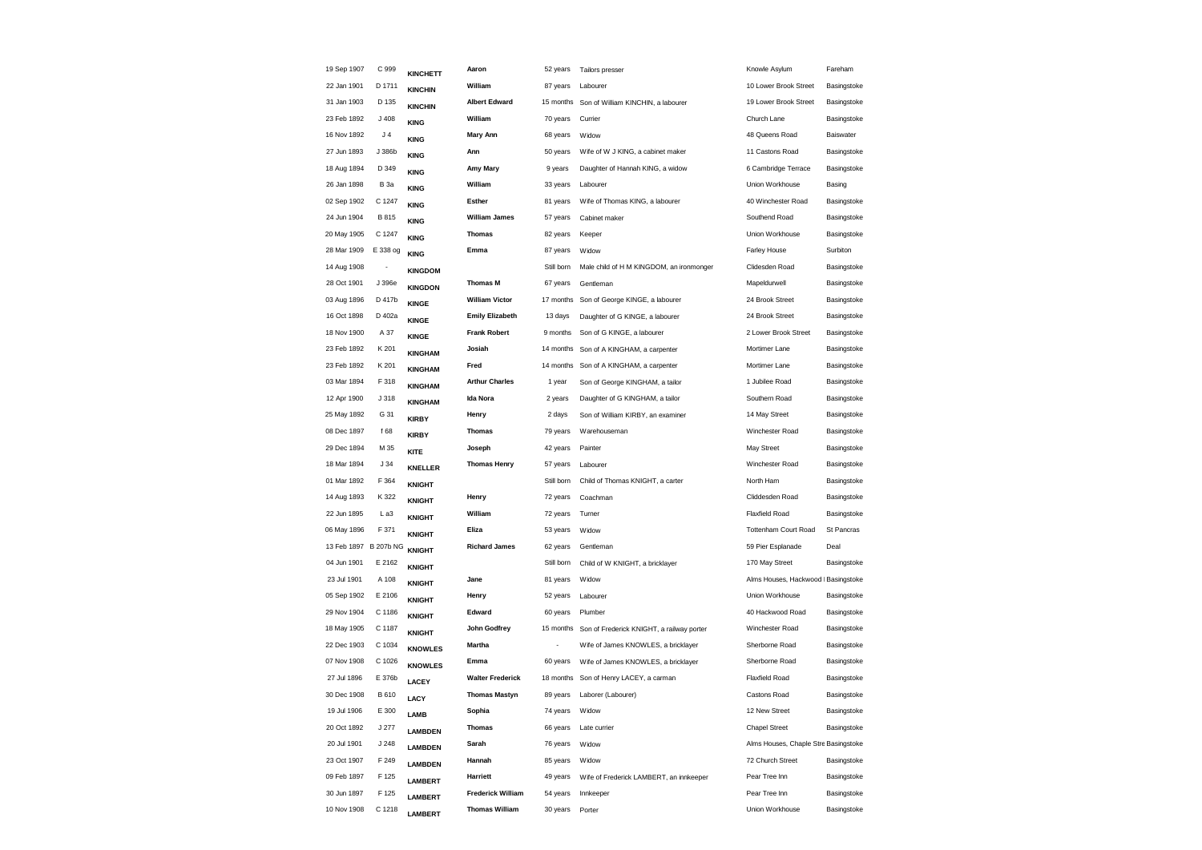| | | | | | | | |
|---|---|---|---|---|---|---|---|
| 19 Sep 1907 | C 999 | **KINCHETT** | **Aaron** | 52 years | Tailors presser | Knowle Asylum | Fareham |
| 22 Jan 1901 | D 1711 | **KINCHIN** | **William** | 87 years | Labourer | 10 Lower Brook Street | Basingstoke |
| 31 Jan 1903 | D 135 | **KINCHIN** | **Albert Edward** | 15 months | Son of William KINCHIN, a labourer | 19 Lower Brook Street | Basingstoke |
| 23 Feb 1892 | J 408 | **KING** | **William** | 70 years | Currier | Church Lane | Basingstoke |
| 16 Nov 1892 | J 4 | **KING** | **Mary Ann** | 68 years | Widow | 48 Queens Road | Baiswater |
| 27 Jun 1893 | J 386b | **KING** | **Ann** | 50 years | Wife of W J KING, a cabinet maker | 11 Castons Road | Basingstoke |
| 18 Aug 1894 | D 349 | **KING** | **Amy Mary** | 9 years | Daughter of Hannah KING, a widow | 6 Cambridge Terrace | Basingstoke |
| 26 Jan 1898 | B 3a | **KING** | **William** | 33 years | Labourer | Union Workhouse | Basing |
| 02 Sep 1902 | C 1247 | **KING** | **Esther** | 81 years | Wife of Thomas KING, a labourer | 40 Winchester Road | Basingstoke |
| 24 Jun 1904 | B 815 | **KING** | **William James** | 57 years | Cabinet maker | Southend Road | Basingstoke |
| 20 May 1905 | C 1247 | **KING** | **Thomas** | 82 years | Keeper | Union Workhouse | Basingstoke |
| 28 Mar 1909 | E 338 og | **KING** | **Emma** | 87 years | Widow | Farley House | Surbiton |
| 14 Aug 1908 | - | **KINGDOM** | | Still born | Male child of H M KINGDOM, an ironmonger | Clidesden Road | Basingstoke |
| 28 Oct 1901 | J 396e | **KINGDON** | **Thomas M** | 67 years | Gentleman | Mapeldurwell | Basingstoke |
| 03 Aug 1896 | D 417b | **KINGE** | **William Victor** | 17 months | Son of George KINGE, a labourer | 24 Brook Street | Basingstoke |
| 16 Oct 1898 | D 402a | **KINGE** | **Emily Elizabeth** | 13 days | Daughter of G KINGE, a labourer | 24 Brook Street | Basingstoke |
| 18 Nov 1900 | A 37 | **KINGE** | **Frank Robert** | 9 months | Son of G KINGE, a labourer | 2 Lower Brook Street | Basingstoke |
| 23 Feb 1892 | K 201 | **KINGHAM** | **Josiah** | 14 months | Son of A KINGHAM, a carpenter | Mortimer Lane | Basingstoke |
| 23 Feb 1892 | K 201 | **KINGHAM** | **Fred** | 14 months | Son of A KINGHAM, a carpenter | Mortimer Lane | Basingstoke |
| 03 Mar 1894 | F 318 | **KINGHAM** | **Arthur Charles** | 1 year | Son of George KINGHAM, a tailor | 1 Jubilee Road | Basingstoke |
| 12 Apr 1900 | J 318 | **KINGHAM** | **Ida Nora** | 2 years | Daughter of G KINGHAM, a tailor | Southern Road | Basingstoke |
| 25 May 1892 | G 31 | **KIRBY** | **Henry** | 2 days | Son of William KIRBY, an examiner | 14 May Street | Basingstoke |
| 08 Dec 1897 | f 68 | **KIRBY** | **Thomas** | 79 years | Warehouseman | Winchester Road | Basingstoke |
| 29 Dec 1894 | M 35 | **KITE** | **Joseph** | 42 years | Painter | May Street | Basingstoke |
| 18 Mar 1894 | J 34 | **KNELLER** | **Thomas Henry** | 57 years | Labourer | Winchester Road | Basingstoke |
| 01 Mar 1892 | F 364 | **KNIGHT** | | Still born | Child of Thomas KNIGHT, a carter | North Ham | Basingstoke |
| 14 Aug 1893 | K 322 | **KNIGHT** | **Henry** | 72 years | Coachman | Cliddesden Road | Basingstoke |
| 22 Jun 1895 | L a3 | **KNIGHT** | **William** | 72 years | Turner | Flaxfield Road | Basingstoke |
| 06 May 1896 | F 371 | **KNIGHT** | **Eliza** | 53 years | Widow | Tottenham Court Road | St Pancras |
| 13 Feb 1897 | B 207b NG | **KNIGHT** | **Richard James** | 62 years | Gentleman | 59 Pier Esplanade | Deal |
| 04 Jun 1901 | E 2162 | **KNIGHT** | | Still born | Child of W KNIGHT, a bricklayer | 170 May Street | Basingstoke |
| 23 Jul 1901 | A 108 | **KNIGHT** | **Jane** | 81 years | Widow | Alms Houses, Hackwood I | Basingstoke |
| 05 Sep 1902 | E 2106 | **KNIGHT** | **Henry** | 52 years | Labourer | Union Workhouse | Basingstoke |
| 29 Nov 1904 | C 1186 | **KNIGHT** | **Edward** | 60 years | Plumber | 40 Hackwood Road | Basingstoke |
| 18 May 1905 | C 1187 | **KNIGHT** | **John Godfrey** | 15 months | Son of Frederick KNIGHT, a railway porter | Winchester Road | Basingstoke |
| 22 Dec 1903 | C 1034 | **KNOWLES** | **Martha** | - | Wife of James KNOWLES, a bricklayer | Sherborne Road | Basingstoke |
| 07 Nov 1908 | C 1026 | **KNOWLES** | **Emma** | 60 years | Wife of James KNOWLES, a bricklayer | Sherborne Road | Basingstoke |
| 27 Jul 1896 | E 376b | **LACEY** | **Walter Frederick** | 18 months | Son of Henry LACEY, a carman | Flaxfield Road | Basingstoke |
| 30 Dec 1908 | B 610 | **LACY** | **Thomas Mastyn** | 89 years | Laborer (Labourer) | Castons Road | Basingstoke |
| 19 Jul 1906 | E 300 | **LAMB** | **Sophia** | 74 years | Widow | 12 New Street | Basingstoke |
| 20 Oct 1892 | J 277 | **LAMBDEN** | **Thomas** | 66 years | Late currier | Chapel Street | Basingstoke |
| 20 Jul 1901 | J 248 | **LAMBDEN** | **Sarah** | 76 years | Widow | Alms Houses, Chaple Stre | Basingstoke |
| 23 Oct 1907 | F 249 | **LAMBDEN** | **Hannah** | 85 years | Widow | 72 Church Street | Basingstoke |
| 09 Feb 1897 | F 125 | **LAMBERT** | **Harriett** | 49 years | Wife of Frederick LAMBERT, an innkeeper | Pear Tree Inn | Basingstoke |
| 30 Jun 1897 | F 125 | **LAMBERT** | **Frederick William** | 54 years | Innkeeper | Pear Tree Inn | Basingstoke |
| 10 Nov 1908 | C 1218 | **LAMBERT** | **Thomas William** | 30 years | Porter | Union Workhouse | Basingstoke |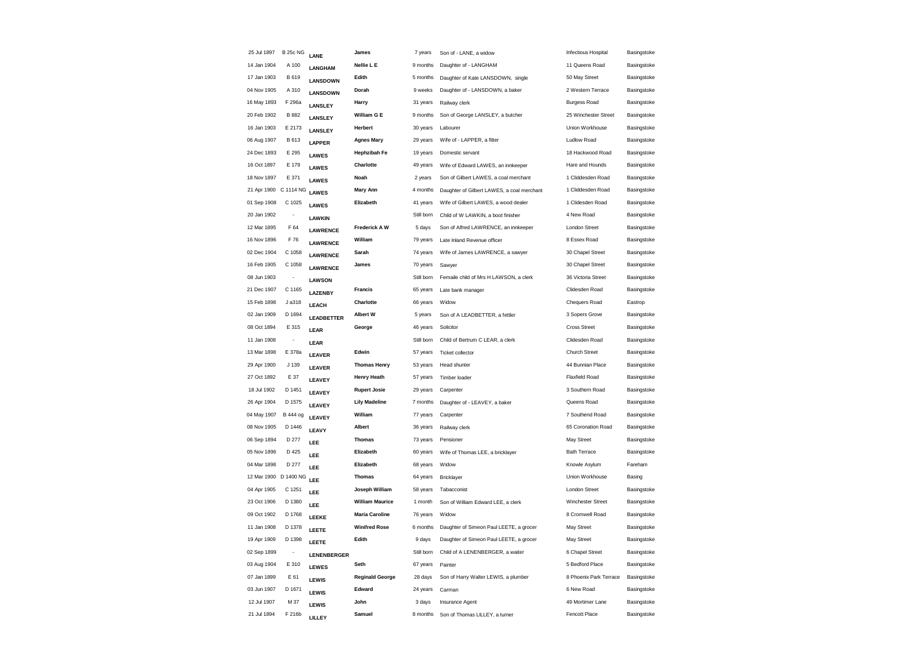| | | | | | | | |
|---|---|---|---|---|---|---|---|
| 25 Jul 1897 | B 25c NG | LANE | James | 7 years | Son of - LANE, a widow | Infectious Hospital | Basingstoke |
| 14 Jan 1904 | A 100 | LANGHAM | Nellie L E | 9 months | Daughter of - LANGHAM | 11 Queens Road | Basingstoke |
| 17 Jan 1903 | B 619 | LANSDOWN | Edith | 5 months | Daughter of Kate LANSDOWN, single | 50 May Street | Basingstoke |
| 04 Nov 1905 | A 310 | LANSDOWN | Dorah | 9 weeks | Daughter of - LANSDOWN, a baker | 2 Western Terrace | Basingstoke |
| 16 May 1893 | F 296a | LANSLEY | Harry | 31 years | Railway clerk | Burgess Road | Basingstoke |
| 20 Feb 1902 | B 882 | LANSLEY | William G E | 9 months | Son of George LANSLEY, a butcher | 25 Winchester Street | Basingstoke |
| 16 Jan 1903 | E 2173 | LANSLEY | Herbert | 30 years | Labourer | Union Workhouse | Basingstoke |
| 06 Aug 1907 | B 613 | LAPPER | Agnes Mary | 29 years | Wife of - LAPPER, a fitter | Ludlow Road | Basingstoke |
| 24 Dec 1893 | E 295 | LAWES | Hephzibah Fe | 19 years | Domestic servant | 18 Hackwood Road | Basingstoke |
| 16 Oct 1897 | E 179 | LAWES | Charlotte | 49 years | Wife of Edward LAWES, an innkeeper | Hare and Hounds | Basingstoke |
| 18 Nov 1897 | E 371 | LAWES | Noah | 2 years | Son of Gilbert LAWES, a coal merchant | 1 Cliddesden Road | Basingstoke |
| 21 Apr 1900 | C 1114 NG | LAWES | Mary Ann | 4 months | Daughter of Gilbert LAWES, a coal merchant | 1 Cliddesden Road | Basingstoke |
| 01 Sep 1908 | C 1025 | LAWES | Elizabeth | 41 years | Wife of Gilbert LAWES, a wood dealer | 1 Clidesden Road | Basingstoke |
| 20 Jan 1902 | - | LAWKIN | | Still born | Child of W LAWKIN, a boot finisher | 4 New Road | Basingstoke |
| 12 Mar 1895 | F 64 | LAWRENCE | Frederick A W | 5 days | Son of Alfred LAWRENCE, an innkeeper | London Street | Basingstoke |
| 16 Nov 1896 | F 76 | LAWRENCE | William | 79 years | Late Inland Revenue officer | 8 Essex Road | Basingstoke |
| 02 Dec 1904 | C 1058 | LAWRENCE | Sarah | 74 years | Wife of James LAWRENCE, a sawyer | 30 Chapel Street | Basingstoke |
| 16 Feb 1905 | C 1058 | LAWRENCE | James | 70 years | Sawyer | 30 Chapel Street | Basingstoke |
| 08 Jun 1903 | - | LAWSON | | Still born | Female child of Mrs H LAWSON, a clerk | 36 Victoria Street | Basingstoke |
| 21 Dec 1907 | C 1165 | LAZENBY | Francis | 65 years | Late bank manager | Clidesden Road | Basingstoke |
| 15 Feb 1898 | J a318 | LEACH | Charlotte | 66 years | Widow | Chequers Road | Eastrop |
| 02 Jan 1909 | D 1694 | LEADBETTER | Albert W | 5 years | Son of A LEADBETTER, a fettler | 3 Sopers Grove | Basingstoke |
| 08 Oct 1894 | E 315 | LEAR | George | 46 years | Solicitor | Cross Street | Basingstoke |
| 11 Jan 1908 | - | LEAR | | Still born | Child of Bertrum C LEAR, a clerk | Clidesden Road | Basingstoke |
| 13 Mar 1898 | E 378a | LEAVER | Edwin | 57 years | Ticket collector | Church Street | Basingstoke |
| 29 Apr 1900 | J 139 | LEAVER | Thomas Henry | 53 years | Head shunter | 44 Bunnian Place | Basingstoke |
| 27 Oct 1892 | E 37 | LEAVEY | Henry Heath | 57 years | Timber loader | Flaxfield Road | Basingstoke |
| 18 Jul 1902 | D 1451 | LEAVEY | Rupert Josie | 29 years | Carpenter | 3 Southern Road | Basingstoke |
| 26 Apr 1904 | D 1575 | LEAVEY | Lily Madeline | 7 months | Daughter of - LEAVEY, a baker | Queens Road | Basingstoke |
| 04 May 1907 | B 444 og | LEAVEY | William | 77 years | Carpenter | 7 Southend Road | Basingstoke |
| 08 Nov 1905 | D 1446 | LEAVY | Albert | 36 years | Railway clerk | 65 Coronation Road | Basingstoke |
| 06 Sep 1894 | D 277 | LEE | Thomas | 73 years | Pensioner | May Street | Basingstoke |
| 05 Nov 1896 | D 425 | LEE | Elizabeth | 60 years | Wife of Thomas LEE, a bricklayer | Bath Terrace | Basingstoke |
| 04 Mar 1898 | D 277 | LEE | Elizabeth | 68 years | Widow | Knowle Asylum | Fareham |
| 12 Mar 1900 | D 1400 NG | LEE | Thomas | 64 years | Bricklayer | Union Workhouse | Basing |
| 04 Apr 1905 | C 1251 | LEE | Joseph William | 58 years | Tabacconist | London Street | Basingstoke |
| 23 Oct 1906 | D 1380 | LEE | William Maurice | 1 month | Son of William Edward LEE, a clerk | Winchester Street | Basingstoke |
| 09 Oct 1902 | D 1768 | LEEKE | Maria Caroline | 76 years | Widow | 8 Cromwell Road | Basingstoke |
| 11 Jan 1908 | D 1378 | LEETE | Winifred Rose | 6 months | Daughter of Simeon Paul LEETE, a grocer | May Street | Basingstoke |
| 19 Apr 1909 | D 1398 | LEETE | Edith | 9 days | Daughter of Simeon Paul LEETE, a grocer | May Street | Basingstoke |
| 02 Sep 1899 | - | LENENBERGER | | Still born | Child of A LENENBERGER, a waiter | 6 Chapel Street | Basingstoke |
| 03 Aug 1904 | E 310 | LEWES | Seth | 67 years | Painter | 5 Bedford Place | Basingstoke |
| 07 Jan 1899 | E 61 | LEWIS | Reginald George | 28 days | Son of Harry Walter LEWIS, a plumber | 8 Phoenix Park Terrace | Basingstoke |
| 03 Jun 1907 | D 1671 | LEWIS | Edward | 24 years | Carman | 6 New Road | Basingstoke |
| 12 Jul 1907 | M 37 | LEWIS | John | 3 days | Insurance Agent | 49 Mortimer Lane | Basingstoke |
| 21 Jul 1894 | F 216b | LILLEY | Samuel | 8 months | Son of Thomas LILLEY, a turner | Fencott Place | Basingstoke |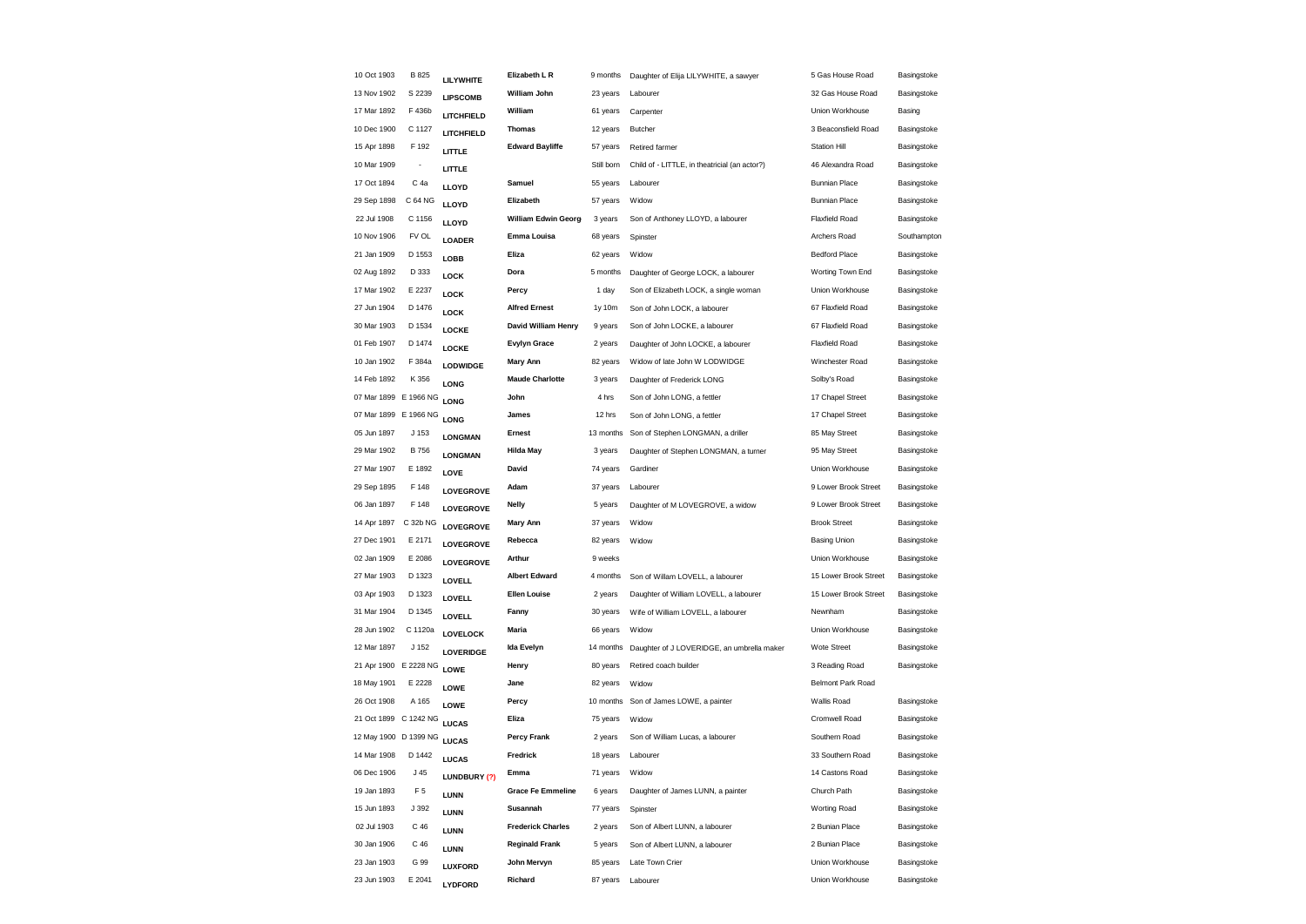| | | | | | | | |
|---|---|---|---|---|---|---|---|
| 10 Oct 1903 | B 825 | **LILYWHITE** | **Elizabeth L R** | 9 months | Daughter of Elija LILYWHITE, a sawyer | 5 Gas House Road | Basingstoke |
| 13 Nov 1902 | S 2239 | **LIPSCOMB** | **William John** | 23 years | Labourer | 32 Gas House Road | Basingstoke |
| 17 Mar 1892 | F 436b | **LITCHFIELD** | **William** | 61 years | Carpenter | Union Workhouse | Basing |
| 10 Dec 1900 | C 1127 | **LITCHFIELD** | **Thomas** | 12 years | Butcher | 3 Beaconsfield Road | Basingstoke |
| 15 Apr 1898 | F 192 | **LITTLE** | **Edward Bayliffe** | 57 years | Retired farmer | Station Hill | Basingstoke |
| 10 Mar 1909 | - | **LITTLE** | | Still born | Child of - LITTLE, in theatricial (an actor?) | 46 Alexandra Road | Basingstoke |
| 17 Oct 1894 | C 4a | **LLOYD** | **Samuel** | 55 years | Labourer | Bunnian Place | Basingstoke |
| 29 Sep 1898 | C 64 NG | **LLOYD** | **Elizabeth** | 57 years | Widow | Bunnian Place | Basingstoke |
| 22 Jul 1908 | C 1156 | **LLOYD** | **William Edwin Georg** | 3 years | Son of Anthoney LLOYD, a labourer | Flaxfield Road | Basingstoke |
| 10 Nov 1906 | FV OL | **LOADER** | **Emma Louisa** | 68 years | Spinster | Archers Road | Southampton |
| 21 Jan 1909 | D 1553 | **LOBB** | **Eliza** | 62 years | Widow | Bedford Place | Basingstoke |
| 02 Aug 1892 | D 333 | **LOCK** | **Dora** | 5 months | Daughter of George LOCK, a labourer | Worting Town End | Basingstoke |
| 17 Mar 1902 | E 2237 | **LOCK** | **Percy** | 1 day | Son of Elizabeth LOCK, a single woman | Union Workhouse | Basingstoke |
| 27 Jun 1904 | D 1476 | **LOCK** | **Alfred Ernest** | 1y 10m | Son of John LOCK, a labourer | 67 Flaxfield Road | Basingstoke |
| 30 Mar 1903 | D 1534 | **LOCKE** | **David William Henry** | 9 years | Son of John LOCKE, a labourer | 67 Flaxfield Road | Basingstoke |
| 01 Feb 1907 | D 1474 | **LOCKE** | **Evylyn Grace** | 2 years | Daughter of John LOCKE, a labourer | Flaxfield Road | Basingstoke |
| 10 Jan 1902 | F 384a | **LODWIDGE** | **Mary Ann** | 82 years | Widow of late John W LODWIDGE | Winchester Road | Basingstoke |
| 14 Feb 1892 | K 356 | **LONG** | **Maude Charlotte** | 3 years | Daughter of Frederick LONG | Solby's Road | Basingstoke |
| 07 Mar 1899 | E 1966 NG | **LONG** | **John** | 4 hrs | Son of John LONG, a fettler | 17 Chapel Street | Basingstoke |
| 07 Mar 1899 | E 1966 NG | **LONG** | **James** | 12 hrs | Son of John LONG, a fettler | 17 Chapel Street | Basingstoke |
| 05 Jun 1897 | J 153 | **LONGMAN** | **Ernest** | 13 months | Son of Stephen LONGMAN, a driller | 85 May Street | Basingstoke |
| 29 Mar 1902 | B 756 | **LONGMAN** | **Hilda May** | 3 years | Daughter of Stephen LONGMAN, a turner | 95 May Street | Basingstoke |
| 27 Mar 1907 | E 1892 | **LOVE** | **David** | 74 years | Gardiner | Union Workhouse | Basingstoke |
| 29 Sep 1895 | F 148 | **LOVEGROVE** | **Adam** | 37 years | Labourer | 9 Lower Brook Street | Basingstoke |
| 06 Jan 1897 | F 148 | **LOVEGROVE** | **Nelly** | 5 years | Daughter of M LOVEGROVE, a widow | 9 Lower Brook Street | Basingstoke |
| 14 Apr 1897 | C 32b NG | **LOVEGROVE** | **Mary Ann** | 37 years | Widow | Brook Street | Basingstoke |
| 27 Dec 1901 | E 2171 | **LOVEGROVE** | **Rebecca** | 82 years | Widow | Basing Union | Basingstoke |
| 02 Jan 1909 | E 2086 | **LOVEGROVE** | **Arthur** | 9 weeks | | Union Workhouse | Basingstoke |
| 27 Mar 1903 | D 1323 | **LOVELL** | **Albert Edward** | 4 months | Son of Willam LOVELL, a labourer | 15 Lower Brook Street | Basingstoke |
| 03 Apr 1903 | D 1323 | **LOVELL** | **Ellen Louise** | 2 years | Daughter of William LOVELL, a labourer | 15 Lower Brook Street | Basingstoke |
| 31 Mar 1904 | D 1345 | **LOVELL** | **Fanny** | 30 years | Wife of William LOVELL, a labourer | Newnham | Basingstoke |
| 28 Jun 1902 | C 1120a | **LOVELOCK** | **Maria** | 66 years | Widow | Union Workhouse | Basingstoke |
| 12 Mar 1897 | J 152 | **LOVERIDGE** | **Ida Evelyn** | 14 months | Daughter of J LOVERIDGE, an umbrella maker | Wote Street | Basingstoke |
| 21 Apr 1900 | E 2228 NG | **LOWE** | **Henry** | 80 years | Retired coach builder | 3 Reading Road | Basingstoke |
| 18 May 1901 | E 2228 | **LOWE** | **Jane** | 82 years | Widow | Belmont Park Road | |
| 26 Oct 1908 | A 165 | **LOWE** | **Percy** | 10 months | Son of James LOWE, a painter | Wallis Road | Basingstoke |
| 21 Oct 1899 | C 1242 NG | **LUCAS** | **Eliza** | 75 years | Widow | Cromwell Road | Basingstoke |
| 12 May 1900 | D 1399 NG | **LUCAS** | **Percy Frank** | 2 years | Son of William Lucas, a labourer | Southern Road | Basingstoke |
| 14 Mar 1908 | D 1442 | **LUCAS** | **Fredrick** | 18 years | Labourer | 33 Southern Road | Basingstoke |
| 06 Dec 1906 | J 45 | **LUNDBURY (?)** | **Emma** | 71 years | Widow | 14 Castons Road | Basingstoke |
| 19 Jan 1893 | F 5 | **LUNN** | **Grace Fe Emmeline** | 6 years | Daughter of James LUNN, a painter | Church Path | Basingstoke |
| 15 Jun 1893 | J 392 | **LUNN** | **Susannah** | 77 years | Spinster | Worting Road | Basingstoke |
| 02 Jul 1903 | C 46 | **LUNN** | **Frederick Charles** | 2 years | Son of Albert LUNN, a labourer | 2 Bunian Place | Basingstoke |
| 30 Jan 1906 | C 46 | **LUNN** | **Reginald Frank** | 5 years | Son of Albert LUNN, a labourer | 2 Bunian Place | Basingstoke |
| 23 Jan 1903 | G 99 | **LUXFORD** | **John Mervyn** | 85 years | Late Town Crier | Union Workhouse | Basingstoke |
| 23 Jun 1903 | E 2041 | **LYDFORD** | **Richard** | 87 years | Labourer | Union Workhouse | Basingstoke |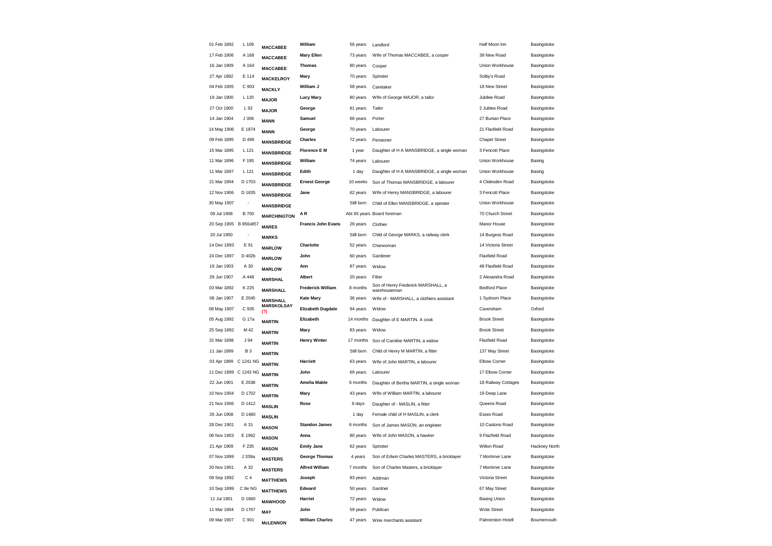| | | | | | | | |
|---|---|---|---|---|---|---|---|
| 01 Feb 1892 | L 109 | **MACCABEE** | **William** | 56 years | Landlord | Half Moon Inn | Basingstoke |
| 17 Feb 1906 | A 168 | **MACCABEE** | **Mary Ellen** | 73 years | Wife of Thomas MACCABEE, a cooper | 39 New Road | Basingstoke |
| 16 Jan 1909 | A 164 | **MACCABEE** | **Thomas** | 80 years | Cooper | Union Workhouse | Basingstoke |
| 27 Apr 1892 | E 114 | **MACKELROY** | **Mary** | 70 years | Spinster | Solby's Road | Basingstoke |
| 04 Feb 1905 | C 903 | **MACKLY** | **William J** | 58 years | Caretaker | 18 New Street | Basingstoke |
| 19 Jan 1900 | L 120 | **MAJOR** | **Lucy Mary** | 80 years | Wife of George MAJOR, a tailor | Jubilee Road | Basingstoke |
| 27 Oct 1900 | L 92 | **MAJOR** | **George** | 81 years | Tailor | 2 Jublee Road | Basingstoke |
| 14 Jan 1904 | J 308 | **MANN** | **Samuel** | 66 years | Porter | 27 Bunian Place | Basingstoke |
| 14 May 1906 | E 1874 | **MANN** | **George** | 70 years | Labourer | 21 Flaxfield Road | Basingstoke |
| 09 Feb 1895 | D 496 | **MANSBRIDGE** | **Charles** | 72 years | Pensioner | Chapel Street | Basingstoke |
| 15 Mar 1895 | L 121 | **MANSBRIDGE** | **Florence E M** | 1 year | Daughter of H A MANSBRIDGE, a single woman | 3 Fencott Place | Basingstoke |
| 11 Mar 1896 | F 195 | **MANSBRIDGE** | **William** | 74 years | Labourer | Union Workhouse | Basing |
| 11 Mar 1897 | L 121 | **MANSBRIDGE** | **Edith** | 1 day | Daughter of H A MANSBRIDGE, a single woman | Union Workhouse | Basing |
| 21 Mar 1904 | D 1703 | **MANSBRIDGE** | **Ernest George** | 10 weeks | Son of Thomas MANSBRIDGE, a labourer | 4 Clidesden Road | Basingstoke |
| 12 Nov 1906 | D 1635 | **MANSBRIDGE** | **Jane** | 62 years | Wife of Henry MANSBRIDGE, a labourer | 3 Fencott Place | Basingstoke |
| 30 May 1907 | - | **MANSBRIDGE** | | Still born | Child of Ellen MANSBRIDGE, a spinster | Union Workhouse | Basingstoke |
| 09 Jul 1908 | B 700 | **MARCHINGTON** | **A R** | Abt 65 years | Board foreman | 70 Church Street | Basingstoke |
| 20 Sep 1905 | B 856x857 | **MARES** | **Francis John Evans** | 26 years | Clothier | Manor House | Basingstoke |
| 20 Jul 1900 | - | **MARKS** | | Still born | Child of George MARKS, a railway clerk | 14 Burgess Road | Basingstoke |
| 14 Dec 1893 | E 91 | **MARLOW** | **Charlotte** | 52 years | Charwoman | 14 Victoria Street | Basingstoke |
| 24 Dec 1897 | D 402b | **MARLOW** | **John** | 60 years | Gardener | Flaxfield Road | Basingstoke |
| 19 Jan 1903 | A 30 | **MARLOW** | **Ann** | 87 years | Widow | 48 Flaxfield Road | Basingstoke |
| 29 Jun 1907 | A 448 | **MARSHAL** | **Albert** | 20 years | Fitter | 2 Alexandra Road | Basingstoke |
| 03 Mar 1892 | K 225 | **MARSHALL** | **Frederick William** | 8 months | Son of Henry Frederick MARSHALL, a warehouseman | Bedford Place | Basingstoke |
| 08 Jan 1907 | E 2045 | **MARSHALL** | **Kate Mary** | 36 years | Wife of - MARSHALL, a clothiers assistant | 1 Sydnom Place | Basingstoke |
| 08 May 1907 | C 935 | **MARSKOLSAY (?)** | **Elizabeth Dugdale** | 94 years | Widow | Caversham | Oxford |
| 05 Aug 1892 | G 17a | **MARTIN** | **Elizabeth** | 14 months | Daughter of E MARTIN. A cook | Brook Street | Basingstoke |
| 25 Sep 1892 | M 42 | **MARTIN** | **Mary** | 83 years | Widow | Brook Street | Basingstoke |
| 31 Mar 1898 | J 94 | **MARTIN** | **Henry Winter** | 17 months | Son of Caroline MARTIN, a widow | Flaxfield Road | Basingstoke |
| 11 Jan 1899 | B 3 | **MARTIN** | | Still born | Child of Henry M MARTIN, a fitter | 137 May Street | Basingstoke |
| 03 Apr 1899 | C 1241 NG | **MARTIN** | **Harriett** | 63 years | Wife of John MARTIN, a labourer | Elbow Corner | Basingstoke |
| 11 Dec 1899 | C 1243 NG | **MARTIN** | **John** | 69 years | Labourer | 17 Elbow Corner | Basingstoke |
| 22 Jun 1901 | E 2038 | **MARTIN** | **Amelia Mable** | 6 months | Daughter of Bertha MARTIN, a single woman | 18 Railway Cottages | Basingstoke |
| 10 Nov 1904 | D 1702 | **MARTIN** | **Mary** | 43 years | Wife of William MARTIN, a labourer | 19 Deep Lane | Basingstoke |
| 21 Nov 1906 | D 1412 | **MASLIN** | **Rose** | 9 days | Daughter of - MASLIN, a fitter | Queens Road | Basingstoke |
| 26 Jun 1908 | D 1480 | **MASLIN** | | 1 day | Female child of H MASLIN, a clerk | Essex Road | Basingstoke |
| 28 Dec 1901 | A 31 | **MASON** | **Standon James** | 6 months | Son of James MASON, an engineer | 10 Castons Road | Basingstoke |
| 06 Nov 1903 | E 1962 | **MASON** | **Anna** | 80 years | Wife of John MASON, a hawker | 9 Flazfield Road | Basingstoke |
| 21 Apr 1909 | F 235 | **MASON** | **Emily Jane** | 62 years | Spinster | Wilton Road | Hackney North |
| 07 Nov 1899 | J 339a | **MASTERS** | **George Thomas** | 4 years | Son of Edwin Charles MASTERS, a bricklayer | 7 Mortimer Lane | Basingstoke |
| 20 Nov 1901 | A 32 | **MASTERS** | **Alfred William** | 7 months | Son of Charles Masters, a bricklayer | 7 Mortimer Lane | Basingstoke |
| 09 Sep 1892 | C 4 | **MATTHEWS** | **Joseph** | 83 years | Addman | Victoria Street | Basingstoke |
| 10 Sep 1899 | C 8e NG | **MATTHEWS** | **Edward** | 50 years | Gardner | 67 May Street | Basingstoke |
| 11 Jul 1901 | D 1660 | **MAWHOOD** | **Harriet** | 72 years | Widow | Basing Union | Basingstoke |
| 11 Mar 1904 | D 1767 | **MAY** | **John** | 59 years | Publican | Wote Street | Basingstoke |
| 09 Mar 1907 | C 901 | **McLENNON** | **William Charles** | 47 years | Wine merchants assistant | Palmerston Hotell | Bournemouth |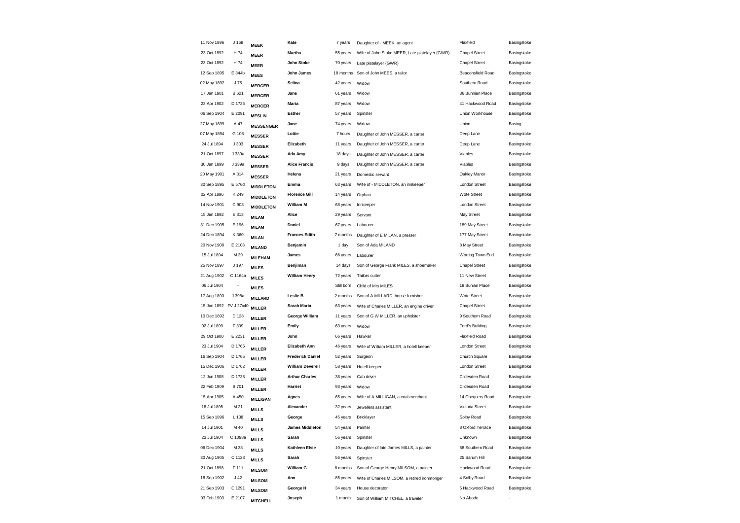| | | | | | | | |
|---|---|---|---|---|---|---|---|
| 11 Nov 1896 | J 168 | **MEEK** | **Kate** | 7 years | Daughter of - MEEK, an agent | Flaxfield | Basingstoke |
| 23 Oct 1892 | H 74 | **MEER** | **Martha** | 55 years | Wife of John Stoke MEER, Late platelayer (GWR) | Chapel Street | Basingstoke |
| 23 Oct 1892 | H 74 | **MEER** | **John Stoke** | 70 years | Late platelayer (GWR) | Chapel Street | Basingstoke |
| 12 Sep 1895 | E 344b | **MEES** | **John James** | 18 months | Son of John MEES, a tailor | Beaconsfield Road | Basingstoke |
| 02 May 1892 | J 75 | **MERCER** | **Selina** | 42 years | Widow | Southern Road | Basingstoke |
| 17 Jan 1901 | B 621 | **MERCER** | **Jane** | 61 years | Widow | 36 Bunnian Place | Basingstoke |
| 23 Apr 1902 | D 1726 | **MERCER** | **Maria** | 87 years | Widow | 41 Hackwood Road | Basingstoke |
| 06 Sep 1904 | E 2091 | **MESLIN** | **Esther** | 57 years | Spinster | Union Workhouse | Basingstoke |
| 27 May 1899 | A 47 | **MESSENGER** | **Jane** | 74 years | Widow | Union | Basing |
| 07 May 1894 | G 108 | **MESSER** | **Lottie** | 7 hours | Daughter of John MESSER, a carter | Deep Lane | Basingstoke |
| 24 Jul 1894 | J 303 | **MESSER** | **Elizabeth** | 11 years | Daughter of John MESSER, a carter | Deep Lane | Basingstoke |
| 21 Oct 1897 | J 339a | **MESSER** | **Ada Amy** | 18 days | Daughter of John MESSER, a carter | Viables | Basingstoke |
| 30 Jan 1899 | J 339a | **MESSER** | **Alice Francis** | 9 days | Daughter of John MESSER, a carter | Viables | Basingstoke |
| 20 May 1901 | A 314 | **MESSER** | **Helena** | 21 years | Domestic servant | Oakley Manor | Basingstoke |
| 30 Sep 1895 | E 576d | **MIDDLETON** | **Emma** | 63 years | Wife of - MIDDLETON, an innkeeper | London Street | Basingstoke |
| 02 Apr 1896 | K 249 | **MIDDLETON** | **Florence Gill** | 14 years | Orphan | Wote Street | Basingstoke |
| 14 Nov 1901 | C 908 | **MIDDLETON** | **William M** | 68 years | Innkeeper | London Street | Basingstoke |
| 15 Jan 1892 | E 313 | **MILAM** | **Alice** | 29 years | Servant | May Street | Basingstoke |
| 31 Dec 1905 | E 196 | **MILAM** | **Daniel** | 67 years | Labourer | 189 May Street | Basingstoke |
| 24 Dec 1894 | K 360 | **MILAN** | **Frances Edith** | 7 months | Daughter of E MILAN, a presser | 177 May Street | Basingstoke |
| 20 Nov 1900 | E 2103 | **MILAND** | **Benjamin** | 1 day | Son of Ada MILAND | 8 May Street | Basingstoke |
| 15 Jul 1894 | M 29 | **MILEHAM** | **James** | 66 years | Labourer | Worting Town End | Basingstoke |
| 25 Nov 1897 | J 197 | **MILES** | **Benjiman** | 14 days | Son of George Frank MILES, a shoemaker | Chapel Street | Basingstoke |
| 21 Aug 1902 | C 1164a | **MILES** | **William Henry** | 72 years | Tailors cutter | 11 New Street | Basingstoke |
| 06 Jul 1904 | - | **MILES** | | Still born | Child of Mrs MILES | 18 Bunian Place | Basingstoke |
| 17 Aug 1893 | J 398a | **MILLARD** | **Leslie B** | 2 months | Son of A MILLARD, house furnisher | Wote Street | Basingstoke |
| 15 Jan 1892 | FV J 27x40 | **MILLER** | **Sarah Maria** | 63 years | Wife of Charles MILLER, an engine driver | Chapel Street | Basingstoke |
| 10 Dec 1892 | D 128 | **MILLER** | **George William** | 11 years | Son of G W MILLER, an upholster | 9 Southern Road | Basingstoke |
| 02 Jul 1899 | F 309 | **MILLER** | **Emily** | 63 years | Widow | Ford's Building | Basingstoke |
| 29 Oct 1900 | E 2231 | **MILLER** | **John** | 66 years | Hawker | Flaxfield Road | Basingstoke |
| 23 Jul 1904 | D 1766 | **MILLER** | **Elizabeth Ann** | 46 years | Wife of William MILLER, a hotell keeper | London Street | Basingstoke |
| 16 Sep 1904 | D 1765 | **MILLER** | **Frederick Daniel** | 52 years | Surgeon | Church Square | Basingstoke |
| 15 Dec 1906 | D 1762 | **MILLER** | **William Deverell** | 58 years | Hotell keeper | London Street | Basingstoke |
| 12 Jun 1908 | D 1738 | **MILLER** | **Arthur Charles** | 38 years | Cab driver | Clidesden Road | Basingstoke |
| 22 Feb 1909 | B 701 | **MILLER** | **Harriet** | 93 years | Widow | Clidesden Road | Basingstoke |
| 15 Apr 1905 | A 450 | **MILLIGAN** | **Agnes** | 65 years | Wife of A MILLIGAN, a coal merchant | 14 Chequers Road | Basingstoke |
| 18 Jul 1895 | M 21 | **MILLS** | **Alexander** | 32 years | Jewellers assistant | Victoria Street | Basingstoke |
| 15 Sep 1896 | L 138 | **MILLS** | **George** | 45 years | Bricklayer | Solby Road | Basingstoke |
| 14 Jul 1901 | M 40 | **MILLS** | **James Middleton** | 54 years | Painter | 8 Oxford Terrace | Basingstoke |
| 23 Jul 1904 | C 1098a | **MILLS** | **Sarah** | 56 years | Spinster | Unknown | Basingstoke |
| 06 Dec 1904 | M 38 | **MILLS** | **Kathleen Elsie** | 10 years | Daughter of late James MILLS, a painter | 58 Southern Road | Basingstoke |
| 30 Aug 1905 | C 1123 | **MILLS** | **Sarah** | 56 years | Spinster | 25 Sarum Hill | Basingstoke |
| 21 Oct 1898 | F 111 | **MILSOM** | **William G** | 8 months | Son of George Henry MILSOM, a painter | Hackwood Road | Basingstoke |
| 18 Sep 1902 | J 42 | **MILSOM** | **Ann** | 85 years | Wife of Charles MILSOM, a retired ironmonger | 4 Solby Road | Basingstoke |
| 21 Sep 1903 | C 1291 | **MILSOM** | **George H** | 34 years | House decorator | 5 Hackwood Road | Basingstoke |
| 03 Feb 1903 | E 2107 | **MITCHELL** | **Joseph** | 1 month | Son of William MITCHEL, a traveler | No Abode | - |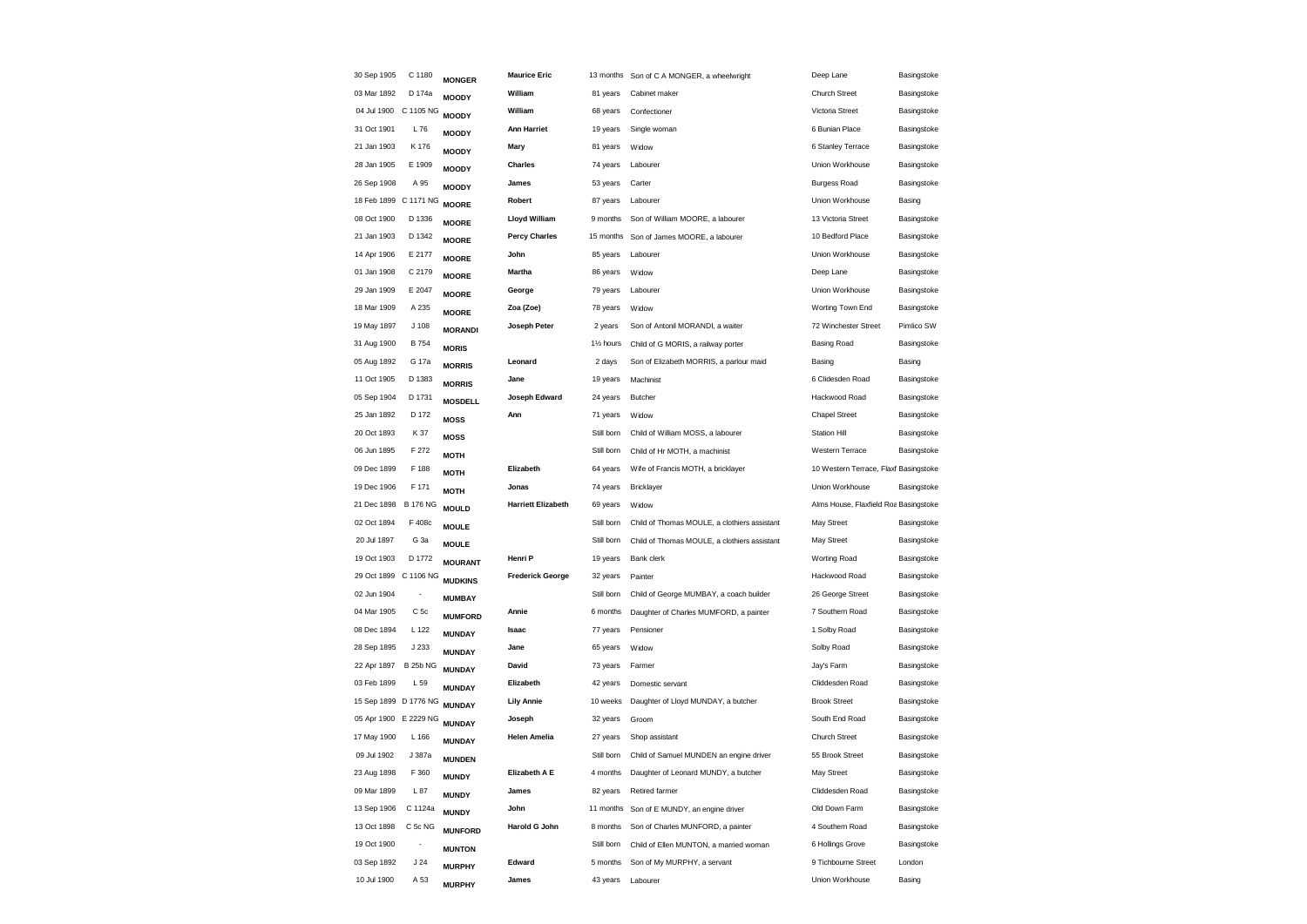| | | | | | | | |
|---|---|---|---|---|---|---|---|
| 30 Sep 1905 | C 1180 | **MONGER** | **Maurice Eric** | 13 months | Son of C A MONGER, a wheelwright | Deep Lane | Basingstoke |
| 03 Mar 1892 | D 174a | **MOODY** | **William** | 81 years | Cabinet maker | Church Street | Basingstoke |
| 04 Jul 1900 | C 1105 NG | **MOODY** | **William** | 68 years | Confectioner | Victoria Street | Basingstoke |
| 31 Oct 1901 | L 76 | **MOODY** | **Ann Harriet** | 19 years | Single woman | 6 Bunian Place | Basingstoke |
| 21 Jan 1903 | K 176 | **MOODY** | **Mary** | 81 years | Widow | 6 Stanley Terrace | Basingstoke |
| 28 Jan 1905 | E 1909 | **MOODY** | **Charles** | 74 years | Labourer | Union Workhouse | Basingstoke |
| 26 Sep 1908 | A 95 | **MOODY** | **James** | 53 years | Carter | Burgess Road | Basingstoke |
| 18 Feb 1899 | C 1171 NG | **MOORE** | **Robert** | 87 years | Labourer | Union Workhouse | Basing |
| 08 Oct 1900 | D 1336 | **MOORE** | **Lloyd William** | 9 months | Son of William MOORE, a labourer | 13 Victoria Street | Basingstoke |
| 21 Jan 1903 | D 1342 | **MOORE** | **Percy Charles** | 15 months | Son of James MOORE, a labourer | 10 Bedford Place | Basingstoke |
| 14 Apr 1906 | E 2177 | **MOORE** | **John** | 85 years | Labourer | Union Workhouse | Basingstoke |
| 01 Jan 1908 | C 2179 | **MOORE** | **Martha** | 86 years | Widow | Deep Lane | Basingstoke |
| 29 Jan 1909 | E 2047 | **MOORE** | **George** | 79 years | Labourer | Union Workhouse | Basingstoke |
| 18 Mar 1909 | A 235 | **MOORE** | **Zoa (Zoe)** | 78 years | Widow | Worting Town End | Basingstoke |
| 19 May 1897 | J 108 | **MORANDI** | **Joseph Peter** | 2 years | Son of Antonil MORANDI, a waiter | 72 Winchester Street | Pimlico SW |
| 31 Aug 1900 | B 754 | **MORIS** | | 1½ hours | Child of G MORIS, a railway porter | Basing Road | Basingstoke |
| 05 Aug 1892 | G 17a | **MORRIS** | **Leonard** | 2 days | Son of Elizabeth MORRIS, a parlour maid | Basing | Basing |
| 11 Oct 1905 | D 1383 | **MORRIS** | **Jane** | 19 years | Machinist | 6 Clidesden Road | Basingstoke |
| 05 Sep 1904 | D 1731 | **MOSDELL** | **Joseph Edward** | 24 years | Butcher | Hackwood Road | Basingstoke |
| 25 Jan 1892 | D 172 | **MOSS** | **Ann** | 71 years | Widow | Chapel Street | Basingstoke |
| 20 Oct 1893 | K 37 | **MOSS** | | Still born | Child of William MOSS, a labourer | Station Hill | Basingstoke |
| 06 Jun 1895 | F 272 | **MOTH** | | Still born | Child of Hr MOTH, a machinist | Western Terrace | Basingstoke |
| 09 Dec 1899 | F 188 | **MOTH** | **Elizabeth** | 64 years | Wife of Francis MOTH, a bricklayer | 10 Western Terrace, Flaxf | Basingstoke |
| 19 Dec 1906 | F 171 | **MOTH** | **Jonas** | 74 years | Bricklayer | Union Workhouse | Basingstoke |
| 21 Dec 1898 | B 176 NG | **MOULD** | **Harriett Elizabeth** | 69 years | Widow | Alms House, Flaxfield Roa | Basingstoke |
| 02 Oct 1894 | F 408c | **MOULE** | | Still born | Child of Thomas MOULE, a clothiers assistant | May Street | Basingstoke |
| 20 Jul 1897 | G 3a | **MOULE** | | Still born | Child of Thomas MOULE, a clothiers assistant | May Street | Basingstoke |
| 19 Oct 1903 | D 1772 | **MOURANT** | **Henri P** | 19 years | Bank clerk | Worting Road | Basingstoke |
| 29 Oct 1899 | C 1106 NG | **MUDKINS** | **Frederick George** | 32 years | Painter | Hackwood Road | Basingstoke |
| 02 Jun 1904 | - | **MUMBAY** | | Still born | Child of George MUMBAY, a coach builder | 26 George Street | Basingstoke |
| 04 Mar 1905 | C 5c | **MUMFORD** | **Annie** | 6 months | Daughter of Charles MUMFORD, a painter | 7 Southern Road | Basingstoke |
| 08 Dec 1894 | L 122 | **MUNDAY** | **Isaac** | 77 years | Pensioner | 1 Solby Road | Basingstoke |
| 28 Sep 1895 | J 233 | **MUNDAY** | **Jane** | 65 years | Widow | Solby Road | Basingstoke |
| 22 Apr 1897 | B 25b NG | **MUNDAY** | **David** | 73 years | Farmer | Jay's Farm | Basingstoke |
| 03 Feb 1899 | L 59 | **MUNDAY** | **Elizabeth** | 42 years | Domestic servant | Cliddesden Road | Basingstoke |
| 15 Sep 1899 | D 1776 NG | **MUNDAY** | **Lily Annie** | 10 weeks | Daughter of Lloyd MUNDAY, a butcher | Brook Street | Basingstoke |
| 05 Apr 1900 | E 2229 NG | **MUNDAY** | **Joseph** | 32 years | Groom | South End Road | Basingstoke |
| 17 May 1900 | L 166 | **MUNDAY** | **Helen Amelia** | 27 years | Shop assistant | Church Street | Basingstoke |
| 09 Jul 1902 | J 387a | **MUNDEN** | | Still born | Child of Samuel MUNDEN an engine driver | 55 Brook Street | Basingstoke |
| 23 Aug 1898 | F 360 | **MUNDY** | **Elizabeth A E** | 4 months | Daughter of Leonard MUNDY, a butcher | May Street | Basingstoke |
| 09 Mar 1899 | L 87 | **MUNDY** | **James** | 82 years | Retired farmer | Cliddesden Road | Basingstoke |
| 13 Sep 1906 | C 1124a | **MUNDY** | **John** | 11 months | Son of E MUNDY, an engine driver | Old Down Farm | Basingstoke |
| 13 Oct 1898 | C 5c NG | **MUNFORD** | **Harold G John** | 8 months | Son of Charles MUNFORD, a painter | 4 Southern Road | Basingstoke |
| 19 Oct 1900 | - | **MUNTON** | | Still born | Child of Ellen MUNTON, a married woman | 6 Hollings Grove | Basingstoke |
| 03 Sep 1892 | J 24 | **MURPHY** | **Edward** | 5 months | Son of My MURPHY, a servant | 9 Tichbourne Street | London |
| 10 Jul 1900 | A 53 | **MURPHY** | **James** | 43 years | Labourer | Union Workhouse | Basing |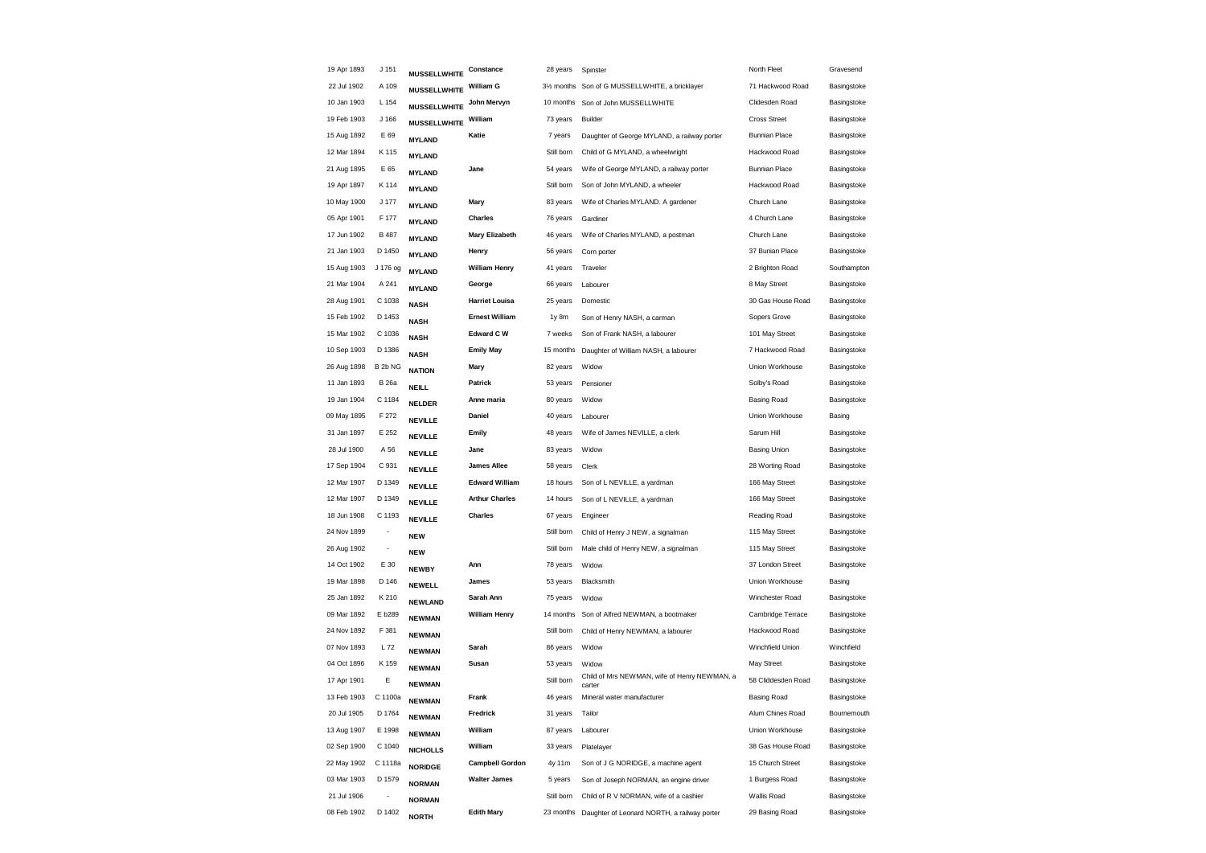| | | | | | | | |
|---|---|---|---|---|---|---|---|
| 19 Apr 1893 | J 151 | **MUSSELLWHITE** | **Constance** | 28 years | Spinster | North Fleet | Gravesend |
| 22 Jul 1902 | A 109 | **MUSSELLWHITE** | **William G** | 3½ months | Son of G MUSSELLWHITE, a bricklayer | 71 Hackwood Road | Basingstoke |
| 10 Jan 1903 | L 154 | **MUSSELLWHITE** | **John Mervyn** | 10 months | Son of John MUSSELLWHITE | Clidesden Road | Basingstoke |
| 19 Feb 1903 | J 166 | **MUSSELLWHITE** | **William** | 73 years | Builder | Cross Street | Basingstoke |
| 15 Aug 1892 | E 69 | **MYLAND** | **Katie** | 7 years | Daughter of George MYLAND, a railway porter | Bunnian Place | Basingstoke |
| 12 Mar 1894 | K 115 | **MYLAND** | | Still born | Child of G MYLAND, a wheelwright | Hackwood Road | Basingstoke |
| 21 Aug 1895 | E 65 | **MYLAND** | **Jane** | 54 years | Wife of George MYLAND, a railway porter | Bunnian Place | Basingstoke |
| 19 Apr 1897 | K 114 | **MYLAND** | | Still born | Son of John MYLAND, a wheeler | Hackwood Road | Basingstoke |
| 10 May 1900 | J 177 | **MYLAND** | **Mary** | 83 years | Wife of Charles MYLAND. A gardener | Church Lane | Basingstoke |
| 05 Apr 1901 | F 177 | **MYLAND** | **Charles** | 76 years | Gardiner | 4 Church Lane | Basingstoke |
| 17 Jun 1902 | B 487 | **MYLAND** | **Mary Elizabeth** | 46 years | Wife of Charles MYLAND, a postman | Church Lane | Basingstoke |
| 21 Jan 1903 | D 1450 | **MYLAND** | **Henry** | 56 years | Corn porter | 37 Bunian Place | Basingstoke |
| 15 Aug 1903 | J 176 og | **MYLAND** | **William Henry** | 41 years | Traveler | 2 Brighton Road | Southampton |
| 21 Mar 1904 | A 241 | **MYLAND** | **George** | 66 years | Labourer | 8 May Street | Basingstoke |
| 28 Aug 1901 | C 1038 | **NASH** | **Harriet Louisa** | 25 years | Domestic | 30 Gas House Road | Basingstoke |
| 15 Feb 1902 | D 1453 | **NASH** | **Ernest William** | 1y 8m | Son of Henry NASH, a carman | Sopers Grove | Basingstoke |
| 15 Mar 1902 | C 1036 | **NASH** | **Edward C W** | 7 weeks | Son of Frank NASH, a labourer | 101 May Street | Basingstoke |
| 10 Sep 1903 | D 1386 | **NASH** | **Emily May** | 15 months | Daughter of William NASH, a labourer | 7 Hackwood Road | Basingstoke |
| 26 Aug 1898 | B 2b NG | **NATION** | **Mary** | 82 years | Widow | Union Workhouse | Basingstoke |
| 11 Jan 1893 | B 26a | **NEILL** | **Patrick** | 53 years | Pensioner | Solby's Road | Basingstoke |
| 19 Jan 1904 | C 1184 | **NELDER** | **Anne maria** | 80 years | Widow | Basing Road | Basingstoke |
| 09 May 1895 | F 272 | **NEVILLE** | **Daniel** | 40 years | Labourer | Union Workhouse | Basing |
| 31 Jan 1897 | E 252 | **NEVILLE** | **Emily** | 48 years | Wife of James NEVILLE, a clerk | Sarum Hill | Basingstoke |
| 28 Jul 1900 | A 56 | **NEVILLE** | **Jane** | 83 years | Widow | Basing Union | Basingstoke |
| 17 Sep 1904 | C 931 | **NEVILLE** | **James Allee** | 58 years | Clerk | 28 Worting Road | Basingstoke |
| 12 Mar 1907 | D 1349 | **NEVILLE** | **Edward William** | 18 hours | Son of L NEVILLE, a yardman | 166 May Street | Basingstoke |
| 12 Mar 1907 | D 1349 | **NEVILLE** | **Arthur Charles** | 14 hours | Son of L NEVILLE, a yardman | 166 May Street | Basingstoke |
| 18 Jun 1908 | C 1193 | **NEVILLE** | **Charles** | 67 years | Engineer | Reading Road | Basingstoke |
| 24 Nov 1899 | - | **NEW** | | Still born | Child of Henry J NEW, a signalman | 115 May Street | Basingstoke |
| 26 Aug 1902 | - | **NEW** | | Still born | Male child of Henry NEW, a signalman | 115 May Street | Basingstoke |
| 14 Oct 1902 | E 30 | **NEWBY** | **Ann** | 78 years | Widow | 37 London Street | Basingstoke |
| 19 Mar 1898 | D 146 | **NEWELL** | **James** | 53 years | Blacksmith | Union Workhouse | Basing |
| 25 Jan 1892 | K 210 | **NEWLAND** | **Sarah Ann** | 75 years | Widow | Winchester Road | Basingstoke |
| 09 Mar 1892 | E b289 | **NEWMAN** | **William Henry** | 14 months | Son of Alfred NEWMAN, a bootmaker | Cambridge Terrace | Basingstoke |
| 24 Nov 1892 | F 381 | **NEWMAN** | | Still born | Child of Henry NEWMAN, a labourer | Hackwood Road | Basingstoke |
| 07 Nov 1893 | L 72 | **NEWMAN** | **Sarah** | 86 years | Widow | Winchfield Union | Winchfield |
| 04 Oct 1896 | K 159 | **NEWMAN** | **Susan** | 53 years | Widow | May Street | Basingstoke |
| 17 Apr 1901 | E | **NEWMAN** | | Still born | Child of Mrs NEWMAN, wife of Henry NEWMAN, a carter | 58 Cliddesden Road | Basingstoke |
| 13 Feb 1903 | C 1100a | **NEWMAN** | **Frank** | 46 years | Mineral water manufacturer | Basing Road | Basingstoke |
| 20 Jul 1905 | D 1764 | **NEWMAN** | **Fredrick** | 31 years | Tailor | Alum Chines Road | Bournemouth |
| 13 Aug 1907 | E 1998 | **NEWMAN** | **William** | 87 years | Labourer | Union Workhouse | Basingstoke |
| 02 Sep 1900 | C 1040 | **NICHOLLS** | **William** | 33 years | Platelayer | 38 Gas House Road | Basingstoke |
| 22 May 1902 | C 1118a | **NORIDGE** | **Campbell Gordon** | 4y 11m | Son of J G NORIDGE, a machine agent | 15 Church Street | Basingstoke |
| 03 Mar 1903 | D 1579 | **NORMAN** | **Walter James** | 5 years | Son of Joseph NORMAN, an engine driver | 1 Burgess Road | Basingstoke |
| 21 Jul 1906 | - | **NORMAN** | | Still born | Child of R V NORMAN, wife of a cashier | Wallis Road | Basingstoke |
| 08 Feb 1902 | D 1402 | **NORTH** | **Edith Mary** | 23 months | Daughter of Leonard NORTH, a railway porter | 29 Basing Road | Basingstoke |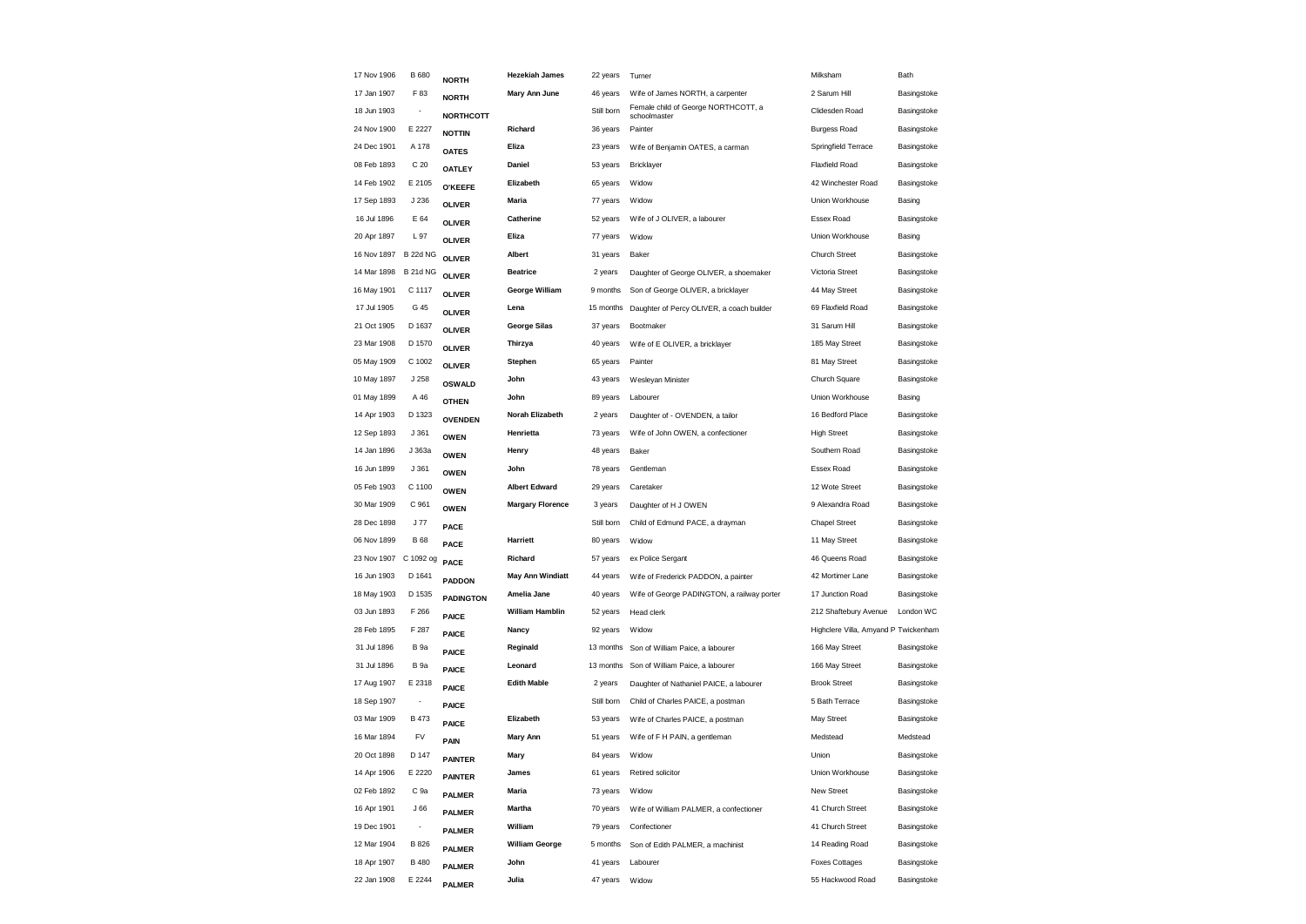| | | | | | | | |
|---|---|---|---|---|---|---|---|
| 17 Nov 1906 | B 680 | **NORTH** | **Hezekiah James** | 22 years | Turner | Milksham | Bath |
| 17 Jan 1907 | F 83 | **NORTH** | **Mary Ann June** | 46 years | Wife of James NORTH, a carpenter | 2 Sarum Hill | Basingstoke |
| 18 Jun 1903 | - | **NORTHCOTT** | | Still born | Female child of George NORTHCOTT, a schoolmaster | Clidesden Road | Basingstoke |
| 24 Nov 1900 | E 2227 | **NOTTIN** | **Richard** | 36 years | Painter | Burgess Road | Basingstoke |
| 24 Dec 1901 | A 178 | **OATES** | **Eliza** | 23 years | Wife of Benjamin OATES, a carman | Springfield Terrace | Basingstoke |
| 08 Feb 1893 | C 20 | **OATLEY** | **Daniel** | 53 years | Bricklayer | Flaxfield Road | Basingstoke |
| 14 Feb 1902 | E 2105 | **O'KEEFE** | **Elizabeth** | 65 years | Widow | 42 Winchester Road | Basingstoke |
| 17 Sep 1893 | J 236 | **OLIVER** | **Maria** | 77 years | Widow | Union Workhouse | Basing |
| 16 Jul 1896 | E 64 | **OLIVER** | **Catherine** | 52 years | Wife of J OLIVER, a labourer | Essex Road | Basingstoke |
| 20 Apr 1897 | L 97 | **OLIVER** | **Eliza** | 77 years | Widow | Union Workhouse | Basing |
| 16 Nov 1897 | B 22d NG | **OLIVER** | **Albert** | 31 years | Baker | Church Street | Basingstoke |
| 14 Mar 1898 | B 21d NG | **OLIVER** | **Beatrice** | 2 years | Daughter of George OLIVER, a shoemaker | Victoria Street | Basingstoke |
| 16 May 1901 | C 1117 | **OLIVER** | **George William** | 9 months | Son of George OLIVER, a bricklayer | 44 May Street | Basingstoke |
| 17 Jul 1905 | G 45 | **OLIVER** | **Lena** | 15 months | Daughter of Percy OLIVER, a coach builder | 69 Flaxfield Road | Basingstoke |
| 21 Oct 1905 | D 1637 | **OLIVER** | **George Silas** | 37 years | Bootmaker | 31 Sarum Hill | Basingstoke |
| 23 Mar 1908 | D 1570 | **OLIVER** | **Thirzya** | 40 years | Wife of E OLIVER, a bricklayer | 185 May Street | Basingstoke |
| 05 May 1909 | C 1002 | **OLIVER** | **Stephen** | 65 years | Painter | 81 May Street | Basingstoke |
| 10 May 1897 | J 258 | **OSWALD** | **John** | 43 years | Wesleyan Minister | Church Square | Basingstoke |
| 01 May 1899 | A 46 | **OTHEN** | **John** | 89 years | Labourer | Union Workhouse | Basing |
| 14 Apr 1903 | D 1323 | **OVENDEN** | **Norah Elizabeth** | 2 years | Daughter of - OVENDEN, a tailor | 16 Bedford Place | Basingstoke |
| 12 Sep 1893 | J 361 | **OWEN** | **Henrietta** | 73 years | Wife of John OWEN, a confectioner | High Street | Basingstoke |
| 14 Jan 1896 | J 363a | **OWEN** | **Henry** | 48 years | Baker | Southern Road | Basingstoke |
| 16 Jun 1899 | J 361 | **OWEN** | **John** | 78 years | Gentleman | Essex Road | Basingstoke |
| 05 Feb 1903 | C 1100 | **OWEN** | **Albert Edward** | 29 years | Caretaker | 12 Wote Street | Basingstoke |
| 30 Mar 1909 | C 961 | **OWEN** | **Margary Florence** | 3 years | Daughter of H J OWEN | 9 Alexandra Road | Basingstoke |
| 28 Dec 1898 | J 77 | **PACE** | | Still born | Child of Edmund PACE, a drayman | Chapel Street | Basingstoke |
| 06 Nov 1899 | B 68 | **PACE** | **Harriett** | 80 years | Widow | 11 May Street | Basingstoke |
| 23 Nov 1907 | C 1092 og | **PACE** | **Richard** | 57 years | ex Police Sergant | 46 Queens Road | Basingstoke |
| 16 Jun 1903 | D 1641 | **PADDON** | **May Ann Windiatt** | 44 years | Wife of Frederick PADDON, a painter | 42 Mortimer Lane | Basingstoke |
| 18 May 1903 | D 1535 | **PADINGTON** | **Amelia Jane** | 40 years | Wife of George PADINGTON, a railway porter | 17 Junction Road | Basingstoke |
| 03 Jun 1893 | F 266 | **PAICE** | **William Hamblin** | 52 years | Head clerk | 212 Shaftebury Avenue | London WC |
| 28 Feb 1895 | F 287 | **PAICE** | **Nancy** | 92 years | Widow | Highclere Villa, Amyand P | Twickenham |
| 31 Jul 1896 | B 9a | **PAICE** | **Reginald** | 13 months | Son of William Paice, a labourer | 166 May Street | Basingstoke |
| 31 Jul 1896 | B 9a | **PAICE** | **Leonard** | 13 months | Son of William Paice, a labourer | 166 May Street | Basingstoke |
| 17 Aug 1907 | E 2318 | **PAICE** | **Edith Mable** | 2 years | Daughter of Nathaniel PAICE, a labourer | Brook Street | Basingstoke |
| 18 Sep 1907 | - | **PAICE** | | Still born | Child of Charles PAICE, a postman | 5 Bath Terrace | Basingstoke |
| 03 Mar 1909 | B 473 | **PAICE** | **Elizabeth** | 53 years | Wife of Charles PAICE, a postman | May Street | Basingstoke |
| 16 Mar 1894 | FV | **PAIN** | **Mary Ann** | 51 years | Wife of F H PAIN, a gentleman | Medstead | Medstead |
| 20 Oct 1898 | D 147 | **PAINTER** | **Mary** | 84 years | Widow | Union | Basingstoke |
| 14 Apr 1906 | E 2220 | **PAINTER** | **James** | 61 years | Retired solicitor | Union Workhouse | Basingstoke |
| 02 Feb 1892 | C 9a | **PALMER** | **Maria** | 73 years | Widow | New Street | Basingstoke |
| 16 Apr 1901 | J 66 | **PALMER** | **Martha** | 70 years | Wife of William PALMER, a confectioner | 41 Church Street | Basingstoke |
| 19 Dec 1901 | - | **PALMER** | **William** | 79 years | Confectioner | 41 Church Street | Basingstoke |
| 12 Mar 1904 | B 826 | **PALMER** | **William George** | 5 months | Son of Edith PALMER, a machinist | 14 Reading Road | Basingstoke |
| 18 Apr 1907 | B 480 | **PALMER** | **John** | 41 years | Labourer | Foxes Cottages | Basingstoke |
| 22 Jan 1908 | E 2244 | **PALMER** | **Julia** | 47 years | Widow | 55 Hackwood Road | Basingstoke |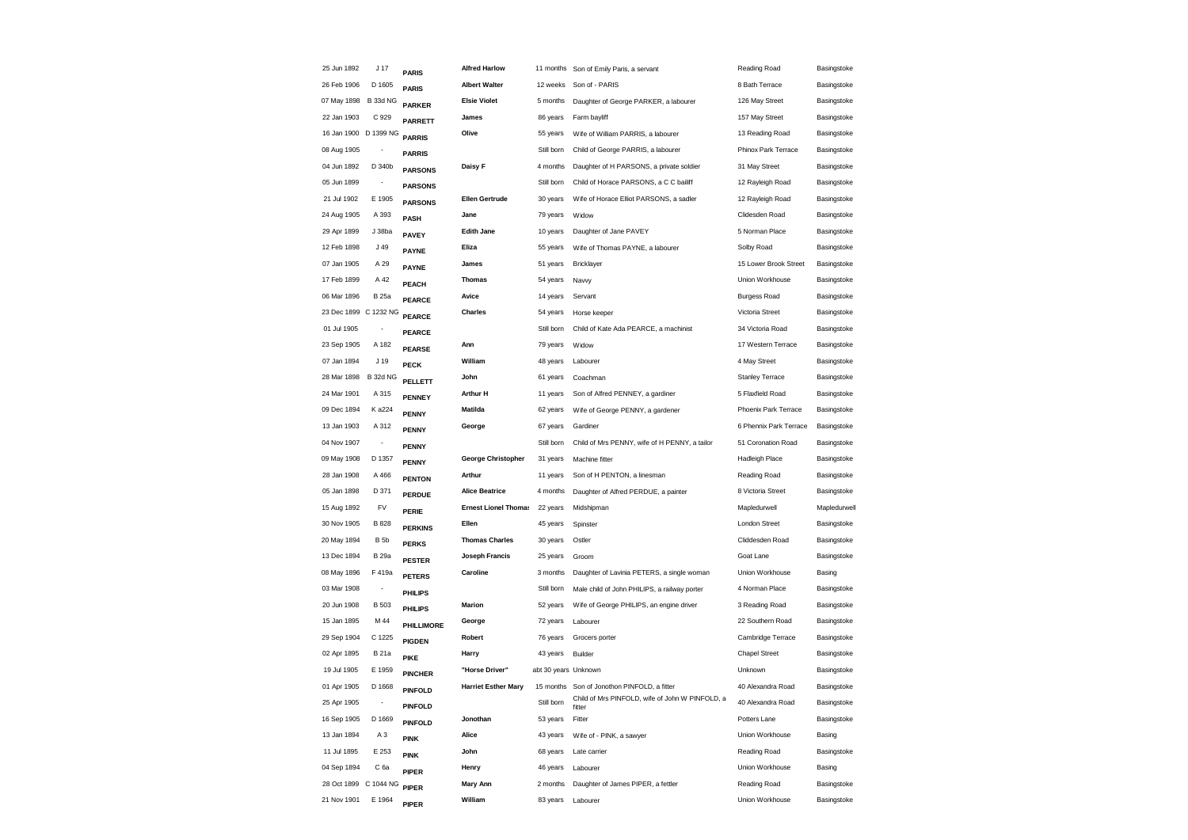| | | | | | | | |
|---|---|---|---|---|---|---|---|
| 25 Jun 1892 | J 17 | PARIS | Alfred Harlow | 11 months | Son of Emily Paris, a servant | Reading Road | Basingstoke |
| 26 Feb 1906 | D 1605 | PARIS | Albert Walter | 12 weeks | Son of - PARIS | 8 Bath Terrace | Basingstoke |
| 07 May 1898 | B 33d NG | PARKER | Elsie Violet | 5 months | Daughter of George PARKER, a labourer | 126 May Street | Basingstoke |
| 22 Jan 1903 | C 929 | PARRETT | James | 86 years | Farm bayliff | 157 May Street | Basingstoke |
| 16 Jan 1900 | D 1399 NG | PARRIS | Olive | 55 years | Wife of William PARRIS, a labourer | 13 Reading Road | Basingstoke |
| 08 Aug 1905 | - | PARRIS | | Still born | Child of George PARRIS, a labourer | Phinox Park Terrace | Basingstoke |
| 04 Jun 1892 | D 340b | PARSONS | Daisy F | 4 months | Daughter of H PARSONS, a private soldier | 31 May Street | Basingstoke |
| 05 Jun 1899 | - | PARSONS | | Still born | Child of Horace PARSONS, a C C bailiff | 12 Rayleigh Road | Basingstoke |
| 21 Jul 1902 | E 1905 | PARSONS | Ellen Gertrude | 30 years | Wife of Horace Elliot PARSONS, a sadler | 12 Rayleigh Road | Basingstoke |
| 24 Aug 1905 | A 393 | PASH | Jane | 79 years | Widow | Clidesden Road | Basingstoke |
| 29 Apr 1899 | J 38ba | PAVEY | Edith Jane | 10 years | Daughter of Jane PAVEY | 5 Norman Place | Basingstoke |
| 12 Feb 1898 | J 49 | PAYNE | Eliza | 55 years | Wife of Thomas PAYNE, a labourer | Solby Road | Basingstoke |
| 07 Jan 1905 | A 29 | PAYNE | James | 51 years | Bricklayer | 15 Lower Brook Street | Basingstoke |
| 17 Feb 1899 | A 42 | PEACH | Thomas | 54 years | Navvy | Union Workhouse | Basingstoke |
| 06 Mar 1896 | B 25a | PEARCE | Avice | 14 years | Servant | Burgess Road | Basingstoke |
| 23 Dec 1899 | C 1232 NG | PEARCE | Charles | 54 years | Horse keeper | Victoria Street | Basingstoke |
| 01 Jul 1905 | - | PEARCE | | Still born | Child of Kate Ada PEARCE, a machinist | 34 Victoria Road | Basingstoke |
| 23 Sep 1905 | A 182 | PEARSE | Ann | 79 years | Widow | 17 Western Terrace | Basingstoke |
| 07 Jan 1894 | J 19 | PECK | William | 48 years | Labourer | 4 May Street | Basingstoke |
| 28 Mar 1898 | B 32d NG | PELLETT | John | 61 years | Coachman | Stanley Terrace | Basingstoke |
| 24 Mar 1901 | A 315 | PENNEY | Arthur H | 11 years | Son of Alfred PENNEY, a gardiner | 5 Flaxfield Road | Basingstoke |
| 09 Dec 1894 | K a224 | PENNY | Matilda | 62 years | Wife of George PENNY, a gardener | Phoenix Park Terrace | Basingstoke |
| 13 Jan 1903 | A 312 | PENNY | George | 67 years | Gardiner | 6 Phennix Park Terrace | Basingstoke |
| 04 Nov 1907 | - | PENNY | | Still born | Child of Mrs PENNY, wife of H PENNY, a tailor | 51 Coronation Road | Basingstoke |
| 09 May 1908 | D 1357 | PENNY | George Christopher | 31 years | Machine fitter | Hadleigh Place | Basingstoke |
| 28 Jan 1908 | A 466 | PENTON | Arthur | 11 years | Son of H PENTON, a linesman | Reading Road | Basingstoke |
| 05 Jan 1898 | D 371 | PERDUE | Alice Beatrice | 4 months | Daughter of Alfred PERDUE, a painter | 8 Victoria Street | Basingstoke |
| 15 Aug 1892 | FV | PERIE | Ernest Lionel Thomas | 22 years | Midshipman | Mapledurwell | Mapledurwell |
| 30 Nov 1905 | B 828 | PERKINS | Ellen | 45 years | Spinster | London Street | Basingstoke |
| 20 May 1894 | B 5b | PERKS | Thomas Charles | 30 years | Ostler | Cliddesden Road | Basingstoke |
| 13 Dec 1894 | B 29a | PESTER | Joseph Francis | 25 years | Groom | Goat Lane | Basingstoke |
| 08 May 1896 | F 419a | PETERS | Caroline | 3 months | Daughter of Lavinia PETERS, a single woman | Union Workhouse | Basing |
| 03 Mar 1908 | - | PHILIPS | | Still born | Male child of John PHILIPS, a railway porter | 4 Norman Place | Basingstoke |
| 20 Jun 1908 | B 503 | PHILIPS | Marion | 52 years | Wife of George PHILIPS, an engine driver | 3 Reading Road | Basingstoke |
| 15 Jan 1895 | M 44 | PHILLIMORE | George | 72 years | Labourer | 22 Southern Road | Basingstoke |
| 29 Sep 1904 | C 1225 | PIGDEN | Robert | 76 years | Grocers porter | Cambridge Terrace | Basingstoke |
| 02 Apr 1895 | B 21a | PIKE | Harry | 43 years | Builder | Chapel Street | Basingstoke |
| 19 Jul 1905 | E 1959 | PINCHER | "Horse Driver" | abt 30 years | Unknown | Unknown | Basingstoke |
| 01 Apr 1905 | D 1668 | PINFOLD | Harriet Esther Mary | 15 months | Son of Jonothon PINFOLD, a fitter | 40 Alexandra Road | Basingstoke |
| 25 Apr 1905 | - | PINFOLD | | Still born | Child of Mrs PINFOLD, wife of John W PINFOLD, a fitter | 40 Alexandra Road | Basingstoke |
| 16 Sep 1905 | D 1669 | PINFOLD | Jonothan | 53 years | Fitter | Potters Lane | Basingstoke |
| 13 Jan 1894 | A 3 | PINK | Alice | 43 years | Wife of - PINK, a sawyer | Union Workhouse | Basing |
| 11 Jul 1895 | E 253 | PINK | John | 68 years | Late carrier | Reading Road | Basingstoke |
| 04 Sep 1894 | C 6a | PIPER | Henry | 46 years | Labourer | Union Workhouse | Basing |
| 28 Oct 1899 | C 1044 NG | PIPER | Mary Ann | 2 months | Daughter of James PIPER, a fettler | Reading Road | Basingstoke |
| 21 Nov 1901 | E 1964 | PIPER | William | 83 years | Labourer | Union Workhouse | Basingstoke |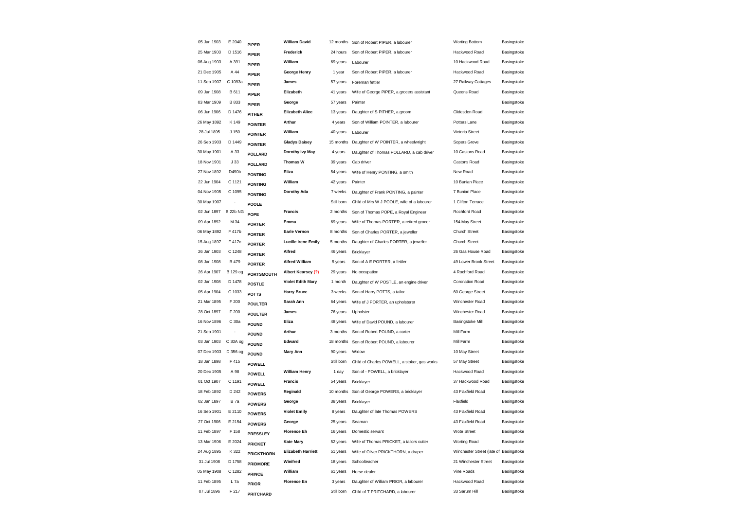| | | | | | | | |
|---|---|---|---|---|---|---|---|
| 05 Jan 1903 | E 2040 | **PIPER** | **William David** | 12 months | Son of Robert PIPER, a labourer | Worting Bottom | Basingstoke |
| 25 Mar 1903 | D 1516 | **PIPER** | **Frederick** | 24 hours | Son of Robert PIPER, a labourer | Hackwood Road | Basingstoke |
| 06 Aug 1903 | A 391 | **PIPER** | **William** | 69 years | Labourer | 10 Hackwood Road | Basingstoke |
| 21 Dec 1905 | A 44 | **PIPER** | **George Henry** | 1 year | Son of Robert PIPER, a labourer | Hackwood Road | Basingstoke |
| 11 Sep 1907 | C 1093a | **PIPER** | **James** | 57 years | Foreman fettler | 27 Railway Cottages | Basingstoke |
| 09 Jan 1908 | B 611 | **PIPER** | **Elizabeth** | 41 years | Wife of George PIPER, a grocers assistant | Queens Road | Basingstoke |
| 03 Mar 1909 | B 833 | **PIPER** | **George** | 57 years | Painter | | Basingstoke |
| 06 Jun 1906 | D 1476 | **PITHER** | **Elizabeth Alice** | 13 years | Daughter of S PITHER, a groom | Cliddesden Road | Basingstoke |
| 26 May 1892 | K 149 | **POINTER** | **Arthur** | 4 years | Son of William POINTER, a labourer | Potters Lane | Basingstoke |
| 28 Jul 1895 | J 150 | **POINTER** | **William** | 40 years | Labourer | Victoria Street | Basingstoke |
| 26 Sep 1903 | D 1449 | **POINTER** | **Gladys Daisey** | 15 months | Daughter of W POINTER, a wheelwright | Sopers Grove | Basingstoke |
| 30 May 1901 | A 33 | **POLLARD** | **Dorothy Ivy May** | 4 years | Daughter of Thomas POLLARD, a cab driver | 10 Castons Road | Basingstoke |
| 18 Nov 1901 | J 33 | **POLLARD** | **Thomas W** | 39 years | Cab driver | Castons Road | Basingstoke |
| 27 Nov 1892 | D490b | **PONTING** | **Eliza** | 54 years | Wife of Henry PONTING, a smith | New Road | Basingstoke |
| 22 Jun 1904 | C 1121 | **PONTING** | **William** | 42 years | Painter | 10 Bunian Place | Basingstoke |
| 04 Nov 1905 | C 1095 | **PONTING** | **Dorothy Ada** | 7 weeks | Daughter of Frank PONTING, a painter | 7 Bunian Place | Basingstoke |
| 30 May 1907 | - | **POOLE** | | Still born | Child of Mrs W J POOLE, wife of a labourer | 1 Clifton Terrace | Basingstoke |
| 02 Jun 1897 | B 22b NG | **POPE** | **Francis** | 2 months | Son of Thomas POPE, a Royal Engineer | Rochford Road | Basingstoke |
| 09 Apr 1892 | M 34 | **PORTER** | **Emma** | 69 years | Wife of Thomas PORTER, a retired grocer | 154 May Street | Basingstoke |
| 06 May 1892 | F 417b | **PORTER** | **Earle Vernon** | 8 months | Son of Charles PORTER, a jeweller | Church Street | Basingstoke |
| 15 Aug 1897 | F 417c | **PORTER** | **Lucille Irene Emily** | 5 months | Daughter of Charles PORTER, a jeweller | Church Street | Basingstoke |
| 26 Jan 1903 | C 1248 | **PORTER** | **Alfred** | 46 years | Bricklayer | 26 Gas House Road | Basingstoke |
| 08 Jan 1908 | B 479 | **PORTER** | **Alfred William** | 5 years | Son of A E PORTER, a fettler | 49 Lower Brook Street | Basingstoke |
| 26 Apr 1907 | B 129 og | **PORTSMOUTH** | **Albert Kearsey (?)** | 29 years | No occupation | 4 Rochford Road | Basingstoke |
| 02 Jan 1908 | D 1478 | **POSTLE** | **Violet Edith Mary** | 1 month | Daughter of W POSTLE, an engine driver | Coronation Road | Basingstoke |
| 05 Apr 1904 | C 1033 | **POTTS** | **Harry Bruce** | 3 weeks | Son of Harry POTTS, a tailor | 60 George Street | Basingstoke |
| 21 Mar 1895 | F 200 | **POULTER** | **Sarah Ann** | 64 years | Wife of J PORTER, an upholsterer | Winchester Road | Basingstoke |
| 28 Oct 1897 | F 200 | **POULTER** | **James** | 76 years | Upholster | Winchester Road | Basingstoke |
| 16 Nov 1896 | C 30a | **POUND** | **Eliza** | 48 years | Wife of David POUND, a labourer | Basingstoke Mill | Basingstoke |
| 21 Sep 1901 | - | **POUND** | **Arthur** | 3 months | Son of Robert POUND, a carter | Mill Farm | Basingstoke |
| 03 Jan 1903 | C 30A og | **POUND** | **Edward** | 18 months | Son of Robert POUND, a labourer | Mill Farm | Basingstoke |
| 07 Dec 1903 | D 356 og | **POUND** | **Mary Ann** | 90 years | Widow | 10 May Street | Basingstoke |
| 18 Jan 1898 | F 415 | **POWELL** | | Still born | Child of Charles POWELL, a stoker, gas works | 57 May Street | Basingstoke |
| 20 Dec 1905 | A 98 | **POWELL** | **William Henry** | 1 day | Son of - POWELL, a bricklayer | Hackwood Road | Basingstoke |
| 01 Oct 1907 | C 1191 | **POWELL** | **Francis** | 54 years | Bricklayer | 37 Hackwood Road | Basingstoke |
| 18 Feb 1892 | D 242 | **POWERS** | **Reginald** | 10 months | Son of George POWERS, a bricklayer | 43 Flaxfield Road | Basingstoke |
| 02 Jan 1897 | B 7a | **POWERS** | **George** | 38 years | Bricklayer | Flaxfield | Basingstoke |
| 16 Sep 1901 | E 2110 | **POWERS** | **Violet Emily** | 8 years | Daughter of late Thomas POWERS | 43 Flaxfield Road | Basingstoke |
| 27 Oct 1906 | E 2154 | **POWERS** | **George** | 25 years | Seaman | 43 Flaxfield Road | Basingstoke |
| 11 Feb 1897 | F 158 | **PRESSLEY** | **Florence Eh** | 16 years | Domestic servant | Wote Street | Basingstoke |
| 13 Mar 1906 | E 2024 | **PRICKET** | **Kate Mary** | 52 years | Wife of Thomas PRICKET, a tailors cutter | Worting Road | Basingstoke |
| 24 Aug 1895 | K 322 | **PRICKTHORN** | **Elizabeth Harriett** | 51 years | Wife of Oliver PRICKTHORN, a draper | Winchester Street (late of | Basingstoke |
| 31 Jul 1908 | D 1758 | **PRIDMORE** | **Winifred** | 18 years | Schoolteacher | 21 Winchester Street | Basingstoke |
| 05 May 1908 | C 1282 | **PRINCE** | **William** | 61 years | Horse dealer | Vine Roads | Basingstoke |
| 11 Feb 1895 | L 7a | **PRIOR** | **Florence En** | 3 years | Daughter of William PRIOR, a labourer | Hackwood Road | Basingstoke |
| 07 Jul 1896 | F 217 | **PRITCHARD** | | Still born | Child of T PRITCHARD, a labourer | 33 Sarum Hill | Basingstoke |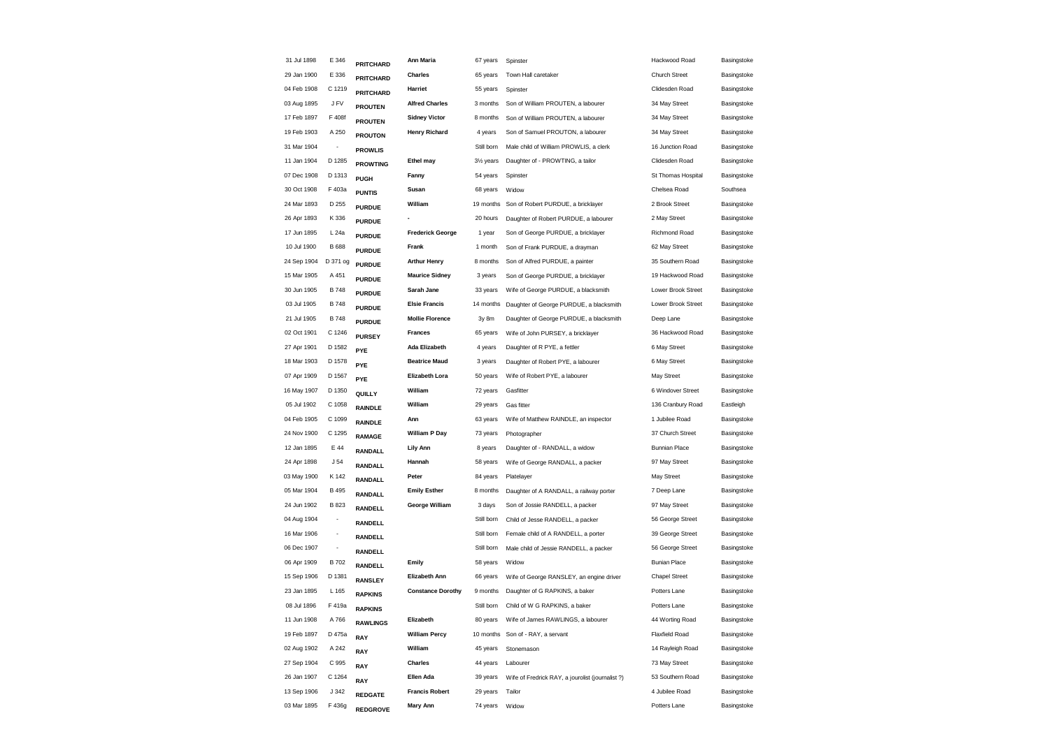| | | | | | | | |
|---|---|---|---|---|---|---|---|
| 31 Jul 1898 | E 346 | PRITCHARD | Ann Maria | 67 years | Spinster | Hackwood Road | Basingstoke |
| 29 Jan 1900 | E 336 | PRITCHARD | Charles | 65 years | Town Hall caretaker | Church Street | Basingstoke |
| 04 Feb 1908 | C 1219 | PRITCHARD | Harriet | 55 years | Spinster | Cliddesden Road | Basingstoke |
| 03 Aug 1895 | J FV | PROUTEN | Alfred Charles | 3 months | Son of William PROUTEN, a labourer | 34 May Street | Basingstoke |
| 17 Feb 1897 | F 408f | PROUTEN | Sidney Victor | 8 months | Son of William PROUTEN, a labourer | 34 May Street | Basingstoke |
| 19 Feb 1903 | A 250 | PROUTON | Henry Richard | 4 years | Son of Samuel PROUTON, a labourer | 34 May Street | Basingstoke |
| 31 Mar 1904 | - | PROWLIS | | Still born | Male child of William PROWLIS, a clerk | 16 Junction Road | Basingstoke |
| 11 Jan 1904 | D 1285 | PROWTING | Ethel may | 3½ years | Daughter of - PROWTING, a tailor | Cliddesden Road | Basingstoke |
| 07 Dec 1908 | D 1313 | PUGH | Fanny | 54 years | Spinster | St Thomas Hospital | Basingstoke |
| 30 Oct 1908 | F 403a | PUNTIS | Susan | 68 years | Widow | Chelsea Road | Southsea |
| 24 Mar 1893 | D 255 | PURDUE | William | 19 months | Son of Robert PURDUE, a bricklayer | 2 Brook Street | Basingstoke |
| 26 Apr 1893 | K 336 | PURDUE | - | 20 hours | Daughter of Robert PURDUE, a labourer | 2 May Street | Basingstoke |
| 17 Jun 1895 | L 24a | PURDUE | Frederick George | 1 year | Son of George PURDUE, a bricklayer | Richmond Road | Basingstoke |
| 10 Jul 1900 | B 688 | PURDUE | Frank | 1 month | Son of Frank PURDUE, a drayman | 62 May Street | Basingstoke |
| 24 Sep 1904 | D 371 og | PURDUE | Arthur Henry | 8 months | Son of Alfred PURDUE, a painter | 35 Southern Road | Basingstoke |
| 15 Mar 1905 | A 451 | PURDUE | Maurice Sidney | 3 years | Son of George PURDUE, a bricklayer | 19 Hackwood Road | Basingstoke |
| 30 Jun 1905 | B 748 | PURDUE | Sarah Jane | 33 years | Wife of George PURDUE, a blacksmith | Lower Brook Street | Basingstoke |
| 03 Jul 1905 | B 748 | PURDUE | Elsie Francis | 14 months | Daughter of George PURDUE, a blacksmith | Lower Brook Street | Basingstoke |
| 21 Jul 1905 | B 748 | PURDUE | Mollie Florence | 3y 8m | Daughter of George PURDUE, a blacksmith | Deep Lane | Basingstoke |
| 02 Oct 1901 | C 1246 | PURSEY | Frances | 65 years | Wife of John PURSEY, a bricklayer | 36 Hackwood Road | Basingstoke |
| 27 Apr 1901 | D 1582 | PYE | Ada Elizabeth | 4 years | Daughter of R PYE, a fettler | 6 May Street | Basingstoke |
| 18 Mar 1903 | D 1578 | PYE | Beatrice Maud | 3 years | Daughter of Robert PYE, a labourer | 6 May Street | Basingstoke |
| 07 Apr 1909 | D 1567 | PYE | Elizabeth Lora | 50 years | Wife of Robert PYE, a labourer | May Street | Basingstoke |
| 16 May 1907 | D 1350 | QUILLY | William | 72 years | Gasfitter | 6 Windover Street | Basingstoke |
| 05 Jul 1902 | C 1058 | RAINDLE | William | 29 years | Gas fitter | 136 Cranbury Road | Eastleigh |
| 04 Feb 1905 | C 1099 | RAINDLE | Ann | 63 years | Wife of Matthew RAINDLE, an inspector | 1 Jubilee Road | Basingstoke |
| 24 Nov 1900 | C 1295 | RAMAGE | William P Day | 73 years | Photographer | 37 Church Street | Basingstoke |
| 12 Jan 1895 | E 44 | RANDALL | Lily Ann | 8 years | Daughter of - RANDALL, a widow | Bunnian Place | Basingstoke |
| 24 Apr 1898 | J 54 | RANDALL | Hannah | 58 years | Wife of George RANDALL, a packer | 97 May Street | Basingstoke |
| 03 May 1900 | K 142 | RANDALL | Peter | 84 years | Platelayer | May Street | Basingstoke |
| 05 Mar 1904 | B 495 | RANDALL | Emily Esther | 8 months | Daughter of A RANDALL, a railway porter | 7 Deep Lane | Basingstoke |
| 24 Jun 1902 | B 823 | RANDELL | George William | 3 days | Son of Jossie RANDELL, a packer | 97 May Street | Basingstoke |
| 04 Aug 1904 | - | RANDELL | | Still born | Child of Jesse RANDELL, a packer | 56 George Street | Basingstoke |
| 16 Mar 1906 | - | RANDELL | | Still born | Female child of A RANDELL, a porter | 39 George Street | Basingstoke |
| 06 Dec 1907 | - | RANDELL | | Still born | Male child of Jessie RANDELL, a packer | 56 George Street | Basingstoke |
| 06 Apr 1909 | B 702 | RANDELL | Emily | 58 years | Widow | Bunian Place | Basingstoke |
| 15 Sep 1906 | D 1381 | RANSLEY | Elizabeth Ann | 66 years | Wife of George RANSLEY, an engine driver | Chapel Street | Basingstoke |
| 23 Jan 1895 | L 165 | RAPKINS | Constance Dorothy | 9 months | Daughter of G RAPKINS, a baker | Potters Lane | Basingstoke |
| 08 Jul 1896 | F 419a | RAPKINS | | Still born | Child of W G RAPKINS, a baker | Potters Lane | Basingstoke |
| 11 Jun 1908 | A 766 | RAWLINGS | Elizabeth | 80 years | Wife of James RAWLINGS, a labourer | 44 Worting Road | Basingstoke |
| 19 Feb 1897 | D 475a | RAY | William Percy | 10 months | Son of - RAY, a servant | Flaxfield Road | Basingstoke |
| 02 Aug 1902 | A 242 | RAY | William | 45 years | Stonemason | 14 Rayleigh Road | Basingstoke |
| 27 Sep 1904 | C 995 | RAY | Charles | 44 years | Labourer | 73 May Street | Basingstoke |
| 26 Jan 1907 | C 1264 | RAY | Ellen Ada | 39 years | Wife of Fredrick RAY, a jourolist (journalist ?) | 53 Southern Road | Basingstoke |
| 13 Sep 1906 | J 342 | REDGATE | Francis Robert | 29 years | Tailor | 4 Jubilee Road | Basingstoke |
| 03 Mar 1895 | F 436g | REDGROVE | Mary Ann | 74 years | Widow | Potters Lane | Basingstoke |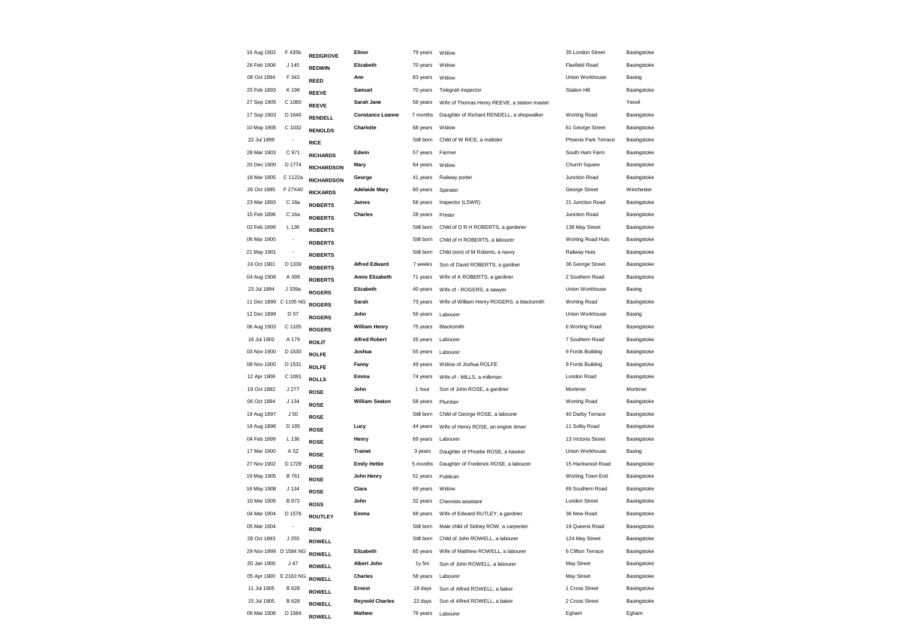| | | | | | | | |
|---|---|---|---|---|---|---|---|
| 16 Aug 1902 | F 435b | **REDGROVE** | **Elinor** | 79 years | Widow | 35 London Street | Basingstoke |
| 26 Feb 1906 | J 145 | **REDWIN** | **Elizabeth** | 70 years | Widow | Flaxfield Road | Basingstoke |
| 08 Oct 1894 | F 343 | **REED** | **Ann** | 83 years | Widow | Union Workhouse | Basing |
| 25 Feb 1893 | K 196 | **REEVE** | **Samuel** | 70 years | Telegrah inspector | Station Hill | Basingstoke |
| 27 Sep 1905 | C 1060 | **REEVE** | **Sarah Jane** | 56 years | Wife of Thomas Henry REEVE, a station master | | Yeovil |
| 17 Sep 1903 | D 1640 | **RENDELL** | **Constance Leanne** | 7 months | Daughter of Richard RENDELL, a shopwalker | Worting Road | Basingstoke |
| 10 May 1905 | C 1032 | **RENOLDS** | **Charlotte** | 68 years | Widow | 61 George Street | Basingstoke |
| 22 Jul 1899 | - | **RICE** | | Still born | Child of W RICE, a maltster | Phoenix Park Terrace | Basingstoke |
| 28 Mar 1903 | C 971 | **RICHARDS** | **Edwin** | 57 years | Farmer | South Ham Farm | Basingstoke |
| 20 Dec 1900 | D 1774 | **RICHARDSON** | **Mary** | 84 years | Widow | Church Square | Basingstoke |
| 18 Mar 1905 | C 1122a | **RICHARDSON** | **George** | 41 years | Railway porter | Junction Road | Basingstoke |
| 26 Oct 1895 | F 27X40 | **RICKARDS** | **Adelaide Mary** | 60 years | Spinster | George Street | Winchester |
| 23 Mar 1893 | C 18a | **ROBERTS** | **James** | 58 years | Inspector (LSWR) | 21 Junction Road | Basingstoke |
| 15 Feb 1896 | C 16a | **ROBERTS** | **Charles** | 28 years | Printer | Junction Road | Basingstoke |
| 02 Feb 1899 | L 136 | **ROBERTS** | | Still born | Child of D R H ROBERTS, a gardener | 138 May Street | Basingstoke |
| 06 Mar 1900 | - | **ROBERTS** | | Still born | Child of H ROBERTS, a labourer | Worting Road Huts | Basingstoke |
| 21 May 1901 | - | **ROBERTS** | | Still born | Child (son) of M Roberts, a navvy | Railway Huts | Basingstoke |
| 24 Oct 1901 | D 1339 | **ROBERTS** | **Alfred Edward** | 7 weeks | Son of David ROBERTS, a gardner | 36 George Street | Basingstoke |
| 04 Aug 1908 | A 399 | **ROBERTS** | **Annie Elizabeth** | 71 years | Wife of A ROBERTS, a gardiner | 2 Southern Road | Basingstoke |
| 23 Jul 1894 | J 339a | **ROGERS** | **Elizabeth** | 40 years | Wife of - ROGERS, a sawyer | Union Workhouse | Basing |
| 11 Dec 1899 | C 1105 NG | **ROGERS** | **Sarah** | 73 years | Wife of William Henry ROGERS, a blacksmith | Worting Road | Basingstoke |
| 12 Dec 1899 | D 57 | **ROGERS** | **John** | 56 years | Labourer | Union Workhouse | Basing |
| 06 Aug 1903 | C 1105 | **ROGERS** | **William Henry** | 75 years | Blacksmith | 6 Worting Road | Basingstoke |
| 16 Jul 1902 | A 179 | **ROILIT** | **Alfred Robert** | 26 years | Labourer | 7 Southern Road | Basingstoke |
| 03 Nov 1900 | D 1530 | **ROLFE** | **Joshua** | 55 years | Labourer | 9 Fords Building | Basingstoke |
| 08 Nov 1900 | D 1531 | **ROLFE** | **Fanny** | 49 years | Widow of Joshua ROLFE | 9 Fords Building | Basingstoke |
| 12 Apr 1906 | C 1091 | **ROLLS** | **Emma** | 74 years | Wife of - MILLS, a milkman | London Road | Basingstoke |
| 19 Oct 1892 | J 277 | **ROSE** | **John** | 1 hour | Son of John ROSE, a gardiner | Mortimer | Mortimer |
| 06 Oct 1894 | J 134 | **ROSE** | **William Seaton** | 58 years | Plumber | Worting Road | Basingstoke |
| 19 Aug 1897 | J 50 | **ROSE** | | Still born | Child of George ROSE, a labourer | 40 Darby Terrace | Basingstoke |
| 18 Aug 1898 | D 185 | **ROSE** | **Lucy** | 44 years | Wife of Henry ROSE, an engine driver | 11 Solby Road | Basingstoke |
| 04 Feb 1899 | L 136 | **ROSE** | **Henry** | 69 years | Labourer | 13 Victoria Street | Basingstoke |
| 17 Mar 1900 | A 52 | **ROSE** | **Trainet** | 3 years | Daughter of Phoebe ROSE, a hawker | Union Workhouse | Basing |
| 27 Nov 1902 | D 1729 | **ROSE** | **Emily Hettie** | 5 months | Daughter of Frederick ROSE, a labourer | 15 Hackwood Road | Basingstoke |
| 19 May 1905 | B 761 | **ROSE** | **John Henry** | 51 years | Publican | Worting Town End | Basingstoke |
| 16 May 1908 | J 134 | **ROSE** | **Clara** | 69 years | Widow | 69 Southern Road | Basingstoke |
| 10 Mar 1909 | B 872 | **ROSS** | **John** | 32 years | Chemists assistant | London Street | Basingstoke |
| 04 Mar 1904 | D 1576 | **ROUTLEY** | **Emma** | 68 years | Wife of Edward RUTLEY, a gardiner | 36 New Road | Basingstoke |
| 05 Mar 1904 | - | **ROW** | | Still born | Male child of Sidney ROW, a carpenter | 19 Queens Road | Basingstoke |
| 28 Oct 1893 | J 255 | **ROWELL** | | Still born | Child of John ROWELL, a labourer | 124 May Street | Basingstoke |
| 29 Nov 1899 | D 1584 NG | **ROWELL** | **Elizabeth** | 65 years | Wife of Matthew ROWELL, a labourer | 6 Clifton Terrace | Basingstoke |
| 20 Jan 1900 | J 47 | **ROWELL** | **Albert John** | 1y 5m | Son of John ROWELL, a labourer | May Street | Basingstoke |
| 05 Apr 1900 | E 2163 NG | **ROWELL** | **Charles** | 58 years | Labourer | May Street | Basingstoke |
| 11 Jul 1905 | B 628 | **ROWELL** | **Ernest** | 18 days | Son of Alfred ROWELL, a baker | 1 Cross Street | Basingstoke |
| 15 Jul 1905 | B 628 | **ROWELL** | **Reynold Charles** | 22 days | Son of Alfred ROWELL, a baker | 2 Cross Street | Basingstoke |
| 06 Mar 1908 | D 1584 | **ROWELL** | **Mathew** | 76 years | Labourer | Egham | Egham |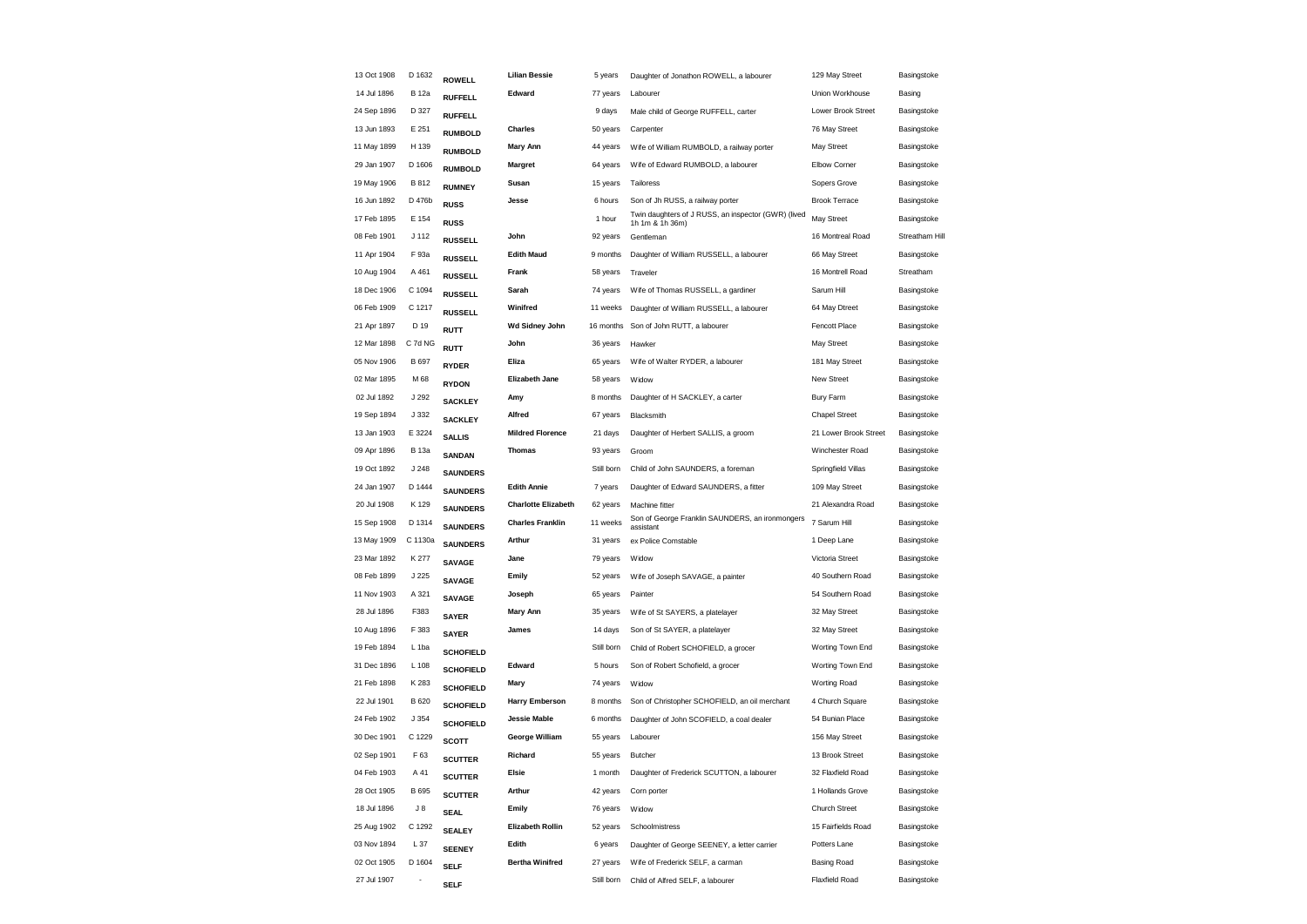| | | | | | | | |
|---|---|---|---|---|---|---|---|
| 13 Oct 1908 | D 1632 | ROWELL | Lilian Bessie | 5 years | Daughter of Jonathon ROWELL, a labourer | 129 May Street | Basingstoke |
| 14 Jul 1896 | B 12a | RUFFELL | Edward | 77 years | Labourer | Union Workhouse | Basing |
| 24 Sep 1896 | D 327 | RUFFELL | | 9 days | Male child of George RUFFELL, carter | Lower Brook Street | Basingstoke |
| 13 Jun 1893 | E 251 | RUMBOLD | Charles | 50 years | Carpenter | 76 May Street | Basingstoke |
| 11 May 1899 | H 139 | RUMBOLD | Mary Ann | 44 years | Wife of William RUMBOLD, a railway porter | May Street | Basingstoke |
| 29 Jan 1907 | D 1606 | RUMBOLD | Margret | 64 years | Wife of Edward RUMBOLD, a labourer | Elbow Corner | Basingstoke |
| 19 May 1906 | B 812 | RUMNEY | Susan | 15 years | Tailoress | Sopers Grove | Basingstoke |
| 16 Jun 1892 | D 476b | RUSS | Jesse | 6 hours | Son of Jh RUSS, a railway porter | Brook Terrace | Basingstoke |
| 17 Feb 1895 | E 154 | RUSS | | 1 hour | Twin daughters of J RUSS, an inspector (GWR) (lived 1h 1m & 1h 36m) | May Street | Basingstoke |
| 08 Feb 1901 | J 112 | RUSSELL | John | 92 years | Gentleman | 16 Montreal Road | Streatham Hill |
| 11 Apr 1904 | F 93a | RUSSELL | Edith Maud | 9 months | Daughter of William RUSSELL, a labourer | 66 May Street | Basingstoke |
| 10 Aug 1904 | A 461 | RUSSELL | Frank | 58 years | Traveler | 16 Montrell Road | Streatham |
| 18 Dec 1906 | C 1094 | RUSSELL | Sarah | 74 years | Wife of Thomas RUSSELL, a gardiner | Sarum Hill | Basingstoke |
| 06 Feb 1909 | C 1217 | RUSSELL | Winifred | 11 weeks | Daughter of William RUSSELL, a labourer | 64 May Dtreet | Basingstoke |
| 21 Apr 1897 | D 19 | RUTT | Wd Sidney John | 16 months | Son of John RUTT, a labourer | Fencott Place | Basingstoke |
| 12 Mar 1898 | C 7d NG | RUTT | John | 36 years | Hawker | May Street | Basingstoke |
| 05 Nov 1906 | B 697 | RYDER | Eliza | 65 years | Wife of Walter RYDER, a labourer | 181 May Street | Basingstoke |
| 02 Mar 1895 | M 68 | RYDON | Elizabeth Jane | 58 years | Widow | New Street | Basingstoke |
| 02 Jul 1892 | J 292 | SACKLEY | Amy | 8 months | Daughter of H SACKLEY, a carter | Bury Farm | Basingstoke |
| 19 Sep 1894 | J 332 | SACKLEY | Alfred | 67 years | Blacksmith | Chapel Street | Basingstoke |
| 13 Jan 1903 | E 3224 | SALLIS | Mildred Florence | 21 days | Daughter of Herbert SALLIS, a groom | 21 Lower Brook Street | Basingstoke |
| 09 Apr 1896 | B 13a | SANDAN | Thomas | 93 years | Groom | Winchester Road | Basingstoke |
| 19 Oct 1892 | J 248 | SAUNDERS | | Still born | Child of John SAUNDERS, a foreman | Springfield Villas | Basingstoke |
| 24 Jan 1907 | D 1444 | SAUNDERS | Edith Annie | 7 years | Daughter of Edward SAUNDERS, a fitter | 109 May Street | Basingstoke |
| 20 Jul 1908 | K 129 | SAUNDERS | Charlotte Elizabeth | 62 years | Machine fitter | 21 Alexandra Road | Basingstoke |
| 15 Sep 1908 | D 1314 | SAUNDERS | Charles Franklin | 11 weeks | Son of George Franklin SAUNDERS, an ironmongers assistant | 7 Sarum Hill | Basingstoke |
| 13 May 1909 | C 1130a | SAUNDERS | Arthur | 31 years | ex Police Comstable | 1 Deep Lane | Basingstoke |
| 23 Mar 1892 | K 277 | SAVAGE | Jane | 79 years | Widow | Victoria Street | Basingstoke |
| 08 Feb 1899 | J 225 | SAVAGE | Emily | 52 years | Wife of Joseph SAVAGE, a painter | 40 Southern Road | Basingstoke |
| 11 Nov 1903 | A 321 | SAVAGE | Joseph | 65 years | Painter | 54 Southern Road | Basingstoke |
| 28 Jul 1896 | F383 | SAYER | Mary Ann | 35 years | Wife of St SAYERS, a platelayer | 32 May Street | Basingstoke |
| 10 Aug 1896 | F 383 | SAYER | James | 14 days | Son of St SAYER, a platelayer | 32 May Street | Basingstoke |
| 19 Feb 1894 | L 1ba | SCHOFIELD | | Still born | Child of Robert SCHOFIELD, a grocer | Worting Town End | Basingstoke |
| 31 Dec 1896 | L 108 | SCHOFIELD | Edward | 5 hours | Son of Robert Schofield, a grocer | Worting Town End | Basingstoke |
| 21 Feb 1898 | K 283 | SCHOFIELD | Mary | 74 years | Widow | Worting Road | Basingstoke |
| 22 Jul 1901 | B 620 | SCHOFIELD | Harry Emberson | 8 months | Son of Christopher SCHOFIELD, an oil merchant | 4 Church Square | Basingstoke |
| 24 Feb 1902 | J 354 | SCHOFIELD | Jessie Mable | 6 months | Daughter of John SCOFIELD, a coal dealer | 54 Bunian Place | Basingstoke |
| 30 Dec 1901 | C 1229 | SCOTT | George William | 55 years | Labourer | 156 May Street | Basingstoke |
| 02 Sep 1901 | F 63 | SCUTTER | Richard | 55 years | Butcher | 13 Brook Street | Basingstoke |
| 04 Feb 1903 | A 41 | SCUTTER | Elsie | 1 month | Daughter of Frederick SCUTTON, a labourer | 32 Flaxfield Road | Basingstoke |
| 28 Oct 1905 | B 695 | SCUTTER | Arthur | 42 years | Corn porter | 1 Hollands Grove | Basingstoke |
| 18 Jul 1896 | J 8 | SEAL | Emily | 76 years | Widow | Church Street | Basingstoke |
| 25 Aug 1902 | C 1292 | SEALEY | Elizabeth Rollin | 52 years | Schoolmistress | 15 Fairfields Road | Basingstoke |
| 03 Nov 1894 | L 37 | SEENEY | Edith | 6 years | Daughter of George SEENEY, a letter carrier | Potters Lane | Basingstoke |
| 02 Oct 1905 | D 1604 | SELF | Bertha Winifred | 27 years | Wife of Frederick SELF, a carman | Basing Road | Basingstoke |
| 27 Jul 1907 | - | SELF | | Still born | Child of Alfred SELF, a labourer | Flaxfield Road | Basingstoke |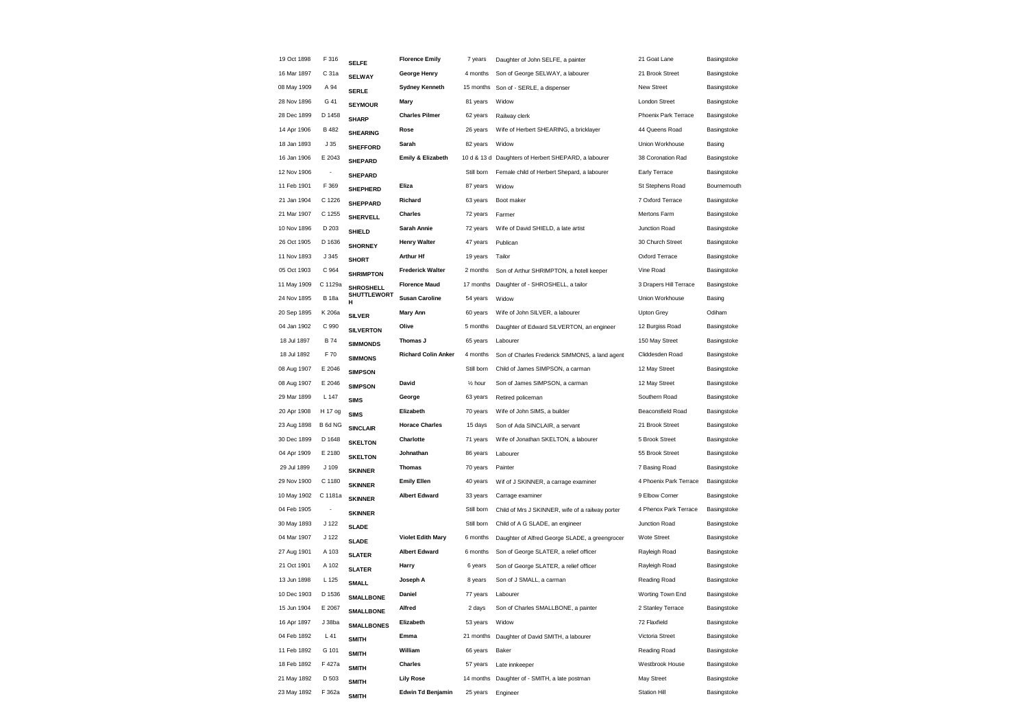| | | | | | | | |
|---|---|---|---|---|---|---|---|
| 19 Oct 1898 | F 316 | **SELFE** | **Florence Emily** | 7 years | Daughter of John SELFE, a painter | 21 Goat Lane | Basingstoke |
| 16 Mar 1897 | C 31a | **SELWAY** | **George Henry** | 4 months | Son of George SELWAY, a labourer | 21 Brook Street | Basingstoke |
| 08 May 1909 | A 94 | **SERLE** | **Sydney Kenneth** | 15 months | Son of - SERLE, a dispenser | New Street | Basingstoke |
| 28 Nov 1896 | G 41 | **SEYMOUR** | **Mary** | 81 years | Widow | London Street | Basingstoke |
| 28 Dec 1899 | D 1458 | **SHARP** | **Charles Pilmer** | 62 years | Railway clerk | Phoenix Park Terrace | Basingstoke |
| 14 Apr 1906 | B 482 | **SHEARING** | **Rose** | 26 years | Wife of Herbert SHEARING, a bricklayer | 44 Queens Road | Basingstoke |
| 18 Jan 1893 | J 35 | **SHEFFORD** | **Sarah** | 82 years | Widow | Union Workhouse | Basing |
| 16 Jan 1906 | E 2043 | **SHEPARD** | **Emily & Elizabeth** | 10 d & 13 d | Daughters of Herbert SHEPARD, a labourer | 38 Coronation Rad | Basingstoke |
| 12 Nov 1906 | - | **SHEPARD** | | Still born | Female child of Herbert Shepard, a labourer | Early Terrace | Basingstoke |
| 11 Feb 1901 | F 369 | **SHEPHERD** | **Eliza** | 87 years | Widow | St Stephens Road | Bournemouth |
| 21 Jan 1904 | C 1226 | **SHEPPARD** | **Richard** | 63 years | Boot maker | 7 Oxford Terrace | Basingstoke |
| 21 Mar 1907 | C 1255 | **SHERVELL** | **Charles** | 72 years | Farmer | Mertons Farm | Basingstoke |
| 10 Nov 1896 | D 203 | **SHIELD** | **Sarah Annie** | 72 years | Wife of David SHIELD, a late artist | Junction Road | Basingstoke |
| 26 Oct 1905 | D 1636 | **SHORNEY** | **Henry Walter** | 47 years | Publican | 30 Church Street | Basingstoke |
| 11 Nov 1893 | J 345 | **SHORT** | **Arthur Hf** | 19 years | Tailor | Oxford Terrace | Basingstoke |
| 05 Oct 1903 | C 964 | **SHRIMPTON** | **Frederick Walter** | 2 months | Son of Arthur SHRIMPTON, a hotell keeper | Vine Road | Basingstoke |
| 11 May 1909 | C 1129a | **SHROSHELL** | **Florence Maud** | 17 months | Daughter of - SHROSHELL, a tailor | 3 Drapers Hill Terrace | Basingstoke |
| 24 Nov 1895 | B 18a | **SHUTTLEWORTH** | **Susan Caroline** | 54 years | Widow | Union Workhouse | Basing |
| 20 Sep 1895 | K 206a | **SILVER** | **Mary Ann** | 60 years | Wife of John SILVER, a labourer | Upton Grey | Odiham |
| 04 Jan 1902 | C 990 | **SILVERTON** | **Olive** | 5 months | Daughter of Edward SILVERTON, an engineer | 12 Burgiss Road | Basingstoke |
| 18 Jul 1897 | B 74 | **SIMMONDS** | **Thomas J** | 65 years | Labourer | 150 May Street | Basingstoke |
| 18 Jul 1892 | F 70 | **SIMMONS** | **Richard Colin Anker** | 4 months | Son of Charles Frederick SIMMONS, a land agent | Cliddesden Road | Basingstoke |
| 08 Aug 1907 | E 2046 | **SIMPSON** | | Still born | Child of James SIMPSON, a carman | 12 May Street | Basingstoke |
| 08 Aug 1907 | E 2046 | **SIMPSON** | **David** | ½ hour | Son of James SIMPSON, a carman | 12 May Street | Basingstoke |
| 29 Mar 1899 | L 147 | **SIMS** | **George** | 63 years | Retired policeman | Southern Road | Basingstoke |
| 20 Apr 1908 | H 17 og | **SIMS** | **Elizabeth** | 70 years | Wife of John SIMS, a builder | Beaconsfield Road | Basingstoke |
| 23 Aug 1898 | B 6d NG | **SINCLAIR** | **Horace Charles** | 15 days | Son of Ada SINCLAIR, a servant | 21 Brook Street | Basingstoke |
| 30 Dec 1899 | D 1648 | **SKELTON** | **Charlotte** | 71 years | Wife of Jonathan SKELTON, a labourer | 5 Brook Street | Basingstoke |
| 04 Apr 1909 | E 2180 | **SKELTON** | **Johnathan** | 86 years | Labourer | 55 Brook Street | Basingstoke |
| 29 Jul 1899 | J 109 | **SKINNER** | **Thomas** | 70 years | Painter | 7 Basing Road | Basingstoke |
| 29 Nov 1900 | C 1180 | **SKINNER** | **Emily Ellen** | 40 years | Wif of J SKINNER, a carrage examiner | 4 Phoenix Park Terrace | Basingstoke |
| 10 May 1902 | C 1181a | **SKINNER** | **Albert Edward** | 33 years | Carrage examiner | 9 Elbow Corner | Basingstoke |
| 04 Feb 1905 | - | **SKINNER** | | Still born | Child of Mrs J SKINNER, wife of a railway porter | 4 Phenox Park Terrace | Basingstoke |
| 30 May 1893 | J 122 | **SLADE** | | Still born | Child of A G SLADE, an engineer | Junction Road | Basingstoke |
| 04 Mar 1907 | J 122 | **SLADE** | **Violet Edith Mary** | 6 months | Daughter of Alfred George SLADE, a greengrocer | Wote Street | Basingstoke |
| 27 Aug 1901 | A 103 | **SLATER** | **Albert Edward** | 6 months | Son of George SLATER, a relief officer | Rayleigh Road | Basingstoke |
| 21 Oct 1901 | A 102 | **SLATER** | **Harry** | 6 years | Son of George SLATER, a relief officer | Rayleigh Road | Basingstoke |
| 13 Jun 1898 | L 125 | **SMALL** | **Joseph A** | 8 years | Son of J SMALL, a carman | Reading Road | Basingstoke |
| 10 Dec 1903 | D 1536 | **SMALLBONE** | **Daniel** | 77 years | Labourer | Worting Town End | Basingstoke |
| 15 Jun 1904 | E 2067 | **SMALLBONE** | **Alfred** | 2 days | Son of Charles SMALLBONE, a painter | 2 Stanley Terrace | Basingstoke |
| 16 Apr 1897 | J 38ba | **SMALLBONES** | **Elizabeth** | 53 years | Widow | 72 Flaxfield | Basingstoke |
| 04 Feb 1892 | L 41 | **SMITH** | **Emma** | 21 months | Daughter of David SMITH, a labourer | Victoria Street | Basingstoke |
| 11 Feb 1892 | G 101 | **SMITH** | **William** | 66 years | Baker | Reading Road | Basingstoke |
| 18 Feb 1892 | F 427a | **SMITH** | **Charles** | 57 years | Late innkeeper | Westbrook House | Basingstoke |
| 21 May 1892 | D 503 | **SMITH** | **Lily Rose** | 14 months | Daughter of - SMITH, a late postman | May Street | Basingstoke |
| 23 May 1892 | F 362a | **SMITH** | **Edwin Td Benjamin** | 25 years | Engineer | Station Hill | Basingstoke |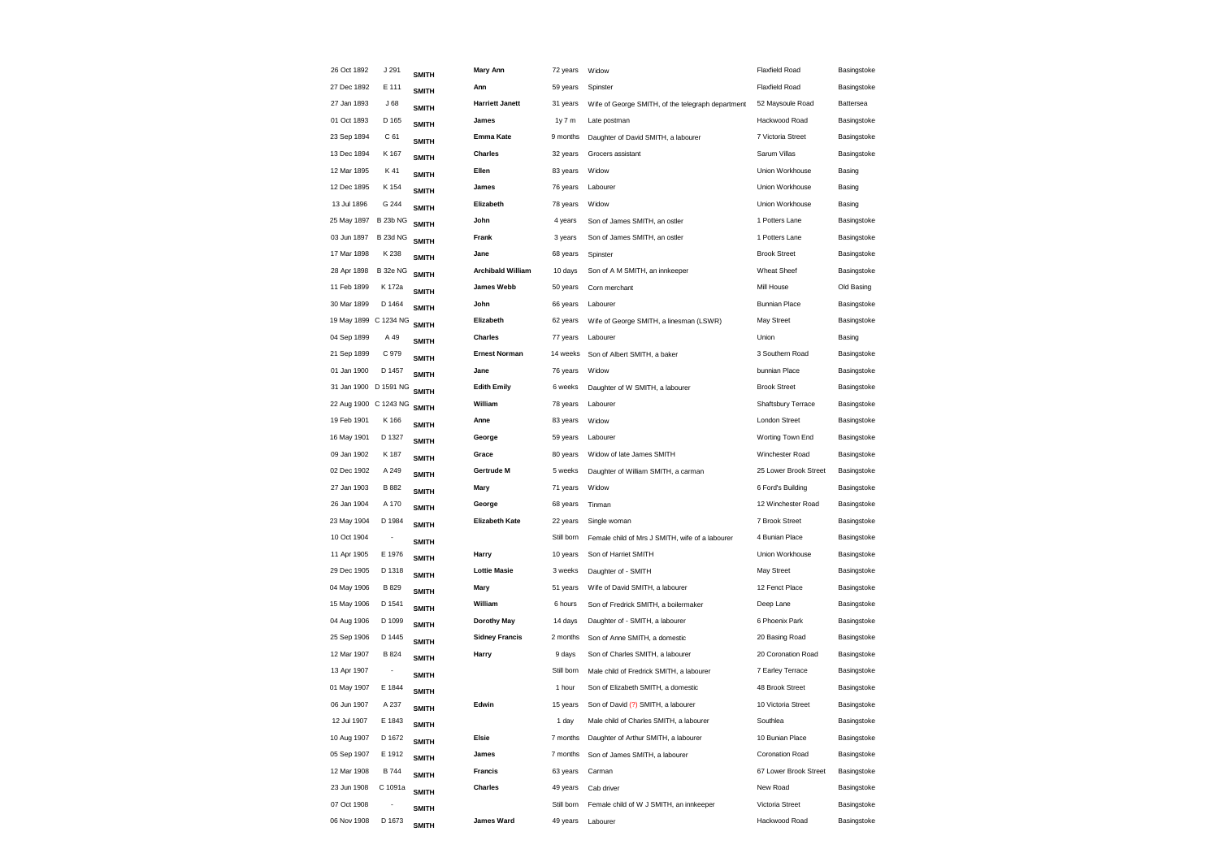| | | | | | | | |
|---|---|---|---|---|---|---|---|
| 26 Oct 1892 | J 291 | SMITH | Mary Ann | 72 years | Widow | Flaxfield Road | Basingstoke |
| 27 Dec 1892 | E 111 | SMITH | Ann | 59 years | Spinster | Flaxfield Road | Basingstoke |
| 27 Jan 1893 | J 68 | SMITH | Harriett Janett | 31 years | Wife of George SMITH, of the telegraph department | 52 Maysoule Road | Battersea |
| 01 Oct 1893 | D 165 | SMITH | James | 1y 7 m | Late postman | Hackwood Road | Basingstoke |
| 23 Sep 1894 | C 61 | SMITH | Emma Kate | 9 months | Daughter of David SMITH, a labourer | 7 Victoria Street | Basingstoke |
| 13 Dec 1894 | K 167 | SMITH | Charles | 32 years | Grocers assistant | Sarum Villas | Basingstoke |
| 12 Mar 1895 | K 41 | SMITH | Ellen | 83 years | Widow | Union Workhouse | Basing |
| 12 Dec 1895 | K 154 | SMITH | James | 76 years | Labourer | Union Workhouse | Basing |
| 13 Jul 1896 | G 244 | SMITH | Elizabeth | 78 years | Widow | Union Workhouse | Basing |
| 25 May 1897 | B 23b NG | SMITH | John | 4 years | Son of James SMITH, an ostler | 1 Potters Lane | Basingstoke |
| 03 Jun 1897 | B 23d NG | SMITH | Frank | 3 years | Son of James SMITH, an ostler | 1 Potters Lane | Basingstoke |
| 17 Mar 1898 | K 238 | SMITH | Jane | 68 years | Spinster | Brook Street | Basingstoke |
| 28 Apr 1898 | B 32e NG | SMITH | Archibald William | 10 days | Son of A M SMITH, an innkeeper | Wheat Sheef | Basingstoke |
| 11 Feb 1899 | K 172a | SMITH | James Webb | 50 years | Corn merchant | Mill House | Old Basing |
| 30 Mar 1899 | D 1464 | SMITH | John | 66 years | Labourer | Bunnian Place | Basingstoke |
| 19 May 1899 | C 1234 NG | SMITH | Elizabeth | 62 years | Wife of George SMITH, a linesman (LSWR) | May Street | Basingstoke |
| 04 Sep 1899 | A 49 | SMITH | Charles | 77 years | Labourer | Union | Basing |
| 21 Sep 1899 | C 979 | SMITH | Ernest Norman | 14 weeks | Son of Albert SMITH, a baker | 3 Southern Road | Basingstoke |
| 01 Jan 1900 | D 1457 | SMITH | Jane | 76 years | Widow | bunnian Place | Basingstoke |
| 31 Jan 1900 | D 1591 NG | SMITH | Edith Emily | 6 weeks | Daughter of W SMITH, a labourer | Brook Street | Basingstoke |
| 22 Aug 1900 | C 1243 NG | SMITH | William | 78 years | Labourer | Shaftsbury Terrace | Basingstoke |
| 19 Feb 1901 | K 166 | SMITH | Anne | 83 years | Widow | London Street | Basingstoke |
| 16 May 1901 | D 1327 | SMITH | George | 59 years | Labourer | Worting Town End | Basingstoke |
| 09 Jan 1902 | K 187 | SMITH | Grace | 80 years | Widow of late James SMITH | Winchester Road | Basingstoke |
| 02 Dec 1902 | A 249 | SMITH | Gertrude M | 5 weeks | Daughter of William SMITH, a carman | 25 Lower Brook Street | Basingstoke |
| 27 Jan 1903 | B 882 | SMITH | Mary | 71 years | Widow | 6 Ford's Building | Basingstoke |
| 26 Jan 1904 | A 170 | SMITH | George | 68 years | Tinman | 12 Winchester Road | Basingstoke |
| 23 May 1904 | D 1984 | SMITH | Elizabeth Kate | 22 years | Single woman | 7 Brook Street | Basingstoke |
| 10 Oct 1904 | - | SMITH | | Still born | Female child of Mrs J SMITH, wife of a labourer | 4 Bunian Place | Basingstoke |
| 11 Apr 1905 | E 1976 | SMITH | Harry | 10 years | Son of Harriet SMITH | Union Workhouse | Basingstoke |
| 29 Dec 1905 | D 1318 | SMITH | Lottie Masie | 3 weeks | Daughter of - SMITH | May Street | Basingstoke |
| 04 May 1906 | B 829 | SMITH | Mary | 51 years | Wife of David SMITH, a labourer | 12 Fenct Place | Basingstoke |
| 15 May 1906 | D 1541 | SMITH | William | 6 hours | Son of Fredrick SMITH, a boilermaker | Deep Lane | Basingstoke |
| 04 Aug 1906 | D 1099 | SMITH | Dorothy May | 14 days | Daughter of - SMITH, a labourer | 6 Phoenix Park | Basingstoke |
| 25 Sep 1906 | D 1445 | SMITH | Sidney Francis | 2 months | Son of Anne SMITH, a domestic | 20 Basing Road | Basingstoke |
| 12 Mar 1907 | B 824 | SMITH | Harry | 9 days | Son of Charles SMITH, a labourer | 20 Coronation Road | Basingstoke |
| 13 Apr 1907 | - | SMITH | | Still born | Male child of Fredrick SMITH, a labourer | 7 Earley Terrace | Basingstoke |
| 01 May 1907 | E 1844 | SMITH | | 1 hour | Son of Elizabeth SMITH, a domestic | 48 Brook Street | Basingstoke |
| 06 Jun 1907 | A 237 | SMITH | Edwin | 15 years | Son of David (?) SMITH, a labourer | 10 Victoria Street | Basingstoke |
| 12 Jul 1907 | E 1843 | SMITH | | 1 day | Male child of Charles SMITH, a labourer | Southlea | Basingstoke |
| 10 Aug 1907 | D 1672 | SMITH | Elsie | 7 months | Daughter of Arthur SMITH, a labourer | 10 Bunian Place | Basingstoke |
| 05 Sep 1907 | E 1912 | SMITH | James | 7 months | Son of James SMITH, a labourer | Coronation Road | Basingstoke |
| 12 Mar 1908 | B 744 | SMITH | Francis | 63 years | Carman | 67 Lower Brook Street | Basingstoke |
| 23 Jun 1908 | C 1091a | SMITH | Charles | 49 years | Cab driver | New Road | Basingstoke |
| 07 Oct 1908 | - | SMITH | | Still born | Female child of W J SMITH, an innkeeper | Victoria Street | Basingstoke |
| 06 Nov 1908 | D 1673 | SMITH | James Ward | 49 years | Labourer | Hackwood Road | Basingstoke |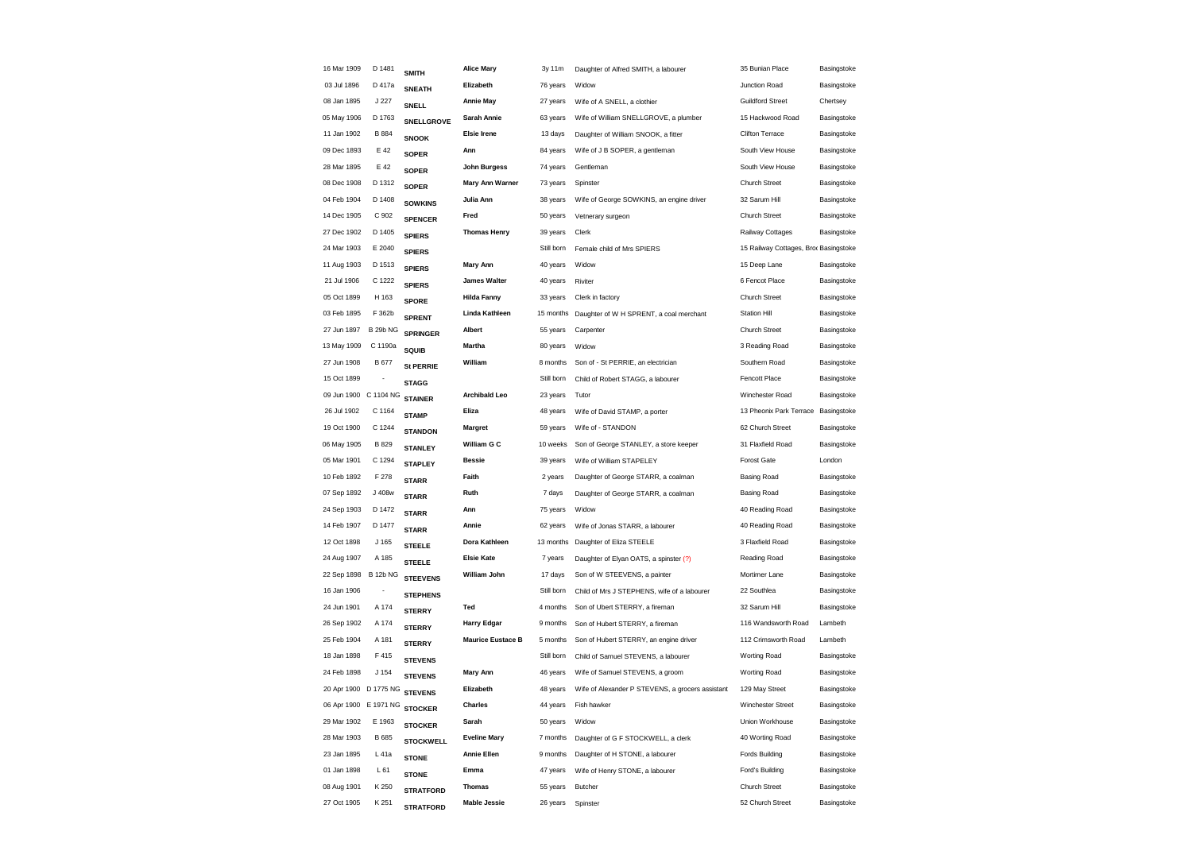| | | | | | | | |
|---|---|---|---|---|---|---|---|
| 16 Mar 1909 | D 1481 | **SMITH** | **Alice Mary** | 3y 11m | Daughter of Alfred SMITH, a labourer | 35 Bunian Place | Basingstoke |
| 03 Jul 1896 | D 417a | **SNEATH** | **Elizabeth** | 76 years | Widow | Junction Road | Basingstoke |
| 08 Jan 1895 | J 227 | **SNELL** | **Annie May** | 27 years | Wife of A SNELL, a clothier | Guildford Street | Chertsey |
| 05 May 1906 | D 1763 | **SNELLGROVE** | **Sarah Annie** | 63 years | Wife of William SNELLGROVE, a plumber | 15 Hackwood Road | Basingstoke |
| 11 Jan 1902 | B 884 | **SNOOK** | **Elsie Irene** | 13 days | Daughter of William SNOOK, a fitter | Clifton Terrace | Basingstoke |
| 09 Dec 1893 | E 42 | **SOPER** | **Ann** | 84 years | Wife of J B SOPER, a gentleman | South View House | Basingstoke |
| 28 Mar 1895 | E 42 | **SOPER** | **John Burgess** | 74 years | Gentleman | South View House | Basingstoke |
| 08 Dec 1908 | D 1312 | **SOPER** | **Mary Ann Warner** | 73 years | Spinster | Church Street | Basingstoke |
| 04 Feb 1904 | D 1408 | **SOWKINS** | **Julia Ann** | 38 years | Wife of George SOWKINS, an engine driver | 32 Sarum Hill | Basingstoke |
| 14 Dec 1905 | C 902 | **SPENCER** | **Fred** | 50 years | Vetnerary surgeon | Church Street | Basingstoke |
| 27 Dec 1902 | D 1405 | **SPIERS** | **Thomas Henry** | 39 years | Clerk | Railway Cottages | Basingstoke |
| 24 Mar 1903 | E 2040 | **SPIERS** | | Still born | Female child of Mrs SPIERS | 15 Railway Cottages, Broo | Basingstoke |
| 11 Aug 1903 | D 1513 | **SPIERS** | **Mary Ann** | 40 years | Widow | 15 Deep Lane | Basingstoke |
| 21 Jul 1906 | C 1222 | **SPIERS** | **James Walter** | 40 years | Riviter | 6 Fencot Place | Basingstoke |
| 05 Oct 1899 | H 163 | **SPORE** | **Hilda Fanny** | 33 years | Clerk in factory | Church Street | Basingstoke |
| 03 Feb 1895 | F 362b | **SPRENT** | **Linda Kathleen** | 15 months | Daughter of W H SPRENT, a coal merchant | Station Hill | Basingstoke |
| 27 Jun 1897 | B 29b NG | **SPRINGER** | **Albert** | 55 years | Carpenter | Church Street | Basingstoke |
| 13 May 1909 | C 1190a | **SQUIB** | **Martha** | 80 years | Widow | 3 Reading Road | Basingstoke |
| 27 Jun 1908 | B 677 | **St PERRIE** | **William** | 8 months | Son of - St PERRIE, an electrician | Southern Road | Basingstoke |
| 15 Oct 1899 | - | **STAGG** | | Still born | Child of Robert STAGG, a labourer | Fencott Place | Basingstoke |
| 09 Jun 1900 | C 1104 NG | **STAINER** | **Archibald Leo** | 23 years | Tutor | Winchester Road | Basingstoke |
| 26 Jul 1902 | C 1164 | **STAMP** | **Eliza** | 48 years | Wife of David STAMP, a porter | 13 Pheonix Park Terrace | Basingstoke |
| 19 Oct 1900 | C 1244 | **STANDON** | **Margret** | 59 years | Wife of - STANDON | 62 Church Street | Basingstoke |
| 06 May 1905 | B 829 | **STANLEY** | **William G C** | 10 weeks | Son of George STANLEY, a store keeper | 31 Flaxfield Road | Basingstoke |
| 05 Mar 1901 | C 1294 | **STAPLEY** | **Bessie** | 39 years | Wife of William STAPELEY | Forost Gate | London |
| 10 Feb 1892 | F 278 | **STARR** | **Faith** | 2 years | Daughter of George STARR, a coalman | Basing Road | Basingstoke |
| 07 Sep 1892 | J 408w | **STARR** | **Ruth** | 7 days | Daughter of George STARR, a coalman | Basing Road | Basingstoke |
| 24 Sep 1903 | D 1472 | **STARR** | **Ann** | 75 years | Widow | 40 Reading Road | Basingstoke |
| 14 Feb 1907 | D 1477 | **STARR** | **Annie** | 62 years | Wife of Jonas STARR, a labourer | 40 Reading Road | Basingstoke |
| 12 Oct 1898 | J 165 | **STEELE** | **Dora Kathleen** | 13 months | Daughter of Eliza STEELE | 3 Flaxfield Road | Basingstoke |
| 24 Aug 1907 | A 185 | **STEELE** | **Elsie Kate** | 7 years | Daughter of Elyan OATS, a spinster (?) | Reading Road | Basingstoke |
| 22 Sep 1898 | B 12b NG | **STEEVENS** | **William John** | 17 days | Son of W STEEVENS, a painter | Mortimer Lane | Basingstoke |
| 16 Jan 1906 | - | **STEPHENS** | | Still born | Child of Mrs J STEPHENS, wife of a labourer | 22 Southlea | Basingstoke |
| 24 Jun 1901 | A 174 | **STERRY** | **Ted** | 4 months | Son of Ubert STERRY, a fireman | 32 Sarum Hill | Basingstoke |
| 26 Sep 1902 | A 174 | **STERRY** | **Harry Edgar** | 9 months | Son of Hubert STERRY, a fireman | 116 Wandsworth Road | Lambeth |
| 25 Feb 1904 | A 181 | **STERRY** | **Maurice Eustace B** | 5 months | Son of Hubert STERRY, an engine driver | 112 Crimsworth Road | Lambeth |
| 18 Jan 1898 | F 415 | **STEVENS** | | Still born | Child of Samuel STEVENS, a labourer | Worting Road | Basingstoke |
| 24 Feb 1898 | J 154 | **STEVENS** | **Mary Ann** | 46 years | Wife of Samuel STEVENS, a groom | Worting Road | Basingstoke |
| 20 Apr 1900 | D 1775 NG | **STEVENS** | **Elizabeth** | 48 years | Wife of Alexander P STEVENS, a grocers assistant | 129 May Street | Basingstoke |
| 06 Apr 1900 | E 1971 NG | **STOCKER** | **Charles** | 44 years | Fish hawker | Winchester Street | Basingstoke |
| 29 Mar 1902 | E 1963 | **STOCKER** | **Sarah** | 50 years | Widow | Union Workhouse | Basingstoke |
| 28 Mar 1903 | B 685 | **STOCKWELL** | **Eveline Mary** | 7 months | Daughter of G F STOCKWELL, a clerk | 40 Worting Road | Basingstoke |
| 23 Jan 1895 | L 41a | **STONE** | **Annie Ellen** | 9 months | Daughter of H STONE, a labourer | Fords Building | Basingstoke |
| 01 Jan 1898 | L 61 | **STONE** | **Emma** | 47 years | Wife of Henry STONE, a labourer | Ford's Building | Basingstoke |
| 08 Aug 1901 | K 250 | **STRATFORD** | **Thomas** | 55 years | Butcher | Church Street | Basingstoke |
| 27 Oct 1905 | K 251 | **STRATFORD** | **Mable Jessie** | 26 years | Spinster | 52 Church Street | Basingstoke |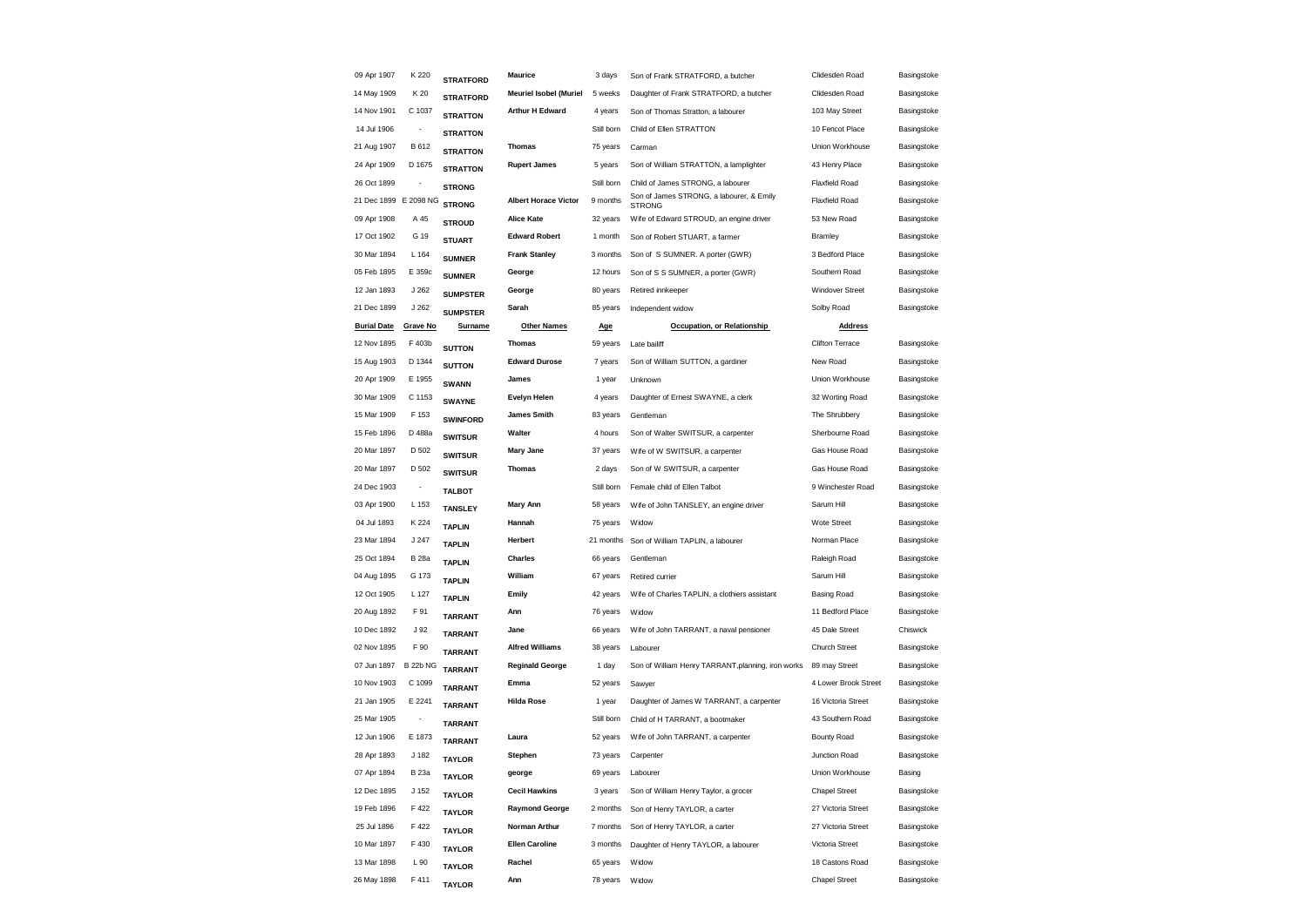| 09 Apr 1907 | K 220 | STRATFORD | Maurice | 3 days | Son of Frank STRATFORD, a butcher | Clidesden Road | Basingstoke |
|---|---|---|---|---|---|---|---|
| 14 May 1909 | K 20 | STRATFORD | Meuriel Isobel (Muriel | 5 weeks | Daughter of Frank STRATFORD, a butcher | Clidesden Road | Basingstoke |
| 14 Nov 1901 | C 1037 | STRATTON | Arthur H Edward | 4 years | Son of Thomas Stratton, a labourer | 103 May Street | Basingstoke |
| 14 Jul 1906 | - | STRATTON | | Still born | Child of Ellen STRATTON | 10 Fencot Place | Basingstoke |
| 21 Aug 1907 | B 612 | STRATTON | Thomas | 75 years | Carman | Union Workhouse | Basingstoke |
| 24 Apr 1909 | D 1675 | STRATTON | Rupert James | 5 years | Son of William STRATTON, a lamplighter | 43 Henry Place | Basingstoke |
| 26 Oct 1899 | - | STRONG | | Still born | Child of James STRONG, a labourer | Flaxfield Road | Basingstoke |
| 21 Dec 1899 | E 2098 NG | STRONG | Albert Horace Victor | 9 months | Son of James STRONG, a labourer, & Emily STRONG | Flaxfield Road | Basingstoke |
| 09 Apr 1908 | A 45 | STROUD | Alice Kate | 32 years | Wife of Edward STROUD, an engine driver | 53 New Road | Basingstoke |
| 17 Oct 1902 | G 19 | STUART | Edward Robert | 1 month | Son of Robert STUART, a farmer | Bramley | Basingstoke |
| 30 Mar 1894 | L 164 | SUMNER | Frank Stanley | 3 months | Son of S SUMNER. A porter (GWR) | 3 Bedford Place | Basingstoke |
| 05 Feb 1895 | E 359c | SUMNER | George | 12 hours | Son of S S SUMNER, a porter (GWR) | Southern Road | Basingstoke |
| 12 Jan 1893 | J 262 | SUMPSTER | George | 80 years | Retired innkeeper | Windover Street | Basingstoke |
| 21 Dec 1899 | J 262 | SUMPSTER | Sarah | 85 years | Independent widow | Solby Road | Basingstoke |
| **Burial Date** | **Grave No** | **Surname** | **Other Names** | **Age** | **Occupation, or Relationship** | **Address** | |
| 12 Nov 1895 | F 403b | SUTTON | Thomas | 59 years | Late bailiff | Clifton Terrace | Basingstoke |
| 15 Aug 1903 | D 1344 | SUTTON | Edward Durose | 7 years | Son of William SUTTON, a gardiner | New Road | Basingstoke |
| 20 Apr 1909 | E 1955 | SWANN | James | 1 year | Unknown | Union Workhouse | Basingstoke |
| 30 Mar 1909 | C 1153 | SWAYNE | Evelyn Helen | 4 years | Daughter of Ernest SWAYNE, a clerk | 32 Worting Road | Basingstoke |
| 15 Mar 1909 | F 153 | SWINFORD | James Smith | 83 years | Gentleman | The Shrubbery | Basingstoke |
| 15 Feb 1896 | D 488a | SWITSUR | Walter | 4 hours | Son of Walter SWITSUR, a carpenter | Sherbourne Road | Basingstoke |
| 20 Mar 1897 | D 502 | SWITSUR | Mary Jane | 37 years | Wife of W SWITSUR, a carpenter | Gas House Road | Basingstoke |
| 20 Mar 1897 | D 502 | SWITSUR | Thomas | 2 days | Son of W SWITSUR, a carpenter | Gas House Road | Basingstoke |
| 24 Dec 1903 | - | TALBOT | | Still born | Female child of Ellen Talbot | 9 Winchester Road | Basingstoke |
| 03 Apr 1900 | L 153 | TANSLEY | Mary Ann | 58 years | Wife of John TANSLEY, an engine driver | Sarum Hill | Basingstoke |
| 04 Jul 1893 | K 224 | TAPLIN | Hannah | 75 years | Widow | Wote Street | Basingstoke |
| 23 Mar 1894 | J 247 | TAPLIN | Herbert | 21 months | Son of William TAPLIN, a labourer | Norman Place | Basingstoke |
| 25 Oct 1894 | B 28a | TAPLIN | Charles | 66 years | Gentleman | Raleigh Road | Basingstoke |
| 04 Aug 1895 | G 173 | TAPLIN | William | 67 years | Retired currier | Sarum Hill | Basingstoke |
| 12 Oct 1905 | L 127 | TAPLIN | Emily | 42 years | Wife of Charles TAPLIN, a clothiers assistant | Basing Road | Basingstoke |
| 20 Aug 1892 | F 91 | TARRANT | Ann | 76 years | Widow | 11 Bedford Place | Basingstoke |
| 10 Dec 1892 | J 92 | TARRANT | Jane | 66 years | Wife of John TARRANT, a naval pensioner | 45 Dale Street | Chiswick |
| 02 Nov 1895 | F 90 | TARRANT | Alfred Williams | 38 years | Labourer | Church Street | Basingstoke |
| 07 Jun 1897 | B 22b NG | TARRANT | Reginald George | 1 day | Son of William Henry TARRANT,planning, iron works | 89 may Street | Basingstoke |
| 10 Nov 1903 | C 1099 | TARRANT | Emma | 52 years | Sawyer | 4 Lower Brook Street | Basingstoke |
| 21 Jan 1905 | E 2241 | TARRANT | Hilda Rose | 1 year | Daughter of James W TARRANT, a carpenter | 16 Victoria Street | Basingstoke |
| 25 Mar 1905 | - | TARRANT | | Still born | Child of H TARRANT, a bootmaker | 43 Southern Road | Basingstoke |
| 12 Jun 1906 | E 1873 | TARRANT | Laura | 52 years | Wife of John TARRANT, a carpenter | Bounty Road | Basingstoke |
| 28 Apr 1893 | J 182 | TAYLOR | Stephen | 73 years | Carpenter | Junction Road | Basingstoke |
| 07 Apr 1894 | B 23a | TAYLOR | george | 69 years | Labourer | Union Workhouse | Basing |
| 12 Dec 1895 | J 152 | TAYLOR | Cecil Hawkins | 3 years | Son of William Henry Taylor, a grocer | Chapel Street | Basingstoke |
| 19 Feb 1896 | F 422 | TAYLOR | Raymond George | 2 months | Son of Henry TAYLOR, a carter | 27 Victoria Street | Basingstoke |
| 25 Jul 1896 | F 422 | TAYLOR | Norman Arthur | 7 months | Son of Henry TAYLOR, a carter | 27 Victoria Street | Basingstoke |
| 10 Mar 1897 | F 430 | TAYLOR | Ellen Caroline | 3 months | Daughter of Henry TAYLOR, a labourer | Victoria Street | Basingstoke |
| 13 Mar 1898 | L 90 | TAYLOR | Rachel | 65 years | Widow | 18 Castons Road | Basingstoke |
| 26 May 1898 | F 411 | TAYLOR | Ann | 78 years | Widow | Chapel Street | Basingstoke |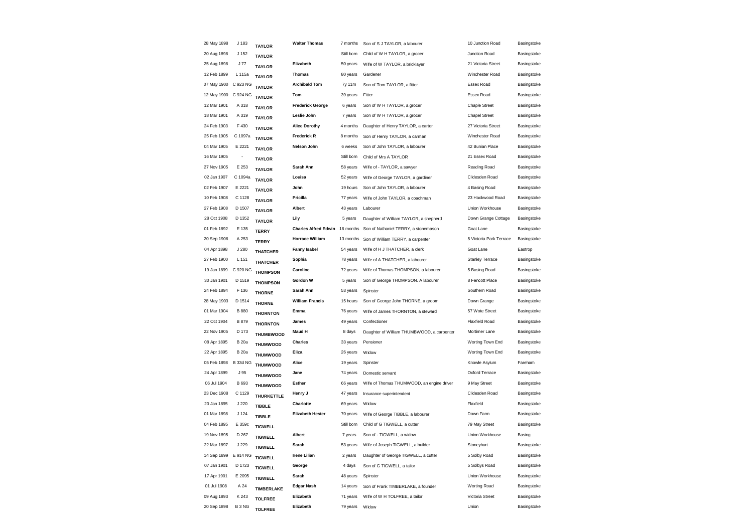| | | | | | | | |
|---|---|---|---|---|---|---|---|
| 28 May 1898 | J 183 | TAYLOR | Walter Thomas | 7 months | Son of S J TAYLOR, a labourer | 10 Junction Road | Basingstoke |
| 20 Aug 1898 | J 152 | TAYLOR | | Still born | Child of W H TAYLOR, a grocer | Junction Road | Basingstoke |
| 25 Aug 1898 | J 77 | TAYLOR | Elizabeth | 50 years | Wife of W TAYLOR, a bricklayer | 21 Victoria Street | Basingstoke |
| 12 Feb 1899 | L 115a | TAYLOR | Thomas | 80 years | Gardener | Winchester Road | Basingstoke |
| 07 May 1900 | C 923 NG | TAYLOR | Archibald Tom | 7y 11m | Son of Tom TAYLOR, a fitter | Essex Road | Basingstoke |
| 12 May 1900 | C 924 NG | TAYLOR | Tom | 39 years | Fitter | Essex Road | Basingstoke |
| 12 Mar 1901 | A 318 | TAYLOR | Frederick George | 6 years | Son of W H TAYLOR, a grocer | Chaple Street | Basingstoke |
| 18 Mar 1901 | A 319 | TAYLOR | Leslie John | 7 years | Son of W H TAYLOR, a grocer | Chapel Street | Basingstoke |
| 24 Feb 1903 | F 430 | TAYLOR | Alice Dorothy | 4 months | Daughter of Henry TAYLOR, a carter | 27 Victoria Street | Basingstoke |
| 25 Feb 1905 | C 1097a | TAYLOR | Frederick R | 8 months | Son of Henry TAYLOR, a carman | Winchester Road | Basingstoke |
| 04 Mar 1905 | E 2221 | TAYLOR | Nelson John | 6 weeks | Son of John TAYLOR, a labourer | 42 Bunian Place | Basingstoke |
| 16 Mar 1905 | - | TAYLOR | | Still born | Child of Mrs A TAYLOR | 21 Essex Road | Basingstoke |
| 27 Nov 1905 | E 253 | TAYLOR | Sarah Ann | 58 years | Wife of - TAYLOR, a sawyer | Reading Road | Basingstoke |
| 02 Jan 1907 | C 1094a | TAYLOR | Louisa | 52 years | Wife of George TAYLOR, a gardiner | Clidesden Road | Basingstoke |
| 02 Feb 1907 | E 2221 | TAYLOR | John | 19 hours | Son of John TAYLOR, a labourer | 4 Basing Road | Basingstoke |
| 10 Feb 1908 | C 1128 | TAYLOR | Pricilla | 77 years | Wife of John TAYLOR, a coachman | 23 Hackwood Road | Basingstoke |
| 27 Feb 1908 | D 1507 | TAYLOR | Albert | 43 years | Labourer | Union Workhouse | Basingstoke |
| 28 Oct 1908 | D 1352 | TAYLOR | Lily | 5 years | Daughter of William TAYLOR, a shepherd | Down Grange Cottage | Basingstoke |
| 01 Feb 1892 | E 135 | TERRY | Charles Alfred Edwin | 16 months | Son of Nathaniel TERRY, a stonemason | Goat Lane | Basingstoke |
| 20 Sep 1906 | A 253 | TERRY | Horrace William | 13 months | Son of William TERRY, a carpenter | 5 Victoria Park Terrace | Basingstoke |
| 04 Apr 1898 | J 280 | THATCHER | Fanny Isabel | 54 years | Wife of H J THATCHER, a clerk | Goat Lane | Eastrop |
| 27 Feb 1900 | L 151 | THATCHER | Sophia | 78 years | Wife of A THATCHER, a labourer | Stanley Terrace | Basingstoke |
| 19 Jan 1899 | C 920 NG | THOMPSON | Caroline | 72 years | Wife of Thomas THOMPSON, a labourer | 5 Basing Road | Basingstoke |
| 30 Jan 1901 | D 1519 | THOMPSON | Gordon W | 5 years | Son of George THOMPSON. A labourer | 8 Fencott Place | Basingstoke |
| 24 Feb 1894 | F 136 | THORNE | Sarah Ann | 53 years | Spinster | Southern Road | Basingstoke |
| 28 May 1903 | D 1514 | THORNE | William Francis | 15 hours | Son of George John THORNE, a groom | Down Grange | Basingstoke |
| 01 Mar 1904 | B 880 | THORNTON | Emma | 76 years | Wife of James THORNTON, a steward | 57 Wote Street | Basingstoke |
| 22 Oct 1904 | B 879 | THORNTON | James | 49 years | Confectioner | Flaxfield Road | Basingstoke |
| 22 Nov 1905 | D 173 | THUMBWOOD | Maud H | 8 days | Daughter of William THUMBWOOD, a carpenter | Mortimer Lane | Basingstoke |
| 08 Apr 1895 | B 20a | THUMWOOD | Charles | 33 years | Pensioner | Worting Town End | Basingstoke |
| 22 Apr 1895 | B 20a | THUMWOOD | Eliza | 26 years | Widow | Worting Town End | Basingstoke |
| 05 Feb 1898 | B 33d NG | THUMWOOD | Alice | 19 years | Spinster | Knowle Asylum | Fareham |
| 24 Apr 1899 | J 95 | THUMWOOD | Jane | 74 years | Domestic servant | Oxford Terrace | Basingstoke |
| 06 Jul 1904 | B 693 | THUMWOOD | Esther | 66 years | Wife of Thomas THUMWOOD, an engine driver | 9 May Street | Basingstoke |
| 23 Dec 1908 | C 1129 | THURKETTLE | Henry J | 47 years | Insurance superintendent | Clidesden Road | Basingstoke |
| 20 Jan 1895 | J 220 | TIBBLE | Charlotte | 69 years | Widow | Flaxfield | Basingstoke |
| 01 Mar 1898 | J 124 | TIBBLE | Elizabeth Hester | 70 years | Wife of George TIBBLE, a labourer | Down Farm | Basingstoke |
| 04 Feb 1895 | E 359c | TIGWELL | | Still born | Child of G TIGWELL, a cutter | 79 May Street | Basingstoke |
| 19 Nov 1895 | D 267 | TIGWELL | Albert | 7 years | Son of - TIGWELL, a widow | Union Workhouse | Basing |
| 22 Mar 1897 | J 229 | TIGWELL | Sarah | 53 years | Wife of Joseph TIGWELL, a builder | Stoneyhurt | Basingstoke |
| 14 Sep 1899 | E 914 NG | TIGWELL | Irene Lilian | 2 years | Daughter of George TIGWELL, a cutter | 5 Solby Road | Basingstoke |
| 07 Jan 1901 | D 1723 | TIGWELL | George | 4 days | Son of G TIGWELL, a tailor | 5 Solbys Road | Basingstoke |
| 17 Apr 1901 | E 2095 | TIGWELL | Sarah | 48 years | Spinster | Union Workhouse | Basingstoke |
| 01 Jul 1908 | A 24 | TIMBERLAKE | Edgar Nash | 14 years | Son of Frank TIMBERLAKE, a founder | Worting Road | Basingstoke |
| 09 Aug 1893 | K 243 | TOLFREE | Elizabeth | 71 years | Wife of W H TOLFREE, a tailor | Victoria Street | Basingstoke |
| 20 Sep 1898 | B 3 NG | TOLFREE | Elizabeth | 79 years | Widow | Union | Basingstoke |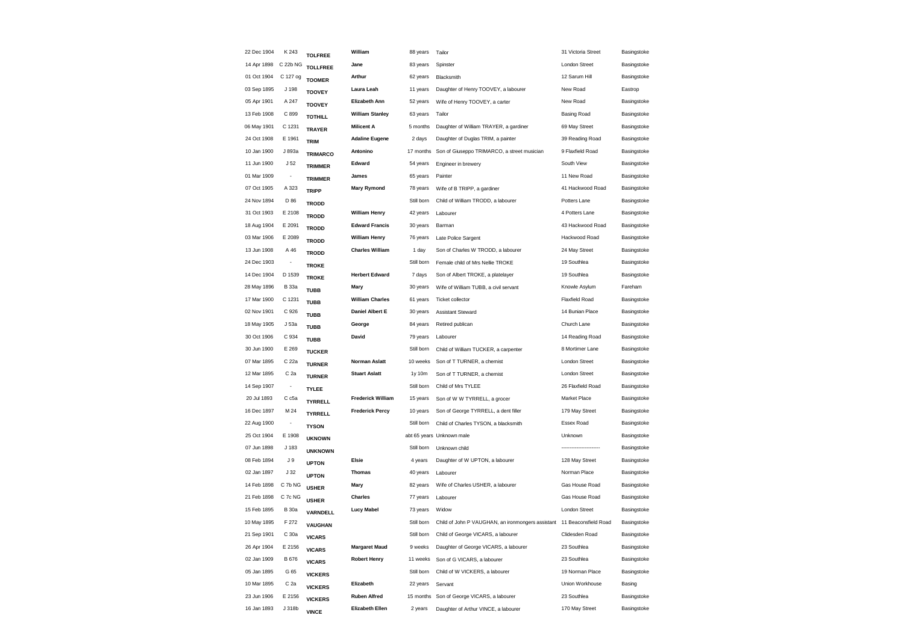| | | | | | | | |
|---|---|---|---|---|---|---|---|
| 22 Dec 1904 | K 243 | **TOLFREE** | **William** | 88 years | Tailor | 31 Victoria Street | Basingstoke |
| 14 Apr 1898 | C 22b NG | **TOLLFREE** | **Jane** | 83 years | Spinster | London Street | Basingstoke |
| 01 Oct 1904 | C 127 og | **TOOMER** | **Arthur** | 62 years | Blacksmith | 12 Sarum Hill | Basingstoke |
| 03 Sep 1895 | J 198 | **TOOVEY** | **Laura Leah** | 11 years | Daughter of Henry TOOVEY, a labourer | New Road | Eastrop |
| 05 Apr 1901 | A 247 | **TOOVEY** | **Elizabeth Ann** | 52 years | Wife of Henry TOOVEY, a carter | New Road | Basingstoke |
| 13 Feb 1908 | C 899 | **TOTHILL** | **William Stanley** | 63 years | Tailor | Basing Road | Basingstoke |
| 06 May 1901 | C 1231 | **TRAYER** | **Milicent A** | 5 months | Daughter of William TRAYER, a gardiner | 69 May Street | Basingstoke |
| 24 Oct 1908 | E 1961 | **TRIM** | **Adaline Eugene** | 2 days | Daughter of Duglas TRIM, a painter | 39 Reading Road | Basingstoke |
| 10 Jan 1900 | J 893a | **TRIMARCO** | **Antonino** | 17 months | Son of Giuseppo TRIMARCO, a street musician | 9 Flaxfield Road | Basingstoke |
| 11 Jun 1900 | J 52 | **TRIMMER** | **Edward** | 54 years | Engineer in brewery | South View | Basingstoke |
| 01 Mar 1909 | - | **TRIMMER** | **James** | 65 years | Painter | 11 New Road | Basingstoke |
| 07 Oct 1905 | A 323 | **TRIPP** | **Mary Rymond** | 78 years | Wife of B TRIPP, a gardiner | 41 Hackwood Road | Basingstoke |
| 24 Nov 1894 | D 86 | **TRODD** | | Still born | Child of William TRODD, a labourer | Potters Lane | Basingstoke |
| 31 Oct 1903 | E 2108 | **TRODD** | **William Henry** | 42 years | Labourer | 4 Potters Lane | Basingstoke |
| 18 Aug 1904 | E 2091 | **TRODD** | **Edward Francis** | 30 years | Barman | 43 Hackwood Road | Basingstoke |
| 03 Mar 1906 | E 2089 | **TRODD** | **William Henry** | 76 years | Late Police Sargent | Hackwood Road | Basingstoke |
| 13 Jun 1908 | A 46 | **TRODD** | **Charles William** | 1 day | Son of Charles W TRODD, a labourer | 24 May Street | Basingstoke |
| 24 Dec 1903 | - | **TROKE** | | Still born | Female child of Mrs Nellie TROKE | 19 Southlea | Basingstoke |
| 14 Dec 1904 | D 1539 | **TROKE** | **Herbert Edward** | 7 days | Son of Albert TROKE, a platelayer | 19 Southlea | Basingstoke |
| 28 May 1896 | B 33a | **TUBB** | **Mary** | 30 years | Wife of William TUBB, a civil servant | Knowle Asylum | Fareham |
| 17 Mar 1900 | C 1231 | **TUBB** | **William Charles** | 61 years | Ticket collector | Flaxfield Road | Basingstoke |
| 02 Nov 1901 | C 926 | **TUBB** | **Daniel Albert E** | 30 years | Assistant Steward | 14 Bunian Place | Basingstoke |
| 18 May 1905 | J 53a | **TUBB** | **George** | 84 years | Retired publican | Church Lane | Basingstoke |
| 30 Oct 1906 | C 934 | **TUBB** | **David** | 79 years | Labourer | 14 Reading Road | Basingstoke |
| 30 Jun 1900 | E 269 | **TUCKER** | | Still born | Child of William TUCKER, a carpenter | 8 Mortimer Lane | Basingstoke |
| 07 Mar 1895 | C 22a | **TURNER** | **Norman Aslatt** | 10 weeks | Son of T TURNER, a chemist | London Street | Basingstoke |
| 12 Mar 1895 | C 2a | **TURNER** | **Stuart Aslatt** | 1y 10m | Son of T TURNER, a chemist | London Street | Basingstoke |
| 14 Sep 1907 | - | **TYLEE** | | Still born | Child of Mrs TYLEE | 26 Flaxfield Road | Basingstoke |
| 20 Jul 1893 | C c5a | **TYRRELL** | **Frederick William** | 15 years | Son of W W TYRRELL, a grocer | Market Place | Basingstoke |
| 16 Dec 1897 | M 24 | **TYRRELL** | **Frederick Percy** | 10 years | Son of George TYRRELL, a dent filler | 179 May Street | Basingstoke |
| 22 Aug 1900 | - | **TYSON** | | Still born | Child of Charles TYSON, a blacksmith | Essex Road | Basingstoke |
| 25 Oct 1904 | E 1908 | **UKNOWN** | | abt 65 years | Unknown male | Unknown | Basingstoke |
| 07 Jun 1898 | J 183 | **UNKNOWN** | | Still born | Unknown child | ---------------------- | Basingstoke |
| 08 Feb 1894 | J 9 | **UPTON** | **Elsie** | 4 years | Daughter of W UPTON, a labourer | 128 May Street | Basingstoke |
| 02 Jan 1897 | J 32 | **UPTON** | **Thomas** | 40 years | Labourer | Norman Place | Basingstoke |
| 14 Feb 1898 | C 7b NG | **USHER** | **Mary** | 82 years | Wife of Charles USHER, a labourer | Gas House Road | Basingstoke |
| 21 Feb 1898 | C 7c NG | **USHER** | **Charles** | 77 years | Labourer | Gas House Road | Basingstoke |
| 15 Feb 1895 | B 30a | **VARNDELL** | **Lucy Mabel** | 73 years | Widow | London Street | Basingstoke |
| 10 May 1895 | F 272 | **VAUGHAN** | | Still born | Child of John P VAUGHAN, an ironmongers assistant | 11 Beaconsfield Road | Basingstoke |
| 21 Sep 1901 | C 30a | **VICARS** | | Still born | Child of George VICARS, a labourer | Clidesden Road | Basingstoke |
| 26 Apr 1904 | E 2156 | **VICARS** | **Margaret Maud** | 9 weeks | Daughter of George VICARS, a labourer | 23 Southlea | Basingstoke |
| 02 Jan 1909 | B 676 | **VICARS** | **Robert Henry** | 11 weeks | Son of G VICARS, a labourer | 23 Southlea | Basingstoke |
| 05 Jan 1895 | G 65 | **VICKERS** | | Still born | Child of W VICKERS, a labourer | 19 Norman Place | Basingstoke |
| 10 Mar 1895 | C 2a | **VICKERS** | **Elizabeth** | 22 years | Servant | Union Workhouse | Basing |
| 23 Jun 1906 | E 2156 | **VICKERS** | **Ruben Alfred** | 15 months | Son of George VICARS, a labourer | 23 Southlea | Basingstoke |
| 16 Jan 1893 | J 318b | **VINCE** | **Elizabeth Ellen** | 2 years | Daughter of Arthur VINCE, a labourer | 170 May Street | Basingstoke |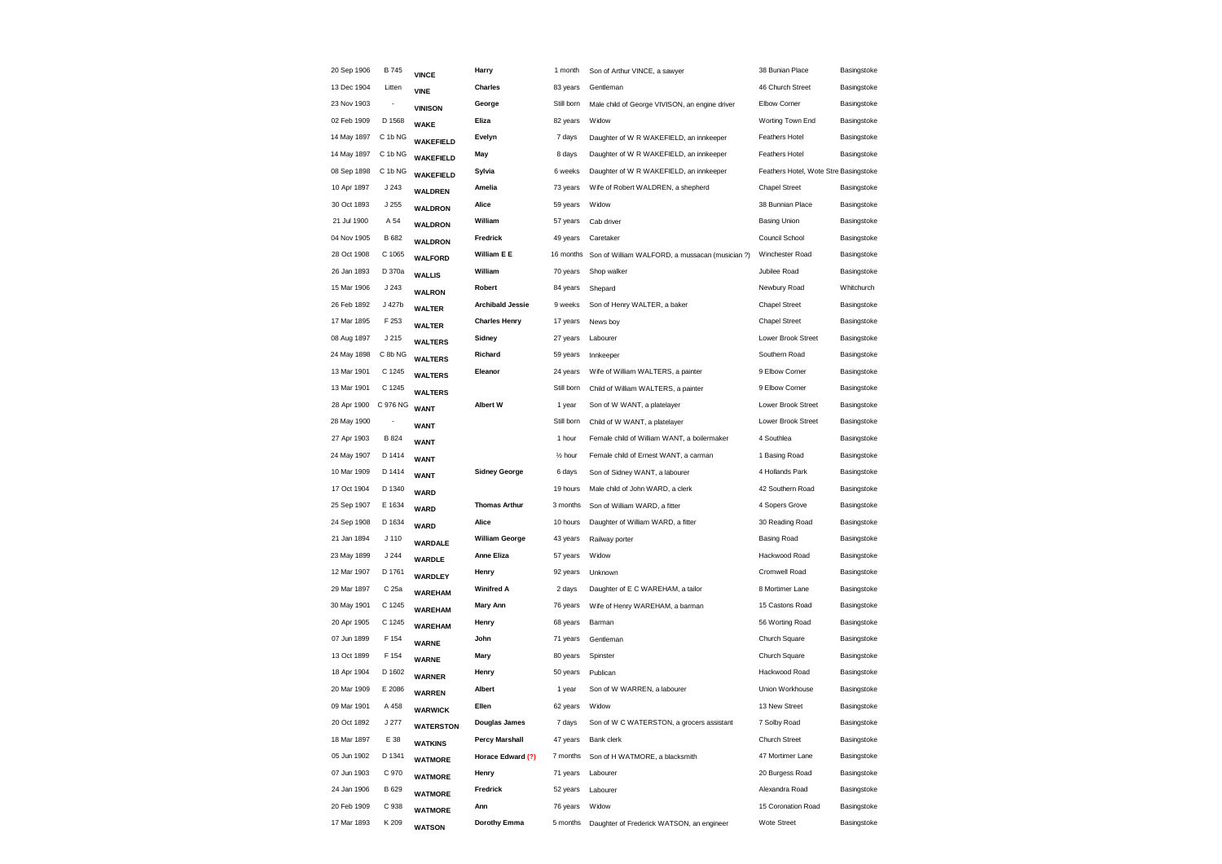| | | | | | | | |
|---|---|---|---|---|---|---|---|
| 20 Sep 1906 | B 745 | **VINCE** | **Harry** | 1 month | Son of Arthur VINCE, a sawyer | 38 Bunian Place | Basingstoke |
| 13 Dec 1904 | Litten | **VINE** | **Charles** | 83 years | Gentleman | 46 Church Street | Basingstoke |
| 23 Nov 1903 | - | **VINISON** | **George** | Still born | Male child of George VIVISON, an engine driver | Elbow Corner | Basingstoke |
| 02 Feb 1909 | D 1568 | **WAKE** | **Eliza** | 82 years | Widow | Worting Town End | Basingstoke |
| 14 May 1897 | C 1b NG | **WAKEFIELD** | **Evelyn** | 7 days | Daughter of W R WAKEFIELD, an innkeeper | Feathers Hotel | Basingstoke |
| 14 May 1897 | C 1b NG | **WAKEFIELD** | **May** | 8 days | Daughter of W R WAKEFIELD, an innkeeper | Feathers Hotel | Basingstoke |
| 08 Sep 1898 | C 1b NG | **WAKEFIELD** | **Sylvia** | 6 weeks | Daughter of W R WAKEFIELD, an innkeeper | Feathers Hotel, Wote Stre | Basingstoke |
| 10 Apr 1897 | J 243 | **WALDREN** | **Amelia** | 73 years | Wife of Robert WALDREN, a shepherd | Chapel Street | Basingstoke |
| 30 Oct 1893 | J 255 | **WALDRON** | **Alice** | 59 years | Widow | 38 Bunnian Place | Basingstoke |
| 21 Jul 1900 | A 54 | **WALDRON** | **William** | 57 years | Cab driver | Basing Union | Basingstoke |
| 04 Nov 1905 | B 682 | **WALDRON** | **Fredrick** | 49 years | Caretaker | Council School | Basingstoke |
| 28 Oct 1908 | C 1065 | **WALFORD** | **William E E** | 16 months | Son of William WALFORD, a mussacan (musician ?) | Winchester Road | Basingstoke |
| 26 Jan 1893 | D 370a | **WALLIS** | **William** | 70 years | Shop walker | Jubilee Road | Basingstoke |
| 15 Mar 1906 | J 243 | **WALRON** | **Robert** | 84 years | Shepard | Newbury Road | Whitchurch |
| 26 Feb 1892 | J 427b | **WALTER** | **Archibald Jessie** | 9 weeks | Son of Henry WALTER, a baker | Chapel Street | Basingstoke |
| 17 Mar 1895 | F 253 | **WALTER** | **Charles Henry** | 17 years | News boy | Chapel Street | Basingstoke |
| 08 Aug 1897 | J 215 | **WALTERS** | **Sidney** | 27 years | Labourer | Lower Brook Street | Basingstoke |
| 24 May 1898 | C 8b NG | **WALTERS** | **Richard** | 59 years | Innkeeper | Southern Road | Basingstoke |
| 13 Mar 1901 | C 1245 | **WALTERS** | **Eleanor** | 24 years | Wife of William WALTERS, a painter | 9 Elbow Corner | Basingstoke |
| 13 Mar 1901 | C 1245 | **WALTERS** | | Still born | Child of William WALTERS, a painter | 9 Elbow Corner | Basingstoke |
| 28 Apr 1900 | C 976 NG | **WANT** | **Albert W** | 1 year | Son of W WANT, a platelayer | Lower Brook Street | Basingstoke |
| 28 May 1900 | - | **WANT** | | Still born | Child of W WANT, a platelayer | Lower Brook Street | Basingstoke |
| 27 Apr 1903 | B 824 | **WANT** | | 1 hour | Female child of William WANT, a boilermaker | 4 Southlea | Basingstoke |
| 24 May 1907 | D 1414 | **WANT** | | ½ hour | Female child of Ernest WANT, a carman | 1 Basing Road | Basingstoke |
| 10 Mar 1909 | D 1414 | **WANT** | **Sidney George** | 6 days | Son of Sidney WANT, a labourer | 4 Hollands Park | Basingstoke |
| 17 Oct 1904 | D 1340 | **WARD** | | 19 hours | Male child of John WARD, a clerk | 42 Southern Road | Basingstoke |
| 25 Sep 1907 | E 1634 | **WARD** | **Thomas Arthur** | 3 months | Son of William WARD, a fitter | 4 Sopers Grove | Basingstoke |
| 24 Sep 1908 | D 1634 | **WARD** | **Alice** | 10 hours | Daughter of William WARD, a fitter | 30 Reading Road | Basingstoke |
| 21 Jan 1894 | J 110 | **WARDALE** | **William George** | 43 years | Railway porter | Basing Road | Basingstoke |
| 23 May 1899 | J 244 | **WARDLE** | **Anne Eliza** | 57 years | Widow | Hackwood Road | Basingstoke |
| 12 Mar 1907 | D 1761 | **WARDLEY** | **Henry** | 92 years | Unknown | Cromwell Road | Basingstoke |
| 29 Mar 1897 | C 25a | **WAREHAM** | **Winifred A** | 2 days | Daughter of E C WAREHAM, a tailor | 8 Mortimer Lane | Basingstoke |
| 30 May 1901 | C 1245 | **WAREHAM** | **Mary Ann** | 76 years | Wife of Henry WAREHAM, a barman | 15 Castons Road | Basingstoke |
| 20 Apr 1905 | C 1245 | **WAREHAM** | **Henry** | 68 years | Barman | 56 Worting Road | Basingstoke |
| 07 Jun 1899 | F 154 | **WARNE** | **John** | 71 years | Gentleman | Church Square | Basingstoke |
| 13 Oct 1899 | F 154 | **WARNE** | **Mary** | 80 years | Spinster | Church Square | Basingstoke |
| 18 Apr 1904 | D 1602 | **WARNER** | **Henry** | 50 years | Publican | Hackwood Road | Basingstoke |
| 20 Mar 1909 | E 2086 | **WARREN** | **Albert** | 1 year | Son of W WARREN, a labourer | Union Workhouse | Basingstoke |
| 09 Mar 1901 | A 458 | **WARWICK** | **Ellen** | 62 years | Widow | 13 New Street | Basingstoke |
| 20 Oct 1892 | J 277 | **WATERSTON** | **Douglas James** | 7 days | Son of W C WATERSTON, a grocers assistant | 7 Solby Road | Basingstoke |
| 18 Mar 1897 | E 38 | **WATKINS** | **Percy Marshall** | 47 years | Bank clerk | Church Street | Basingstoke |
| 05 Jun 1902 | D 1341 | **WATMORE** | **Horace Edward (?)** | 7 months | Son of H WATMORE, a blacksmith | 47 Mortimer Lane | Basingstoke |
| 07 Jun 1903 | C 970 | **WATMORE** | **Henry** | 71 years | Labourer | 20 Burgess Road | Basingstoke |
| 24 Jan 1906 | B 629 | **WATMORE** | **Fredrick** | 52 years | Labourer | Alexandra Road | Basingstoke |
| 20 Feb 1909 | C 938 | **WATMORE** | **Ann** | 76 years | Widow | 15 Coronation Road | Basingstoke |
| 17 Mar 1893 | K 209 | **WATSON** | **Dorothy Emma** | 5 months | Daughter of Frederick WATSON, an engineer | Wote Street | Basingstoke |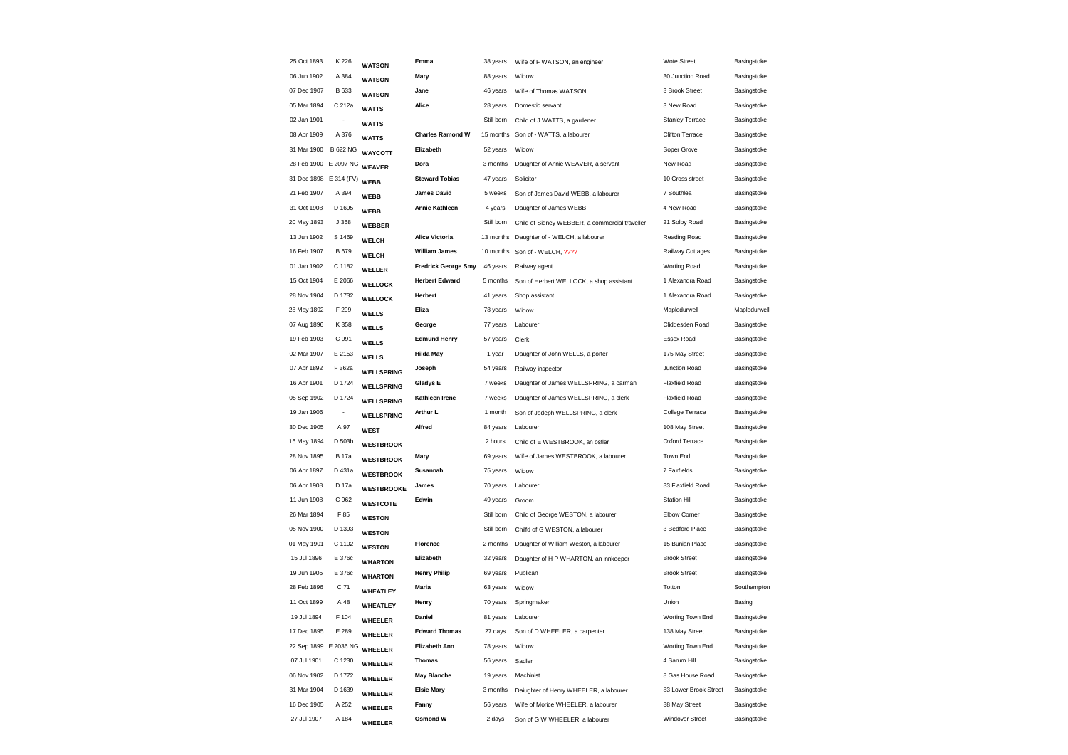| | | | | | | | |
|---|---|---|---|---|---|---|---|
| 25 Oct 1893 | K 226 | **WATSON** | **Emma** | 38 years | Wife of F WATSON, an engineer | Wote Street | Basingstoke |
| 06 Jun 1902 | A 384 | **WATSON** | **Mary** | 88 years | Widow | 30 Junction Road | Basingstoke |
| 07 Dec 1907 | B 633 | **WATSON** | **Jane** | 46 years | Wife of Thomas WATSON | 3 Brook Street | Basingstoke |
| 05 Mar 1894 | C 212a | **WATTS** | **Alice** | 28 years | Domestic servant | 3 New Road | Basingstoke |
| 02 Jan 1901 | - | **WATTS** | | Still born | Child of J WATTS, a gardener | Stanley Terrace | Basingstoke |
| 08 Apr 1909 | A 376 | **WATTS** | **Charles Ramond W** | 15 months | Son of - WATTS, a labourer | Clifton Terrace | Basingstoke |
| 31 Mar 1900 | B 622 NG | **WAYCOTT** | **Elizabeth** | 52 years | Widow | Soper Grove | Basingstoke |
| 28 Feb 1900 | E 2097 NG | **WEAVER** | **Dora** | 3 months | Daughter of Annie WEAVER, a servant | New Road | Basingstoke |
| 31 Dec 1898 | E 314 (FV) | **WEBB** | **Steward Tobias** | 47 years | Solicitor | 10 Cross street | Basingstoke |
| 21 Feb 1907 | A 394 | **WEBB** | **James David** | 5 weeks | Son of James David WEBB, a labourer | 7 Southlea | Basingstoke |
| 31 Oct 1908 | D 1695 | **WEBB** | **Annie Kathleen** | 4 years | Daughter of James WEBB | 4 New Road | Basingstoke |
| 20 May 1893 | J 368 | **WEBBER** | | Still born | Child of Sidney WEBBER, a commercial traveller | 21 Solby Road | Basingstoke |
| 13 Jun 1902 | S 1469 | **WELCH** | **Alice Victoria** | 13 months | Daughter of - WELCH, a labourer | Reading Road | Basingstoke |
| 16 Feb 1907 | B 679 | **WELCH** | **William James** | 10 months | Son of - WELCH, ???? | Railway Cottages | Basingstoke |
| 01 Jan 1902 | C 1182 | **WELLER** | **Fredrick George Smy** | 46 years | Railway agent | Worting Road | Basingstoke |
| 15 Oct 1904 | E 2066 | **WELLOCK** | **Herbert Edward** | 5 months | Son of Herbert WELLOCK, a shop assistant | 1 Alexandra Road | Basingstoke |
| 28 Nov 1904 | D 1732 | **WELLOCK** | **Herbert** | 41 years | Shop assistant | 1 Alexandra Road | Basingstoke |
| 28 May 1892 | F 299 | **WELLS** | **Eliza** | 78 years | Widow | Mapledurwell | Mapledurwell |
| 07 Aug 1896 | K 358 | **WELLS** | **George** | 77 years | Labourer | Cliddesden Road | Basingstoke |
| 19 Feb 1903 | C 991 | **WELLS** | **Edmund Henry** | 57 years | Clerk | Essex Road | Basingstoke |
| 02 Mar 1907 | E 2153 | **WELLS** | **Hilda May** | 1 year | Daughter of John WELLS, a porter | 175 May Street | Basingstoke |
| 07 Apr 1892 | F 362a | **WELLSPRING** | **Joseph** | 54 years | Railway inspector | Junction Road | Basingstoke |
| 16 Apr 1901 | D 1724 | **WELLSPRING** | **Gladys E** | 7 weeks | Daughter of James WELLSPRING, a carman | Flaxfield Road | Basingstoke |
| 05 Sep 1902 | D 1724 | **WELLSPRING** | **Kathleen Irene** | 7 weeks | Daughter of James WELLSPRING, a clerk | Flaxfield Road | Basingstoke |
| 19 Jan 1906 | - | **WELLSPRING** | **Arthur L** | 1 month | Son of Jodeph WELLSPRING, a clerk | College Terrace | Basingstoke |
| 30 Dec 1905 | A 97 | **WEST** | **Alfred** | 84 years | Labourer | 108 May Street | Basingstoke |
| 16 May 1894 | D 503b | **WESTBROOK** | | 2 hours | Child of E WESTBROOK, an ostler | Oxford Terrace | Basingstoke |
| 28 Nov 1895 | B 17a | **WESTBROOK** | **Mary** | 69 years | Wife of James WESTBROOK, a labourer | Town End | Basingstoke |
| 06 Apr 1897 | D 431a | **WESTBROOK** | **Susannah** | 75 years | Widow | 7 Fairfields | Basingstoke |
| 06 Apr 1908 | D 17a | **WESTBROOKE** | **James** | 70 years | Labourer | 33 Flaxfield Road | Basingstoke |
| 11 Jun 1908 | C 962 | **WESTCOTE** | **Edwin** | 49 years | Groom | Station Hill | Basingstoke |
| 26 Mar 1894 | F 85 | **WESTON** | | Still born | Child of George WESTON, a labourer | Elbow Corner | Basingstoke |
| 05 Nov 1900 | D 1393 | **WESTON** | | Still born | Chilfd of G WESTON, a labourer | 3 Bedford Place | Basingstoke |
| 01 May 1901 | C 1102 | **WESTON** | **Florence** | 2 months | Daughter of William Weston, a labourer | 15 Bunian Place | Basingstoke |
| 15 Jul 1896 | E 376c | **WHARTON** | **Elizabeth** | 32 years | Daughter of H P WHARTON, an innkeeper | Brook Street | Basingstoke |
| 19 Jun 1905 | E 376c | **WHARTON** | **Henry Philip** | 69 years | Publican | Brook Street | Basingstoke |
| 28 Feb 1896 | C 71 | **WHEATLEY** | **Maria** | 63 years | Widow | Totton | Southampton |
| 11 Oct 1899 | A 48 | **WHEATLEY** | **Henry** | 70 years | Springmaker | Union | Basing |
| 19 Jul 1894 | F 104 | **WHEELER** | **Daniel** | 81 years | Labourer | Worting Town End | Basingstoke |
| 17 Dec 1895 | E 289 | **WHEELER** | **Edward Thomas** | 27 days | Son of D WHEELER, a carpenter | 138 May Street | Basingstoke |
| 22 Sep 1899 | E 2036 NG | **WHEELER** | **Elizabeth Ann** | 78 years | Widow | Worting Town End | Basingstoke |
| 07 Jul 1901 | C 1230 | **WHEELER** | **Thomas** | 56 years | Sadler | 4 Sarum Hill | Basingstoke |
| 06 Nov 1902 | D 1772 | **WHEELER** | **May Blanche** | 19 years | Machinist | 8 Gas House Road | Basingstoke |
| 31 Mar 1904 | D 1639 | **WHEELER** | **Elsie Mary** | 3 months | Daiughter of Henry WHEELER, a labourer | 83 Lower Brook Street | Basingstoke |
| 16 Dec 1905 | A 252 | **WHEELER** | **Fanny** | 56 years | Wife of Morice WHEELER, a labourer | 38 May Street | Basingstoke |
| 27 Jul 1907 | A 184 | **WHEELER** | **Osmond W** | 2 days | Son of G W WHEELER, a labourer | Windover Street | Basingstoke |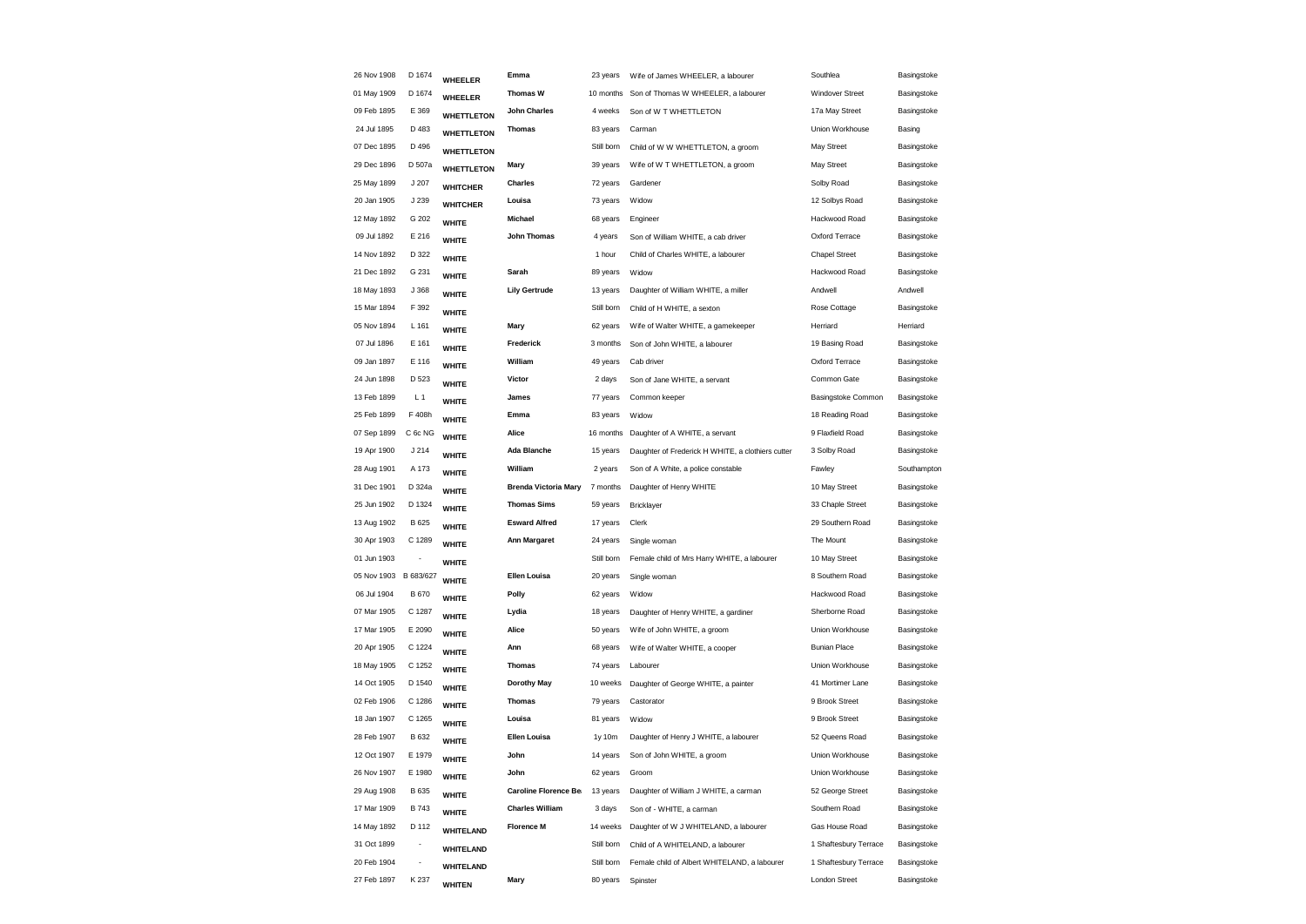| | | | | | | | |
|---|---|---|---|---|---|---|---|
| 26 Nov 1908 | D 1674 | WHEELER | Emma | 23 years | Wife of James WHEELER, a labourer | Southlea | Basingstoke |
| 01 May 1909 | D 1674 | WHEELER | Thomas W | 10 months | Son of Thomas W WHEELER, a labourer | Windover Street | Basingstoke |
| 09 Feb 1895 | E 369 | WHETTLETON | John Charles | 4 weeks | Son of W T WHETTLETON | 17a May Street | Basingstoke |
| 24 Jul 1895 | D 483 | WHETTLETON | Thomas | 83 years | Carman | Union Workhouse | Basing |
| 07 Dec 1895 | D 496 | WHETTLETON | | Still born | Child of W W WHETTLETON, a groom | May Street | Basingstoke |
| 29 Dec 1896 | D 507a | WHETTLETON | Mary | 39 years | Wife of W T WHETTLETON, a groom | May Street | Basingstoke |
| 25 May 1899 | J 207 | WHITCHER | Charles | 72 years | Gardener | Solby Road | Basingstoke |
| 20 Jan 1905 | J 239 | WHITCHER | Louisa | 73 years | Widow | 12 Solbys Road | Basingstoke |
| 12 May 1892 | G 202 | WHITE | Michael | 68 years | Engineer | Hackwood Road | Basingstoke |
| 09 Jul 1892 | E 216 | WHITE | John Thomas | 4 years | Son of William WHITE, a cab driver | Oxford Terrace | Basingstoke |
| 14 Nov 1892 | D 322 | WHITE | | 1 hour | Child of Charles WHITE, a labourer | Chapel Street | Basingstoke |
| 21 Dec 1892 | G 231 | WHITE | Sarah | 89 years | Widow | Hackwood Road | Basingstoke |
| 18 May 1893 | J 368 | WHITE | Lily Gertrude | 13 years | Daughter of William WHITE, a miller | Andwell | Andwell |
| 15 Mar 1894 | F 392 | WHITE | | Still born | Child of H WHITE, a sexton | Rose Cottage | Basingstoke |
| 05 Nov 1894 | L 161 | WHITE | Mary | 62 years | Wife of Walter WHITE, a gamekeeper | Herriard | Herriard |
| 07 Jul 1896 | E 161 | WHITE | Frederick | 3 months | Son of John WHITE, a labourer | 19 Basing Road | Basingstoke |
| 09 Jan 1897 | E 116 | WHITE | William | 49 years | Cab driver | Oxford Terrace | Basingstoke |
| 24 Jun 1898 | D 523 | WHITE | Victor | 2 days | Son of Jane WHITE, a servant | Common Gate | Basingstoke |
| 13 Feb 1899 | L 1 | WHITE | James | 77 years | Common keeper | Basingstoke Common | Basingstoke |
| 25 Feb 1899 | F 408h | WHITE | Emma | 83 years | Widow | 18 Reading Road | Basingstoke |
| 07 Sep 1899 | C 6c NG | WHITE | Alice | 16 months | Daughter of A WHITE, a servant | 9 Flaxfield Road | Basingstoke |
| 19 Apr 1900 | J 214 | WHITE | Ada Blanche | 15 years | Daughter of Frederick H WHITE, a clothiers cutter | 3 Solby Road | Basingstoke |
| 28 Aug 1901 | A 173 | WHITE | William | 2 years | Son of A White, a police constable | Fawley | Southampton |
| 31 Dec 1901 | D 324a | WHITE | Brenda Victoria Mary | 7 months | Daughter of Henry WHITE | 10 May Street | Basingstoke |
| 25 Jun 1902 | D 1324 | WHITE | Thomas Sims | 59 years | Bricklayer | 33 Chaple Street | Basingstoke |
| 13 Aug 1902 | B 625 | WHITE | Esward Alfred | 17 years | Clerk | 29 Southern Road | Basingstoke |
| 30 Apr 1903 | C 1289 | WHITE | Ann Margaret | 24 years | Single woman | The Mount | Basingstoke |
| 01 Jun 1903 | - | WHITE | | Still born | Female child of Mrs Harry WHITE, a labourer | 10 May Street | Basingstoke |
| 05 Nov 1903 | B 683/627 | WHITE | Ellen Louisa | 20 years | Single woman | 8 Southern Road | Basingstoke |
| 06 Jul 1904 | B 670 | WHITE | Polly | 62 years | Widow | Hackwood Road | Basingstoke |
| 07 Mar 1905 | C 1287 | WHITE | Lydia | 18 years | Daughter of Henry WHITE, a gardiner | Sherborne Road | Basingstoke |
| 17 Mar 1905 | E 2090 | WHITE | Alice | 50 years | Wife of John WHITE, a groom | Union Workhouse | Basingstoke |
| 20 Apr 1905 | C 1224 | WHITE | Ann | 68 years | Wife of Walter WHITE, a cooper | Bunian Place | Basingstoke |
| 18 May 1905 | C 1252 | WHITE | Thomas | 74 years | Labourer | Union Workhouse | Basingstoke |
| 14 Oct 1905 | D 1540 | WHITE | Dorothy May | 10 weeks | Daughter of George WHITE, a painter | 41 Mortimer Lane | Basingstoke |
| 02 Feb 1906 | C 1286 | WHITE | Thomas | 79 years | Castorator | 9 Brook Street | Basingstoke |
| 18 Jan 1907 | C 1265 | WHITE | Louisa | 81 years | Widow | 9 Brook Street | Basingstoke |
| 28 Feb 1907 | B 632 | WHITE | Ellen Louisa | 1y 10m | Daughter of Henry J WHITE, a labourer | 52 Queens Road | Basingstoke |
| 12 Oct 1907 | E 1979 | WHITE | John | 14 years | Son of John WHITE, a groom | Union Workhouse | Basingstoke |
| 26 Nov 1907 | E 1980 | WHITE | John | 62 years | Groom | Union Workhouse | Basingstoke |
| 29 Aug 1908 | B 635 | WHITE | Caroline Florence Be | 13 years | Daughter of William J WHITE, a carman | 52 George Street | Basingstoke |
| 17 Mar 1909 | B 743 | WHITE | Charles William | 3 days | Son of - WHITE, a carman | Southern Road | Basingstoke |
| 14 May 1892 | D 112 | WHITELAND | Florence M | 14 weeks | Daughter of W J WHITELAND, a labourer | Gas House Road | Basingstoke |
| 31 Oct 1899 | - | WHITELAND | | Still born | Child of A WHITELAND, a labourer | 1 Shaftesbury Terrace | Basingstoke |
| 20 Feb 1904 | - | WHITELAND | | Still born | Female child of Albert WHITELAND, a labourer | 1 Shaftesbury Terrace | Basingstoke |
| 27 Feb 1897 | K 237 | WHITEN | Mary | 80 years | Spinster | London Street | Basingstoke |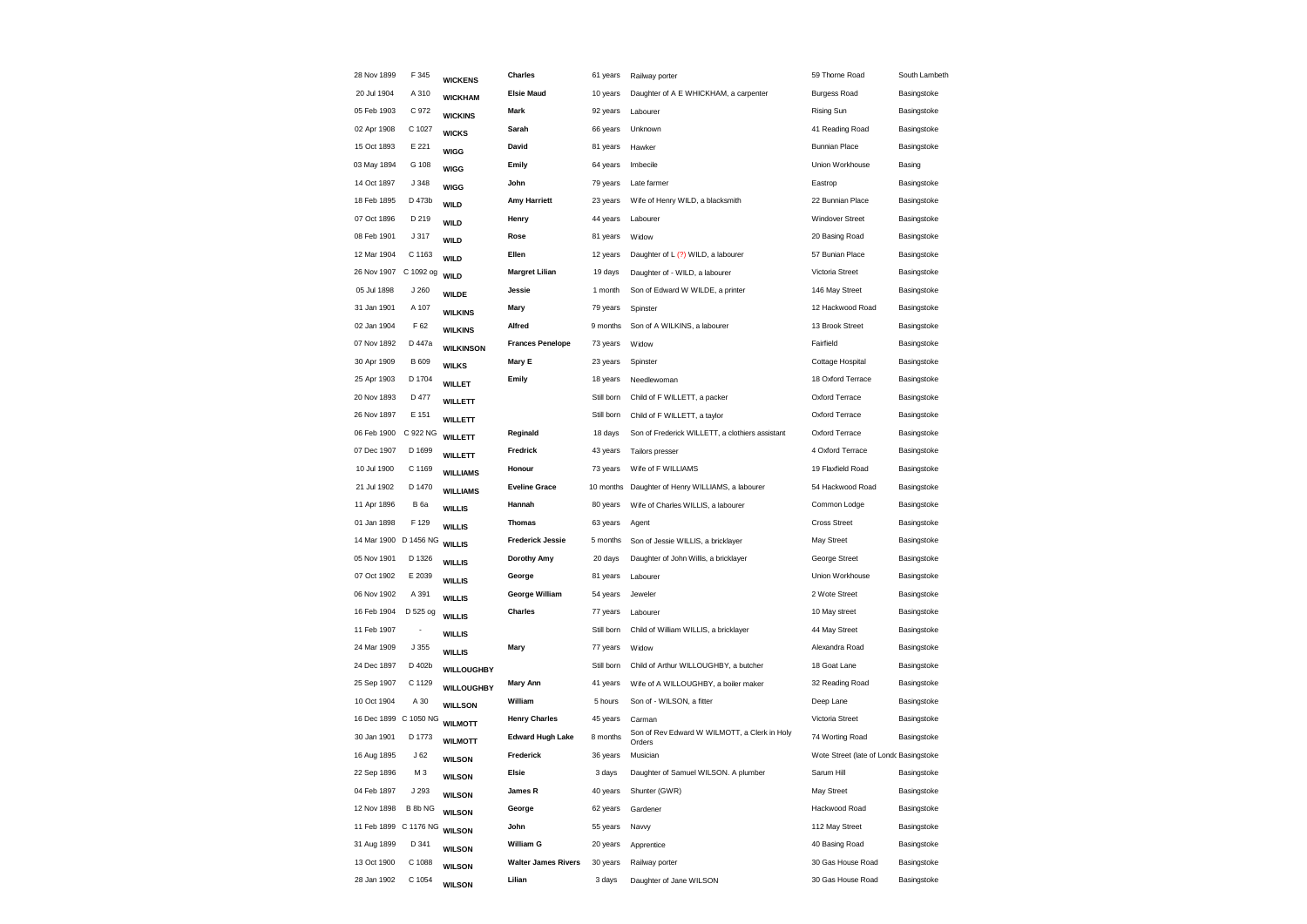| | | | | | | | |
|---|---|---|---|---|---|---|---|
| 28 Nov 1899 | F 345 | WICKENS | Charles | 61 years | Railway porter | 59 Thorne Road | South Lambeth |
| 20 Jul 1904 | A 310 | WICKHAM | Elsie Maud | 10 years | Daughter of A E WHICKHAM, a carpenter | Burgess Road | Basingstoke |
| 05 Feb 1903 | C 972 | WICKINS | Mark | 92 years | Labourer | Rising Sun | Basingstoke |
| 02 Apr 1908 | C 1027 | WICKS | Sarah | 66 years | Unknown | 41 Reading Road | Basingstoke |
| 15 Oct 1893 | E 221 | WIGG | David | 81 years | Hawker | Bunnian Place | Basingstoke |
| 03 May 1894 | G 108 | WIGG | Emily | 64 years | Imbecile | Union Workhouse | Basing |
| 14 Oct 1897 | J 348 | WIGG | John | 79 years | Late farmer | Eastrop | Basingstoke |
| 18 Feb 1895 | D 473b | WILD | Amy Harriett | 23 years | Wife of Henry WILD, a blacksmith | 22 Bunnian Place | Basingstoke |
| 07 Oct 1896 | D 219 | WILD | Henry | 44 years | Labourer | Windover Street | Basingstoke |
| 08 Feb 1901 | J 317 | WILD | Rose | 81 years | Widow | 20 Basing Road | Basingstoke |
| 12 Mar 1904 | C 1163 | WILD | Ellen | 12 years | Daughter of L (?) WILD, a labourer | 57 Bunian Place | Basingstoke |
| 26 Nov 1907 | C 1092 og | WILD | Margret Lilian | 19 days | Daughter of - WILD, a labourer | Victoria Street | Basingstoke |
| 05 Jul 1898 | J 260 | WILDE | Jessie | 1 month | Son of Edward W WILDE, a printer | 146 May Street | Basingstoke |
| 31 Jan 1901 | A 107 | WILKINS | Mary | 79 years | Spinster | 12 Hackwood Road | Basingstoke |
| 02 Jan 1904 | F 62 | WILKINS | Alfred | 9 months | Son of A WILKINS, a labourer | 13 Brook Street | Basingstoke |
| 07 Nov 1892 | D 447a | WILKINSON | Frances Penelope | 73 years | Widow | Fairfield | Basingstoke |
| 30 Apr 1909 | B 609 | WILKS | Mary E | 23 years | Spinster | Cottage Hospital | Basingstoke |
| 25 Apr 1903 | D 1704 | WILLET | Emily | 18 years | Needlewoman | 18 Oxford Terrace | Basingstoke |
| 20 Nov 1893 | D 477 | WILLETT | | Still born | Child of F WILLETT, a packer | Oxford Terrace | Basingstoke |
| 26 Nov 1897 | E 151 | WILLETT | | Still born | Child of F WILLETT, a taylor | Oxford Terrace | Basingstoke |
| 06 Feb 1900 | C 922 NG | WILLETT | Reginald | 18 days | Son of Frederick WILLETT, a clothiers assistant | Oxford Terrace | Basingstoke |
| 07 Dec 1907 | D 1699 | WILLETT | Fredrick | 43 years | Tailors presser | 4 Oxford Terrace | Basingstoke |
| 10 Jul 1900 | C 1169 | WILLIAMS | Honour | 73 years | Wife of F WILLIAMS | 19 Flaxfield Road | Basingstoke |
| 21 Jul 1902 | D 1470 | WILLIAMS | Eveline Grace | 10 months | Daughter of Henry WILLIAMS, a labourer | 54 Hackwood Road | Basingstoke |
| 11 Apr 1896 | B 6a | WILLIS | Hannah | 80 years | Wife of Charles WILLIS, a labourer | Common Lodge | Basingstoke |
| 01 Jan 1898 | F 129 | WILLIS | Thomas | 63 years | Agent | Cross Street | Basingstoke |
| 14 Mar 1900 | D 1456 NG | WILLIS | Frederick Jessie | 5 months | Son of Jessie WILLIS, a bricklayer | May Street | Basingstoke |
| 05 Nov 1901 | D 1326 | WILLIS | Dorothy Amy | 20 days | Daughter of John Willis, a bricklayer | George Street | Basingstoke |
| 07 Oct 1902 | E 2039 | WILLIS | George | 81 years | Labourer | Union Workhouse | Basingstoke |
| 06 Nov 1902 | A 391 | WILLIS | George William | 54 years | Jeweler | 2 Wote Street | Basingstoke |
| 16 Feb 1904 | D 525 og | WILLIS | Charles | 77 years | Labourer | 10 May street | Basingstoke |
| 11 Feb 1907 | - | WILLIS | | Still born | Child of William WILLIS, a bricklayer | 44 May Street | Basingstoke |
| 24 Mar 1909 | J 355 | WILLIS | Mary | 77 years | Widow | Alexandra Road | Basingstoke |
| 24 Dec 1897 | D 402b | WILLOUGHBY | | Still born | Child of Arthur WILLOUGHBY, a butcher | 18 Goat Lane | Basingstoke |
| 25 Sep 1907 | C 1129 | WILLOUGHBY | Mary Ann | 41 years | Wife of A WILLOUGHBY, a boiler maker | 32 Reading Road | Basingstoke |
| 10 Oct 1904 | A 30 | WILLSON | William | 5 hours | Son of - WILSON, a fitter | Deep Lane | Basingstoke |
| 16 Dec 1899 | C 1050 NG | WILMOTT | Henry Charles | 45 years | Carman | Victoria Street | Basingstoke |
| 30 Jan 1901 | D 1773 | WILMOTT | Edward Hugh Lake | 8 months | Son of Rev Edward W WILMOTT, a Clerk in Holy Orders | 74 Worting Road | Basingstoke |
| 16 Aug 1895 | J 62 | WILSON | Frederick | 36 years | Musician | Wote Street (late of Londo | Basingstoke |
| 22 Sep 1896 | M 3 | WILSON | Elsie | 3 days | Daughter of Samuel WILSON. A plumber | Sarum Hill | Basingstoke |
| 04 Feb 1897 | J 293 | WILSON | James R | 40 years | Shunter (GWR) | May Street | Basingstoke |
| 12 Nov 1898 | B 8b NG | WILSON | George | 62 years | Gardener | Hackwood Road | Basingstoke |
| 11 Feb 1899 | C 1176 NG | WILSON | John | 55 years | Navvy | 112 May Street | Basingstoke |
| 31 Aug 1899 | D 341 | WILSON | William G | 20 years | Apprentice | 40 Basing Road | Basingstoke |
| 13 Oct 1900 | C 1088 | WILSON | Walter James Rivers | 30 years | Railway porter | 30 Gas House Road | Basingstoke |
| 28 Jan 1902 | C 1054 | WILSON | Lilian | 3 days | Daughter of Jane WILSON | 30 Gas House Road | Basingstoke |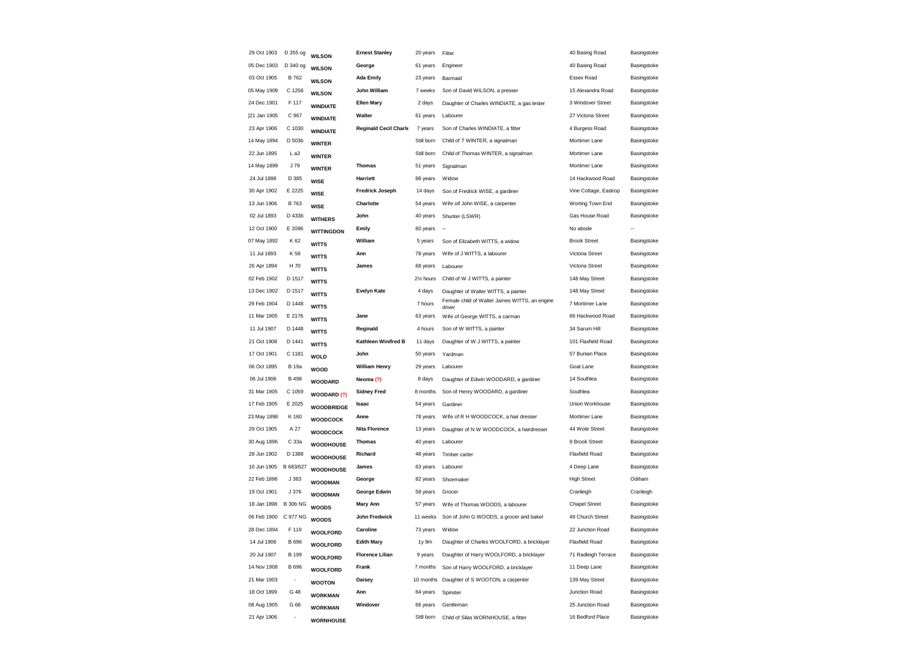| | | | | | | | |
|---|---|---|---|---|---|---|---|
| 29 Oct 1903 | D 355 og | **WILSON** | **Ernest Stanley** | 20 years | Fitter | 40 Basing Road | Basingstoke |
| 05 Dec 1903 | D 340 og | **WILSON** | **George** | 61 years | Engineer | 40 Basing Road | Basingstoke |
| 03 Oct 1905 | B 762 | **WILSON** | **Ada Emily** | 23 years | Barmaid | Essex Road | Basingstoke |
| 05 May 1909 | C 1258 | **WILSON** | **John William** | 7 weeks | Son of David WILSON, a presser | 15 Alexandra Road | Basingstoke |
| 24 Dec 1901 | F 117 | **WINDIATE** | **Ellen Mary** | 2 days | Daughter of Charles WINDIATE, a gas tester | 3 Windover Street | Basingstoke |
| ]21 Jan 1905 | C 967 | **WINDIATE** | **Walter** | 61 years | Labourer | 27 Victoria Street | Basingstoke |
| 23 Apr 1906 | C 1030 | **WINDIATE** | **Reginald Cecil Charle** | 7 years | Son of Charles WINDIATE, a fitter | 4 Burgess Road | Basingstoke |
| 14 May 1894 | D 503b | **WINTER** | | Still born | Child of T WINTER, a signalman | Mortimer Lane | Basingstoke |
| 22 Jun 1895 | L a3 | **WINTER** | | Still born | Child of Thomas WINTER, a signalman | Mortimer Lane | Basingstoke |
| 14 May 1899 | J 79 | **WINTER** | **Thomas** | 51 years | Signalman | Mortimer Lane | Basingstoke |
| 24 Jul 1898 | D 385 | **WISE** | **Harriett** | 88 years | Widow | 14 Hackwood Road | Basingstoke |
| 30 Apr 1902 | E 2225 | **WISE** | **Fredrick Joseph** | 14 days | Son of Fredrick WISE, a gardiner | Vine Cottage, Eastrop | Basingstoke |
| 13 Jun 1906 | B 763 | **WISE** | **Charlotte** | 54 years | Wife oif John WISE, a carpenter | Worting Town End | Basingstoke |
| 02 Jul 1893 | D 433b | **WITHERS** | **John** | 40 years | Shunter (LSWR) | Gas House Road | Basingstoke |
| 12 Oct 1900 | E 2096 | **WITTINGDON** | **Emily** | 60 years | -- | No abode | -- |
| 07 May 1892 | K 62 | **WITTS** | **William** | 5 years | Son of Elizabeth WITTS, a widow | Brook Street | Basingstoke |
| 11 Jul 1893 | K 58 | **WITTS** | **Ann** | 78 years | Wife of J WITTS, a labourer | Victoria Street | Basingstoke |
| 26 Apr 1894 | H 70 | **WITTS** | **James** | 68 years | Labourer | Victoria Street | Basingstoke |
| 02 Feb 1902 | D 1517 | **WITTS** | | 2½ hours | Child of W J WITTS, a painter | 148 May Street | Basingstoke |
| 13 Dec 1902 | D 1517 | **WITTS** | **Evelyn Kate** | 4 days | Daughter of Walter WITTS, a painter | 148 May Street | Basingstoke |
| 29 Feb 1904 | D 1448 | **WITTS** | | 7 hours | Female child of Walter James WITTS, an engine driver | 7 Mortimer Lane | Basingstoke |
| 11 Mar 1905 | E 2176 | **WITTS** | **Jane** | 63 years | Wife of George WITTS, a carman | 66 Hackwood Road | Basingstoke |
| 11 Jul 1907 | D 1448 | **WITTS** | **Reginald** | 4 hours | Son of W WITTS, a painter | 34 Sarum Hill | Basingstoke |
| 21 Oct 1908 | D 1441 | **WITTS** | **Kathleen Winifred B** | 11 days | Daughter of W J WITTS, a painter | 101 Flaxfield Road | Basingstoke |
| 17 Oct 1901 | C 1181 | **WOLD** | **John** | 50 years | Yardman | 57 Bunian Place | Basingstoke |
| 06 Oct 1895 | B 19a | **WOOD** | **William Henry** | 29 years | Labourer | Goat Lane | Basingstoke |
| 06 Jul 1906 | B 498 | **WOODARD** | **Neoma (?)** | 8 days | Daughter of Edwin WOODARD, a gardiner | 14 Southlea | Basingstoke |
| 31 Mar 1905 | C 1059 | **WOODARD (?)** | **Sidney Fred** | 8 months | Son of Henry WOODARD, a gardiner | Southlea | Basingstoke |
| 17 Feb 1905 | E 2025 | **WOODBRIDGE** | **Isaac** | 54 years | Gardiner | Union Workhouse | Basingstoke |
| 23 May 1898 | K 160 | **WOODCOCK** | **Anne** | 78 years | Wife of R H WOODCOCK, a hair dresser | Mortimer Lane | Basingstoke |
| 29 Oct 1905 | A 27 | **WOODCOCK** | **Nita Florence** | 13 years | Daughter of N W WOODCOCK, a hairdresser | 44 Wote Street | Basingstoke |
| 30 Aug 1896 | C 33a | **WOODHOUSE** | **Thomas** | 40 years | Labourer | 9 Brook Street | Basingstoke |
| 28 Jun 1902 | D 1388 | **WOODHOUSE** | **Richard** | 48 years | Timber carter | Flaxfield Road | Basingstoke |
| 10 Jun 1905 | B 683/627 | **WOODHOUSE** | **James** | 63 years | Labourer | 4 Deep Lane | Basingstoke |
| 22 Feb 1896 | J 383 | **WOODMAN** | **George** | 82 years | Shoemaker | High Street | Odiham |
| 19 Oct 1901 | J 376 | **WOODMAN** | **George Edwin** | 58 years | Grocer | Cranleigh | Cranleigh |
| 18 Jan 1898 | B 30b NG | **WOODS** | **Mary Ann** | 57 years | Wife of Thomas WOODS, a labourer | Chapel Street | Basingstoke |
| 06 Feb 1900 | C 977 NG | **WOODS** | **John Fredwick** | 11 weeks | Son of John G WOODS, a grocer and baker | 49 Church Street | Basingstoke |
| 28 Dec 1894 | F 119 | **WOOLFORD** | **Caroline** | 73 years | Widow | 22 Junction Road | Basingstoke |
| 14 Jul 1906 | B 696 | **WOOLFORD** | **Edith Mary** | 1y 9m | Daughter of Charles WOOLFORD, a bricklayer | Flaxfield Road | Basingstoke |
| 20 Jul 1907 | B 199 | **WOOLFORD** | **Florence Lilian** | 9 years | Daughter of Harry WOOLFORD, a bricklayer | 71 Radleigh Terrace | Basingstoke |
| 14 Nov 1908 | B 696 | **WOOLFORD** | **Frank** | 7 months | Son of Harry WOOLFORD, a bricklayer | 11 Deep Lane | Basingstoke |
| 21 Mar 1903 | - | **WOOTON** | **Daisey** | 10 months | Daughter of S WOOTON, a carpenter | 139 May Street | Basingstoke |
| 18 Oct 1899 | G 48 | **WORKMAN** | **Ann** | 64 years | Spinster | Junction Road | Basingstoke |
| 08 Aug 1905 | G 68 | **WORKMAN** | **Windover** | 66 years | Gentleman | 25 Junction Road | Basingstoke |
| 21 Apr 1906 | - | **WORNHOUSE** | | Still born | Child of Silas WORNHOUSE, a fitter | 16 Bedford Place | Basingstoke |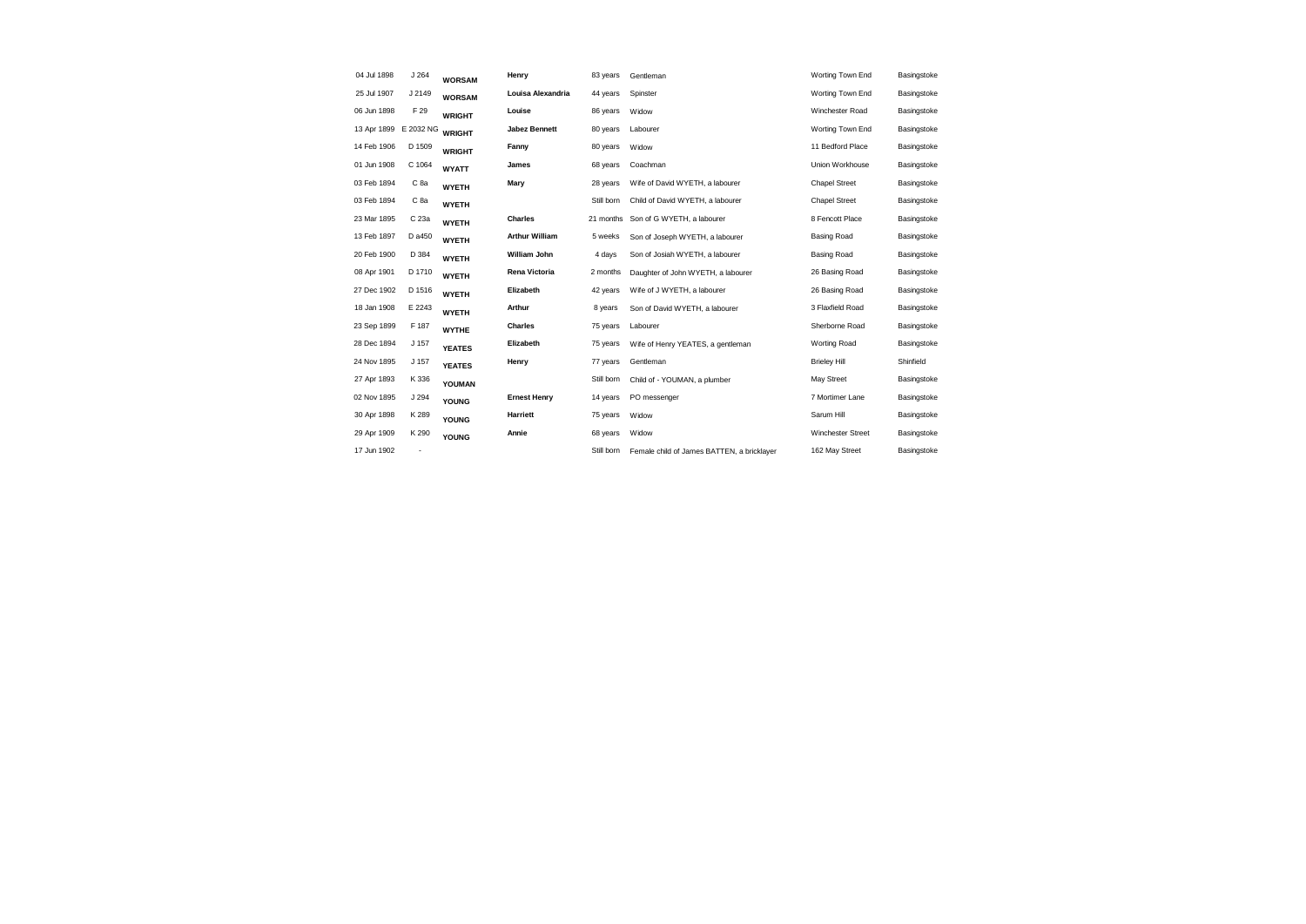| | | | | | | | |
|---|---|---|---|---|---|---|---|
| 04 Jul 1898 | J 264 | **WORSAM** | **Henry** | 83 years | Gentleman | Worting Town End | Basingstoke |
| 25 Jul 1907 | J 2149 | **WORSAM** | **Louisa Alexandria** | 44 years | Spinster | Worting Town End | Basingstoke |
| 06 Jun 1898 | F 29 | **WRIGHT** | **Louise** | 86 years | Widow | Winchester Road | Basingstoke |
| 13 Apr 1899 | E 2032 NG | **WRIGHT** | **Jabez Bennett** | 80 years | Labourer | Worting Town End | Basingstoke |
| 14 Feb 1906 | D 1509 | **WRIGHT** | **Fanny** | 80 years | Widow | 11 Bedford Place | Basingstoke |
| 01 Jun 1908 | C 1064 | **WYATT** | **James** | 68 years | Coachman | Union Workhouse | Basingstoke |
| 03 Feb 1894 | C 8a | **WYETH** | **Mary** | 28 years | Wife of David WYETH, a labourer | Chapel Street | Basingstoke |
| 03 Feb 1894 | C 8a | **WYETH** | | Still born | Child of David WYETH, a labourer | Chapel Street | Basingstoke |
| 23 Mar 1895 | C 23a | **WYETH** | **Charles** | 21 months | Son of G WYETH, a labourer | 8 Fencott Place | Basingstoke |
| 13 Feb 1897 | D a450 | **WYETH** | **Arthur William** | 5 weeks | Son of Joseph WYETH, a labourer | Basing Road | Basingstoke |
| 20 Feb 1900 | D 384 | **WYETH** | **William John** | 4 days | Son of Josiah WYETH, a labourer | Basing Road | Basingstoke |
| 08 Apr 1901 | D 1710 | **WYETH** | **Rena Victoria** | 2 months | Daughter of John WYETH, a labourer | 26 Basing Road | Basingstoke |
| 27 Dec 1902 | D 1516 | **WYETH** | **Elizabeth** | 42 years | Wife of J WYETH, a labourer | 26 Basing Road | Basingstoke |
| 18 Jan 1908 | E 2243 | **WYETH** | **Arthur** | 8 years | Son of David WYETH, a labourer | 3 Flaxfield Road | Basingstoke |
| 23 Sep 1899 | F 187 | **WYTHE** | **Charles** | 75 years | Labourer | Sherborne Road | Basingstoke |
| 28 Dec 1894 | J 157 | **YEATES** | **Elizabeth** | 75 years | Wife of Henry YEATES, a gentleman | Worting Road | Basingstoke |
| 24 Nov 1895 | J 157 | **YEATES** | **Henry** | 77 years | Gentleman | Brieley Hill | Shinfield |
| 27 Apr 1893 | K 336 | **YOUMAN** | | Still born | Child of - YOUMAN, a plumber | May Street | Basingstoke |
| 02 Nov 1895 | J 294 | **YOUNG** | **Ernest Henry** | 14 years | PO messenger | 7 Mortimer Lane | Basingstoke |
| 30 Apr 1898 | K 289 | **YOUNG** | **Harriett** | 75 years | Widow | Sarum Hill | Basingstoke |
| 29 Apr 1909 | K 290 | **YOUNG** | **Annie** | 68 years | Widow | Winchester Street | Basingstoke |
| 17 Jun 1902 | - | | | Still born | Female child of James BATTEN, a bricklayer | 162 May Street | Basingstoke |